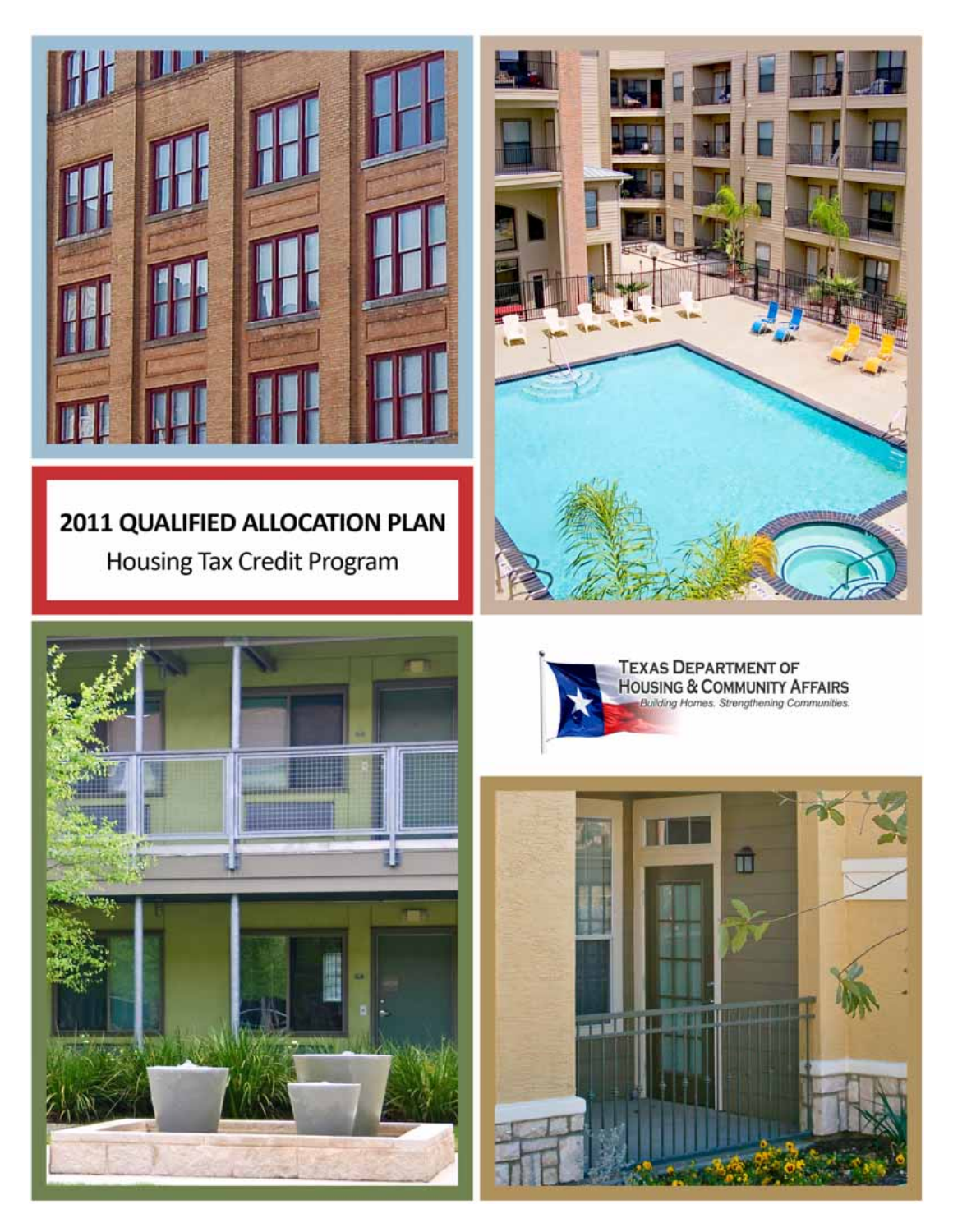# 2011 QUALIFIED ALLOCATION PLAN

Housing Tax Credit Program

TEXAS DEPARTMENT OF HOUSING & COMMUNITY AFFAIRS

*Building Homes. Strengthening Communities.*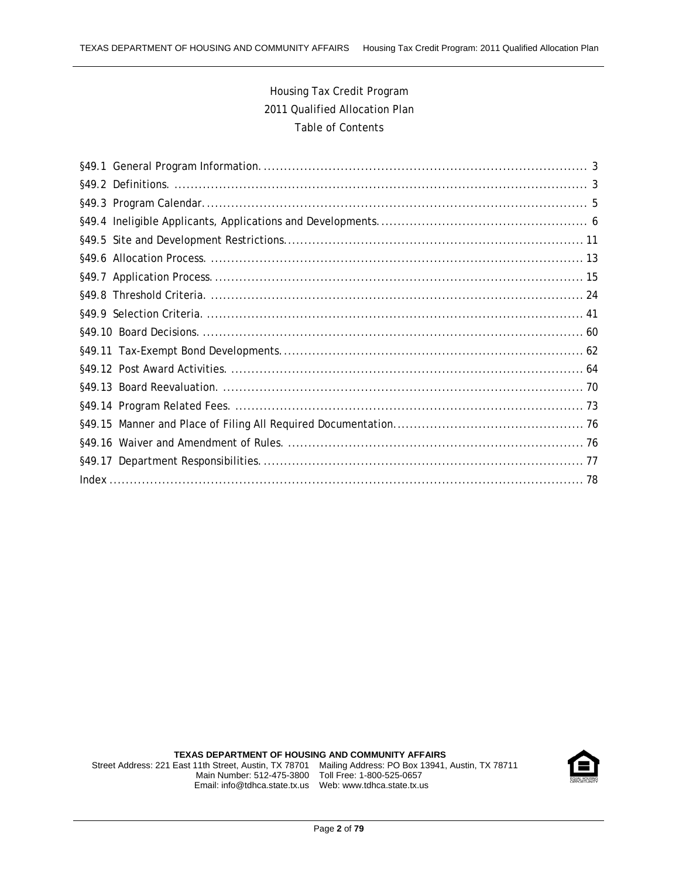# Housing Tax Credit Program
## 2011 Qualified Allocation Plan
### Table of Contents

| | |
|---|---|
| §49.1 General Program Information | 3 |
| §49.2 Definitions. | 3 |
| §49.3 Program Calendar | 5 |
| §49.4 Ineligible Applicants, Applications and Developments. | 6 |
| §49.5 Site and Development Restrictions | 11 |
| §49.6 Allocation Process. | 13 |
| §49.7 Application Process | 15 |
| §49.8 Threshold Criteria. | 24 |
| §49.9 Selection Criteria. | 41 |
| §49.10 Board Decisions. | 60 |
| §49.11 Tax-Exempt Bond Developments | 62 |
| §49.12 Post Award Activities. | 64 |
| §49.13 Board Reevaluation. | 70 |
| §49.14 Program Related Fees. | 73 |
| §49.15 Manner and Place of Filing All Required Documentation | 76 |
| §49.16 Waiver and Amendment of Rules. | 76 |
| §49.17 Department Responsibilities | 77 |
| Index | 78 |

**TEXAS DEPARTMENT OF HOUSING AND COMMUNITY AFFAIRS**
Street Address: 221 East 11th Street, Austin, TX 78701 Mailing Address: PO Box 13941, Austin, TX 78711
Main Number: 512-475-3800 Toll Free: 1-800-525-0657
Email: info@tdhca.state.tx.us Web: www.tdhca.state.tx.us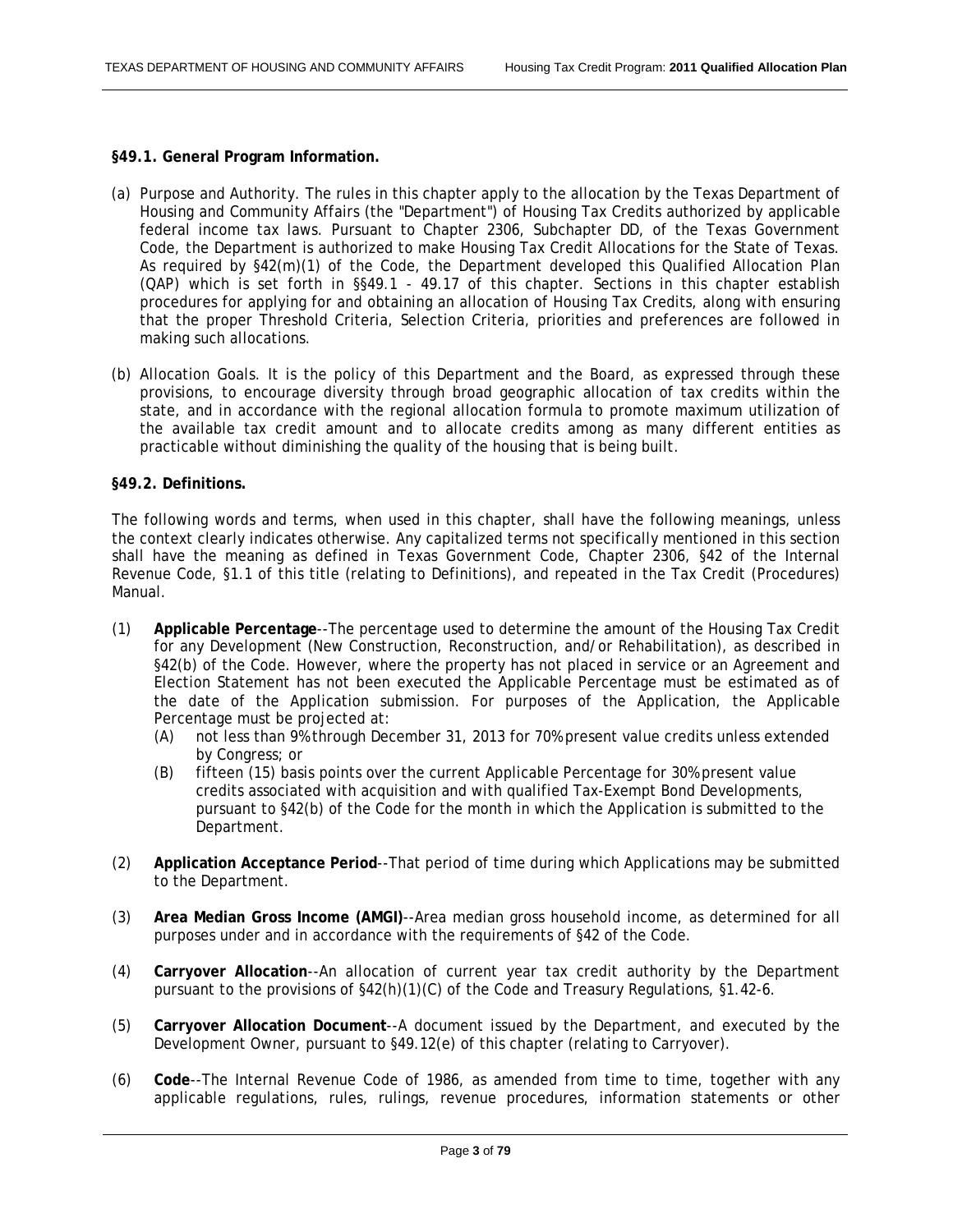**§49.1. General Program Information.**

(a) Purpose and Authority. The rules in this chapter apply to the allocation by the Texas Department of Housing and Community Affairs (the "Department") of Housing Tax Credits authorized by applicable federal income tax laws. Pursuant to Chapter 2306, Subchapter DD, of the Texas Government Code, the Department is authorized to make Housing Tax Credit Allocations for the State of Texas. As required by §42(m)(1) of the Code, the Department developed this Qualified Allocation Plan (QAP) which is set forth in §§49.1 - 49.17 of this chapter. Sections in this chapter establish procedures for applying for and obtaining an allocation of Housing Tax Credits, along with ensuring that the proper Threshold Criteria, Selection Criteria, priorities and preferences are followed in making such allocations.

(b) Allocation Goals. It is the policy of this Department and the Board, as expressed through these provisions, to encourage diversity through broad geographic allocation of tax credits within the state, and in accordance with the regional allocation formula to promote maximum utilization of the available tax credit amount and to allocate credits among as many different entities as practicable without diminishing the quality of the housing that is being built.

**§49.2. Definitions.**

The following words and terms, when used in this chapter, shall have the following meanings, unless the context clearly indicates otherwise. Any capitalized terms not specifically mentioned in this section shall have the meaning as defined in Texas Government Code, Chapter 2306, §42 of the Internal Revenue Code, §1.1 of this title (relating to Definitions), and repeated in the Tax Credit (Procedures) Manual.

(1) **Applicable Percentage**--The percentage used to determine the amount of the Housing Tax Credit for any Development (New Construction, Reconstruction, and/or Rehabilitation), as described in §42(b) of the Code. However, where the property has not placed in service or an Agreement and Election Statement has not been executed the Applicable Percentage must be estimated as of the date of the Application submission. For purposes of the Application, the Applicable Percentage must be projected at:
   (A) not less than 9% through December 31, 2013 for 70% present value credits unless extended by Congress; or
   (B) fifteen (15) basis points over the current Applicable Percentage for 30% present value credits associated with acquisition and with qualified Tax-Exempt Bond Developments, pursuant to §42(b) of the Code for the month in which the Application is submitted to the Department.

(2) **Application Acceptance Period**--That period of time during which Applications may be submitted to the Department.

(3) **Area Median Gross Income (AMGI)**--Area median gross household income, as determined for all purposes under and in accordance with the requirements of §42 of the Code.

(4) **Carryover Allocation**--An allocation of current year tax credit authority by the Department pursuant to the provisions of §42(h)(1)(C) of the Code and Treasury Regulations, §1.42-6.

(5) **Carryover Allocation Document**--A document issued by the Department, and executed by the Development Owner, pursuant to §49.12(e) of this chapter (relating to Carryover).

(6) **Code**--The Internal Revenue Code of 1986, as amended from time to time, together with any applicable regulations, rules, rulings, revenue procedures, information statements or other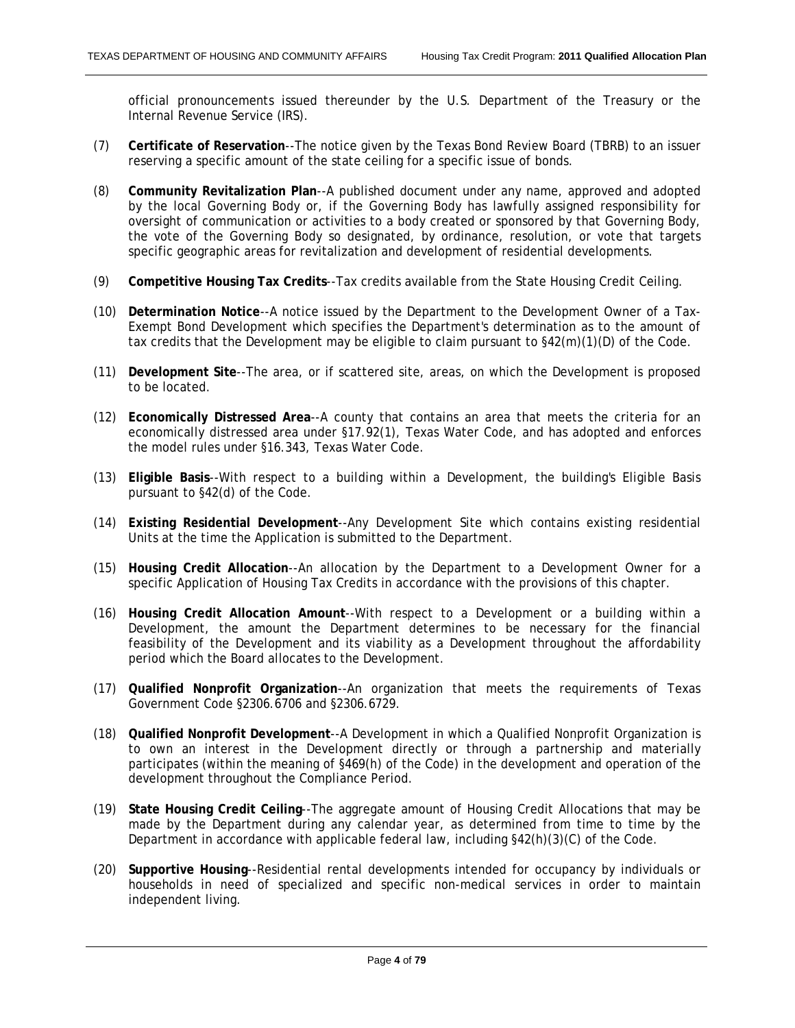official pronouncements issued thereunder by the U.S. Department of the Treasury or the Internal Revenue Service (IRS).

(7) **Certificate of Reservation**--The notice given by the Texas Bond Review Board (TBRB) to an issuer reserving a specific amount of the state ceiling for a specific issue of bonds.

(8) **Community Revitalization Plan**--A published document under any name, approved and adopted by the local Governing Body or, if the Governing Body has lawfully assigned responsibility for oversight of communication or activities to a body created or sponsored by that Governing Body, the vote of the Governing Body so designated, by ordinance, resolution, or vote that targets specific geographic areas for revitalization and development of residential developments.

(9) **Competitive Housing Tax Credits**--Tax credits available from the State Housing Credit Ceiling.

(10) **Determination Notice**--A notice issued by the Department to the Development Owner of a Tax-Exempt Bond Development which specifies the Department's determination as to the amount of tax credits that the Development may be eligible to claim pursuant to §42(m)(1)(D) of the Code.

(11) **Development Site**--The area, or if scattered site, areas, on which the Development is proposed to be located.

(12) **Economically Distressed Area**--A county that contains an area that meets the criteria for an economically distressed area under §17.92(1), Texas Water Code, and has adopted and enforces the model rules under §16.343, Texas Water Code.

(13) **Eligible Basis**--With respect to a building within a Development, the building's Eligible Basis pursuant to §42(d) of the Code.

(14) **Existing Residential Development**--Any Development Site which contains existing residential Units at the time the Application is submitted to the Department.

(15) **Housing Credit Allocation**--An allocation by the Department to a Development Owner for a specific Application of Housing Tax Credits in accordance with the provisions of this chapter.

(16) **Housing Credit Allocation Amount**--With respect to a Development or a building within a Development, the amount the Department determines to be necessary for the financial feasibility of the Development and its viability as a Development throughout the affordability period which the Board allocates to the Development.

(17) **Qualified Nonprofit Organization**--An organization that meets the requirements of Texas Government Code §2306.6706 and §2306.6729.

(18) **Qualified Nonprofit Development**--A Development in which a Qualified Nonprofit Organization is to own an interest in the Development directly or through a partnership and materially participates (within the meaning of §469(h) of the Code) in the development and operation of the development throughout the Compliance Period.

(19) **State Housing Credit Ceiling**--The aggregate amount of Housing Credit Allocations that may be made by the Department during any calendar year, as determined from time to time by the Department in accordance with applicable federal law, including §42(h)(3)(C) of the Code.

(20) **Supportive Housing**--Residential rental developments intended for occupancy by individuals or households in need of specialized and specific non-medical services in order to maintain independent living.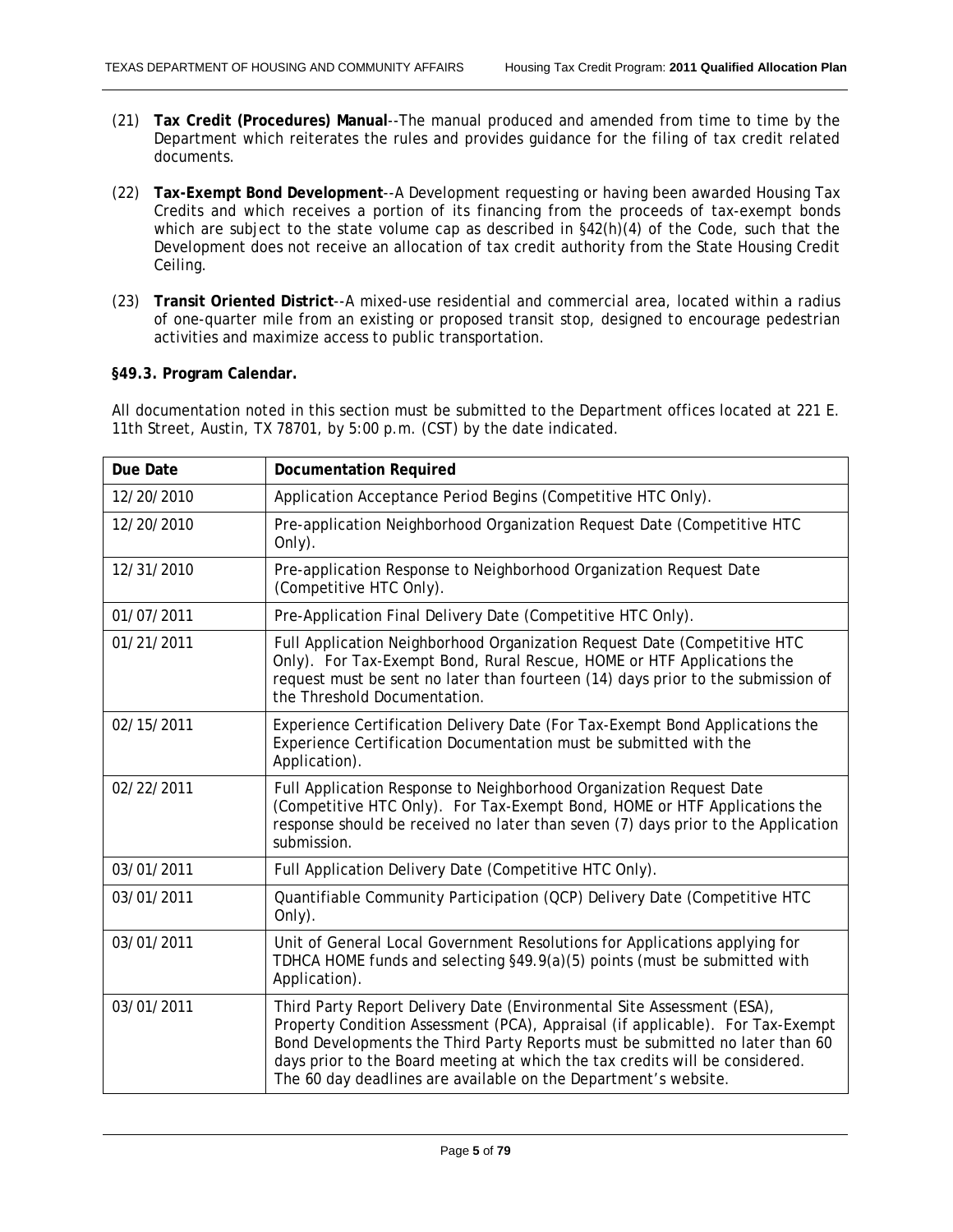(21) **Tax Credit (Procedures) Manual**--The manual produced and amended from time to time by the Department which reiterates the rules and provides guidance for the filing of tax credit related documents.

(22) **Tax-Exempt Bond Development**--A Development requesting or having been awarded Housing Tax Credits and which receives a portion of its financing from the proceeds of tax-exempt bonds which are subject to the state volume cap as described in §42(h)(4) of the Code, such that the Development does not receive an allocation of tax credit authority from the State Housing Credit Ceiling.

(23) **Transit Oriented District**--A mixed-use residential and commercial area, located within a radius of one-quarter mile from an existing or proposed transit stop, designed to encourage pedestrian activities and maximize access to public transportation.

**§49.3. Program Calendar.**

All documentation noted in this section must be submitted to the Department offices located at 221 E. 11th Street, Austin, TX 78701, by 5:00 p.m. (CST) by the date indicated.

| Due Date | Documentation Required |
|---|---|
| 12/20/2010 | Application Acceptance Period Begins (Competitive HTC Only). |
| 12/20/2010 | Pre-application Neighborhood Organization Request Date (Competitive HTC Only). |
| 12/31/2010 | Pre-application Response to Neighborhood Organization Request Date (Competitive HTC Only). |
| 01/07/2011 | Pre-Application Final Delivery Date (Competitive HTC Only). |
| 01/21/2011 | Full Application Neighborhood Organization Request Date (Competitive HTC Only). For Tax-Exempt Bond, Rural Rescue, HOME or HTF Applications the request must be sent no later than fourteen (14) days prior to the submission of the Threshold Documentation. |
| 02/15/2011 | Experience Certification Delivery Date (For Tax-Exempt Bond Applications the Experience Certification Documentation must be submitted with the Application). |
| 02/22/2011 | Full Application Response to Neighborhood Organization Request Date (Competitive HTC Only). For Tax-Exempt Bond, HOME or HTF Applications the response should be received no later than seven (7) days prior to the Application submission. |
| 03/01/2011 | Full Application Delivery Date (Competitive HTC Only). |
| 03/01/2011 | Quantifiable Community Participation (QCP) Delivery Date (Competitive HTC Only). |
| 03/01/2011 | Unit of General Local Government Resolutions for Applications applying for TDHCA HOME funds and selecting §49.9(a)(5) points (must be submitted with Application). |
| 03/01/2011 | Third Party Report Delivery Date (Environmental Site Assessment (ESA), Property Condition Assessment (PCA), Appraisal (if applicable). For Tax-Exempt Bond Developments the Third Party Reports must be submitted no later than 60 days prior to the Board meeting at which the tax credits will be considered. The 60 day deadlines are available on the Department's website. |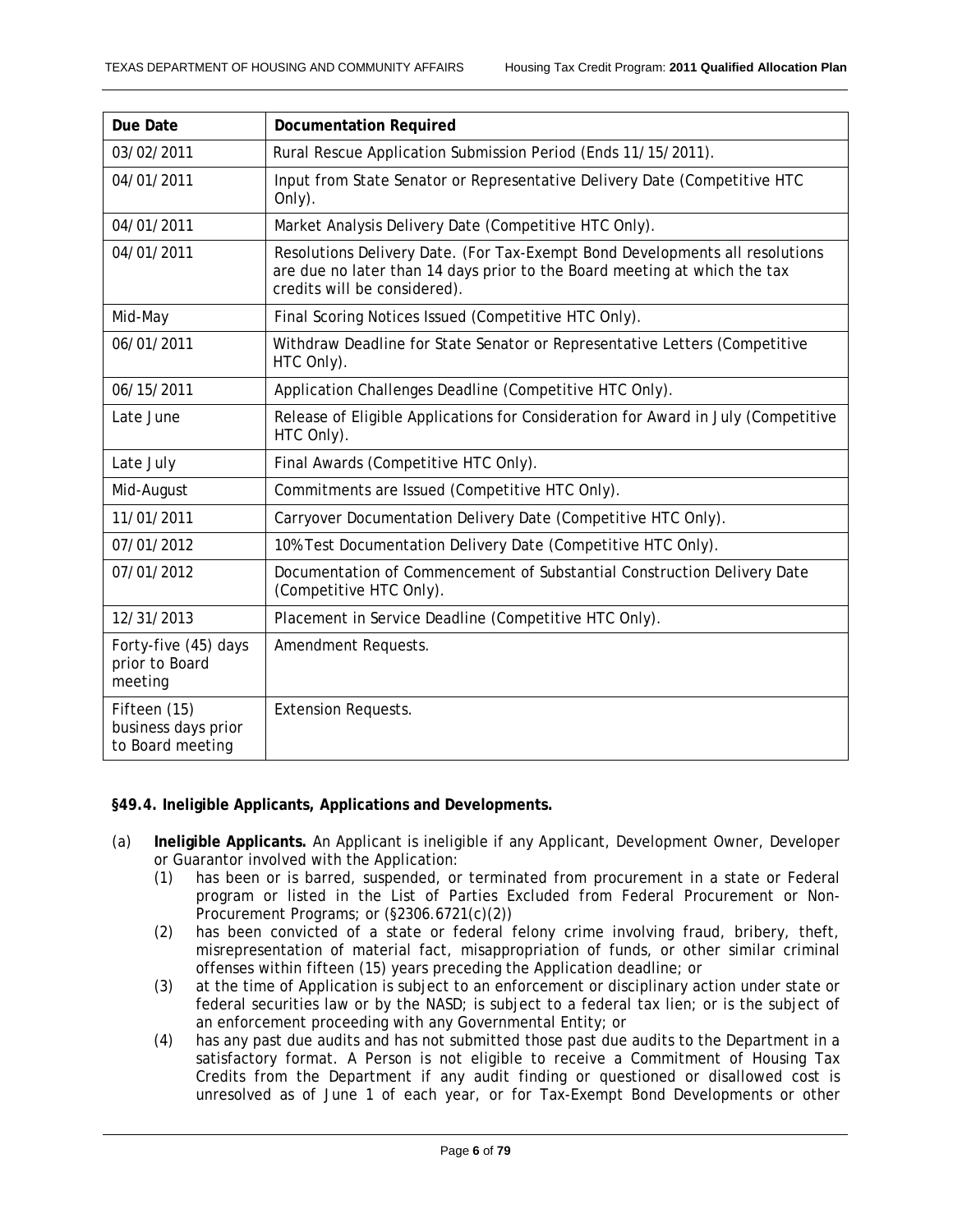| Due Date | Documentation Required |
|---|---|
| 03/02/2011 | Rural Rescue Application Submission Period (Ends 11/15/2011). |
| 04/01/2011 | Input from State Senator or Representative Delivery Date (Competitive HTC Only). |
| 04/01/2011 | Market Analysis Delivery Date (Competitive HTC Only). |
| 04/01/2011 | Resolutions Delivery Date. (For Tax-Exempt Bond Developments all resolutions are due no later than 14 days prior to the Board meeting at which the tax credits will be considered). |
| Mid-May | Final Scoring Notices Issued (Competitive HTC Only). |
| 06/01/2011 | Withdraw Deadline for State Senator or Representative Letters (Competitive HTC Only). |
| 06/15/2011 | Application Challenges Deadline (Competitive HTC Only). |
| Late June | Release of Eligible Applications for Consideration for Award in July (Competitive HTC Only). |
| Late July | Final Awards (Competitive HTC Only). |
| Mid-August | Commitments are Issued (Competitive HTC Only). |
| 11/01/2011 | Carryover Documentation Delivery Date (Competitive HTC Only). |
| 07/01/2012 | 10% Test Documentation Delivery Date (Competitive HTC Only). |
| 07/01/2012 | Documentation of Commencement of Substantial Construction Delivery Date (Competitive HTC Only). |
| 12/31/2013 | Placement in Service Deadline (Competitive HTC Only). |
| Forty-five (45) days prior to Board meeting | Amendment Requests. |
| Fifteen (15) business days prior to Board meeting | Extension Requests. |

**§49.4. Ineligible Applicants, Applications and Developments.**

(a) **Ineligible Applicants.** An Applicant is ineligible if any Applicant, Development Owner, Developer or Guarantor involved with the Application:

(1) has been or is barred, suspended, or terminated from procurement in a state or Federal program or listed in the List of Parties Excluded from Federal Procurement or Non-Procurement Programs; or (§2306.6721(c)(2))

(2) has been convicted of a state or federal felony crime involving fraud, bribery, theft, misrepresentation of material fact, misappropriation of funds, or other similar criminal offenses within fifteen (15) years preceding the Application deadline; or

(3) at the time of Application is subject to an enforcement or disciplinary action under state or federal securities law or by the NASD; is subject to a federal tax lien; or is the subject of an enforcement proceeding with any Governmental Entity; or

(4) has any past due audits and has not submitted those past due audits to the Department in a satisfactory format. A Person is not eligible to receive a Commitment of Housing Tax Credits from the Department if any audit finding or questioned or disallowed cost is unresolved as of June 1 of each year, or for Tax-Exempt Bond Developments or other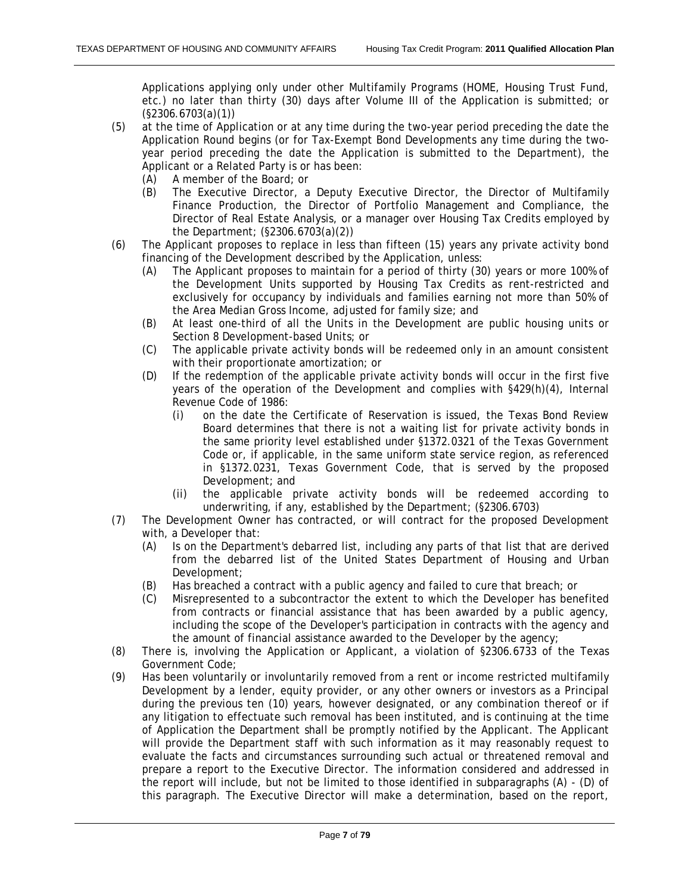Applications applying only under other Multifamily Programs (HOME, Housing Trust Fund, etc.) no later than thirty (30) days after Volume III of the Application is submitted; or (§2306.6703(a)(1))

(5) at the time of Application or at any time during the two-year period preceding the date the Application Round begins (or for Tax-Exempt Bond Developments any time during the two-year period preceding the date the Application is submitted to the Department), the Applicant or a Related Party is or has been:
 (A) A member of the Board; or
 (B) The Executive Director, a Deputy Executive Director, the Director of Multifamily Finance Production, the Director of Portfolio Management and Compliance, the Director of Real Estate Analysis, or a manager over Housing Tax Credits employed by the Department; (§2306.6703(a)(2))

(6) The Applicant proposes to replace in less than fifteen (15) years any private activity bond financing of the Development described by the Application, unless:
 (A) The Applicant proposes to maintain for a period of thirty (30) years or more 100% of the Development Units supported by Housing Tax Credits as rent-restricted and exclusively for occupancy by individuals and families earning not more than 50% of the Area Median Gross Income, adjusted for family size; and
 (B) At least one-third of all the Units in the Development are public housing units or Section 8 Development-based Units; or
 (C) The applicable private activity bonds will be redeemed only in an amount consistent with their proportionate amortization; or
 (D) If the redemption of the applicable private activity bonds will occur in the first five years of the operation of the Development and complies with §429(h)(4), Internal Revenue Code of 1986:
  (i) on the date the Certificate of Reservation is issued, the Texas Bond Review Board determines that there is not a waiting list for private activity bonds in the same priority level established under §1372.0321 of the Texas Government Code or, if applicable, in the same uniform state service region, as referenced in §1372.0231, Texas Government Code, that is served by the proposed Development; and
  (ii) the applicable private activity bonds will be redeemed according to underwriting, if any, established by the Department; (§2306.6703)

(7) The Development Owner has contracted, or will contract for the proposed Development with, a Developer that:
 (A) Is on the Department's debarred list, including any parts of that list that are derived from the debarred list of the United States Department of Housing and Urban Development;
 (B) Has breached a contract with a public agency and failed to cure that breach; or
 (C) Misrepresented to a subcontractor the extent to which the Developer has benefited from contracts or financial assistance that has been awarded by a public agency, including the scope of the Developer's participation in contracts with the agency and the amount of financial assistance awarded to the Developer by the agency;

(8) There is, involving the Application or Applicant, a violation of §2306.6733 of the Texas Government Code;

(9) Has been voluntarily or involuntarily removed from a rent or income restricted multifamily Development by a lender, equity provider, or any other owners or investors as a Principal during the previous ten (10) years, however designated, or any combination thereof or if any litigation to effectuate such removal has been instituted, and is continuing at the time of Application the Department shall be promptly notified by the Applicant. The Applicant will provide the Department staff with such information as it may reasonably request to evaluate the facts and circumstances surrounding such actual or threatened removal and prepare a report to the Executive Director. The information considered and addressed in the report will include, but not be limited to those identified in subparagraphs (A) - (D) of this paragraph. The Executive Director will make a determination, based on the report,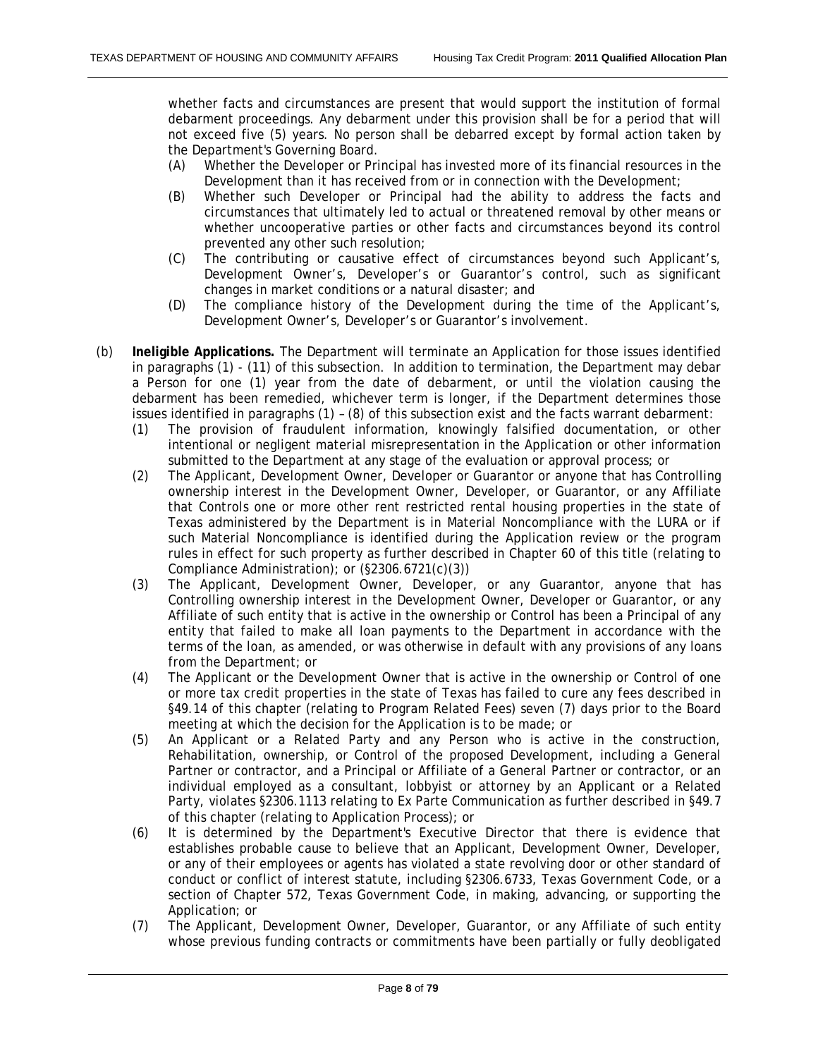whether facts and circumstances are present that would support the institution of formal debarment proceedings. Any debarment under this provision shall be for a period that will not exceed five (5) years. No person shall be debarred except by formal action taken by the Department's Governing Board.

- (A) Whether the Developer or Principal has invested more of its financial resources in the Development than it has received from or in connection with the Development;
- (B) Whether such Developer or Principal had the ability to address the facts and circumstances that ultimately led to actual or threatened removal by other means or whether uncooperative parties or other facts and circumstances beyond its control prevented any other such resolution;
- (C) The contributing or causative effect of circumstances beyond such Applicant's, Development Owner's, Developer's or Guarantor's control, such as significant changes in market conditions or a natural disaster; and
- (D) The compliance history of the Development during the time of the Applicant's, Development Owner's, Developer's or Guarantor's involvement.

(b) **Ineligible Applications.** The Department will terminate an Application for those issues identified in paragraphs (1) - (11) of this subsection. In addition to termination, the Department may debar a Person for one (1) year from the date of debarment, or until the violation causing the debarment has been remedied, whichever term is longer, if the Department determines those issues identified in paragraphs (1) – (8) of this subsection exist and the facts warrant debarment:

- (1) The provision of fraudulent information, knowingly falsified documentation, or other intentional or negligent material misrepresentation in the Application or other information submitted to the Department at any stage of the evaluation or approval process; or
- (2) The Applicant, Development Owner, Developer or Guarantor or anyone that has Controlling ownership interest in the Development Owner, Developer, or Guarantor, or any Affiliate that Controls one or more other rent restricted rental housing properties in the state of Texas administered by the Department is in Material Noncompliance with the LURA or if such Material Noncompliance is identified during the Application review or the program rules in effect for such property as further described in Chapter 60 of this title (relating to Compliance Administration); or (§2306.6721(c)(3))
- (3) The Applicant, Development Owner, Developer, or any Guarantor, anyone that has Controlling ownership interest in the Development Owner, Developer or Guarantor, or any Affiliate of such entity that is active in the ownership or Control has been a Principal of any entity that failed to make all loan payments to the Department in accordance with the terms of the loan, as amended, or was otherwise in default with any provisions of any loans from the Department; or
- (4) The Applicant or the Development Owner that is active in the ownership or Control of one or more tax credit properties in the state of Texas has failed to cure any fees described in §49.14 of this chapter (relating to Program Related Fees) seven (7) days prior to the Board meeting at which the decision for the Application is to be made; or
- (5) An Applicant or a Related Party and any Person who is active in the construction, Rehabilitation, ownership, or Control of the proposed Development, including a General Partner or contractor, and a Principal or Affiliate of a General Partner or contractor, or an individual employed as a consultant, lobbyist or attorney by an Applicant or a Related Party, violates §2306.1113 relating to Ex Parte Communication as further described in §49.7 of this chapter (relating to Application Process); or
- (6) It is determined by the Department's Executive Director that there is evidence that establishes probable cause to believe that an Applicant, Development Owner, Developer, or any of their employees or agents has violated a state revolving door or other standard of conduct or conflict of interest statute, including §2306.6733, Texas Government Code, or a section of Chapter 572, Texas Government Code, in making, advancing, or supporting the Application; or
- (7) The Applicant, Development Owner, Developer, Guarantor, or any Affiliate of such entity whose previous funding contracts or commitments have been partially or fully deobligated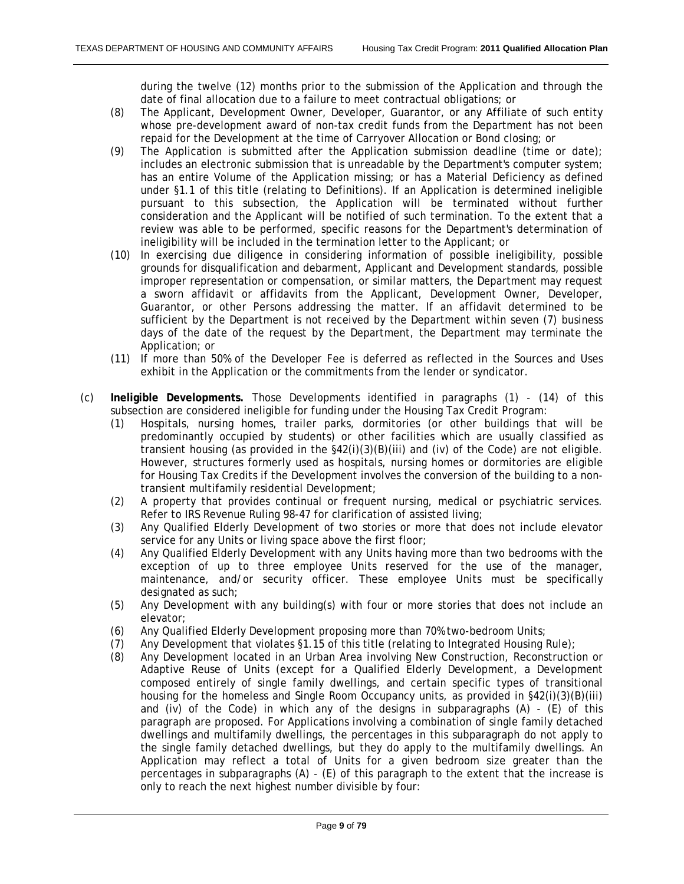during the twelve (12) months prior to the submission of the Application and through the date of final allocation due to a failure to meet contractual obligations; or

(8) The Applicant, Development Owner, Developer, Guarantor, or any Affiliate of such entity whose pre-development award of non-tax credit funds from the Department has not been repaid for the Development at the time of Carryover Allocation or Bond closing; or

(9) The Application is submitted after the Application submission deadline (time or date); includes an electronic submission that is unreadable by the Department's computer system; has an entire Volume of the Application missing; or has a Material Deficiency as defined under §1.1 of this title (relating to Definitions). If an Application is determined ineligible pursuant to this subsection, the Application will be terminated without further consideration and the Applicant will be notified of such termination. To the extent that a review was able to be performed, specific reasons for the Department's determination of ineligibility will be included in the termination letter to the Applicant; or

(10) In exercising due diligence in considering information of possible ineligibility, possible grounds for disqualification and debarment, Applicant and Development standards, possible improper representation or compensation, or similar matters, the Department may request a sworn affidavit or affidavits from the Applicant, Development Owner, Developer, Guarantor, or other Persons addressing the matter. If an affidavit determined to be sufficient by the Department is not received by the Department within seven (7) business days of the date of the request by the Department, the Department may terminate the Application; or

(11) If more than 50% of the Developer Fee is deferred as reflected in the Sources and Uses exhibit in the Application or the commitments from the lender or syndicator.

(c) **Ineligible Developments.** Those Developments identified in paragraphs (1) - (14) of this subsection are considered ineligible for funding under the Housing Tax Credit Program:

(1) Hospitals, nursing homes, trailer parks, dormitories (or other buildings that will be predominantly occupied by students) or other facilities which are usually classified as transient housing (as provided in the §42(i)(3)(B)(iii) and (iv) of the Code) are not eligible. However, structures formerly used as hospitals, nursing homes or dormitories are eligible for Housing Tax Credits if the Development involves the conversion of the building to a non-transient multifamily residential Development;

(2) A property that provides continual or frequent nursing, medical or psychiatric services. Refer to IRS Revenue Ruling 98-47 for clarification of assisted living;

(3) Any Qualified Elderly Development of two stories or more that does not include elevator service for any Units or living space above the first floor;

(4) Any Qualified Elderly Development with any Units having more than two bedrooms with the exception of up to three employee Units reserved for the use of the manager, maintenance, and/or security officer. These employee Units must be specifically designated as such;

(5) Any Development with any building(s) with four or more stories that does not include an elevator;

(6) Any Qualified Elderly Development proposing more than 70% two-bedroom Units;

(7) Any Development that violates §1.15 of this title (relating to Integrated Housing Rule);

(8) Any Development located in an Urban Area involving New Construction, Reconstruction or Adaptive Reuse of Units (except for a Qualified Elderly Development, a Development composed entirely of single family dwellings, and certain specific types of transitional housing for the homeless and Single Room Occupancy units, as provided in §42(i)(3)(B)(iii) and (iv) of the Code) in which any of the designs in subparagraphs (A) - (E) of this paragraph are proposed. For Applications involving a combination of single family detached dwellings and multifamily dwellings, the percentages in this subparagraph do not apply to the single family detached dwellings, but they do apply to the multifamily dwellings. An Application may reflect a total of Units for a given bedroom size greater than the percentages in subparagraphs (A) - (E) of this paragraph to the extent that the increase is only to reach the next highest number divisible by four: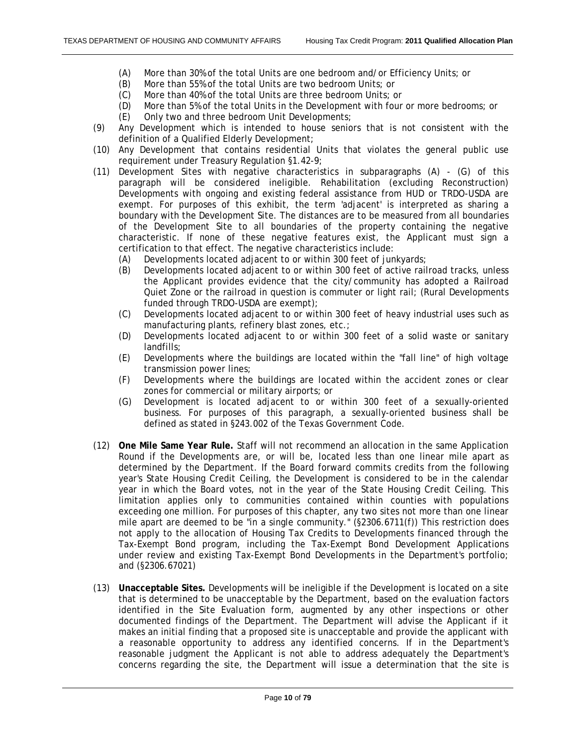(A) More than 30% of the total Units are one bedroom and/or Efficiency Units; or
(B) More than 55% of the total Units are two bedroom Units; or
(C) More than 40% of the total Units are three bedroom Units; or
(D) More than 5% of the total Units in the Development with four or more bedrooms; or
(E) Only two and three bedroom Unit Developments;

(9) Any Development which is intended to house seniors that is not consistent with the definition of a Qualified Elderly Development;

(10) Any Development that contains residential Units that violates the general public use requirement under Treasury Regulation §1.42-9;

(11) Development Sites with negative characteristics in subparagraphs (A) - (G) of this paragraph will be considered ineligible. Rehabilitation (excluding Reconstruction) Developments with ongoing and existing federal assistance from HUD or TRDO-USDA are exempt. For purposes of this exhibit, the term 'adjacent' is interpreted as sharing a boundary with the Development Site. The distances are to be measured from all boundaries of the Development Site to all boundaries of the property containing the negative characteristic. If none of these negative features exist, the Applicant must sign a certification to that effect. The negative characteristics include:

(A) Developments located adjacent to or within 300 feet of junkyards;
(B) Developments located adjacent to or within 300 feet of active railroad tracks, unless the Applicant provides evidence that the city/community has adopted a Railroad Quiet Zone or the railroad in question is commuter or light rail; (Rural Developments funded through TRDO-USDA are exempt);
(C) Developments located adjacent to or within 300 feet of heavy industrial uses such as manufacturing plants, refinery blast zones, etc.;
(D) Developments located adjacent to or within 300 feet of a solid waste or sanitary landfills;
(E) Developments where the buildings are located within the "fall line" of high voltage transmission power lines;
(F) Developments where the buildings are located within the accident zones or clear zones for commercial or military airports; or
(G) Development is located adjacent to or within 300 feet of a sexually-oriented business. For purposes of this paragraph, a sexually-oriented business shall be defined as stated in §243.002 of the Texas Government Code.

(12) **One Mile Same Year Rule.** Staff will not recommend an allocation in the same Application Round if the Developments are, or will be, located less than one linear mile apart as determined by the Department. If the Board forward commits credits from the following year's State Housing Credit Ceiling, the Development is considered to be in the calendar year in which the Board votes, not in the year of the State Housing Credit Ceiling. This limitation applies only to communities contained within counties with populations exceeding one million. For purposes of this chapter, any two sites not more than one linear mile apart are deemed to be "in a single community." (§2306.6711(f)) This restriction does not apply to the allocation of Housing Tax Credits to Developments financed through the Tax-Exempt Bond program, including the Tax-Exempt Bond Development Applications under review and existing Tax-Exempt Bond Developments in the Department's portfolio; and (§2306.67021)

(13) **Unacceptable Sites.** Developments will be ineligible if the Development is located on a site that is determined to be unacceptable by the Department, based on the evaluation factors identified in the Site Evaluation form, augmented by any other inspections or other documented findings of the Department. The Department will advise the Applicant if it makes an initial finding that a proposed site is unacceptable and provide the applicant with a reasonable opportunity to address any identified concerns. If in the Department's reasonable judgment the Applicant is not able to address adequately the Department's concerns regarding the site, the Department will issue a determination that the site is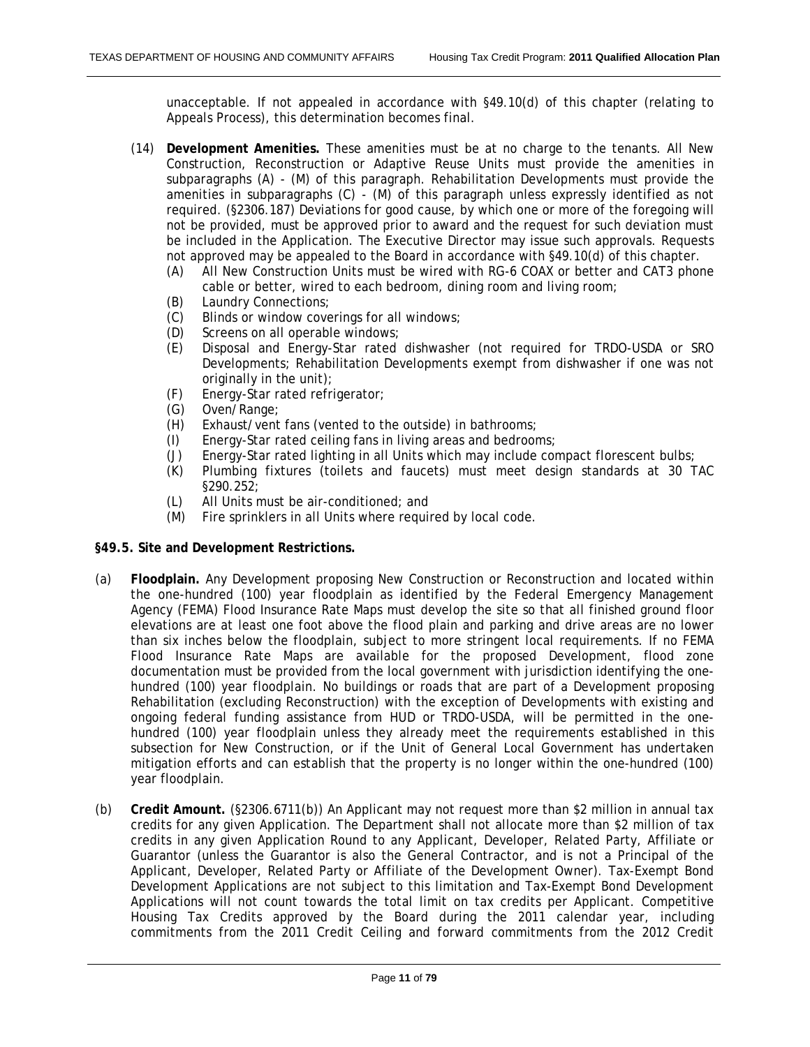unacceptable. If not appealed in accordance with §49.10(d) of this chapter (relating to Appeals Process), this determination becomes final.

(14) **Development Amenities.** These amenities must be at no charge to the tenants. All New Construction, Reconstruction or Adaptive Reuse Units must provide the amenities in subparagraphs (A) - (M) of this paragraph. Rehabilitation Developments must provide the amenities in subparagraphs (C) - (M) of this paragraph unless expressly identified as not required. (§2306.187) Deviations for good cause, by which one or more of the foregoing will not be provided, must be approved prior to award and the request for such deviation must be included in the Application. The Executive Director may issue such approvals. Requests not approved may be appealed to the Board in accordance with §49.10(d) of this chapter.

   (A) All New Construction Units must be wired with RG-6 COAX or better and CAT3 phone cable or better, wired to each bedroom, dining room and living room;
   (B) Laundry Connections;
   (C) Blinds or window coverings for all windows;
   (D) Screens on all operable windows;
   (E) Disposal and Energy-Star rated dishwasher (not required for TRDO-USDA or SRO Developments; Rehabilitation Developments exempt from dishwasher if one was not originally in the unit);
   (F) Energy-Star rated refrigerator;
   (G) Oven/Range;
   (H) Exhaust/vent fans (vented to the outside) in bathrooms;
   (I) Energy-Star rated ceiling fans in living areas and bedrooms;
   (J) Energy-Star rated lighting in all Units which may include compact florescent bulbs;
   (K) Plumbing fixtures (toilets and faucets) must meet design standards at 30 TAC §290.252;
   (L) All Units must be air-conditioned; and
   (M) Fire sprinklers in all Units where required by local code.

**§49.5. Site and Development Restrictions.**

(a) **Floodplain.** Any Development proposing New Construction or Reconstruction and located within the one-hundred (100) year floodplain as identified by the Federal Emergency Management Agency (FEMA) Flood Insurance Rate Maps must develop the site so that all finished ground floor elevations are at least one foot above the flood plain and parking and drive areas are no lower than six inches below the floodplain, subject to more stringent local requirements. If no FEMA Flood Insurance Rate Maps are available for the proposed Development, flood zone documentation must be provided from the local government with jurisdiction identifying the one-hundred (100) year floodplain. No buildings or roads that are part of a Development proposing Rehabilitation (excluding Reconstruction) with the exception of Developments with existing and ongoing federal funding assistance from HUD or TRDO-USDA, will be permitted in the one-hundred (100) year floodplain unless they already meet the requirements established in this subsection for New Construction, or if the Unit of General Local Government has undertaken mitigation efforts and can establish that the property is no longer within the one-hundred (100) year floodplain.

(b) **Credit Amount.** (§2306.6711(b)) An Applicant may not request more than $2 million in annual tax credits for any given Application. The Department shall not allocate more than $2 million of tax credits in any given Application Round to any Applicant, Developer, Related Party, Affiliate or Guarantor (unless the Guarantor is also the General Contractor, and is not a Principal of the Applicant, Developer, Related Party or Affiliate of the Development Owner). Tax-Exempt Bond Development Applications are not subject to this limitation and Tax-Exempt Bond Development Applications will not count towards the total limit on tax credits per Applicant. Competitive Housing Tax Credits approved by the Board during the 2011 calendar year, including commitments from the 2011 Credit Ceiling and forward commitments from the 2012 Credit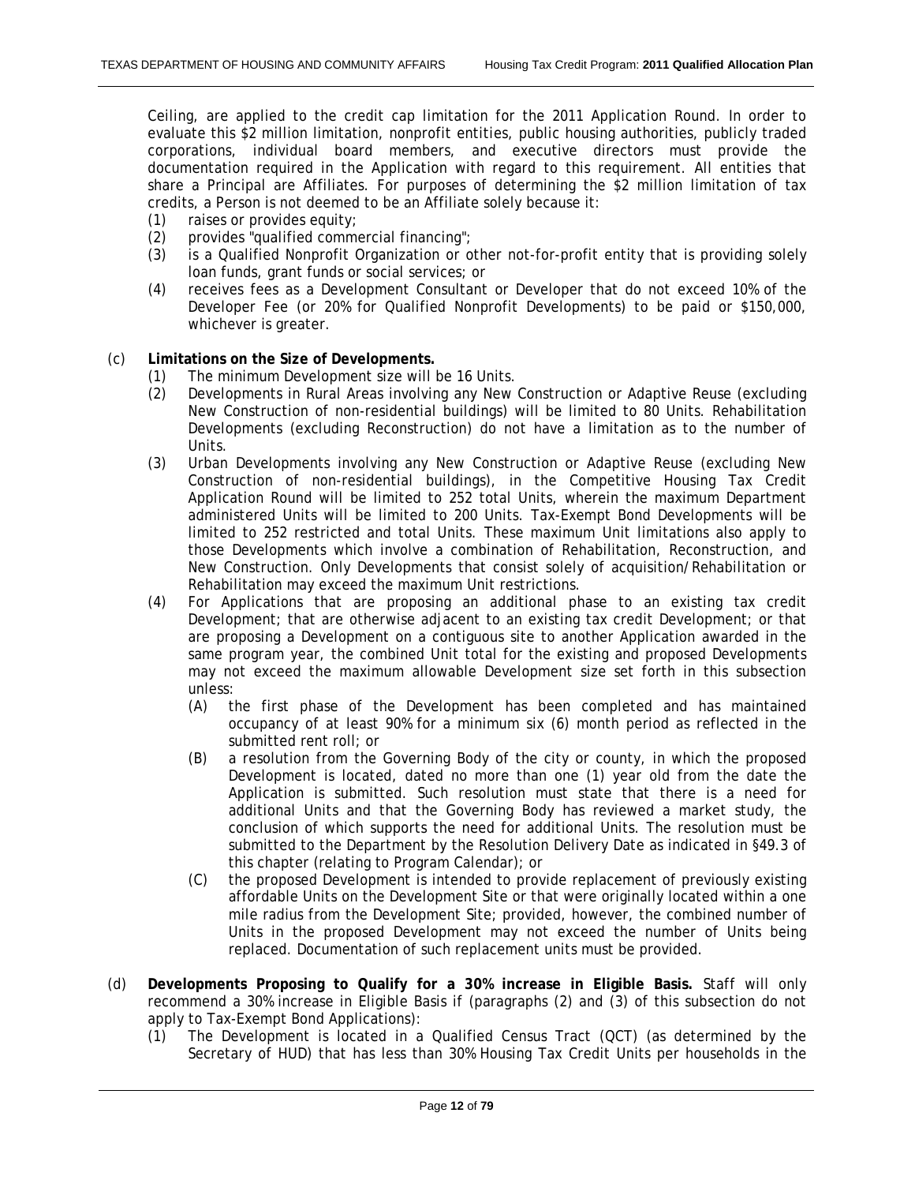Ceiling, are applied to the credit cap limitation for the 2011 Application Round. In order to evaluate this $2 million limitation, nonprofit entities, public housing authorities, publicly traded corporations, individual board members, and executive directors must provide the documentation required in the Application with regard to this requirement. All entities that share a Principal are Affiliates. For purposes of determining the $2 million limitation of tax credits, a Person is not deemed to be an Affiliate solely because it:

(1) raises or provides equity;
(2) provides "qualified commercial financing";
(3) is a Qualified Nonprofit Organization or other not-for-profit entity that is providing solely loan funds, grant funds or social services; or
(4) receives fees as a Development Consultant or Developer that do not exceed 10% of the Developer Fee (or 20% for Qualified Nonprofit Developments) to be paid or $150,000, whichever is greater.

(c) **Limitations on the Size of Developments.**

(1) The minimum Development size will be 16 Units.
(2) Developments in Rural Areas involving any New Construction or Adaptive Reuse (excluding New Construction of non-residential buildings) will be limited to 80 Units. Rehabilitation Developments (excluding Reconstruction) do not have a limitation as to the number of Units.
(3) Urban Developments involving any New Construction or Adaptive Reuse (excluding New Construction of non-residential buildings), in the Competitive Housing Tax Credit Application Round will be limited to 252 total Units, wherein the maximum Department administered Units will be limited to 200 Units. Tax-Exempt Bond Developments will be limited to 252 restricted and total Units. These maximum Unit limitations also apply to those Developments which involve a combination of Rehabilitation, Reconstruction, and New Construction. Only Developments that consist solely of acquisition/Rehabilitation or Rehabilitation may exceed the maximum Unit restrictions.
(4) For Applications that are proposing an additional phase to an existing tax credit Development; that are otherwise adjacent to an existing tax credit Development; or that are proposing a Development on a contiguous site to another Application awarded in the same program year, the combined Unit total for the existing and proposed Developments may not exceed the maximum allowable Development size set forth in this subsection unless:
   (A) the first phase of the Development has been completed and has maintained occupancy of at least 90% for a minimum six (6) month period as reflected in the submitted rent roll; or
   (B) a resolution from the Governing Body of the city or county, in which the proposed Development is located, dated no more than one (1) year old from the date the Application is submitted. Such resolution must state that there is a need for additional Units and that the Governing Body has reviewed a market study, the conclusion of which supports the need for additional Units. The resolution must be submitted to the Department by the Resolution Delivery Date as indicated in §49.3 of this chapter (relating to Program Calendar); or
   (C) the proposed Development is intended to provide replacement of previously existing affordable Units on the Development Site or that were originally located within a one mile radius from the Development Site; provided, however, the combined number of Units in the proposed Development may not exceed the number of Units being replaced. Documentation of such replacement units must be provided.

(d) **Developments Proposing to Qualify for a 30% increase in Eligible Basis.** Staff will only recommend a 30% increase in Eligible Basis if (paragraphs (2) and (3) of this subsection do not apply to Tax-Exempt Bond Applications):

(1) The Development is located in a Qualified Census Tract (QCT) (as determined by the Secretary of HUD) that has less than 30% Housing Tax Credit Units per households in the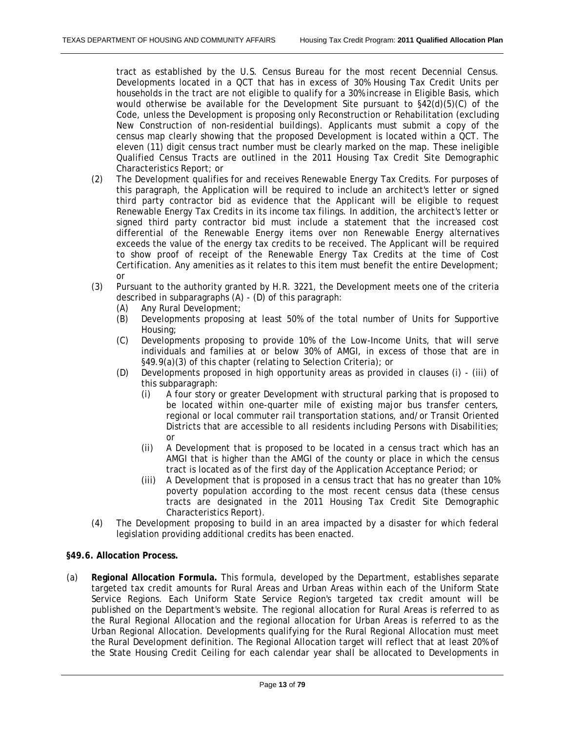tract as established by the U.S. Census Bureau for the most recent Decennial Census. Developments located in a QCT that has in excess of 30% Housing Tax Credit Units per households in the tract are not eligible to qualify for a 30% increase in Eligible Basis, which would otherwise be available for the Development Site pursuant to §42(d)(5)(C) of the Code, unless the Development is proposing only Reconstruction or Rehabilitation (excluding New Construction of non-residential buildings). Applicants must submit a copy of the census map clearly showing that the proposed Development is located within a QCT. The eleven (11) digit census tract number must be clearly marked on the map. These ineligible Qualified Census Tracts are outlined in the 2011 Housing Tax Credit Site Demographic Characteristics Report; or

(2) The Development qualifies for and receives Renewable Energy Tax Credits. For purposes of this paragraph, the Application will be required to include an architect's letter or signed third party contractor bid as evidence that the Applicant will be eligible to request Renewable Energy Tax Credits in its income tax filings. In addition, the architect's letter or signed third party contractor bid must include a statement that the increased cost differential of the Renewable Energy items over non Renewable Energy alternatives exceeds the value of the energy tax credits to be received. The Applicant will be required to show proof of receipt of the Renewable Energy Tax Credits at the time of Cost Certification. Any amenities as it relates to this item must benefit the entire Development; or

(3) Pursuant to the authority granted by H.R. 3221, the Development meets one of the criteria described in subparagraphs (A) - (D) of this paragraph:
   (A) Any Rural Development;
   (B) Developments proposing at least 50% of the total number of Units for Supportive Housing;
   (C) Developments proposing to provide 10% of the Low-Income Units, that will serve individuals and families at or below 30% of AMGI, in excess of those that are in §49.9(a)(3) of this chapter (relating to Selection Criteria); or
   (D) Developments proposed in high opportunity areas as provided in clauses (i) - (iii) of this subparagraph:
      (i) A four story or greater Development with structural parking that is proposed to be located within one-quarter mile of existing major bus transfer centers, regional or local commuter rail transportation stations, and/or Transit Oriented Districts that are accessible to all residents including Persons with Disabilities; or
      (ii) A Development that is proposed to be located in a census tract which has an AMGI that is higher than the AMGI of the county or place in which the census tract is located as of the first day of the Application Acceptance Period; or
      (iii) A Development that is proposed in a census tract that has no greater than 10% poverty population according to the most recent census data (these census tracts are designated in the 2011 Housing Tax Credit Site Demographic Characteristics Report).

(4) The Development proposing to build in an area impacted by a disaster for which federal legislation providing additional credits has been enacted.

**§49.6. Allocation Process.**

(a) **Regional Allocation Formula.** This formula, developed by the Department, establishes separate targeted tax credit amounts for Rural Areas and Urban Areas within each of the Uniform State Service Regions. Each Uniform State Service Region's targeted tax credit amount will be published on the Department's website. The regional allocation for Rural Areas is referred to as the Rural Regional Allocation and the regional allocation for Urban Areas is referred to as the Urban Regional Allocation. Developments qualifying for the Rural Regional Allocation must meet the Rural Development definition. The Regional Allocation target will reflect that at least 20% of the State Housing Credit Ceiling for each calendar year shall be allocated to Developments in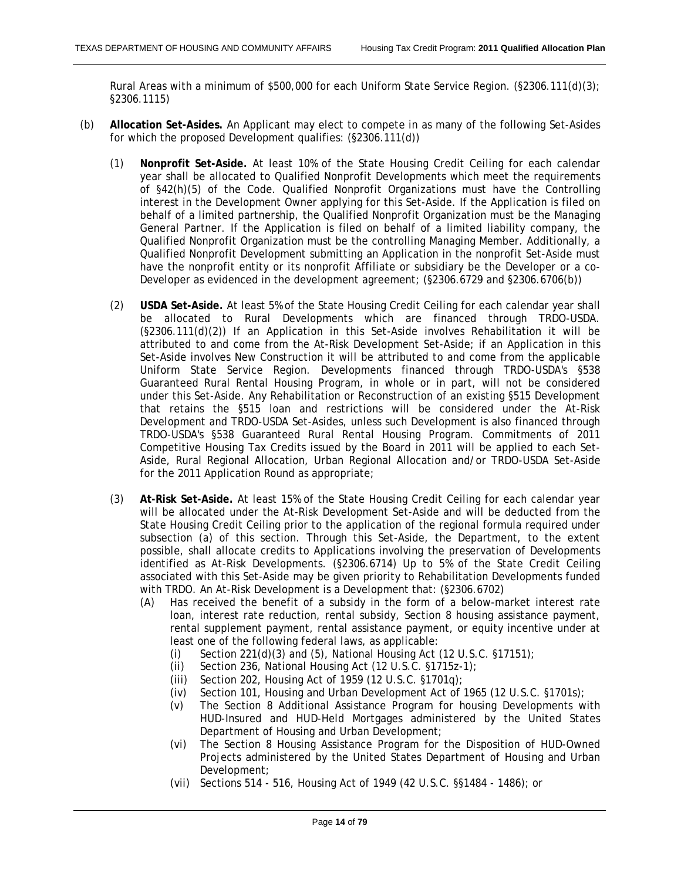Rural Areas with a minimum of $500,000 for each Uniform State Service Region. (§2306.111(d)(3); §2306.1115)

(b) **Allocation Set-Asides.** An Applicant may elect to compete in as many of the following Set-Asides for which the proposed Development qualifies: (§2306.111(d))

(1) **Nonprofit Set-Aside.** At least 10% of the State Housing Credit Ceiling for each calendar year shall be allocated to Qualified Nonprofit Developments which meet the requirements of §42(h)(5) of the Code. Qualified Nonprofit Organizations must have the Controlling interest in the Development Owner applying for this Set-Aside. If the Application is filed on behalf of a limited partnership, the Qualified Nonprofit Organization must be the Managing General Partner. If the Application is filed on behalf of a limited liability company, the Qualified Nonprofit Organization must be the controlling Managing Member. Additionally, a Qualified Nonprofit Development submitting an Application in the nonprofit Set-Aside must have the nonprofit entity or its nonprofit Affiliate or subsidiary be the Developer or a co-Developer as evidenced in the development agreement; (§2306.6729 and §2306.6706(b))

(2) **USDA Set-Aside.** At least 5% of the State Housing Credit Ceiling for each calendar year shall be allocated to Rural Developments which are financed through TRDO-USDA. (§2306.111(d)(2)) If an Application in this Set-Aside involves Rehabilitation it will be attributed to and come from the At-Risk Development Set-Aside; if an Application in this Set-Aside involves New Construction it will be attributed to and come from the applicable Uniform State Service Region. Developments financed through TRDO-USDA's §538 Guaranteed Rural Rental Housing Program, in whole or in part, will not be considered under this Set-Aside. Any Rehabilitation or Reconstruction of an existing §515 Development that retains the §515 loan and restrictions will be considered under the At-Risk Development and TRDO-USDA Set-Asides, unless such Development is also financed through TRDO-USDA's §538 Guaranteed Rural Rental Housing Program. Commitments of 2011 Competitive Housing Tax Credits issued by the Board in 2011 will be applied to each Set-Aside, Rural Regional Allocation, Urban Regional Allocation and/or TRDO-USDA Set-Aside for the 2011 Application Round as appropriate;

(3) **At-Risk Set-Aside.** At least 15% of the State Housing Credit Ceiling for each calendar year will be allocated under the At-Risk Development Set-Aside and will be deducted from the State Housing Credit Ceiling prior to the application of the regional formula required under subsection (a) of this section. Through this Set-Aside, the Department, to the extent possible, shall allocate credits to Applications involving the preservation of Developments identified as At-Risk Developments. (§2306.6714) Up to 5% of the State Credit Ceiling associated with this Set-Aside may be given priority to Rehabilitation Developments funded with TRDO. An At-Risk Development is a Development that: (§2306.6702)

(A) Has received the benefit of a subsidy in the form of a below-market interest rate loan, interest rate reduction, rental subsidy, Section 8 housing assistance payment, rental supplement payment, rental assistance payment, or equity incentive under at least one of the following federal laws, as applicable:

(i) Section 221(d)(3) and (5), National Housing Act (12 U.S.C. §17151);

(ii) Section 236, National Housing Act (12 U.S.C. §1715z-1);

(iii) Section 202, Housing Act of 1959 (12 U.S.C. §1701q);

(iv) Section 101, Housing and Urban Development Act of 1965 (12 U.S.C. §1701s);

(v) The Section 8 Additional Assistance Program for housing Developments with HUD-Insured and HUD-Held Mortgages administered by the United States Department of Housing and Urban Development;

(vi) The Section 8 Housing Assistance Program for the Disposition of HUD-Owned Projects administered by the United States Department of Housing and Urban Development;

(vii) Sections 514 - 516, Housing Act of 1949 (42 U.S.C. §§1484 - 1486); or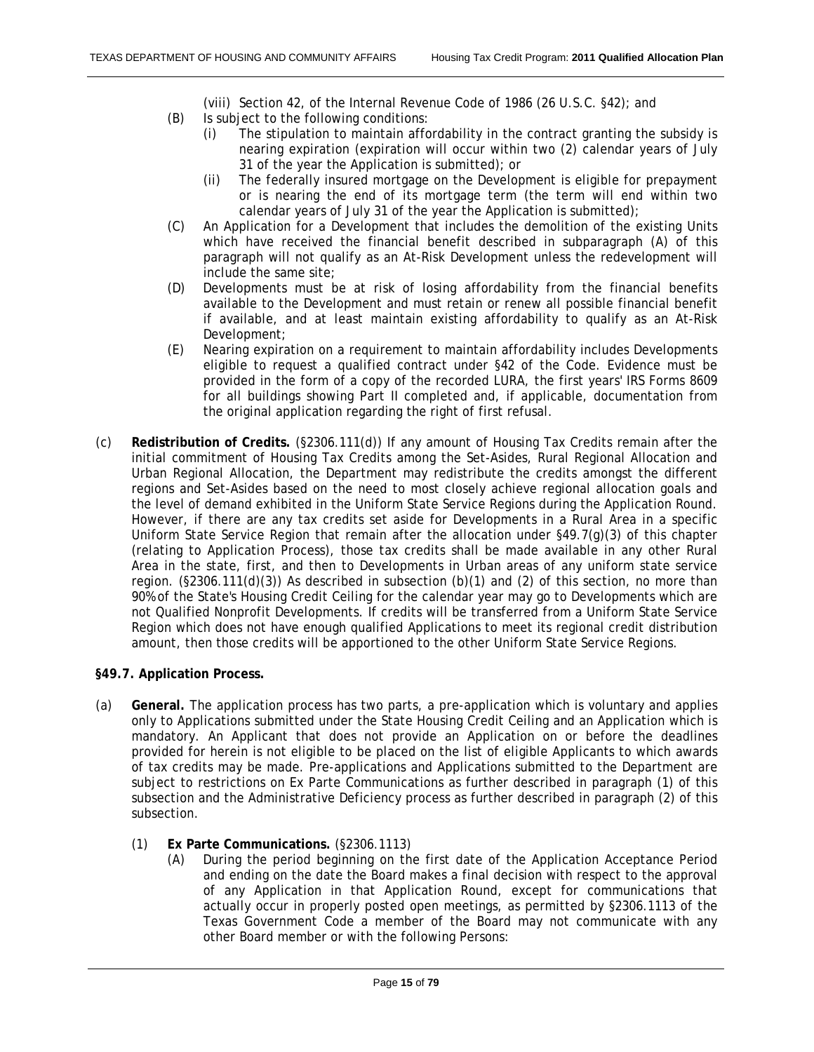(viii) Section 42, of the Internal Revenue Code of 1986 (26 U.S.C. §42); and

(B) Is subject to the following conditions:

(i) The stipulation to maintain affordability in the contract granting the subsidy is nearing expiration (expiration will occur within two (2) calendar years of July 31 of the year the Application is submitted); or

(ii) The federally insured mortgage on the Development is eligible for prepayment or is nearing the end of its mortgage term (the term will end within two calendar years of July 31 of the year the Application is submitted);

(C) An Application for a Development that includes the demolition of the existing Units which have received the financial benefit described in subparagraph (A) of this paragraph will not qualify as an At-Risk Development unless the redevelopment will include the same site;

(D) Developments must be at risk of losing affordability from the financial benefits available to the Development and must retain or renew all possible financial benefit if available, and at least maintain existing affordability to qualify as an At-Risk Development;

(E) Nearing expiration on a requirement to maintain affordability includes Developments eligible to request a qualified contract under §42 of the Code. Evidence must be provided in the form of a copy of the recorded LURA, the first years' IRS Forms 8609 for all buildings showing Part II completed and, if applicable, documentation from the original application regarding the right of first refusal.

(c) **Redistribution of Credits.** (§2306.111(d)) If any amount of Housing Tax Credits remain after the initial commitment of Housing Tax Credits among the Set-Asides, Rural Regional Allocation and Urban Regional Allocation, the Department may redistribute the credits amongst the different regions and Set-Asides based on the need to most closely achieve regional allocation goals and the level of demand exhibited in the Uniform State Service Regions during the Application Round. However, if there are any tax credits set aside for Developments in a Rural Area in a specific Uniform State Service Region that remain after the allocation under §49.7(g)(3) of this chapter (relating to Application Process), those tax credits shall be made available in any other Rural Area in the state, first, and then to Developments in Urban areas of any uniform state service region. (§2306.111(d)(3)) As described in subsection (b)(1) and (2) of this section, no more than 90% of the State's Housing Credit Ceiling for the calendar year may go to Developments which are not Qualified Nonprofit Developments. If credits will be transferred from a Uniform State Service Region which does not have enough qualified Applications to meet its regional credit distribution amount, then those credits will be apportioned to the other Uniform State Service Regions.

**§49.7. Application Process.**

(a) **General.** The application process has two parts, a pre-application which is voluntary and applies only to Applications submitted under the State Housing Credit Ceiling and an Application which is mandatory. An Applicant that does not provide an Application on or before the deadlines provided for herein is not eligible to be placed on the list of eligible Applicants to which awards of tax credits may be made. Pre-applications and Applications submitted to the Department are subject to restrictions on Ex Parte Communications as further described in paragraph (1) of this subsection and the Administrative Deficiency process as further described in paragraph (2) of this subsection.

(1) **Ex Parte Communications.** (§2306.1113)

(A) During the period beginning on the first date of the Application Acceptance Period and ending on the date the Board makes a final decision with respect to the approval of any Application in that Application Round, except for communications that actually occur in properly posted open meetings, as permitted by §2306.1113 of the Texas Government Code a member of the Board may not communicate with any other Board member or with the following Persons: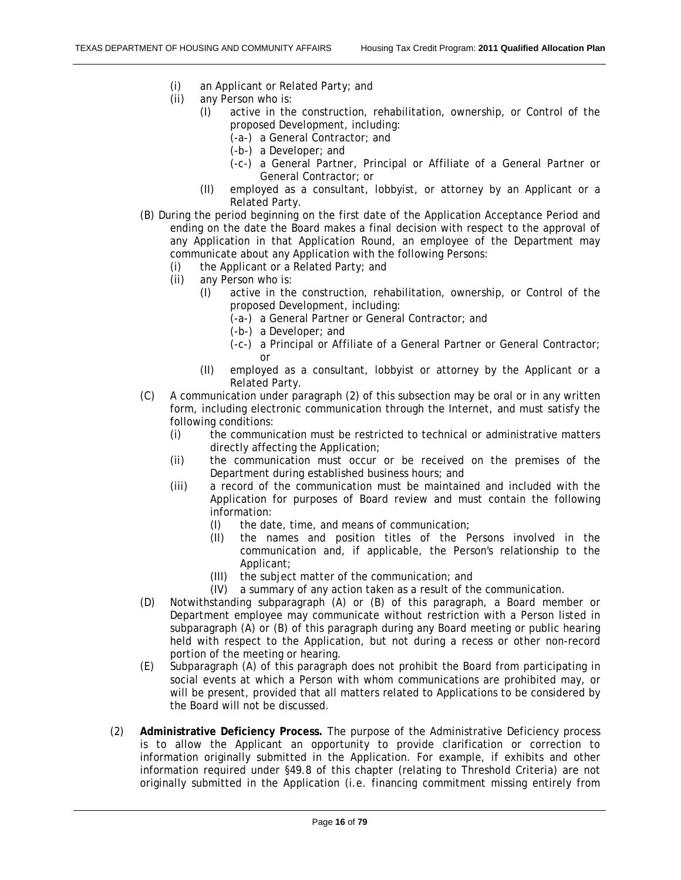- (i) an Applicant or Related Party; and
- (ii) any Person who is:
  - (I) active in the construction, rehabilitation, ownership, or Control of the proposed Development, including:
    - (-a-) a General Contractor; and
    - (-b-) a Developer; and
    - (-c-) a General Partner, Principal or Affiliate of a General Partner or General Contractor; or
  - (II) employed as a consultant, lobbyist, or attorney by an Applicant or a Related Party.

(B) During the period beginning on the first date of the Application Acceptance Period and ending on the date the Board makes a final decision with respect to the approval of any Application in that Application Round, an employee of the Department may communicate about any Application with the following Persons:

- (i) the Applicant or a Related Party; and
- (ii) any Person who is:
  - (I) active in the construction, rehabilitation, ownership, or Control of the proposed Development, including:
    - (-a-) a General Partner or General Contractor; and
    - (-b-) a Developer; and
    - (-c-) a Principal or Affiliate of a General Partner or General Contractor; or
  - (II) employed as a consultant, lobbyist or attorney by the Applicant or a Related Party.

(C) A communication under paragraph (2) of this subsection may be oral or in any written form, including electronic communication through the Internet, and must satisfy the following conditions:

- (i) the communication must be restricted to technical or administrative matters directly affecting the Application;
- (ii) the communication must occur or be received on the premises of the Department during established business hours; and
- (iii) a record of the communication must be maintained and included with the Application for purposes of Board review and must contain the following information:
  - (I) the date, time, and means of communication;
  - (II) the names and position titles of the Persons involved in the communication and, if applicable, the Person's relationship to the Applicant;
  - (III) the subject matter of the communication; and
  - (IV) a summary of any action taken as a result of the communication.

(D) Notwithstanding subparagraph (A) or (B) of this paragraph, a Board member or Department employee may communicate without restriction with a Person listed in subparagraph (A) or (B) of this paragraph during any Board meeting or public hearing held with respect to the Application, but not during a recess or other non-record portion of the meeting or hearing.

(E) Subparagraph (A) of this paragraph does not prohibit the Board from participating in social events at which a Person with whom communications are prohibited may, or will be present, provided that all matters related to Applications to be considered by the Board will not be discussed.

(2) **Administrative Deficiency Process.** The purpose of the Administrative Deficiency process is to allow the Applicant an opportunity to provide clarification or correction to information originally submitted in the Application. For example, if exhibits and other information required under §49.8 of this chapter (relating to Threshold Criteria) are not originally submitted in the Application (i.e. financing commitment missing entirely from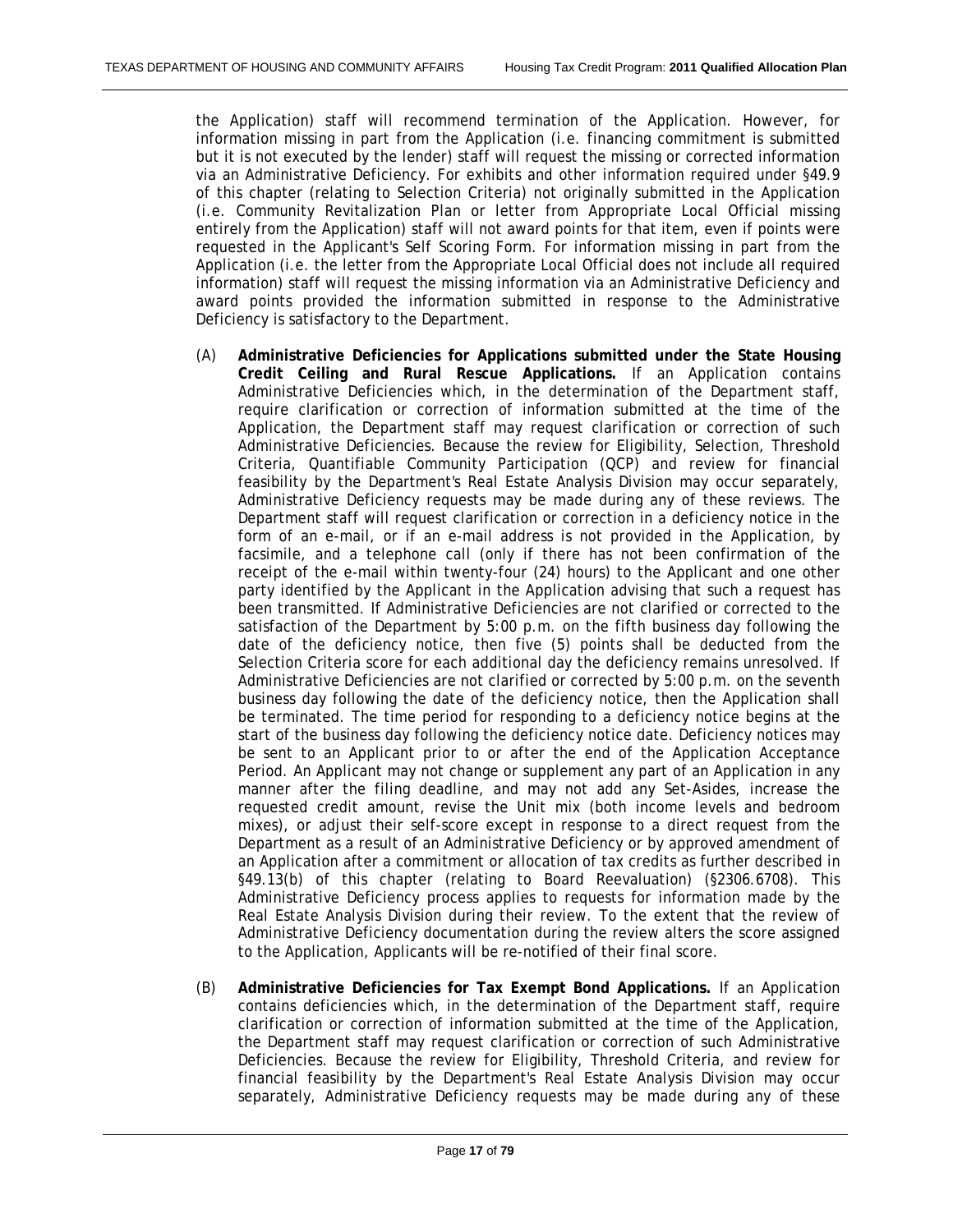the Application) staff will recommend termination of the Application. However, for information missing in part from the Application (i.e. financing commitment is submitted but it is not executed by the lender) staff will request the missing or corrected information via an Administrative Deficiency. For exhibits and other information required under §49.9 of this chapter (relating to Selection Criteria) not originally submitted in the Application (i.e. Community Revitalization Plan or letter from Appropriate Local Official missing entirely from the Application) staff will not award points for that item, even if points were requested in the Applicant's Self Scoring Form. For information missing in part from the Application (i.e. the letter from the Appropriate Local Official does not include all required information) staff will request the missing information via an Administrative Deficiency and award points provided the information submitted in response to the Administrative Deficiency is satisfactory to the Department.

(A) **Administrative Deficiencies for Applications submitted under the State Housing Credit Ceiling and Rural Rescue Applications.** If an Application contains Administrative Deficiencies which, in the determination of the Department staff, require clarification or correction of information submitted at the time of the Application, the Department staff may request clarification or correction of such Administrative Deficiencies. Because the review for Eligibility, Selection, Threshold Criteria, Quantifiable Community Participation (QCP) and review for financial feasibility by the Department's Real Estate Analysis Division may occur separately, Administrative Deficiency requests may be made during any of these reviews. The Department staff will request clarification or correction in a deficiency notice in the form of an e-mail, or if an e-mail address is not provided in the Application, by facsimile, and a telephone call (only if there has not been confirmation of the receipt of the e-mail within twenty-four (24) hours) to the Applicant and one other party identified by the Applicant in the Application advising that such a request has been transmitted. If Administrative Deficiencies are not clarified or corrected to the satisfaction of the Department by 5:00 p.m. on the fifth business day following the date of the deficiency notice, then five (5) points shall be deducted from the Selection Criteria score for each additional day the deficiency remains unresolved. If Administrative Deficiencies are not clarified or corrected by 5:00 p.m. on the seventh business day following the date of the deficiency notice, then the Application shall be terminated. The time period for responding to a deficiency notice begins at the start of the business day following the deficiency notice date. Deficiency notices may be sent to an Applicant prior to or after the end of the Application Acceptance Period. An Applicant may not change or supplement any part of an Application in any manner after the filing deadline, and may not add any Set-Asides, increase the requested credit amount, revise the Unit mix (both income levels and bedroom mixes), or adjust their self-score except in response to a direct request from the Department as a result of an Administrative Deficiency or by approved amendment of an Application after a commitment or allocation of tax credits as further described in §49.13(b) of this chapter (relating to Board Reevaluation) (§2306.6708). This Administrative Deficiency process applies to requests for information made by the Real Estate Analysis Division during their review. To the extent that the review of Administrative Deficiency documentation during the review alters the score assigned to the Application, Applicants will be re-notified of their final score.

(B) **Administrative Deficiencies for Tax Exempt Bond Applications.** If an Application contains deficiencies which, in the determination of the Department staff, require clarification or correction of information submitted at the time of the Application, the Department staff may request clarification or correction of such Administrative Deficiencies. Because the review for Eligibility, Threshold Criteria, and review for financial feasibility by the Department's Real Estate Analysis Division may occur separately, Administrative Deficiency requests may be made during any of these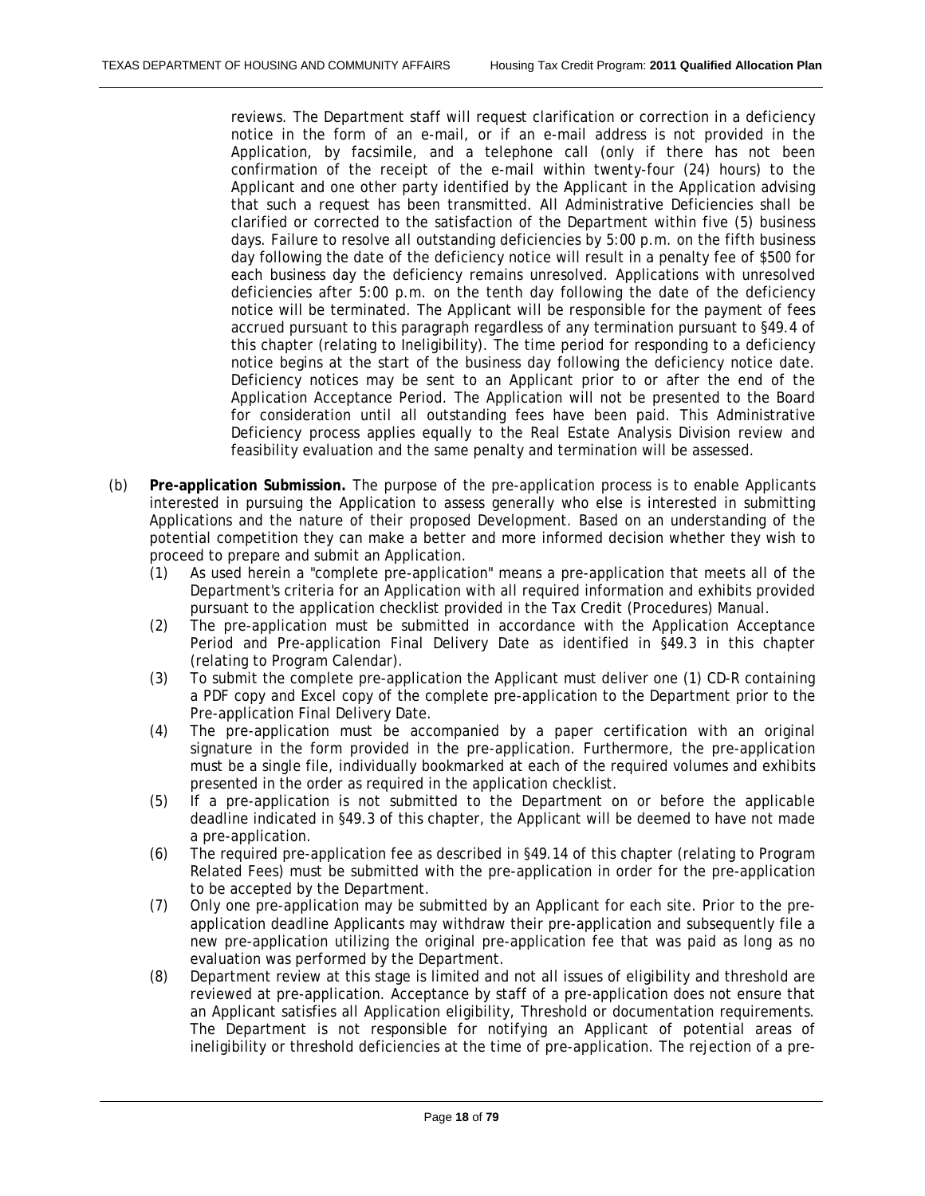reviews. The Department staff will request clarification or correction in a deficiency notice in the form of an e-mail, or if an e-mail address is not provided in the Application, by facsimile, and a telephone call (only if there has not been confirmation of the receipt of the e-mail within twenty-four (24) hours) to the Applicant and one other party identified by the Applicant in the Application advising that such a request has been transmitted. All Administrative Deficiencies shall be clarified or corrected to the satisfaction of the Department within five (5) business days. Failure to resolve all outstanding deficiencies by 5:00 p.m. on the fifth business day following the date of the deficiency notice will result in a penalty fee of $500 for each business day the deficiency remains unresolved. Applications with unresolved deficiencies after 5:00 p.m. on the tenth day following the date of the deficiency notice will be terminated. The Applicant will be responsible for the payment of fees accrued pursuant to this paragraph regardless of any termination pursuant to §49.4 of this chapter (relating to Ineligibility). The time period for responding to a deficiency notice begins at the start of the business day following the deficiency notice date. Deficiency notices may be sent to an Applicant prior to or after the end of the Application Acceptance Period. The Application will not be presented to the Board for consideration until all outstanding fees have been paid. This Administrative Deficiency process applies equally to the Real Estate Analysis Division review and feasibility evaluation and the same penalty and termination will be assessed.

(b) **Pre-application Submission.** The purpose of the pre-application process is to enable Applicants interested in pursuing the Application to assess generally who else is interested in submitting Applications and the nature of their proposed Development. Based on an understanding of the potential competition they can make a better and more informed decision whether they wish to proceed to prepare and submit an Application.

(1) As used herein a "complete pre-application" means a pre-application that meets all of the Department's criteria for an Application with all required information and exhibits provided pursuant to the application checklist provided in the Tax Credit (Procedures) Manual.

(2) The pre-application must be submitted in accordance with the Application Acceptance Period and Pre-application Final Delivery Date as identified in §49.3 in this chapter (relating to Program Calendar).

(3) To submit the complete pre-application the Applicant must deliver one (1) CD-R containing a PDF copy and Excel copy of the complete pre-application to the Department prior to the Pre-application Final Delivery Date.

(4) The pre-application must be accompanied by a paper certification with an original signature in the form provided in the pre-application. Furthermore, the pre-application must be a single file, individually bookmarked at each of the required volumes and exhibits presented in the order as required in the application checklist.

(5) If a pre-application is not submitted to the Department on or before the applicable deadline indicated in §49.3 of this chapter, the Applicant will be deemed to have not made a pre-application.

(6) The required pre-application fee as described in §49.14 of this chapter (relating to Program Related Fees) must be submitted with the pre-application in order for the pre-application to be accepted by the Department.

(7) Only one pre-application may be submitted by an Applicant for each site. Prior to the pre-application deadline Applicants may withdraw their pre-application and subsequently file a new pre-application utilizing the original pre-application fee that was paid as long as no evaluation was performed by the Department.

(8) Department review at this stage is limited and not all issues of eligibility and threshold are reviewed at pre-application. Acceptance by staff of a pre-application does not ensure that an Applicant satisfies all Application eligibility, Threshold or documentation requirements. The Department is not responsible for notifying an Applicant of potential areas of ineligibility or threshold deficiencies at the time of pre-application. The rejection of a pre-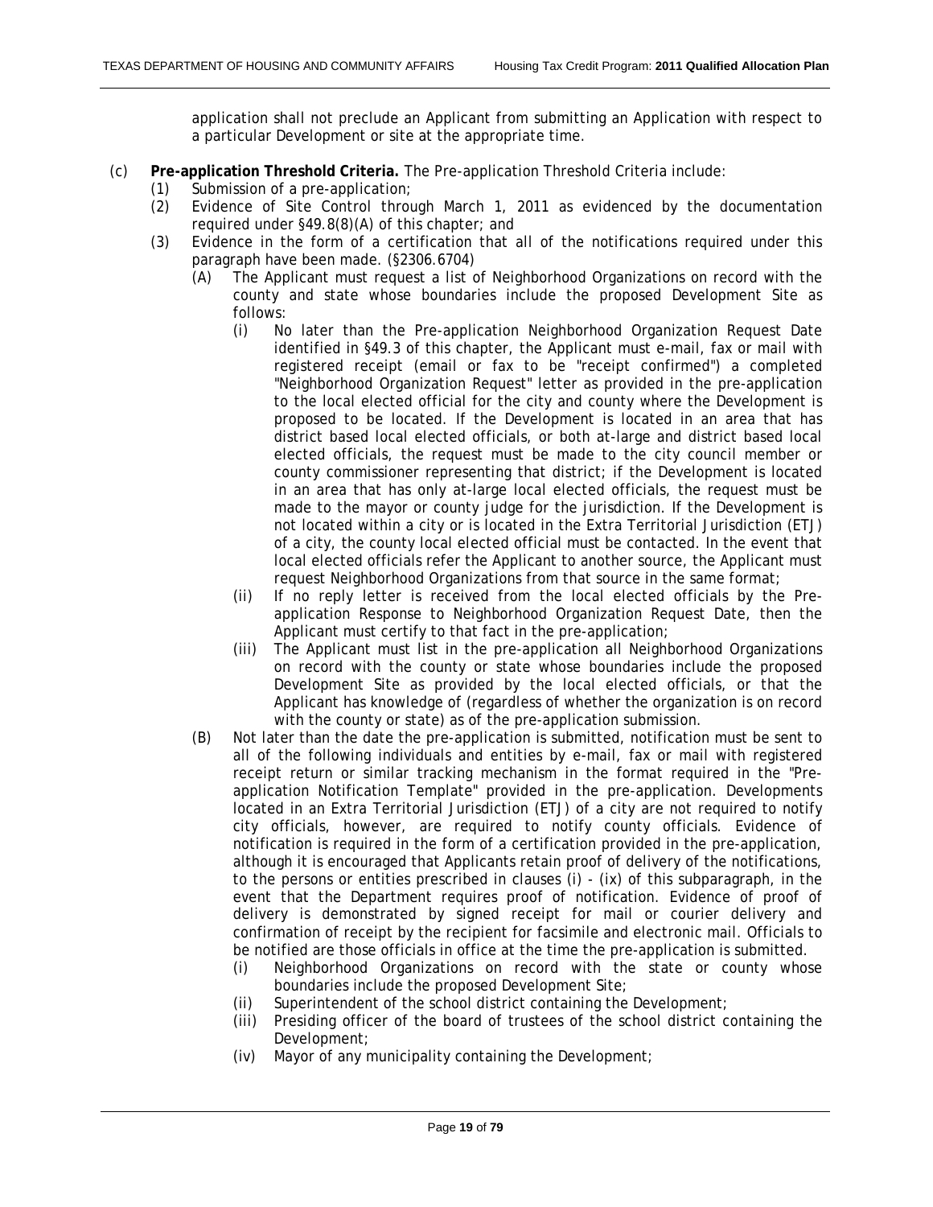application shall not preclude an Applicant from submitting an Application with respect to a particular Development or site at the appropriate time.

(c) **Pre-application Threshold Criteria.** The Pre-application Threshold Criteria include:

(1) Submission of a pre-application;

(2) Evidence of Site Control through March 1, 2011 as evidenced by the documentation required under §49.8(8)(A) of this chapter; and

(3) Evidence in the form of a certification that all of the notifications required under this paragraph have been made. (§2306.6704)

(A) The Applicant must request a list of Neighborhood Organizations on record with the county and state whose boundaries include the proposed Development Site as follows:

(i) No later than the Pre-application Neighborhood Organization Request Date identified in §49.3 of this chapter, the Applicant must e-mail, fax or mail with registered receipt (email or fax to be "receipt confirmed") a completed "Neighborhood Organization Request" letter as provided in the pre-application to the local elected official for the city and county where the Development is proposed to be located. If the Development is located in an area that has district based local elected officials, or both at-large and district based local elected officials, the request must be made to the city council member or county commissioner representing that district; if the Development is located in an area that has only at-large local elected officials, the request must be made to the mayor or county judge for the jurisdiction. If the Development is not located within a city or is located in the Extra Territorial Jurisdiction (ETJ) of a city, the county local elected official must be contacted. In the event that local elected officials refer the Applicant to another source, the Applicant must request Neighborhood Organizations from that source in the same format;

(ii) If no reply letter is received from the local elected officials by the Pre-application Response to Neighborhood Organization Request Date, then the Applicant must certify to that fact in the pre-application;

(iii) The Applicant must list in the pre-application all Neighborhood Organizations on record with the county or state whose boundaries include the proposed Development Site as provided by the local elected officials, or that the Applicant has knowledge of (regardless of whether the organization is on record with the county or state) as of the pre-application submission.

(B) Not later than the date the pre-application is submitted, notification must be sent to all of the following individuals and entities by e-mail, fax or mail with registered receipt return or similar tracking mechanism in the format required in the "Pre-application Notification Template" provided in the pre-application. Developments located in an Extra Territorial Jurisdiction (ETJ) of a city are not required to notify city officials, however, are required to notify county officials. Evidence of notification is required in the form of a certification provided in the pre-application, although it is encouraged that Applicants retain proof of delivery of the notifications, to the persons or entities prescribed in clauses (i) - (ix) of this subparagraph, in the event that the Department requires proof of notification. Evidence of proof of delivery is demonstrated by signed receipt for mail or courier delivery and confirmation of receipt by the recipient for facsimile and electronic mail. Officials to be notified are those officials in office at the time the pre-application is submitted.

(i) Neighborhood Organizations on record with the state or county whose boundaries include the proposed Development Site;

(ii) Superintendent of the school district containing the Development;

(iii) Presiding officer of the board of trustees of the school district containing the Development;

(iv) Mayor of any municipality containing the Development;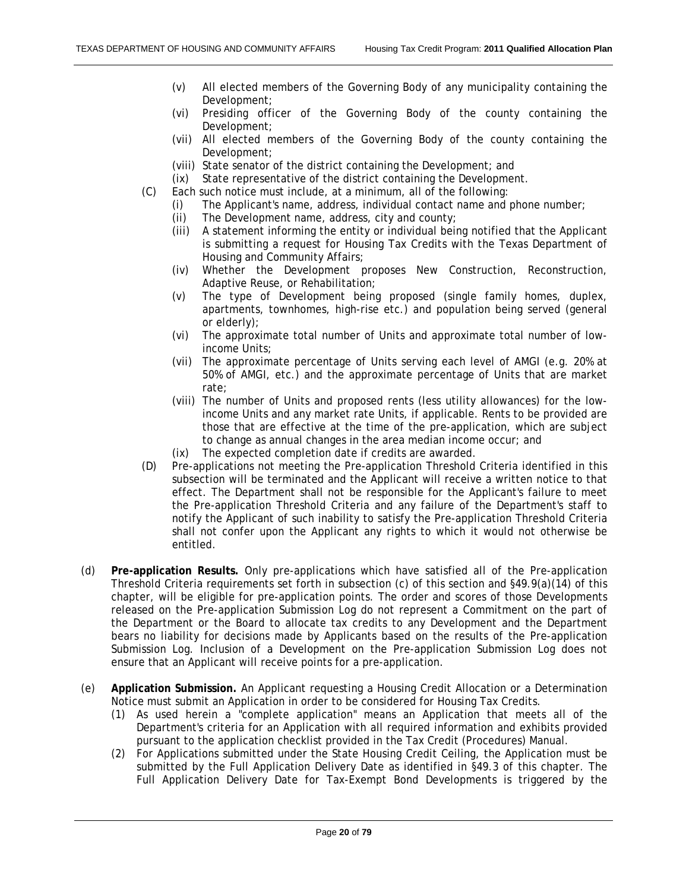- (v) All elected members of the Governing Body of any municipality containing the Development;
- (vi) Presiding officer of the Governing Body of the county containing the Development;
- (vii) All elected members of the Governing Body of the county containing the Development;
- (viii) State senator of the district containing the Development; and
- (ix) State representative of the district containing the Development.

(C) Each such notice must include, at a minimum, all of the following:

- (i) The Applicant's name, address, individual contact name and phone number;
- (ii) The Development name, address, city and county;
- (iii) A statement informing the entity or individual being notified that the Applicant is submitting a request for Housing Tax Credits with the Texas Department of Housing and Community Affairs;
- (iv) Whether the Development proposes New Construction, Reconstruction, Adaptive Reuse, or Rehabilitation;
- (v) The type of Development being proposed (single family homes, duplex, apartments, townhomes, high-rise etc.) and population being served (general or elderly);
- (vi) The approximate total number of Units and approximate total number of low-income Units;
- (vii) The approximate percentage of Units serving each level of AMGI (e.g. 20% at 50% of AMGI, etc.) and the approximate percentage of Units that are market rate;
- (viii) The number of Units and proposed rents (less utility allowances) for the low-income Units and any market rate Units, if applicable. Rents to be provided are those that are effective at the time of the pre-application, which are subject to change as annual changes in the area median income occur; and
- (ix) The expected completion date if credits are awarded.

(D) Pre-applications not meeting the Pre-application Threshold Criteria identified in this subsection will be terminated and the Applicant will receive a written notice to that effect. The Department shall not be responsible for the Applicant's failure to meet the Pre-application Threshold Criteria and any failure of the Department's staff to notify the Applicant of such inability to satisfy the Pre-application Threshold Criteria shall not confer upon the Applicant any rights to which it would not otherwise be entitled.

(d) **Pre-application Results.** Only pre-applications which have satisfied all of the Pre-application Threshold Criteria requirements set forth in subsection (c) of this section and §49.9(a)(14) of this chapter, will be eligible for pre-application points. The order and scores of those Developments released on the Pre-application Submission Log do not represent a Commitment on the part of the Department or the Board to allocate tax credits to any Development and the Department bears no liability for decisions made by Applicants based on the results of the Pre-application Submission Log. Inclusion of a Development on the Pre-application Submission Log does not ensure that an Applicant will receive points for a pre-application.

(e) **Application Submission.** An Applicant requesting a Housing Credit Allocation or a Determination Notice must submit an Application in order to be considered for Housing Tax Credits.

- (1) As used herein a "complete application" means an Application that meets all of the Department's criteria for an Application with all required information and exhibits provided pursuant to the application checklist provided in the Tax Credit (Procedures) Manual.
- (2) For Applications submitted under the State Housing Credit Ceiling, the Application must be submitted by the Full Application Delivery Date as identified in §49.3 of this chapter. The Full Application Delivery Date for Tax-Exempt Bond Developments is triggered by the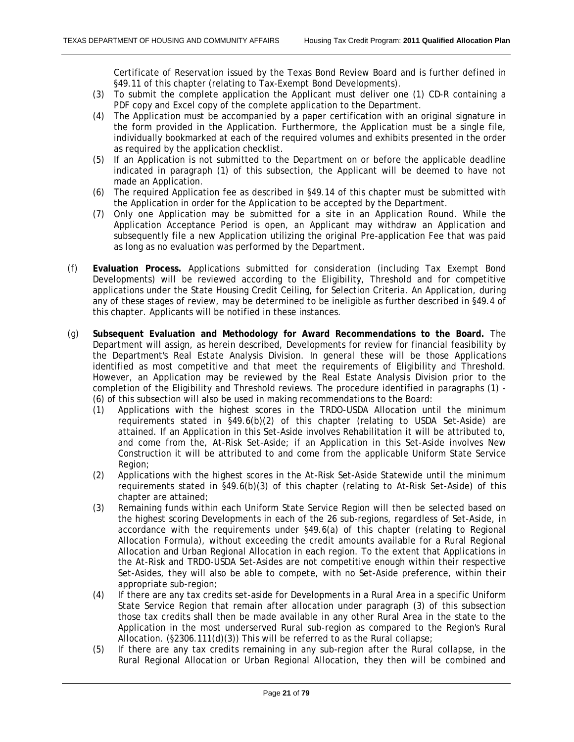Certificate of Reservation issued by the Texas Bond Review Board and is further defined in §49.11 of this chapter (relating to Tax-Exempt Bond Developments).

(3) To submit the complete application the Applicant must deliver one (1) CD-R containing a PDF copy and Excel copy of the complete application to the Department.

(4) The Application must be accompanied by a paper certification with an original signature in the form provided in the Application. Furthermore, the Application must be a single file, individually bookmarked at each of the required volumes and exhibits presented in the order as required by the application checklist.

(5) If an Application is not submitted to the Department on or before the applicable deadline indicated in paragraph (1) of this subsection, the Applicant will be deemed to have not made an Application.

(6) The required Application fee as described in §49.14 of this chapter must be submitted with the Application in order for the Application to be accepted by the Department.

(7) Only one Application may be submitted for a site in an Application Round. While the Application Acceptance Period is open, an Applicant may withdraw an Application and subsequently file a new Application utilizing the original Pre-application Fee that was paid as long as no evaluation was performed by the Department.

(f) **Evaluation Process.** Applications submitted for consideration (including Tax Exempt Bond Developments) will be reviewed according to the Eligibility, Threshold and for competitive applications under the State Housing Credit Ceiling, for Selection Criteria. An Application, during any of these stages of review, may be determined to be ineligible as further described in §49.4 of this chapter. Applicants will be notified in these instances.

(g) **Subsequent Evaluation and Methodology for Award Recommendations to the Board.** The Department will assign, as herein described, Developments for review for financial feasibility by the Department's Real Estate Analysis Division. In general these will be those Applications identified as most competitive and that meet the requirements of Eligibility and Threshold. However, an Application may be reviewed by the Real Estate Analysis Division prior to the completion of the Eligibility and Threshold reviews. The procedure identified in paragraphs (1) - (6) of this subsection will also be used in making recommendations to the Board:

(1) Applications with the highest scores in the TRDO-USDA Allocation until the minimum requirements stated in §49.6(b)(2) of this chapter (relating to USDA Set-Aside) are attained. If an Application in this Set-Aside involves Rehabilitation it will be attributed to, and come from the, At-Risk Set-Aside; if an Application in this Set-Aside involves New Construction it will be attributed to and come from the applicable Uniform State Service Region;

(2) Applications with the highest scores in the At-Risk Set-Aside Statewide until the minimum requirements stated in §49.6(b)(3) of this chapter (relating to At-Risk Set-Aside) of this chapter are attained;

(3) Remaining funds within each Uniform State Service Region will then be selected based on the highest scoring Developments in each of the 26 sub-regions, regardless of Set-Aside, in accordance with the requirements under §49.6(a) of this chapter (relating to Regional Allocation Formula), without exceeding the credit amounts available for a Rural Regional Allocation and Urban Regional Allocation in each region. To the extent that Applications in the At-Risk and TRDO-USDA Set-Asides are not competitive enough within their respective Set-Asides, they will also be able to compete, with no Set-Aside preference, within their appropriate sub-region;

(4) If there are any tax credits set-aside for Developments in a Rural Area in a specific Uniform State Service Region that remain after allocation under paragraph (3) of this subsection those tax credits shall then be made available in any other Rural Area in the state to the Application in the most underserved Rural sub-region as compared to the Region's Rural Allocation. (§2306.111(d)(3)) This will be referred to as the Rural collapse;

(5) If there are any tax credits remaining in any sub-region after the Rural collapse, in the Rural Regional Allocation or Urban Regional Allocation, they then will be combined and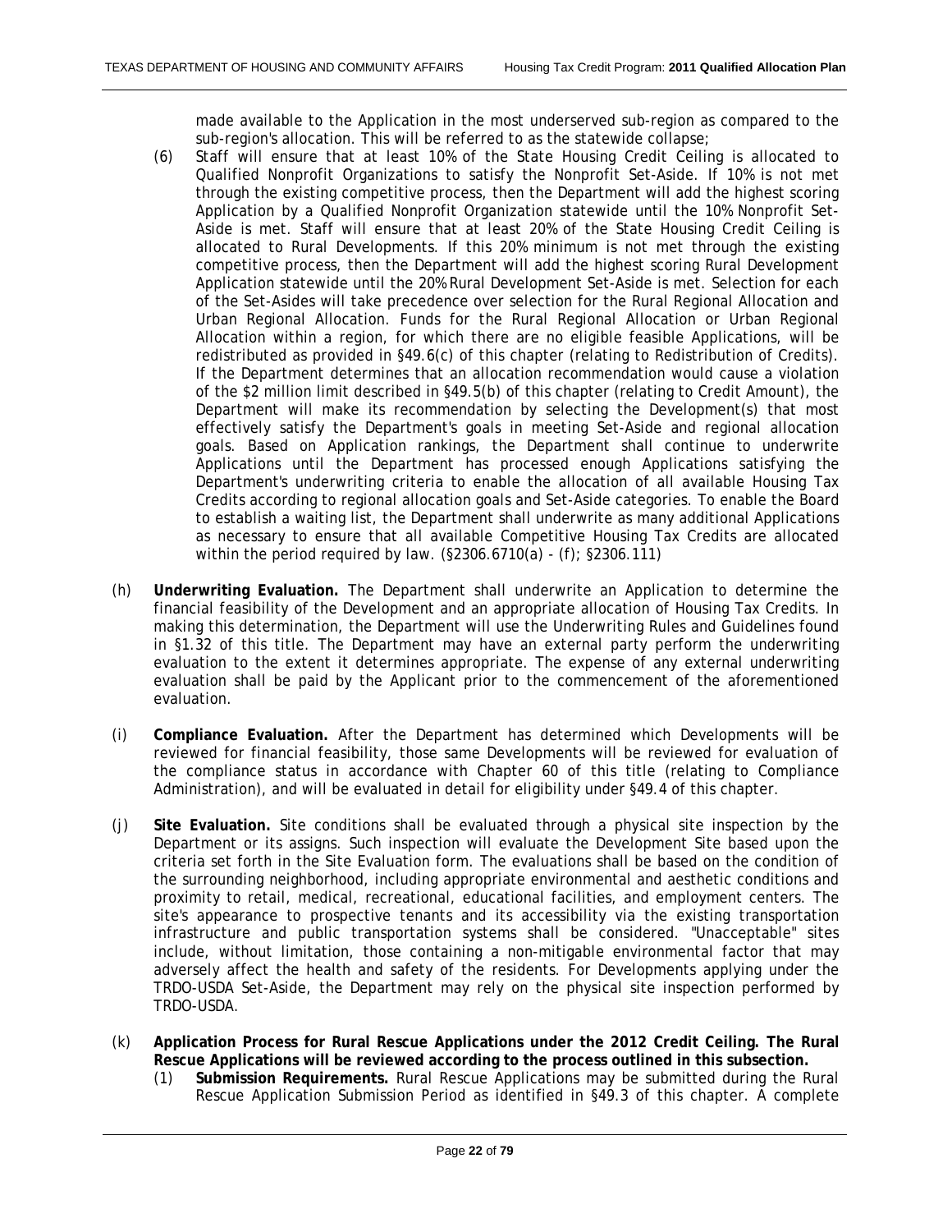made available to the Application in the most underserved sub-region as compared to the sub-region's allocation. This will be referred to as the statewide collapse;

(6) Staff will ensure that at least 10% of the State Housing Credit Ceiling is allocated to Qualified Nonprofit Organizations to satisfy the Nonprofit Set-Aside. If 10% is not met through the existing competitive process, then the Department will add the highest scoring Application by a Qualified Nonprofit Organization statewide until the 10% Nonprofit Set-Aside is met. Staff will ensure that at least 20% of the State Housing Credit Ceiling is allocated to Rural Developments. If this 20% minimum is not met through the existing competitive process, then the Department will add the highest scoring Rural Development Application statewide until the 20% Rural Development Set-Aside is met. Selection for each of the Set-Asides will take precedence over selection for the Rural Regional Allocation and Urban Regional Allocation. Funds for the Rural Regional Allocation or Urban Regional Allocation within a region, for which there are no eligible feasible Applications, will be redistributed as provided in §49.6(c) of this chapter (relating to Redistribution of Credits). If the Department determines that an allocation recommendation would cause a violation of the $2 million limit described in §49.5(b) of this chapter (relating to Credit Amount), the Department will make its recommendation by selecting the Development(s) that most effectively satisfy the Department's goals in meeting Set-Aside and regional allocation goals. Based on Application rankings, the Department shall continue to underwrite Applications until the Department has processed enough Applications satisfying the Department's underwriting criteria to enable the allocation of all available Housing Tax Credits according to regional allocation goals and Set-Aside categories. To enable the Board to establish a waiting list, the Department shall underwrite as many additional Applications as necessary to ensure that all available Competitive Housing Tax Credits are allocated within the period required by law. (§2306.6710(a) - (f); §2306.111)

(h) **Underwriting Evaluation.** The Department shall underwrite an Application to determine the financial feasibility of the Development and an appropriate allocation of Housing Tax Credits. In making this determination, the Department will use the Underwriting Rules and Guidelines found in §1.32 of this title. The Department may have an external party perform the underwriting evaluation to the extent it determines appropriate. The expense of any external underwriting evaluation shall be paid by the Applicant prior to the commencement of the aforementioned evaluation.

(i) **Compliance Evaluation.** After the Department has determined which Developments will be reviewed for financial feasibility, those same Developments will be reviewed for evaluation of the compliance status in accordance with Chapter 60 of this title (relating to Compliance Administration), and will be evaluated in detail for eligibility under §49.4 of this chapter.

(j) **Site Evaluation.** Site conditions shall be evaluated through a physical site inspection by the Department or its assigns. Such inspection will evaluate the Development Site based upon the criteria set forth in the Site Evaluation form. The evaluations shall be based on the condition of the surrounding neighborhood, including appropriate environmental and aesthetic conditions and proximity to retail, medical, recreational, educational facilities, and employment centers. The site's appearance to prospective tenants and its accessibility via the existing transportation infrastructure and public transportation systems shall be considered. "Unacceptable" sites include, without limitation, those containing a non-mitigable environmental factor that may adversely affect the health and safety of the residents. For Developments applying under the TRDO-USDA Set-Aside, the Department may rely on the physical site inspection performed by TRDO-USDA.

(k) **Application Process for Rural Rescue Applications under the 2012 Credit Ceiling. The Rural Rescue Applications will be reviewed according to the process outlined in this subsection.**

(1) **Submission Requirements.** Rural Rescue Applications may be submitted during the Rural Rescue Application Submission Period as identified in §49.3 of this chapter. A complete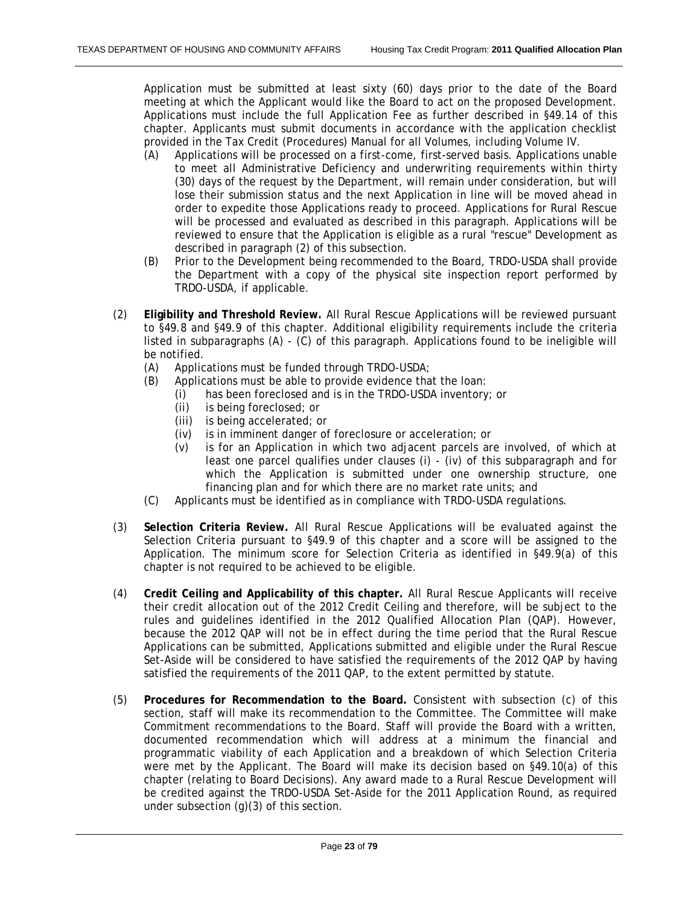Application must be submitted at least sixty (60) days prior to the date of the Board meeting at which the Applicant would like the Board to act on the proposed Development. Applications must include the full Application Fee as further described in §49.14 of this chapter. Applicants must submit documents in accordance with the application checklist provided in the Tax Credit (Procedures) Manual for all Volumes, including Volume IV.

- (A) Applications will be processed on a first-come, first-served basis. Applications unable to meet all Administrative Deficiency and underwriting requirements within thirty (30) days of the request by the Department, will remain under consideration, but will lose their submission status and the next Application in line will be moved ahead in order to expedite those Applications ready to proceed. Applications for Rural Rescue will be processed and evaluated as described in this paragraph. Applications will be reviewed to ensure that the Application is eligible as a rural "rescue" Development as described in paragraph (2) of this subsection.
- (B) Prior to the Development being recommended to the Board, TRDO-USDA shall provide the Department with a copy of the physical site inspection report performed by TRDO-USDA, if applicable.

(2) **Eligibility and Threshold Review.** All Rural Rescue Applications will be reviewed pursuant to §49.8 and §49.9 of this chapter. Additional eligibility requirements include the criteria listed in subparagraphs (A) - (C) of this paragraph. Applications found to be ineligible will be notified.

- (A) Applications must be funded through TRDO-USDA;
- (B) Applications must be able to provide evidence that the loan:
  - (i) has been foreclosed and is in the TRDO-USDA inventory; or
  - (ii) is being foreclosed; or
  - (iii) is being accelerated; or
  - (iv) is in imminent danger of foreclosure or acceleration; or
  - (v) is for an Application in which two adjacent parcels are involved, of which at least one parcel qualifies under clauses (i) - (iv) of this subparagraph and for which the Application is submitted under one ownership structure, one financing plan and for which there are no market rate units; and
- (C) Applicants must be identified as in compliance with TRDO-USDA regulations.

(3) **Selection Criteria Review.** All Rural Rescue Applications will be evaluated against the Selection Criteria pursuant to §49.9 of this chapter and a score will be assigned to the Application. The minimum score for Selection Criteria as identified in §49.9(a) of this chapter is not required to be achieved to be eligible.

(4) **Credit Ceiling and Applicability of this chapter.** All Rural Rescue Applicants will receive their credit allocation out of the 2012 Credit Ceiling and therefore, will be subject to the rules and guidelines identified in the 2012 Qualified Allocation Plan (QAP). However, because the 2012 QAP will not be in effect during the time period that the Rural Rescue Applications can be submitted, Applications submitted and eligible under the Rural Rescue Set-Aside will be considered to have satisfied the requirements of the 2012 QAP by having satisfied the requirements of the 2011 QAP, to the extent permitted by statute.

(5) **Procedures for Recommendation to the Board.** Consistent with subsection (c) of this section, staff will make its recommendation to the Committee. The Committee will make Commitment recommendations to the Board. Staff will provide the Board with a written, documented recommendation which will address at a minimum the financial and programmatic viability of each Application and a breakdown of which Selection Criteria were met by the Applicant. The Board will make its decision based on §49.10(a) of this chapter (relating to Board Decisions). Any award made to a Rural Rescue Development will be credited against the TRDO-USDA Set-Aside for the 2011 Application Round, as required under subsection (g)(3) of this section.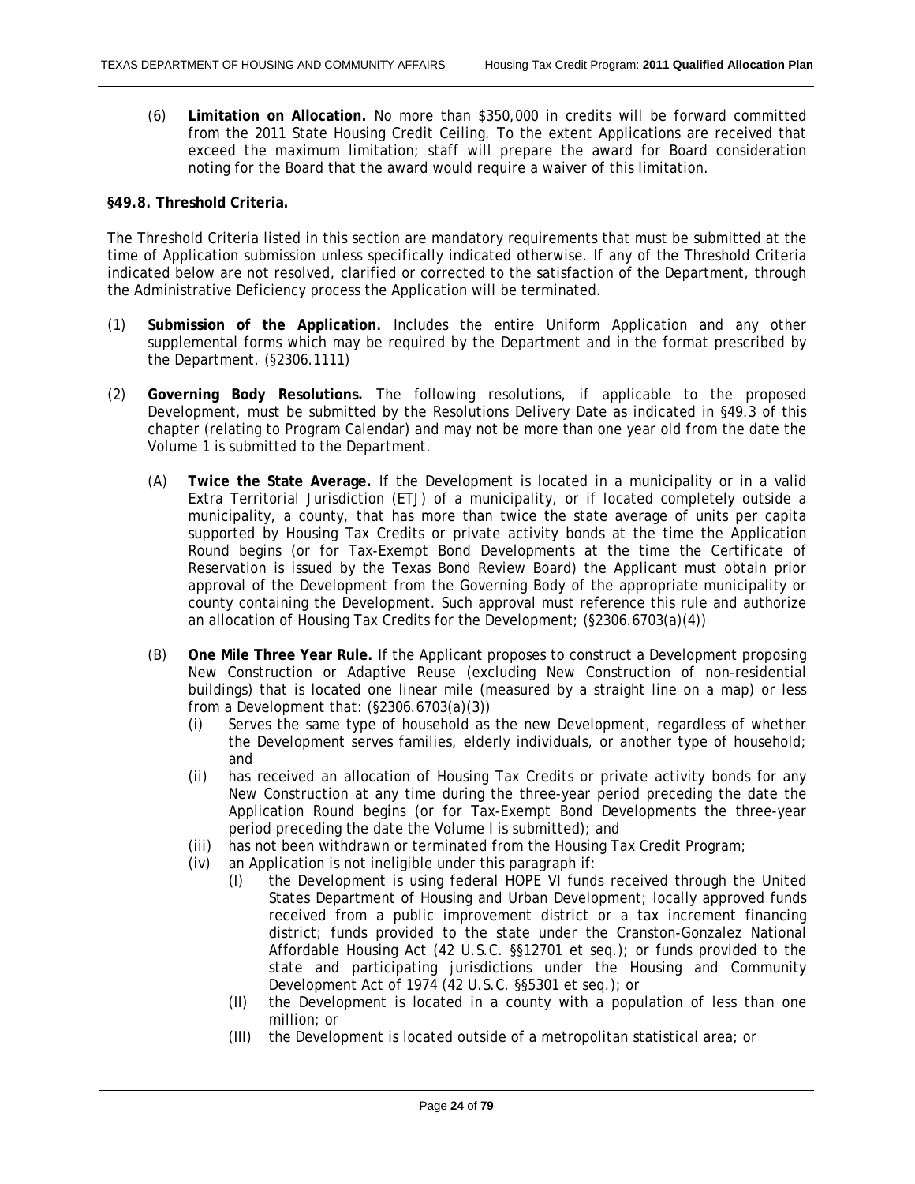(6) **Limitation on Allocation.** No more than $350,000 in credits will be forward committed from the 2011 State Housing Credit Ceiling. To the extent Applications are received that exceed the maximum limitation; staff will prepare the award for Board consideration noting for the Board that the award would require a waiver of this limitation.

**§49.8. Threshold Criteria.**

The Threshold Criteria listed in this section are mandatory requirements that must be submitted at the time of Application submission unless specifically indicated otherwise. If any of the Threshold Criteria indicated below are not resolved, clarified or corrected to the satisfaction of the Department, through the Administrative Deficiency process the Application will be terminated.

(1) **Submission of the Application.** Includes the entire Uniform Application and any other supplemental forms which may be required by the Department and in the format prescribed by the Department. (§2306.1111)

(2) **Governing Body Resolutions.** The following resolutions, if applicable to the proposed Development, must be submitted by the Resolutions Delivery Date as indicated in §49.3 of this chapter (relating to Program Calendar) and may not be more than one year old from the date the Volume 1 is submitted to the Department.

   (A) **Twice the State Average.** If the Development is located in a municipality or in a valid Extra Territorial Jurisdiction (ETJ) of a municipality, or if located completely outside a municipality, a county, that has more than twice the state average of units per capita supported by Housing Tax Credits or private activity bonds at the time the Application Round begins (or for Tax-Exempt Bond Developments at the time the Certificate of Reservation is issued by the Texas Bond Review Board) the Applicant must obtain prior approval of the Development from the Governing Body of the appropriate municipality or county containing the Development. Such approval must reference this rule and authorize an allocation of Housing Tax Credits for the Development; (§2306.6703(a)(4))

   (B) **One Mile Three Year Rule.** If the Applicant proposes to construct a Development proposing New Construction or Adaptive Reuse (excluding New Construction of non-residential buildings) that is located one linear mile (measured by a straight line on a map) or less from a Development that: (§2306.6703(a)(3))

      (i) Serves the same type of household as the new Development, regardless of whether the Development serves families, elderly individuals, or another type of household; and

      (ii) has received an allocation of Housing Tax Credits or private activity bonds for any New Construction at any time during the three-year period preceding the date the Application Round begins (or for Tax-Exempt Bond Developments the three-year period preceding the date the Volume I is submitted); and

      (iii) has not been withdrawn or terminated from the Housing Tax Credit Program;

      (iv) an Application is not ineligible under this paragraph if:

         (I) the Development is using federal HOPE VI funds received through the United States Department of Housing and Urban Development; locally approved funds received from a public improvement district or a tax increment financing district; funds provided to the state under the Cranston-Gonzalez National Affordable Housing Act (42 U.S.C. §§12701 et seq.); or funds provided to the state and participating jurisdictions under the Housing and Community Development Act of 1974 (42 U.S.C. §§5301 et seq.); or

         (II) the Development is located in a county with a population of less than one million; or

         (III) the Development is located outside of a metropolitan statistical area; or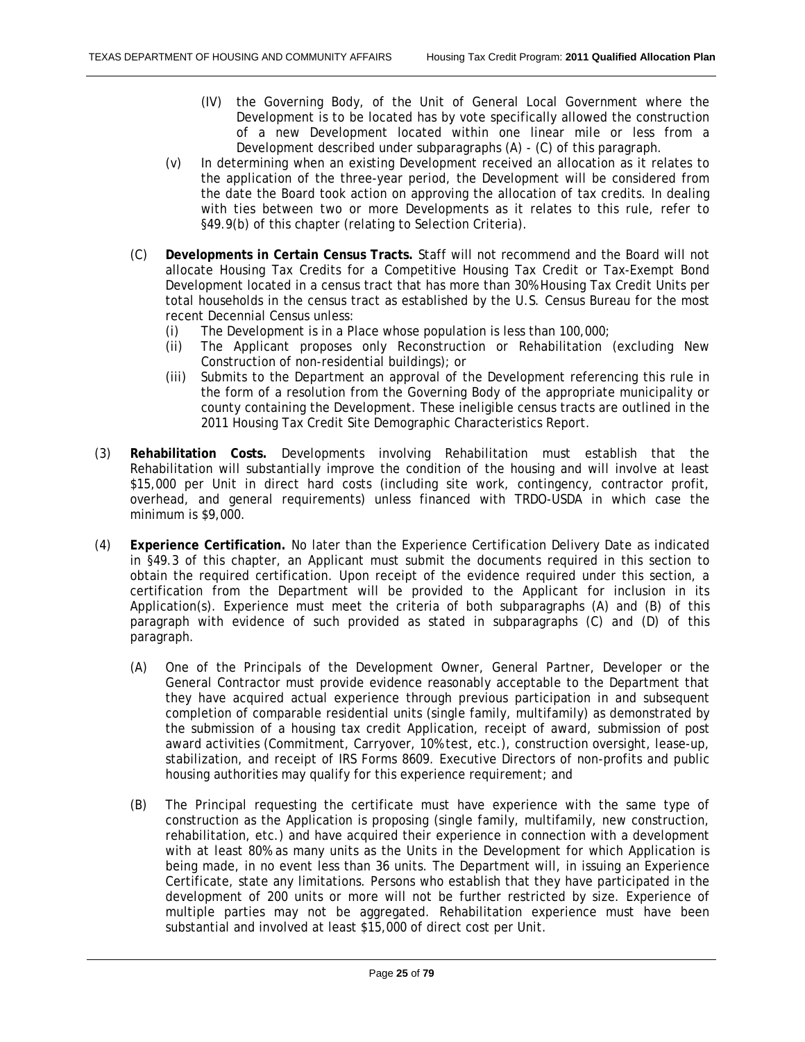(IV) the Governing Body, of the Unit of General Local Government where the Development is to be located has by vote specifically allowed the construction of a new Development located within one linear mile or less from a Development described under subparagraphs (A) - (C) of this paragraph.

(v) In determining when an existing Development received an allocation as it relates to the application of the three-year period, the Development will be considered from the date the Board took action on approving the allocation of tax credits. In dealing with ties between two or more Developments as it relates to this rule, refer to §49.9(b) of this chapter (relating to Selection Criteria).

(C) **Developments in Certain Census Tracts.** Staff will not recommend and the Board will not allocate Housing Tax Credits for a Competitive Housing Tax Credit or Tax-Exempt Bond Development located in a census tract that has more than 30% Housing Tax Credit Units per total households in the census tract as established by the U.S. Census Bureau for the most recent Decennial Census unless:

(i) The Development is in a Place whose population is less than 100,000;

(ii) The Applicant proposes only Reconstruction or Rehabilitation (excluding New Construction of non-residential buildings); or

(iii) Submits to the Department an approval of the Development referencing this rule in the form of a resolution from the Governing Body of the appropriate municipality or county containing the Development. These ineligible census tracts are outlined in the 2011 Housing Tax Credit Site Demographic Characteristics Report.

(3) **Rehabilitation Costs.** Developments involving Rehabilitation must establish that the Rehabilitation will substantially improve the condition of the housing and will involve at least $15,000 per Unit in direct hard costs (including site work, contingency, contractor profit, overhead, and general requirements) unless financed with TRDO-USDA in which case the minimum is $9,000.

(4) **Experience Certification.** No later than the Experience Certification Delivery Date as indicated in §49.3 of this chapter, an Applicant must submit the documents required in this section to obtain the required certification. Upon receipt of the evidence required under this section, a certification from the Department will be provided to the Applicant for inclusion in its Application(s). Experience must meet the criteria of both subparagraphs (A) and (B) of this paragraph with evidence of such provided as stated in subparagraphs (C) and (D) of this paragraph.

(A) One of the Principals of the Development Owner, General Partner, Developer or the General Contractor must provide evidence reasonably acceptable to the Department that they have acquired actual experience through previous participation in and subsequent completion of comparable residential units (single family, multifamily) as demonstrated by the submission of a housing tax credit Application, receipt of award, submission of post award activities (Commitment, Carryover, 10% test, etc.), construction oversight, lease-up, stabilization, and receipt of IRS Forms 8609. Executive Directors of non-profits and public housing authorities may qualify for this experience requirement; and

(B) The Principal requesting the certificate must have experience with the same type of construction as the Application is proposing (single family, multifamily, new construction, rehabilitation, etc.) and have acquired their experience in connection with a development with at least 80% as many units as the Units in the Development for which Application is being made, in no event less than 36 units. The Department will, in issuing an Experience Certificate, state any limitations. Persons who establish that they have participated in the development of 200 units or more will not be further restricted by size. Experience of multiple parties may not be aggregated. Rehabilitation experience must have been substantial and involved at least $15,000 of direct cost per Unit.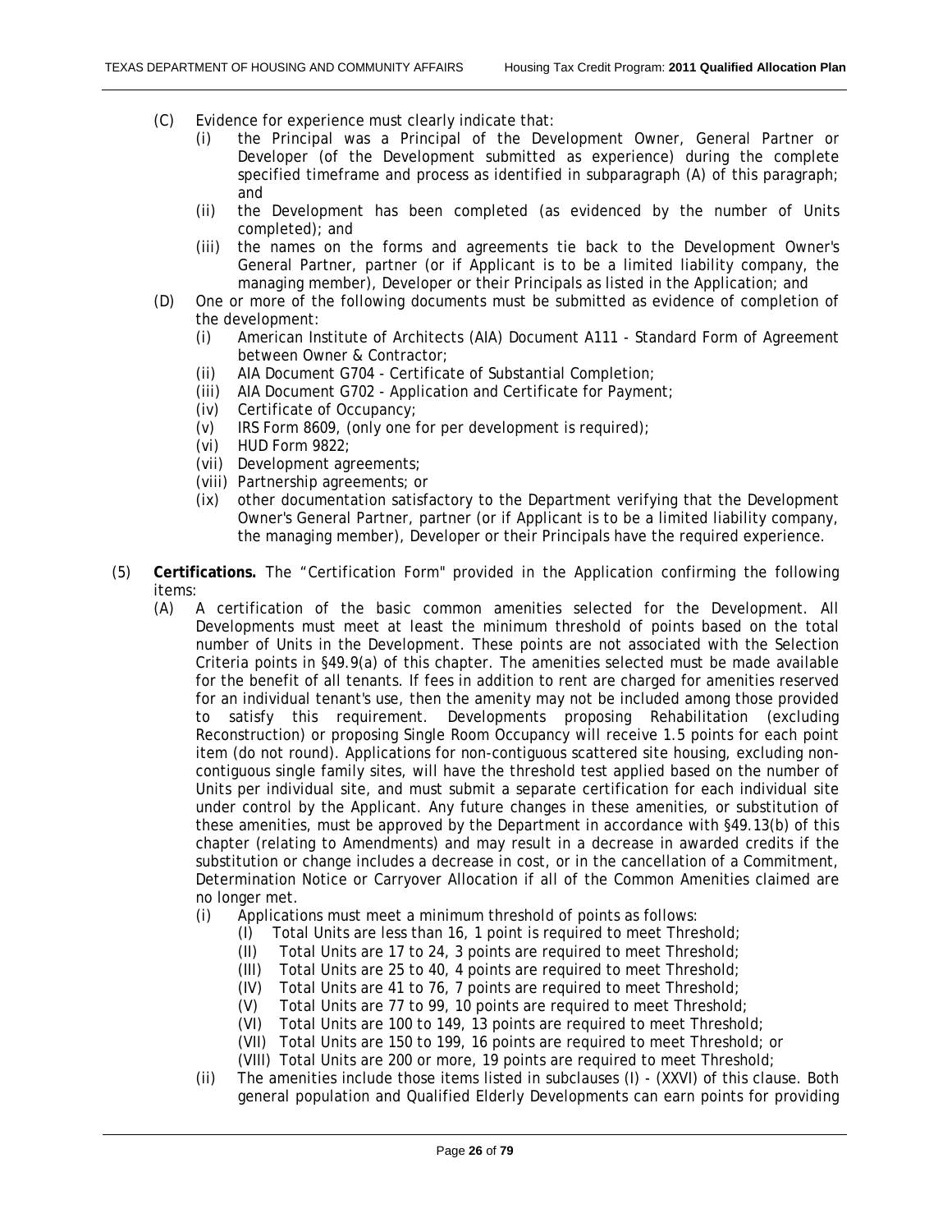- (C) Evidence for experience must clearly indicate that:
  - (i) the Principal was a Principal of the Development Owner, General Partner or Developer (of the Development submitted as experience) during the complete specified timeframe and process as identified in subparagraph (A) of this paragraph; and
  - (ii) the Development has been completed (as evidenced by the number of Units completed); and
  - (iii) the names on the forms and agreements tie back to the Development Owner's General Partner, partner (or if Applicant is to be a limited liability company, the managing member), Developer or their Principals as listed in the Application; and
- (D) One or more of the following documents must be submitted as evidence of completion of the development:
  - (i) American Institute of Architects (AIA) Document A111 - Standard Form of Agreement between Owner & Contractor;
  - (ii) AIA Document G704 - Certificate of Substantial Completion;
  - (iii) AIA Document G702 - Application and Certificate for Payment;
  - (iv) Certificate of Occupancy;
  - (v) IRS Form 8609, (only one for per development is required);
  - (vi) HUD Form 9822;
  - (vii) Development agreements;
  - (viii) Partnership agreements; or
  - (ix) other documentation satisfactory to the Department verifying that the Development Owner's General Partner, partner (or if Applicant is to be a limited liability company, the managing member), Developer or their Principals have the required experience.

(5) **Certifications.** The "Certification Form" provided in the Application confirming the following items:

- (A) A certification of the basic common amenities selected for the Development. All Developments must meet at least the minimum threshold of points based on the total number of Units in the Development. These points are not associated with the Selection Criteria points in §49.9(a) of this chapter. The amenities selected must be made available for the benefit of all tenants. If fees in addition to rent are charged for amenities reserved for an individual tenant's use, then the amenity may not be included among those provided to satisfy this requirement. Developments proposing Rehabilitation (excluding Reconstruction) or proposing Single Room Occupancy will receive 1.5 points for each point item (do not round). Applications for non-contiguous scattered site housing, excluding non-contiguous single family sites, will have the threshold test applied based on the number of Units per individual site, and must submit a separate certification for each individual site under control by the Applicant. Any future changes in these amenities, or substitution of these amenities, must be approved by the Department in accordance with §49.13(b) of this chapter (relating to Amendments) and may result in a decrease in awarded credits if the substitution or change includes a decrease in cost, or in the cancellation of a Commitment, Determination Notice or Carryover Allocation if all of the Common Amenities claimed are no longer met.
  - (i) Applications must meet a minimum threshold of points as follows:
    - (I) Total Units are less than 16, 1 point is required to meet Threshold;
    - (II) Total Units are 17 to 24, 3 points are required to meet Threshold;
    - (III) Total Units are 25 to 40, 4 points are required to meet Threshold;
    - (IV) Total Units are 41 to 76, 7 points are required to meet Threshold;
    - (V) Total Units are 77 to 99, 10 points are required to meet Threshold;
    - (VI) Total Units are 100 to 149, 13 points are required to meet Threshold;
    - (VII) Total Units are 150 to 199, 16 points are required to meet Threshold; or
    - (VIII) Total Units are 200 or more, 19 points are required to meet Threshold;
  - (ii) The amenities include those items listed in subclauses (I) - (XXVI) of this clause. Both general population and Qualified Elderly Developments can earn points for providing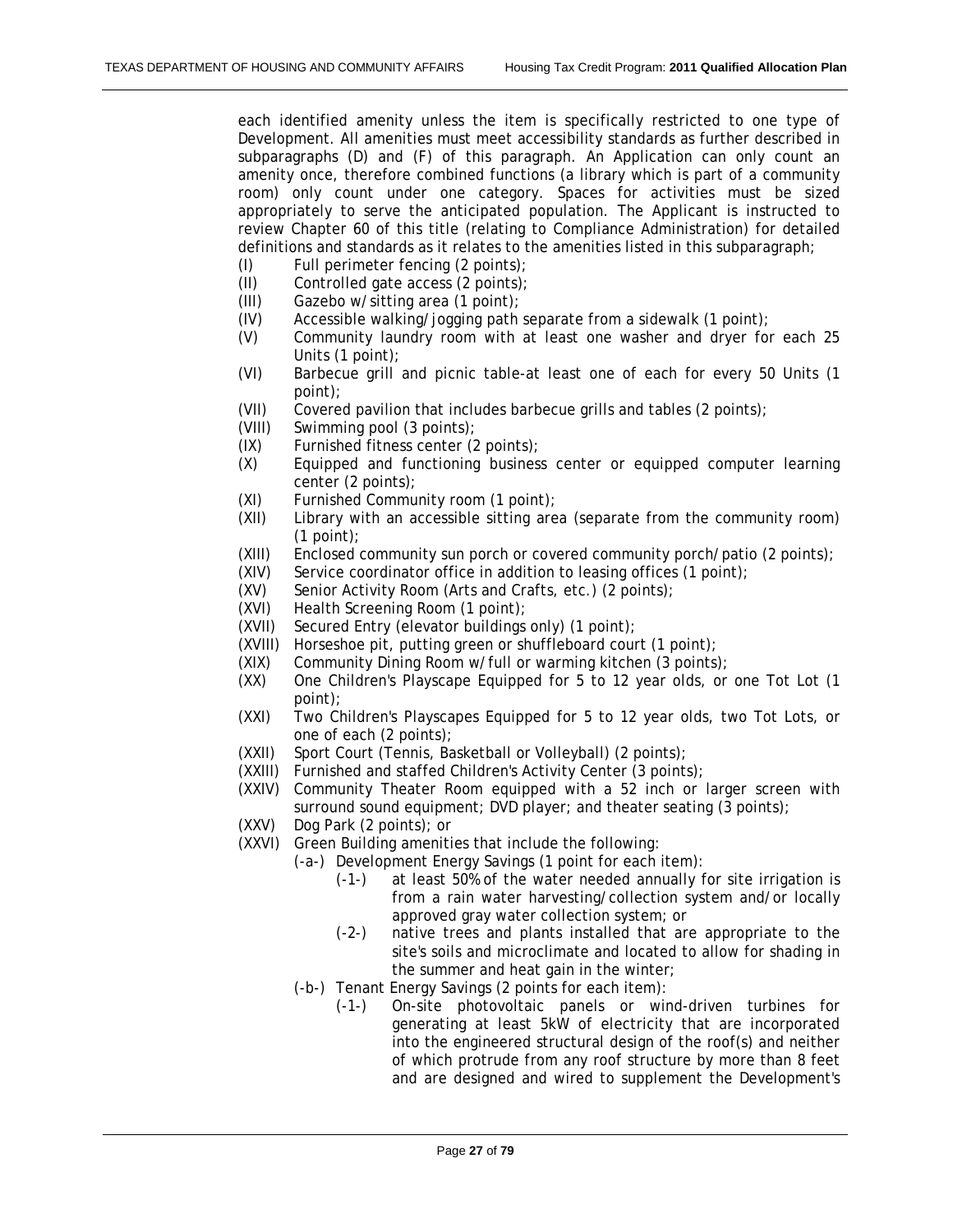each identified amenity unless the item is specifically restricted to one type of Development. All amenities must meet accessibility standards as further described in subparagraphs (D) and (F) of this paragraph. An Application can only count an amenity once, therefore combined functions (a library which is part of a community room) only count under one category. Spaces for activities must be sized appropriately to serve the anticipated population. The Applicant is instructed to review Chapter 60 of this title (relating to Compliance Administration) for detailed definitions and standards as it relates to the amenities listed in this subparagraph;

(I) Full perimeter fencing (2 points);

(II) Controlled gate access (2 points);

(III) Gazebo w/sitting area (1 point);

(IV) Accessible walking/jogging path separate from a sidewalk (1 point);

(V) Community laundry room with at least one washer and dryer for each 25 Units (1 point);

(VI) Barbecue grill and picnic table-at least one of each for every 50 Units (1 point);

(VII) Covered pavilion that includes barbecue grills and tables (2 points);

(VIII) Swimming pool (3 points);

(IX) Furnished fitness center (2 points);

(X) Equipped and functioning business center or equipped computer learning center (2 points);

(XI) Furnished Community room (1 point);

(XII) Library with an accessible sitting area (separate from the community room) (1 point);

(XIII) Enclosed community sun porch or covered community porch/patio (2 points);

(XIV) Service coordinator office in addition to leasing offices (1 point);

(XV) Senior Activity Room (Arts and Crafts, etc.) (2 points);

(XVI) Health Screening Room (1 point);

(XVII) Secured Entry (elevator buildings only) (1 point);

(XVIII) Horseshoe pit, putting green or shuffleboard court (1 point);

(XIX) Community Dining Room w/full or warming kitchen (3 points);

(XX) One Children's Playscape Equipped for 5 to 12 year olds, or one Tot Lot (1 point);

(XXI) Two Children's Playscapes Equipped for 5 to 12 year olds, two Tot Lots, or one of each (2 points);

(XXII) Sport Court (Tennis, Basketball or Volleyball) (2 points);

(XXIII) Furnished and staffed Children's Activity Center (3 points);

(XXIV) Community Theater Room equipped with a 52 inch or larger screen with surround sound equipment; DVD player; and theater seating (3 points);

(XXV) Dog Park (2 points); or

(XXVI) Green Building amenities that include the following:

(-a-) Development Energy Savings (1 point for each item):

(-1-) at least 50% of the water needed annually for site irrigation is from a rain water harvesting/collection system and/or locally approved gray water collection system; or

(-2-) native trees and plants installed that are appropriate to the site's soils and microclimate and located to allow for shading in the summer and heat gain in the winter;

(-b-) Tenant Energy Savings (2 points for each item):

(-1-) On-site photovoltaic panels or wind-driven turbines for generating at least 5kW of electricity that are incorporated into the engineered structural design of the roof(s) and neither of which protrude from any roof structure by more than 8 feet and are designed and wired to supplement the Development's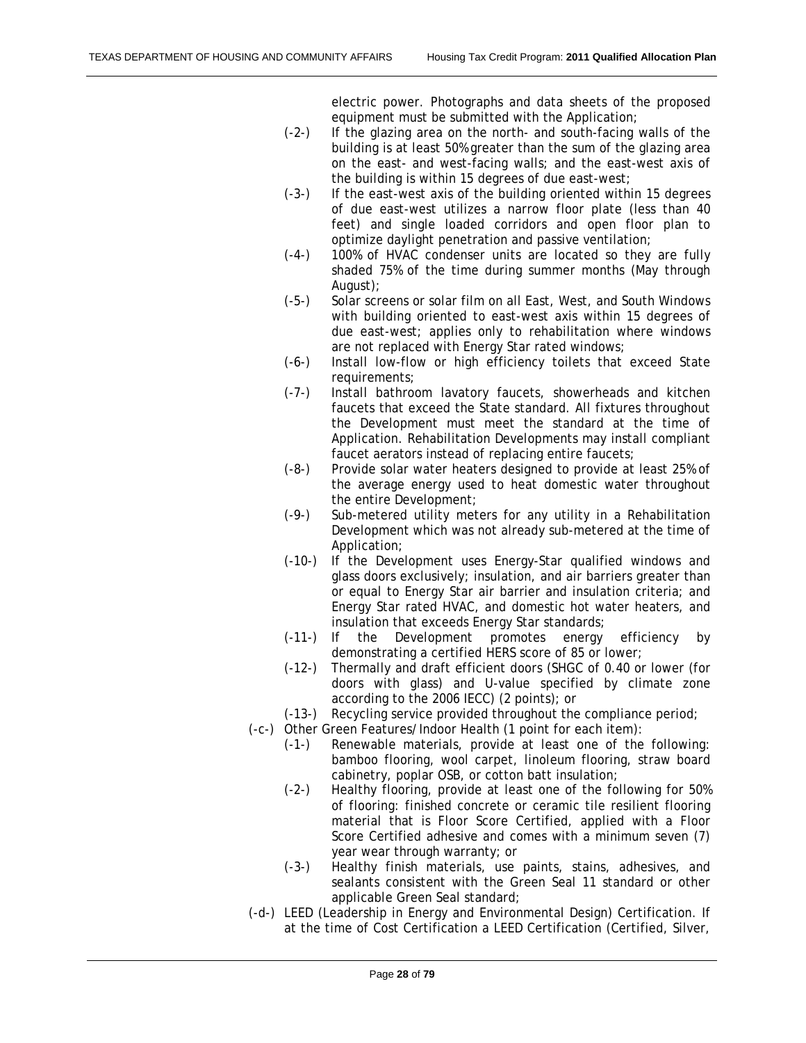electric power. Photographs and data sheets of the proposed equipment must be submitted with the Application;

- (-2-) If the glazing area on the north- and south-facing walls of the building is at least 50% greater than the sum of the glazing area on the east- and west-facing walls; and the east-west axis of the building is within 15 degrees of due east-west;
- (-3-) If the east-west axis of the building oriented within 15 degrees of due east-west utilizes a narrow floor plate (less than 40 feet) and single loaded corridors and open floor plan to optimize daylight penetration and passive ventilation;
- (-4-) 100% of HVAC condenser units are located so they are fully shaded 75% of the time during summer months (May through August);
- (-5-) Solar screens or solar film on all East, West, and South Windows with building oriented to east-west axis within 15 degrees of due east-west; applies only to rehabilitation where windows are not replaced with Energy Star rated windows;
- (-6-) Install low-flow or high efficiency toilets that exceed State requirements;
- (-7-) Install bathroom lavatory faucets, showerheads and kitchen faucets that exceed the State standard. All fixtures throughout the Development must meet the standard at the time of Application. Rehabilitation Developments may install compliant faucet aerators instead of replacing entire faucets;
- (-8-) Provide solar water heaters designed to provide at least 25% of the average energy used to heat domestic water throughout the entire Development;
- (-9-) Sub-metered utility meters for any utility in a Rehabilitation Development which was not already sub-metered at the time of Application;
- (-10-) If the Development uses Energy-Star qualified windows and glass doors exclusively; insulation, and air barriers greater than or equal to Energy Star air barrier and insulation criteria; and Energy Star rated HVAC, and domestic hot water heaters, and insulation that exceeds Energy Star standards;
- (-11-) If the Development promotes energy efficiency by demonstrating a certified HERS score of 85 or lower;
- (-12-) Thermally and draft efficient doors (SHGC of 0.40 or lower (for doors with glass) and U-value specified by climate zone according to the 2006 IECC) (2 points); or
- (-13-) Recycling service provided throughout the compliance period;

(-c-) Other Green Features/Indoor Health (1 point for each item):

- (-1-) Renewable materials, provide at least one of the following: bamboo flooring, wool carpet, linoleum flooring, straw board cabinetry, poplar OSB, or cotton batt insulation;
- (-2-) Healthy flooring, provide at least one of the following for 50% of flooring: finished concrete or ceramic tile resilient flooring material that is Floor Score Certified, applied with a Floor Score Certified adhesive and comes with a minimum seven (7) year wear through warranty; or
- (-3-) Healthy finish materials, use paints, stains, adhesives, and sealants consistent with the Green Seal 11 standard or other applicable Green Seal standard;

(-d-) LEED (Leadership in Energy and Environmental Design) Certification. If at the time of Cost Certification a LEED Certification (Certified, Silver,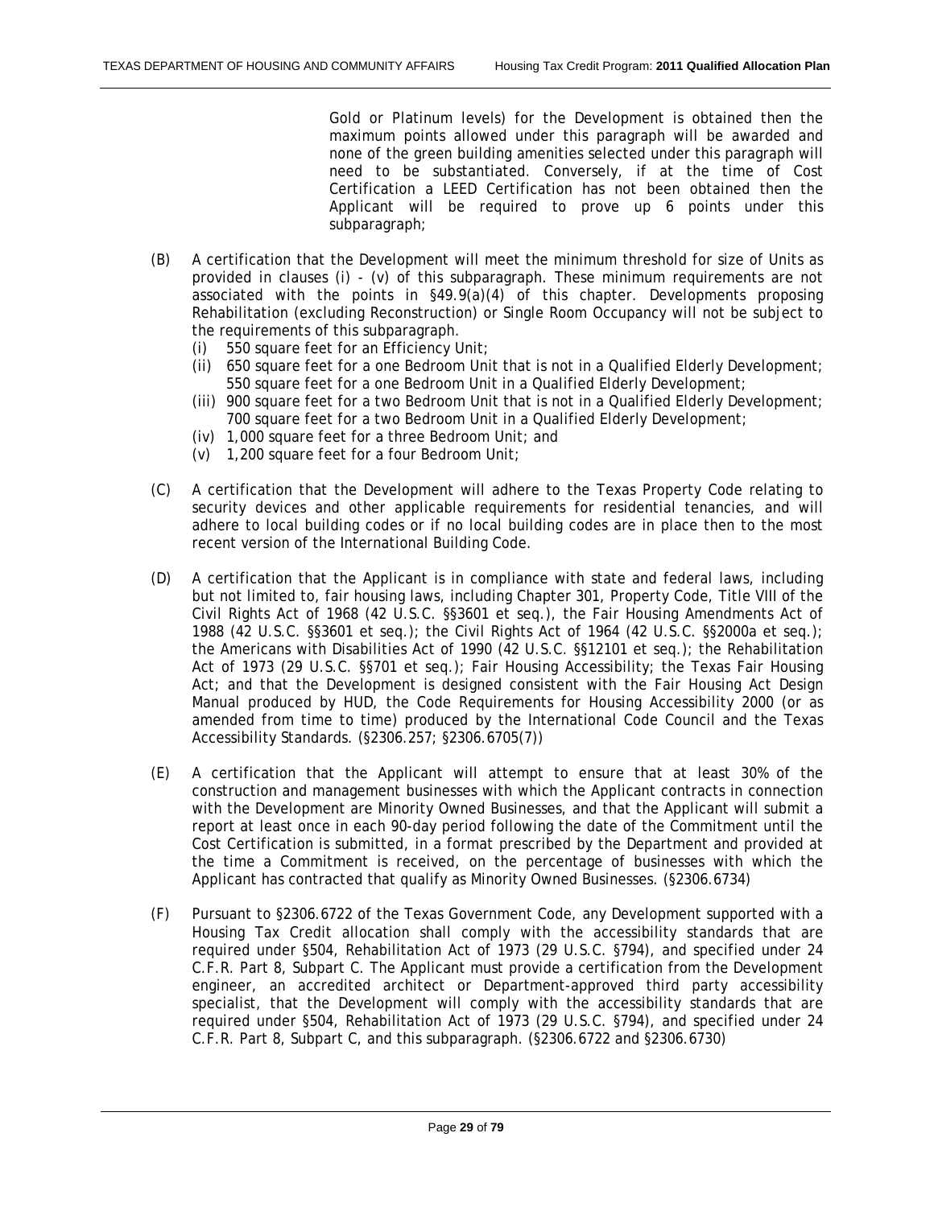Gold or Platinum levels) for the Development is obtained then the maximum points allowed under this paragraph will be awarded and none of the green building amenities selected under this paragraph will need to be substantiated. Conversely, if at the time of Cost Certification a LEED Certification has not been obtained then the Applicant will be required to prove up 6 points under this subparagraph;

(B) A certification that the Development will meet the minimum threshold for size of Units as provided in clauses (i) - (v) of this subparagraph. These minimum requirements are not associated with the points in §49.9(a)(4) of this chapter. Developments proposing Rehabilitation (excluding Reconstruction) or Single Room Occupancy will not be subject to the requirements of this subparagraph.

- (i) 550 square feet for an Efficiency Unit;
- (ii) 650 square feet for a one Bedroom Unit that is not in a Qualified Elderly Development; 550 square feet for a one Bedroom Unit in a Qualified Elderly Development;
- (iii) 900 square feet for a two Bedroom Unit that is not in a Qualified Elderly Development; 700 square feet for a two Bedroom Unit in a Qualified Elderly Development;
- (iv) 1,000 square feet for a three Bedroom Unit; and
- (v) 1,200 square feet for a four Bedroom Unit;

(C) A certification that the Development will adhere to the Texas Property Code relating to security devices and other applicable requirements for residential tenancies, and will adhere to local building codes or if no local building codes are in place then to the most recent version of the International Building Code.

(D) A certification that the Applicant is in compliance with state and federal laws, including but not limited to, fair housing laws, including Chapter 301, Property Code, Title VIII of the Civil Rights Act of 1968 (42 U.S.C. §§3601 et seq.), the Fair Housing Amendments Act of 1988 (42 U.S.C. §§3601 et seq.); the Civil Rights Act of 1964 (42 U.S.C. §§2000a et seq.); the Americans with Disabilities Act of 1990 (42 U.S.C. §§12101 et seq.); the Rehabilitation Act of 1973 (29 U.S.C. §§701 et seq.); Fair Housing Accessibility; the Texas Fair Housing Act; and that the Development is designed consistent with the Fair Housing Act Design Manual produced by HUD, the Code Requirements for Housing Accessibility 2000 (or as amended from time to time) produced by the International Code Council and the Texas Accessibility Standards. (§2306.257; §2306.6705(7))

(E) A certification that the Applicant will attempt to ensure that at least 30% of the construction and management businesses with which the Applicant contracts in connection with the Development are Minority Owned Businesses, and that the Applicant will submit a report at least once in each 90-day period following the date of the Commitment until the Cost Certification is submitted, in a format prescribed by the Department and provided at the time a Commitment is received, on the percentage of businesses with which the Applicant has contracted that qualify as Minority Owned Businesses. (§2306.6734)

(F) Pursuant to §2306.6722 of the Texas Government Code, any Development supported with a Housing Tax Credit allocation shall comply with the accessibility standards that are required under §504, Rehabilitation Act of 1973 (29 U.S.C. §794), and specified under 24 C.F.R. Part 8, Subpart C. The Applicant must provide a certification from the Development engineer, an accredited architect or Department-approved third party accessibility specialist, that the Development will comply with the accessibility standards that are required under §504, Rehabilitation Act of 1973 (29 U.S.C. §794), and specified under 24 C.F.R. Part 8, Subpart C, and this subparagraph. (§2306.6722 and §2306.6730)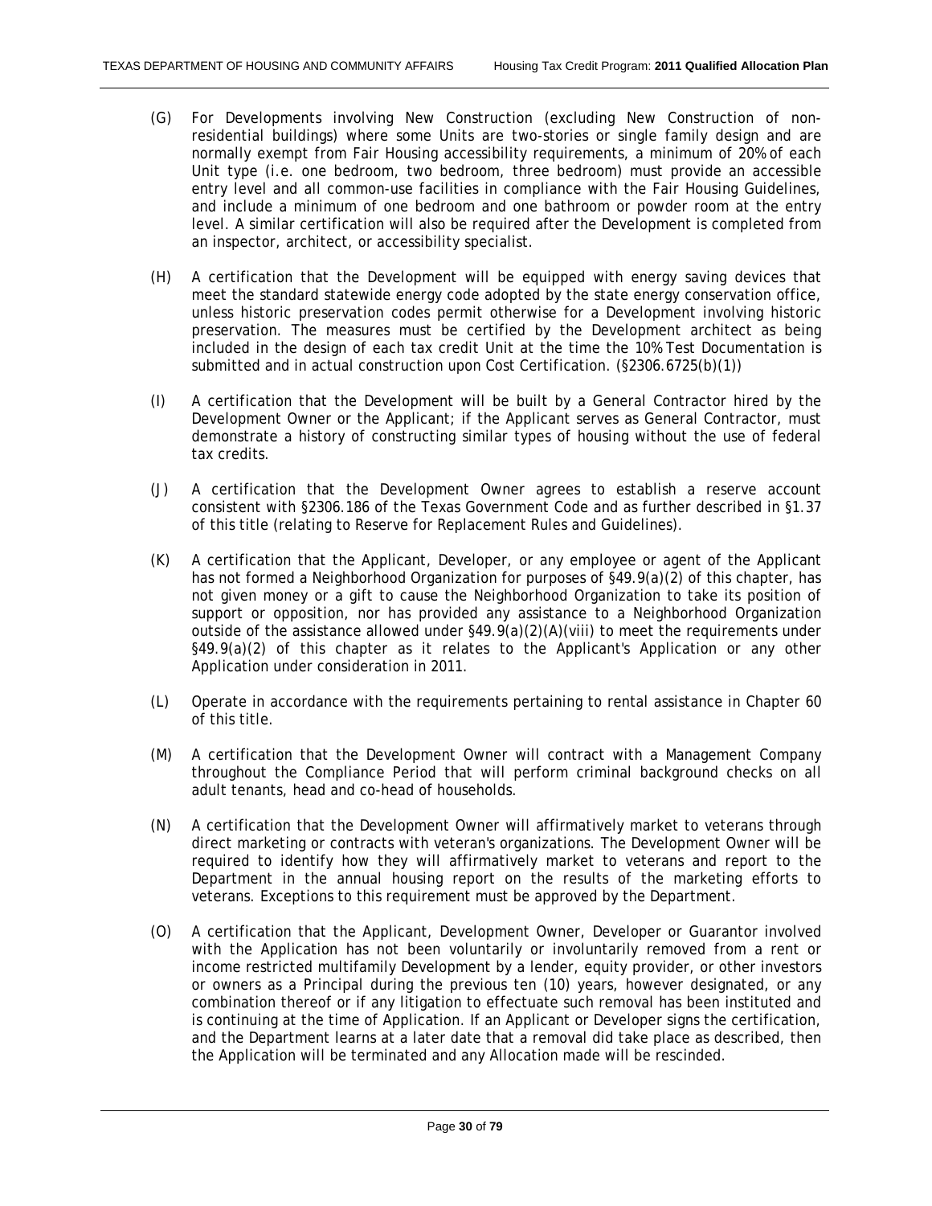(G) For Developments involving New Construction (excluding New Construction of non-residential buildings) where some Units are two-stories or single family design and are normally exempt from Fair Housing accessibility requirements, a minimum of 20% of each Unit type (i.e. one bedroom, two bedroom, three bedroom) must provide an accessible entry level and all common-use facilities in compliance with the Fair Housing Guidelines, and include a minimum of one bedroom and one bathroom or powder room at the entry level. A similar certification will also be required after the Development is completed from an inspector, architect, or accessibility specialist.

(H) A certification that the Development will be equipped with energy saving devices that meet the standard statewide energy code adopted by the state energy conservation office, unless historic preservation codes permit otherwise for a Development involving historic preservation. The measures must be certified by the Development architect as being included in the design of each tax credit Unit at the time the 10% Test Documentation is submitted and in actual construction upon Cost Certification. (§2306.6725(b)(1))

(I) A certification that the Development will be built by a General Contractor hired by the Development Owner or the Applicant; if the Applicant serves as General Contractor, must demonstrate a history of constructing similar types of housing without the use of federal tax credits.

(J) A certification that the Development Owner agrees to establish a reserve account consistent with §2306.186 of the Texas Government Code and as further described in §1.37 of this title (relating to Reserve for Replacement Rules and Guidelines).

(K) A certification that the Applicant, Developer, or any employee or agent of the Applicant has not formed a Neighborhood Organization for purposes of §49.9(a)(2) of this chapter, has not given money or a gift to cause the Neighborhood Organization to take its position of support or opposition, nor has provided any assistance to a Neighborhood Organization outside of the assistance allowed under §49.9(a)(2)(A)(viii) to meet the requirements under §49.9(a)(2) of this chapter as it relates to the Applicant's Application or any other Application under consideration in 2011.

(L) Operate in accordance with the requirements pertaining to rental assistance in Chapter 60 of this title.

(M) A certification that the Development Owner will contract with a Management Company throughout the Compliance Period that will perform criminal background checks on all adult tenants, head and co-head of households.

(N) A certification that the Development Owner will affirmatively market to veterans through direct marketing or contracts with veteran's organizations. The Development Owner will be required to identify how they will affirmatively market to veterans and report to the Department in the annual housing report on the results of the marketing efforts to veterans. Exceptions to this requirement must be approved by the Department.

(O) A certification that the Applicant, Development Owner, Developer or Guarantor involved with the Application has not been voluntarily or involuntarily removed from a rent or income restricted multifamily Development by a lender, equity provider, or other investors or owners as a Principal during the previous ten (10) years, however designated, or any combination thereof or if any litigation to effectuate such removal has been instituted and is continuing at the time of Application. If an Applicant or Developer signs the certification, and the Department learns at a later date that a removal did take place as described, then the Application will be terminated and any Allocation made will be rescinded.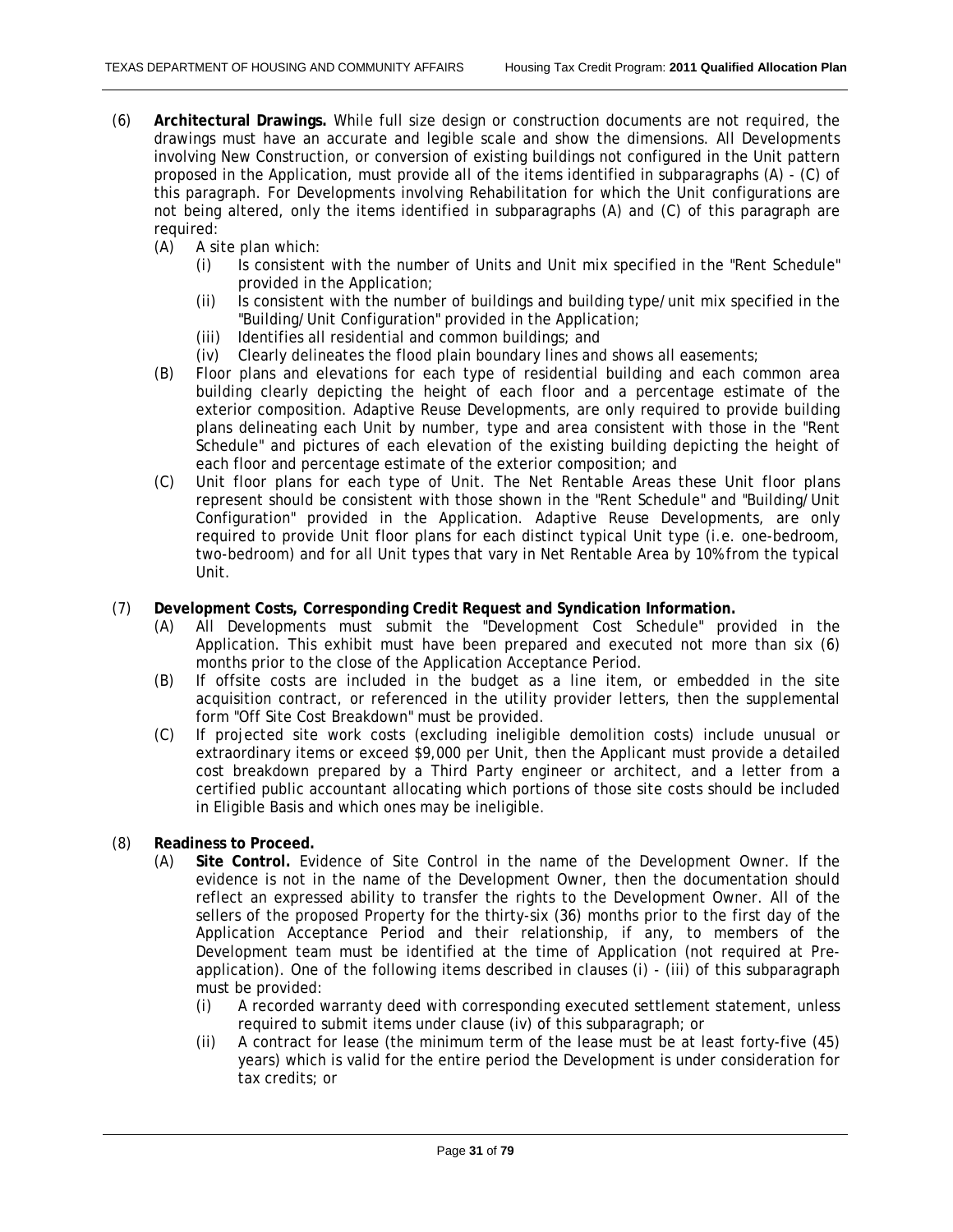(6) **Architectural Drawings.** While full size design or construction documents are not required, the drawings must have an accurate and legible scale and show the dimensions. All Developments involving New Construction, or conversion of existing buildings not configured in the Unit pattern proposed in the Application, must provide all of the items identified in subparagraphs (A) - (C) of this paragraph. For Developments involving Rehabilitation for which the Unit configurations are not being altered, only the items identified in subparagraphs (A) and (C) of this paragraph are required:

   (A) A site plan which:
      (i) Is consistent with the number of Units and Unit mix specified in the "Rent Schedule" provided in the Application;
      (ii) Is consistent with the number of buildings and building type/unit mix specified in the "Building/Unit Configuration" provided in the Application;
      (iii) Identifies all residential and common buildings; and
      (iv) Clearly delineates the flood plain boundary lines and shows all easements;

   (B) Floor plans and elevations for each type of residential building and each common area building clearly depicting the height of each floor and a percentage estimate of the exterior composition. Adaptive Reuse Developments, are only required to provide building plans delineating each Unit by number, type and area consistent with those in the "Rent Schedule" and pictures of each elevation of the existing building depicting the height of each floor and percentage estimate of the exterior composition; and

   (C) Unit floor plans for each type of Unit. The Net Rentable Areas these Unit floor plans represent should be consistent with those shown in the "Rent Schedule" and "Building/Unit Configuration" provided in the Application. Adaptive Reuse Developments, are only required to provide Unit floor plans for each distinct typical Unit type (i.e. one-bedroom, two-bedroom) and for all Unit types that vary in Net Rentable Area by 10% from the typical Unit.

(7) **Development Costs, Corresponding Credit Request and Syndication Information.**

   (A) All Developments must submit the "Development Cost Schedule" provided in the Application. This exhibit must have been prepared and executed not more than six (6) months prior to the close of the Application Acceptance Period.

   (B) If offsite costs are included in the budget as a line item, or embedded in the site acquisition contract, or referenced in the utility provider letters, then the supplemental form "Off Site Cost Breakdown" must be provided.

   (C) If projected site work costs (excluding ineligible demolition costs) include unusual or extraordinary items or exceed $9,000 per Unit, then the Applicant must provide a detailed cost breakdown prepared by a Third Party engineer or architect, and a letter from a certified public accountant allocating which portions of those site costs should be included in Eligible Basis and which ones may be ineligible.

(8) **Readiness to Proceed.**

   (A) **Site Control.** Evidence of Site Control in the name of the Development Owner. If the evidence is not in the name of the Development Owner, then the documentation should reflect an expressed ability to transfer the rights to the Development Owner. All of the sellers of the proposed Property for the thirty-six (36) months prior to the first day of the Application Acceptance Period and their relationship, if any, to members of the Development team must be identified at the time of Application (not required at Pre-application). One of the following items described in clauses (i) - (iii) of this subparagraph must be provided:
      (i) A recorded warranty deed with corresponding executed settlement statement, unless required to submit items under clause (iv) of this subparagraph; or
      (ii) A contract for lease (the minimum term of the lease must be at least forty-five (45) years) which is valid for the entire period the Development is under consideration for tax credits; or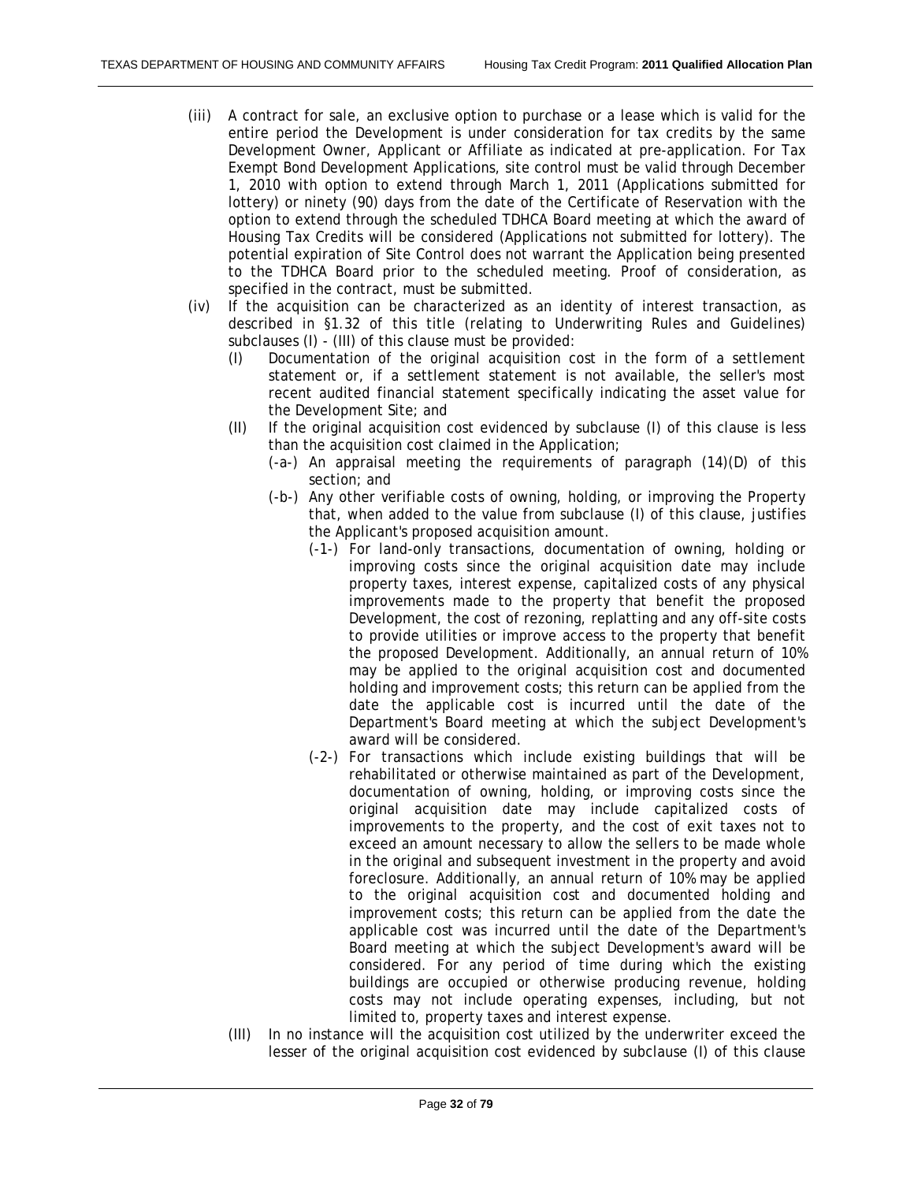(iii) A contract for sale, an exclusive option to purchase or a lease which is valid for the entire period the Development is under consideration for tax credits by the same Development Owner, Applicant or Affiliate as indicated at pre-application. For Tax Exempt Bond Development Applications, site control must be valid through December 1, 2010 with option to extend through March 1, 2011 (Applications submitted for lottery) or ninety (90) days from the date of the Certificate of Reservation with the option to extend through the scheduled TDHCA Board meeting at which the award of Housing Tax Credits will be considered (Applications not submitted for lottery). The potential expiration of Site Control does not warrant the Application being presented to the TDHCA Board prior to the scheduled meeting. Proof of consideration, as specified in the contract, must be submitted.

(iv) If the acquisition can be characterized as an identity of interest transaction, as described in §1.32 of this title (relating to Underwriting Rules and Guidelines) subclauses (I) - (III) of this clause must be provided:

- (I) Documentation of the original acquisition cost in the form of a settlement statement or, if a settlement statement is not available, the seller's most recent audited financial statement specifically indicating the asset value for the Development Site; and
- (II) If the original acquisition cost evidenced by subclause (I) of this clause is less than the acquisition cost claimed in the Application;
  - (-a-) An appraisal meeting the requirements of paragraph (14)(D) of this section; and
  - (-b-) Any other verifiable costs of owning, holding, or improving the Property that, when added to the value from subclause (I) of this clause, justifies the Applicant's proposed acquisition amount.
    - (-1-) For land-only transactions, documentation of owning, holding or improving costs since the original acquisition date may include property taxes, interest expense, capitalized costs of any physical improvements made to the property that benefit the proposed Development, the cost of rezoning, replatting and any off-site costs to provide utilities or improve access to the property that benefit the proposed Development. Additionally, an annual return of 10% may be applied to the original acquisition cost and documented holding and improvement costs; this return can be applied from the date the applicable cost is incurred until the date of the Department's Board meeting at which the subject Development's award will be considered.
    - (-2-) For transactions which include existing buildings that will be rehabilitated or otherwise maintained as part of the Development, documentation of owning, holding, or improving costs since the original acquisition date may include capitalized costs of improvements to the property, and the cost of exit taxes not to exceed an amount necessary to allow the sellers to be made whole in the original and subsequent investment in the property and avoid foreclosure. Additionally, an annual return of 10% may be applied to the original acquisition cost and documented holding and improvement costs; this return can be applied from the date the applicable cost was incurred until the date of the Department's Board meeting at which the subject Development's award will be considered. For any period of time during which the existing buildings are occupied or otherwise producing revenue, holding costs may not include operating expenses, including, but not limited to, property taxes and interest expense.
- (III) In no instance will the acquisition cost utilized by the underwriter exceed the lesser of the original acquisition cost evidenced by subclause (I) of this clause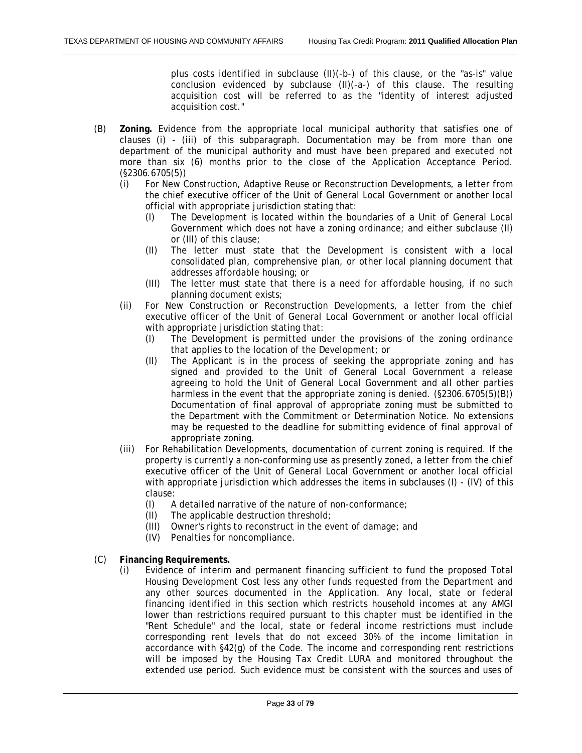plus costs identified in subclause (II)(-b-) of this clause, or the "as-is" value conclusion evidenced by subclause (II)(-a-) of this clause. The resulting acquisition cost will be referred to as the "identity of interest adjusted acquisition cost."

(B) **Zoning.** Evidence from the appropriate local municipal authority that satisfies one of clauses (i) - (iii) of this subparagraph. Documentation may be from more than one department of the municipal authority and must have been prepared and executed not more than six (6) months prior to the close of the Application Acceptance Period. (§2306.6705(5))

- (i) For New Construction, Adaptive Reuse or Reconstruction Developments, a letter from the chief executive officer of the Unit of General Local Government or another local official with appropriate jurisdiction stating that:
  - (I) The Development is located within the boundaries of a Unit of General Local Government which does not have a zoning ordinance; and either subclause (II) or (III) of this clause;
  - (II) The letter must state that the Development is consistent with a local consolidated plan, comprehensive plan, or other local planning document that addresses affordable housing; or
  - (III) The letter must state that there is a need for affordable housing, if no such planning document exists;
- (ii) For New Construction or Reconstruction Developments, a letter from the chief executive officer of the Unit of General Local Government or another local official with appropriate jurisdiction stating that:
  - (I) The Development is permitted under the provisions of the zoning ordinance that applies to the location of the Development; or
  - (II) The Applicant is in the process of seeking the appropriate zoning and has signed and provided to the Unit of General Local Government a release agreeing to hold the Unit of General Local Government and all other parties harmless in the event that the appropriate zoning is denied. (§2306.6705(5)(B)) Documentation of final approval of appropriate zoning must be submitted to the Department with the Commitment or Determination Notice. No extensions may be requested to the deadline for submitting evidence of final approval of appropriate zoning.
- (iii) For Rehabilitation Developments, documentation of current zoning is required. If the property is currently a non-conforming use as presently zoned, a letter from the chief executive officer of the Unit of General Local Government or another local official with appropriate jurisdiction which addresses the items in subclauses (I) - (IV) of this clause:
  - (I) A detailed narrative of the nature of non-conformance;
  - (II) The applicable destruction threshold;
  - (III) Owner's rights to reconstruct in the event of damage; and
  - (IV) Penalties for noncompliance.

(C) **Financing Requirements.**

- (i) Evidence of interim and permanent financing sufficient to fund the proposed Total Housing Development Cost less any other funds requested from the Department and any other sources documented in the Application. Any local, state or federal financing identified in this section which restricts household incomes at any AMGI lower than restrictions required pursuant to this chapter must be identified in the "Rent Schedule" and the local, state or federal income restrictions must include corresponding rent levels that do not exceed 30% of the income limitation in accordance with §42(g) of the Code. The income and corresponding rent restrictions will be imposed by the Housing Tax Credit LURA and monitored throughout the extended use period. Such evidence must be consistent with the sources and uses of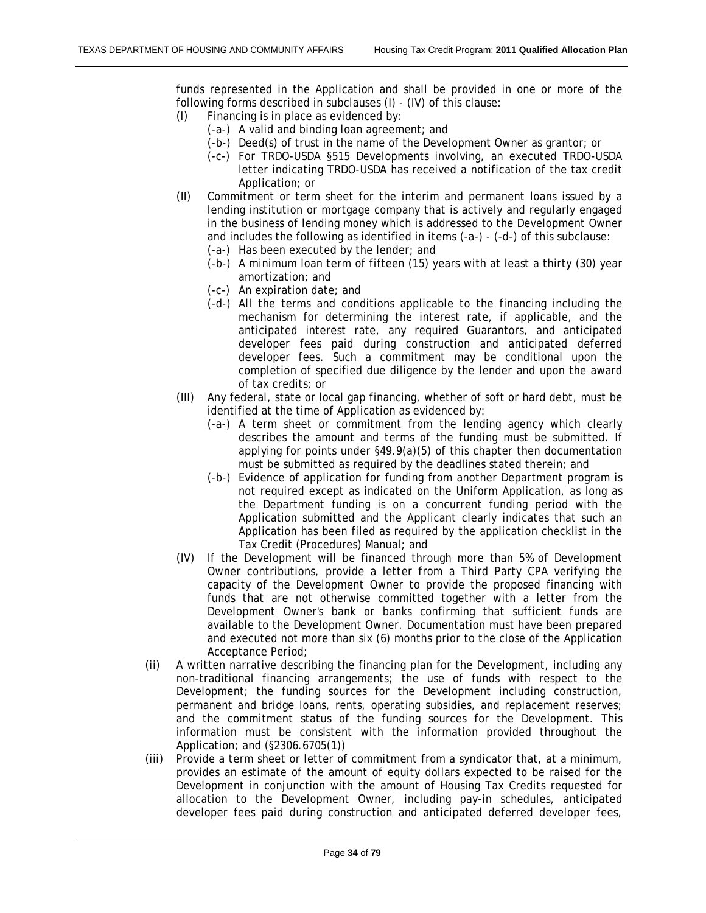funds represented in the Application and shall be provided in one or more of the following forms described in subclauses (I) - (IV) of this clause:

- (I) Financing is in place as evidenced by:
  - (-a-) A valid and binding loan agreement; and
  - (-b-) Deed(s) of trust in the name of the Development Owner as grantor; or
  - (-c-) For TRDO-USDA §515 Developments involving, an executed TRDO-USDA letter indicating TRDO-USDA has received a notification of the tax credit Application; or
- (II) Commitment or term sheet for the interim and permanent loans issued by a lending institution or mortgage company that is actively and regularly engaged in the business of lending money which is addressed to the Development Owner and includes the following as identified in items (-a-) - (-d-) of this subclause:
  - (-a-) Has been executed by the lender; and
  - (-b-) A minimum loan term of fifteen (15) years with at least a thirty (30) year amortization; and
  - (-c-) An expiration date; and
  - (-d-) All the terms and conditions applicable to the financing including the mechanism for determining the interest rate, if applicable, and the anticipated interest rate, any required Guarantors, and anticipated developer fees paid during construction and anticipated deferred developer fees. Such a commitment may be conditional upon the completion of specified due diligence by the lender and upon the award of tax credits; or
- (III) Any federal, state or local gap financing, whether of soft or hard debt, must be identified at the time of Application as evidenced by:
  - (-a-) A term sheet or commitment from the lending agency which clearly describes the amount and terms of the funding must be submitted. If applying for points under §49.9(a)(5) of this chapter then documentation must be submitted as required by the deadlines stated therein; and
  - (-b-) Evidence of application for funding from another Department program is not required except as indicated on the Uniform Application, as long as the Department funding is on a concurrent funding period with the Application submitted and the Applicant clearly indicates that such an Application has been filed as required by the application checklist in the Tax Credit (Procedures) Manual; and
- (IV) If the Development will be financed through more than 5% of Development Owner contributions, provide a letter from a Third Party CPA verifying the capacity of the Development Owner to provide the proposed financing with funds that are not otherwise committed together with a letter from the Development Owner's bank or banks confirming that sufficient funds are available to the Development Owner. Documentation must have been prepared and executed not more than six (6) months prior to the close of the Application Acceptance Period;

(ii) A written narrative describing the financing plan for the Development, including any non-traditional financing arrangements; the use of funds with respect to the Development; the funding sources for the Development including construction, permanent and bridge loans, rents, operating subsidies, and replacement reserves; and the commitment status of the funding sources for the Development. This information must be consistent with the information provided throughout the Application; and (§2306.6705(1))

(iii) Provide a term sheet or letter of commitment from a syndicator that, at a minimum, provides an estimate of the amount of equity dollars expected to be raised for the Development in conjunction with the amount of Housing Tax Credits requested for allocation to the Development Owner, including pay-in schedules, anticipated developer fees paid during construction and anticipated deferred developer fees,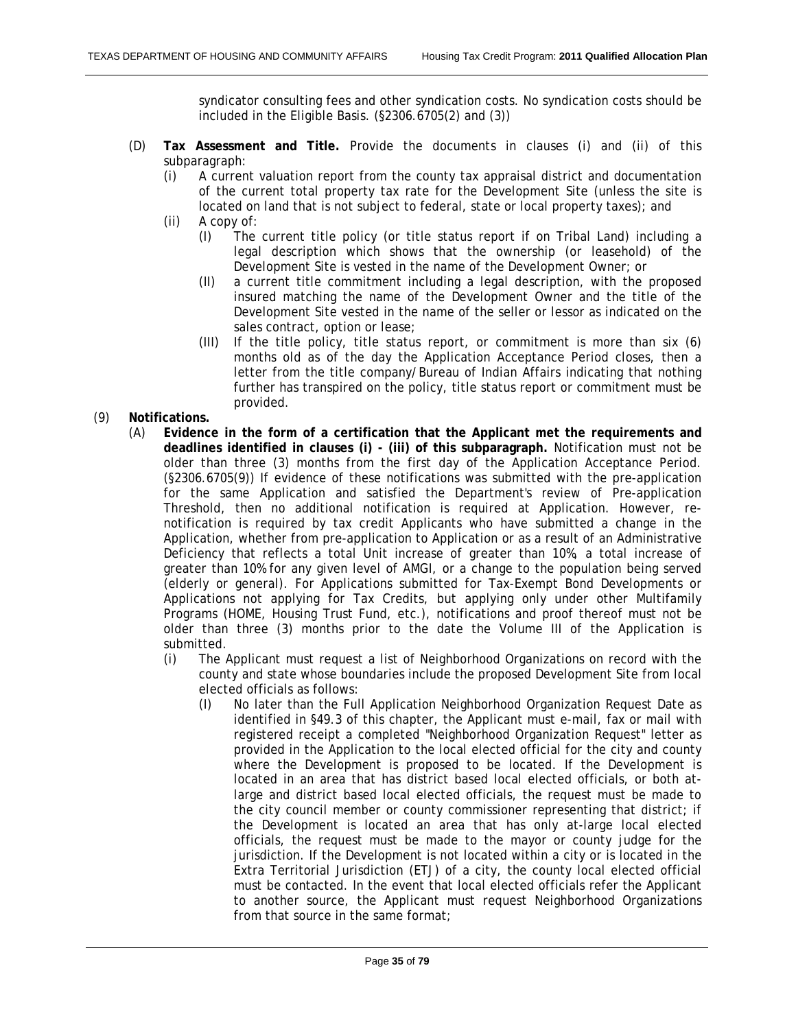syndicator consulting fees and other syndication costs. No syndication costs should be included in the Eligible Basis. (§2306.6705(2) and (3))

(D) **Tax Assessment and Title.** Provide the documents in clauses (i) and (ii) of this subparagraph:

(i) A current valuation report from the county tax appraisal district and documentation of the current total property tax rate for the Development Site (unless the site is located on land that is not subject to federal, state or local property taxes); and

(ii) A copy of:

(I) The current title policy (or title status report if on Tribal Land) including a legal description which shows that the ownership (or leasehold) of the Development Site is vested in the name of the Development Owner; or

(II) a current title commitment including a legal description, with the proposed insured matching the name of the Development Owner and the title of the Development Site vested in the name of the seller or lessor as indicated on the sales contract, option or lease;

(III) If the title policy, title status report, or commitment is more than six (6) months old as of the day the Application Acceptance Period closes, then a letter from the title company/Bureau of Indian Affairs indicating that nothing further has transpired on the policy, title status report or commitment must be provided.

(9) **Notifications.**

(A) **Evidence in the form of a certification that the Applicant met the requirements and deadlines identified in clauses (i) - (iii) of this subparagraph.** Notification must not be older than three (3) months from the first day of the Application Acceptance Period. (§2306.6705(9)) If evidence of these notifications was submitted with the pre-application for the same Application and satisfied the Department's review of Pre-application Threshold, then no additional notification is required at Application. However, re-notification is required by tax credit Applicants who have submitted a change in the Application, whether from pre-application to Application or as a result of an Administrative Deficiency that reflects a total Unit increase of greater than 10%, a total increase of greater than 10% for any given level of AMGI, or a change to the population being served (elderly or general). For Applications submitted for Tax-Exempt Bond Developments or Applications not applying for Tax Credits, but applying only under other Multifamily Programs (HOME, Housing Trust Fund, etc.), notifications and proof thereof must not be older than three (3) months prior to the date the Volume III of the Application is submitted.

(i) The Applicant must request a list of Neighborhood Organizations on record with the county and state whose boundaries include the proposed Development Site from local elected officials as follows:

(I) No later than the Full Application Neighborhood Organization Request Date as identified in §49.3 of this chapter, the Applicant must e-mail, fax or mail with registered receipt a completed "Neighborhood Organization Request" letter as provided in the Application to the local elected official for the city and county where the Development is proposed to be located. If the Development is located in an area that has district based local elected officials, or both at-large and district based local elected officials, the request must be made to the city council member or county commissioner representing that district; if the Development is located an area that has only at-large local elected officials, the request must be made to the mayor or county judge for the jurisdiction. If the Development is not located within a city or is located in the Extra Territorial Jurisdiction (ETJ) of a city, the county local elected official must be contacted. In the event that local elected officials refer the Applicant to another source, the Applicant must request Neighborhood Organizations from that source in the same format;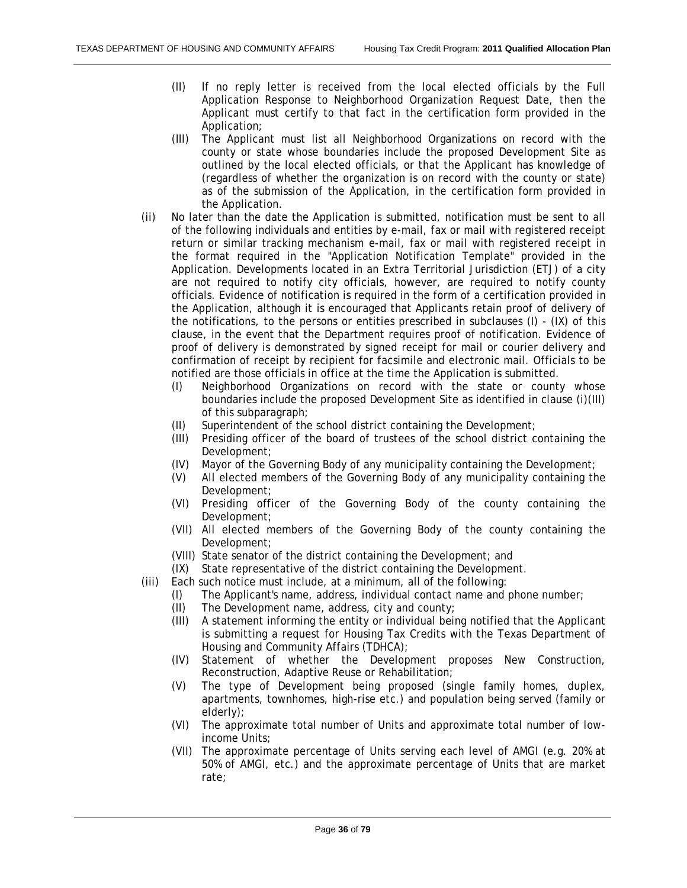- (II) If no reply letter is received from the local elected officials by the Full Application Response to Neighborhood Organization Request Date, then the Applicant must certify to that fact in the certification form provided in the Application;
- (III) The Applicant must list all Neighborhood Organizations on record with the county or state whose boundaries include the proposed Development Site as outlined by the local elected officials, or that the Applicant has knowledge of (regardless of whether the organization is on record with the county or state) as of the submission of the Application, in the certification form provided in the Application.

(ii) No later than the date the Application is submitted, notification must be sent to all of the following individuals and entities by e-mail, fax or mail with registered receipt return or similar tracking mechanism e-mail, fax or mail with registered receipt in the format required in the "Application Notification Template" provided in the Application. Developments located in an Extra Territorial Jurisdiction (ETJ) of a city are not required to notify city officials, however, are required to notify county officials. Evidence of notification is required in the form of a certification provided in the Application, although it is encouraged that Applicants retain proof of delivery of the notifications, to the persons or entities prescribed in subclauses (I) - (IX) of this clause, in the event that the Department requires proof of notification. Evidence of proof of delivery is demonstrated by signed receipt for mail or courier delivery and confirmation of receipt by recipient for facsimile and electronic mail. Officials to be notified are those officials in office at the time the Application is submitted.

- (I) Neighborhood Organizations on record with the state or county whose boundaries include the proposed Development Site as identified in clause (i)(III) of this subparagraph;
- (II) Superintendent of the school district containing the Development;
- (III) Presiding officer of the board of trustees of the school district containing the Development;
- (IV) Mayor of the Governing Body of any municipality containing the Development;
- (V) All elected members of the Governing Body of any municipality containing the Development;
- (VI) Presiding officer of the Governing Body of the county containing the Development;
- (VII) All elected members of the Governing Body of the county containing the Development;
- (VIII) State senator of the district containing the Development; and
- (IX) State representative of the district containing the Development.

(iii) Each such notice must include, at a minimum, all of the following:

- (I) The Applicant's name, address, individual contact name and phone number;
- (II) The Development name, address, city and county;
- (III) A statement informing the entity or individual being notified that the Applicant is submitting a request for Housing Tax Credits with the Texas Department of Housing and Community Affairs (TDHCA);
- (IV) Statement of whether the Development proposes New Construction, Reconstruction, Adaptive Reuse or Rehabilitation;
- (V) The type of Development being proposed (single family homes, duplex, apartments, townhomes, high-rise etc.) and population being served (family or elderly);
- (VI) The approximate total number of Units and approximate total number of low-income Units;
- (VII) The approximate percentage of Units serving each level of AMGI (e.g. 20% at 50% of AMGI, etc.) and the approximate percentage of Units that are market rate;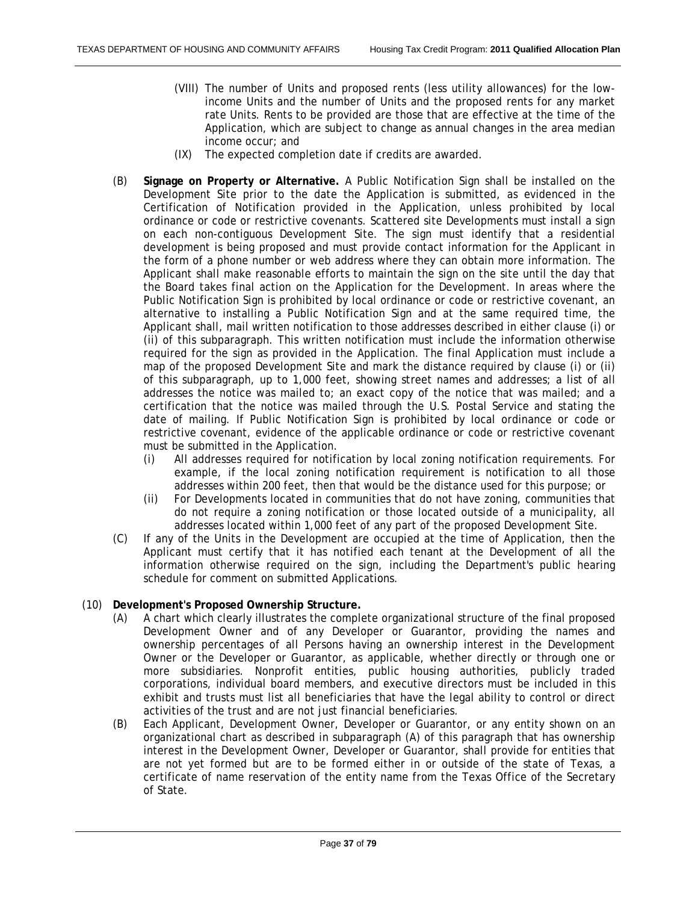- (VIII) The number of Units and proposed rents (less utility allowances) for the low-income Units and the number of Units and the proposed rents for any market rate Units. Rents to be provided are those that are effective at the time of the Application, which are subject to change as annual changes in the area median income occur; and
- (IX) The expected completion date if credits are awarded.

(B) **Signage on Property or Alternative.** A Public Notification Sign shall be installed on the Development Site prior to the date the Application is submitted, as evidenced in the Certification of Notification provided in the Application, unless prohibited by local ordinance or code or restrictive covenants. Scattered site Developments must install a sign on each non-contiguous Development Site. The sign must identify that a residential development is being proposed and must provide contact information for the Applicant in the form of a phone number or web address where they can obtain more information. The Applicant shall make reasonable efforts to maintain the sign on the site until the day that the Board takes final action on the Application for the Development. In areas where the Public Notification Sign is prohibited by local ordinance or code or restrictive covenant, an alternative to installing a Public Notification Sign and at the same required time, the Applicant shall, mail written notification to those addresses described in either clause (i) or (ii) of this subparagraph. This written notification must include the information otherwise required for the sign as provided in the Application. The final Application must include a map of the proposed Development Site and mark the distance required by clause (i) or (ii) of this subparagraph, up to 1,000 feet, showing street names and addresses; a list of all addresses the notice was mailed to; an exact copy of the notice that was mailed; and a certification that the notice was mailed through the U.S. Postal Service and stating the date of mailing. If Public Notification Sign is prohibited by local ordinance or code or restrictive covenant, evidence of the applicable ordinance or code or restrictive covenant must be submitted in the Application.

- (i) All addresses required for notification by local zoning notification requirements. For example, if the local zoning notification requirement is notification to all those addresses within 200 feet, then that would be the distance used for this purpose; or
- (ii) For Developments located in communities that do not have zoning, communities that do not require a zoning notification or those located outside of a municipality, all addresses located within 1,000 feet of any part of the proposed Development Site.

(C) If any of the Units in the Development are occupied at the time of Application, then the Applicant must certify that it has notified each tenant at the Development of all the information otherwise required on the sign, including the Department's public hearing schedule for comment on submitted Applications.

(10) **Development's Proposed Ownership Structure.**

(A) A chart which clearly illustrates the complete organizational structure of the final proposed Development Owner and of any Developer or Guarantor, providing the names and ownership percentages of all Persons having an ownership interest in the Development Owner or the Developer or Guarantor, as applicable, whether directly or through one or more subsidiaries. Nonprofit entities, public housing authorities, publicly traded corporations, individual board members, and executive directors must be included in this exhibit and trusts must list all beneficiaries that have the legal ability to control or direct activities of the trust and are not just financial beneficiaries.

(B) Each Applicant, Development Owner, Developer or Guarantor, or any entity shown on an organizational chart as described in subparagraph (A) of this paragraph that has ownership interest in the Development Owner, Developer or Guarantor, shall provide for entities that are not yet formed but are to be formed either in or outside of the state of Texas, a certificate of name reservation of the entity name from the Texas Office of the Secretary of State.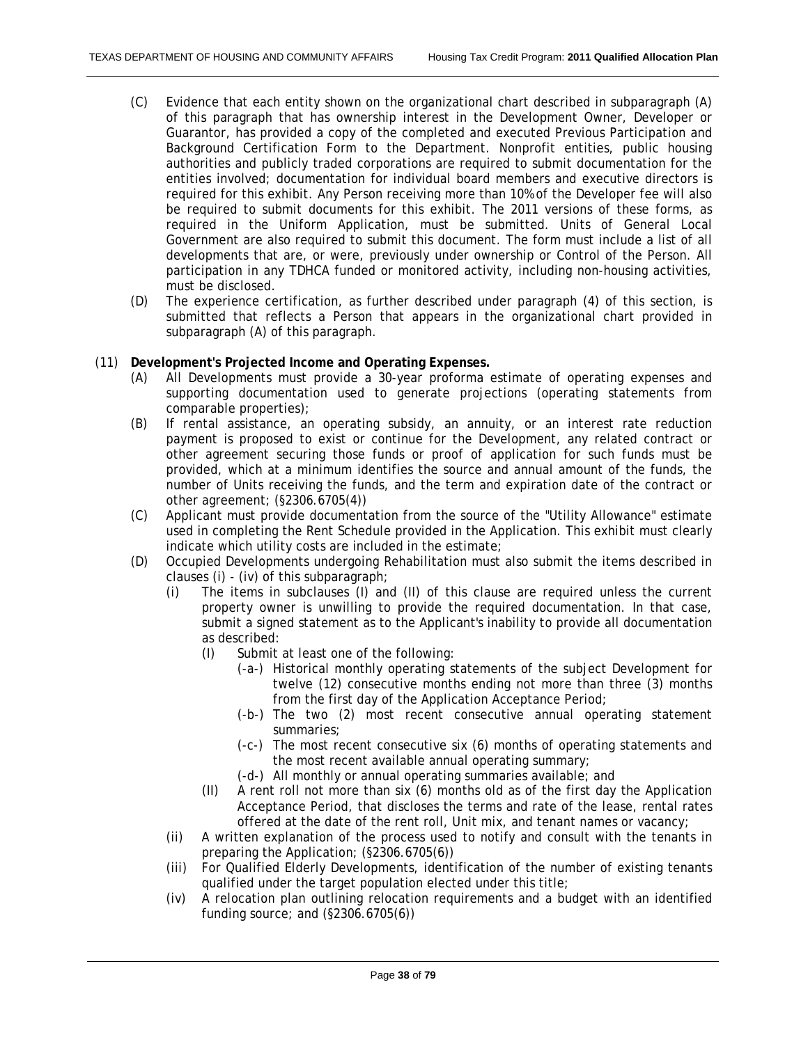(C) Evidence that each entity shown on the organizational chart described in subparagraph (A) of this paragraph that has ownership interest in the Development Owner, Developer or Guarantor, has provided a copy of the completed and executed Previous Participation and Background Certification Form to the Department. Nonprofit entities, public housing authorities and publicly traded corporations are required to submit documentation for the entities involved; documentation for individual board members and executive directors is required for this exhibit. Any Person receiving more than 10% of the Developer fee will also be required to submit documents for this exhibit. The 2011 versions of these forms, as required in the Uniform Application, must be submitted. Units of General Local Government are also required to submit this document. The form must include a list of all developments that are, or were, previously under ownership or Control of the Person. All participation in any TDHCA funded or monitored activity, including non-housing activities, must be disclosed.

(D) The experience certification, as further described under paragraph (4) of this section, is submitted that reflects a Person that appears in the organizational chart provided in subparagraph (A) of this paragraph.

(11) **Development's Projected Income and Operating Expenses.**

(A) All Developments must provide a 30-year proforma estimate of operating expenses and supporting documentation used to generate projections (operating statements from comparable properties);

(B) If rental assistance, an operating subsidy, an annuity, or an interest rate reduction payment is proposed to exist or continue for the Development, any related contract or other agreement securing those funds or proof of application for such funds must be provided, which at a minimum identifies the source and annual amount of the funds, the number of Units receiving the funds, and the term and expiration date of the contract or other agreement; (§2306.6705(4))

(C) Applicant must provide documentation from the source of the "Utility Allowance" estimate used in completing the Rent Schedule provided in the Application. This exhibit must clearly indicate which utility costs are included in the estimate;

(D) Occupied Developments undergoing Rehabilitation must also submit the items described in clauses (i) - (iv) of this subparagraph;

(i) The items in subclauses (I) and (II) of this clause are required unless the current property owner is unwilling to provide the required documentation. In that case, submit a signed statement as to the Applicant's inability to provide all documentation as described:

(I) Submit at least one of the following:

(-a-) Historical monthly operating statements of the subject Development for twelve (12) consecutive months ending not more than three (3) months from the first day of the Application Acceptance Period;

(-b-) The two (2) most recent consecutive annual operating statement summaries;

(-c-) The most recent consecutive six (6) months of operating statements and the most recent available annual operating summary;

(-d-) All monthly or annual operating summaries available; and

(II) A rent roll not more than six (6) months old as of the first day the Application Acceptance Period, that discloses the terms and rate of the lease, rental rates offered at the date of the rent roll, Unit mix, and tenant names or vacancy;

(ii) A written explanation of the process used to notify and consult with the tenants in preparing the Application; (§2306.6705(6))

(iii) For Qualified Elderly Developments, identification of the number of existing tenants qualified under the target population elected under this title;

(iv) A relocation plan outlining relocation requirements and a budget with an identified funding source; and (§2306.6705(6))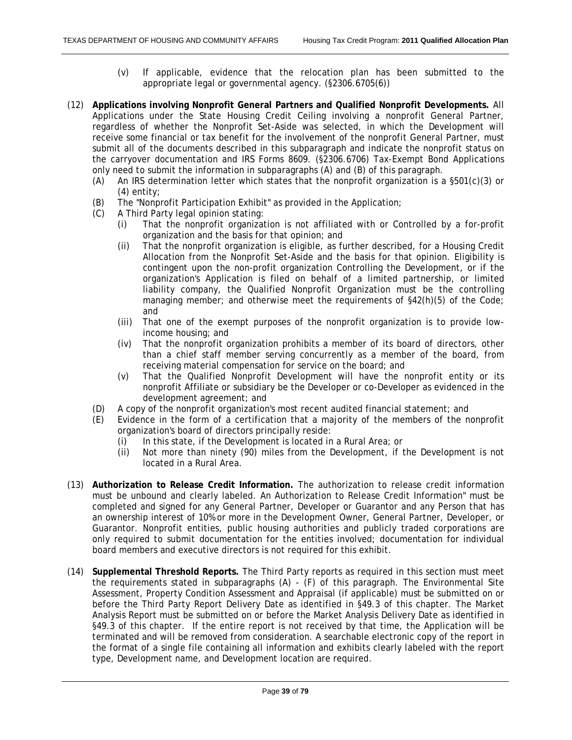(v) If applicable, evidence that the relocation plan has been submitted to the appropriate legal or governmental agency. (§2306.6705(6))

(12) **Applications involving Nonprofit General Partners and Qualified Nonprofit Developments.** All Applications under the State Housing Credit Ceiling involving a nonprofit General Partner, regardless of whether the Nonprofit Set-Aside was selected, in which the Development will receive some financial or tax benefit for the involvement of the nonprofit General Partner, must submit all of the documents described in this subparagraph and indicate the nonprofit status on the carryover documentation and IRS Forms 8609. (§2306.6706) Tax-Exempt Bond Applications only need to submit the information in subparagraphs (A) and (B) of this paragraph.

- (A) An IRS determination letter which states that the nonprofit organization is a §501(c)(3) or (4) entity;
- (B) The "Nonprofit Participation Exhibit" as provided in the Application;
- (C) A Third Party legal opinion stating:
  - (i) That the nonprofit organization is not affiliated with or Controlled by a for-profit organization and the basis for that opinion; and
  - (ii) That the nonprofit organization is eligible, as further described, for a Housing Credit Allocation from the Nonprofit Set-Aside and the basis for that opinion. Eligibility is contingent upon the non-profit organization Controlling the Development, or if the organization's Application is filed on behalf of a limited partnership, or limited liability company, the Qualified Nonprofit Organization must be the controlling managing member; and otherwise meet the requirements of §42(h)(5) of the Code; and
  - (iii) That one of the exempt purposes of the nonprofit organization is to provide low-income housing; and
  - (iv) That the nonprofit organization prohibits a member of its board of directors, other than a chief staff member serving concurrently as a member of the board, from receiving material compensation for service on the board; and
  - (v) That the Qualified Nonprofit Development will have the nonprofit entity or its nonprofit Affiliate or subsidiary be the Developer or co-Developer as evidenced in the development agreement; and
- (D) A copy of the nonprofit organization's most recent audited financial statement; and
- (E) Evidence in the form of a certification that a majority of the members of the nonprofit organization's board of directors principally reside:
  - (i) In this state, if the Development is located in a Rural Area; or
  - (ii) Not more than ninety (90) miles from the Development, if the Development is not located in a Rural Area.

(13) **Authorization to Release Credit Information.** The authorization to release credit information must be unbound and clearly labeled. An Authorization to Release Credit Information" must be completed and signed for any General Partner, Developer or Guarantor and any Person that has an ownership interest of 10% or more in the Development Owner, General Partner, Developer, or Guarantor. Nonprofit entities, public housing authorities and publicly traded corporations are only required to submit documentation for the entities involved; documentation for individual board members and executive directors is not required for this exhibit.

(14) **Supplemental Threshold Reports.** The Third Party reports as required in this section must meet the requirements stated in subparagraphs (A) - (F) of this paragraph. The Environmental Site Assessment, Property Condition Assessment and Appraisal (if applicable) must be submitted on or before the Third Party Report Delivery Date as identified in §49.3 of this chapter. The Market Analysis Report must be submitted on or before the Market Analysis Delivery Date as identified in §49.3 of this chapter. If the entire report is not received by that time, the Application will be terminated and will be removed from consideration. A searchable electronic copy of the report in the format of a single file containing all information and exhibits clearly labeled with the report type, Development name, and Development location are required.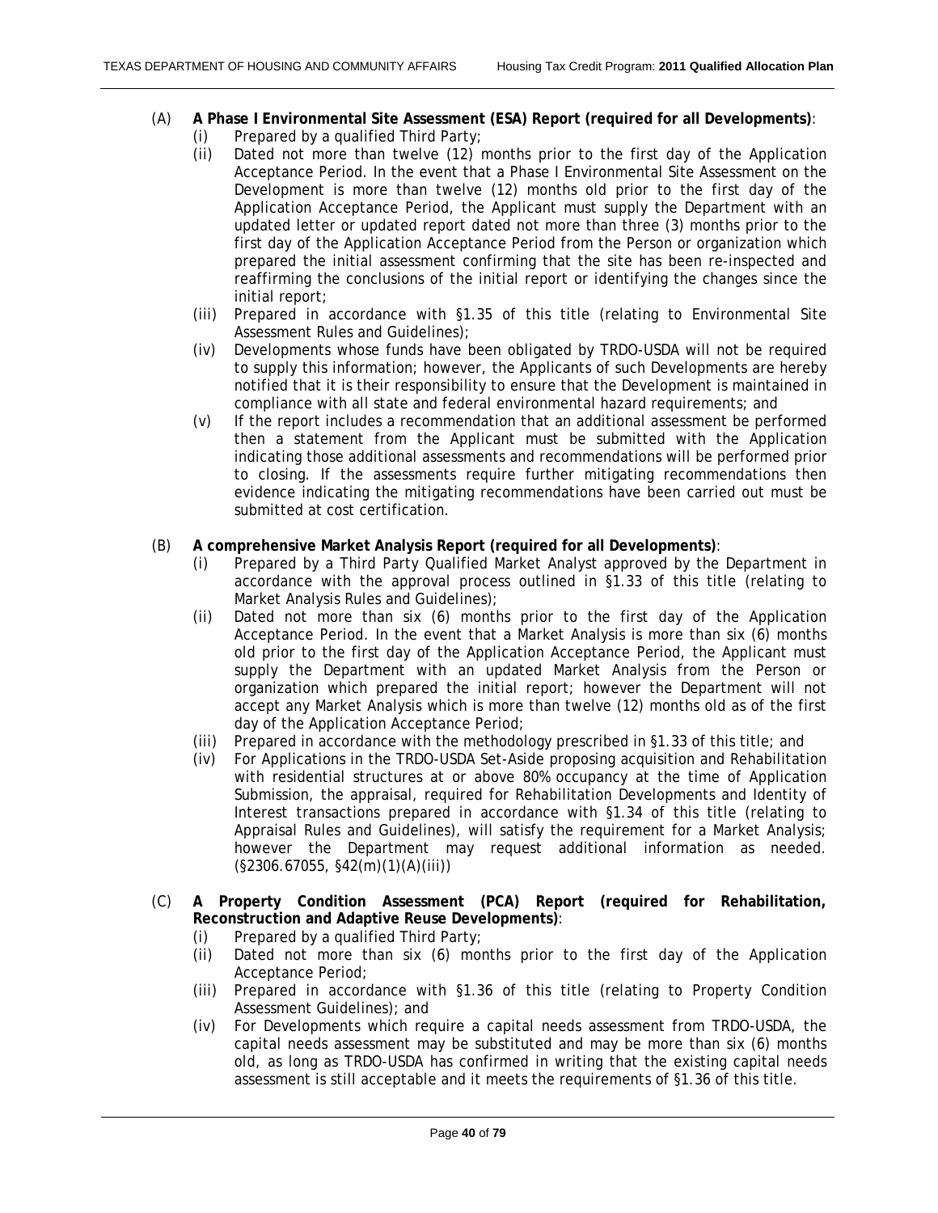(A) **A Phase I Environmental Site Assessment (ESA) Report (required for all Developments)**:
   (i) Prepared by a qualified Third Party;
   (ii) Dated not more than twelve (12) months prior to the first day of the Application Acceptance Period. In the event that a Phase I Environmental Site Assessment on the Development is more than twelve (12) months old prior to the first day of the Application Acceptance Period, the Applicant must supply the Department with an updated letter or updated report dated not more than three (3) months prior to the first day of the Application Acceptance Period from the Person or organization which prepared the initial assessment confirming that the site has been re-inspected and reaffirming the conclusions of the initial report or identifying the changes since the initial report;
   (iii) Prepared in accordance with §1.35 of this title (relating to Environmental Site Assessment Rules and Guidelines);
   (iv) Developments whose funds have been obligated by TRDO-USDA will not be required to supply this information; however, the Applicants of such Developments are hereby notified that it is their responsibility to ensure that the Development is maintained in compliance with all state and federal environmental hazard requirements; and
   (v) If the report includes a recommendation that an additional assessment be performed then a statement from the Applicant must be submitted with the Application indicating those additional assessments and recommendations will be performed prior to closing. If the assessments require further mitigating recommendations then evidence indicating the mitigating recommendations have been carried out must be submitted at cost certification.

(B) **A comprehensive Market Analysis Report (required for all Developments)**:
   (i) Prepared by a Third Party Qualified Market Analyst approved by the Department in accordance with the approval process outlined in §1.33 of this title (relating to Market Analysis Rules and Guidelines);
   (ii) Dated not more than six (6) months prior to the first day of the Application Acceptance Period. In the event that a Market Analysis is more than six (6) months old prior to the first day of the Application Acceptance Period, the Applicant must supply the Department with an updated Market Analysis from the Person or organization which prepared the initial report; however the Department will not accept any Market Analysis which is more than twelve (12) months old as of the first day of the Application Acceptance Period;
   (iii) Prepared in accordance with the methodology prescribed in §1.33 of this title; and
   (iv) For Applications in the TRDO-USDA Set-Aside proposing acquisition and Rehabilitation with residential structures at or above 80% occupancy at the time of Application Submission, the appraisal, required for Rehabilitation Developments and Identity of Interest transactions prepared in accordance with §1.34 of this title (relating to Appraisal Rules and Guidelines), will satisfy the requirement for a Market Analysis; however the Department may request additional information as needed. (§2306.67055, §42(m)(1)(A)(iii))

(C) **A Property Condition Assessment (PCA) Report (required for Rehabilitation, Reconstruction and Adaptive Reuse Developments)**:
   (i) Prepared by a qualified Third Party;
   (ii) Dated not more than six (6) months prior to the first day of the Application Acceptance Period;
   (iii) Prepared in accordance with §1.36 of this title (relating to Property Condition Assessment Guidelines); and
   (iv) For Developments which require a capital needs assessment from TRDO-USDA, the capital needs assessment may be substituted and may be more than six (6) months old, as long as TRDO-USDA has confirmed in writing that the existing capital needs assessment is still acceptable and it meets the requirements of §1.36 of this title.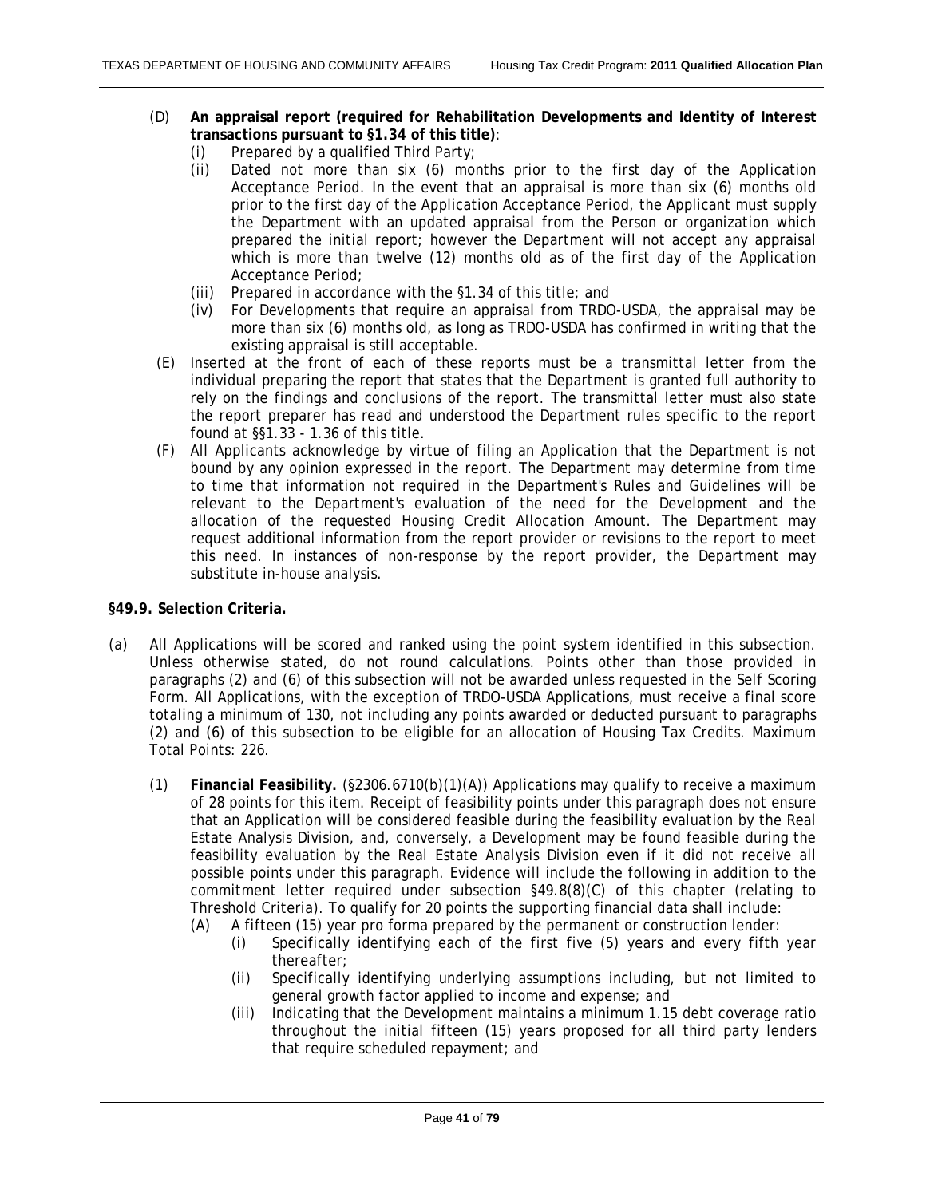(D) **An appraisal report (required for Rehabilitation Developments and Identity of Interest transactions pursuant to §1.34 of this title)**:
   - (i) Prepared by a qualified Third Party;
   - (ii) Dated not more than six (6) months prior to the first day of the Application Acceptance Period. In the event that an appraisal is more than six (6) months old prior to the first day of the Application Acceptance Period, the Applicant must supply the Department with an updated appraisal from the Person or organization which prepared the initial report; however the Department will not accept any appraisal which is more than twelve (12) months old as of the first day of the Application Acceptance Period;
   - (iii) Prepared in accordance with the §1.34 of this title; and
   - (iv) For Developments that require an appraisal from TRDO-USDA, the appraisal may be more than six (6) months old, as long as TRDO-USDA has confirmed in writing that the existing appraisal is still acceptable.

(E) Inserted at the front of each of these reports must be a transmittal letter from the individual preparing the report that states that the Department is granted full authority to rely on the findings and conclusions of the report. The transmittal letter must also state the report preparer has read and understood the Department rules specific to the report found at §§1.33 - 1.36 of this title.

(F) All Applicants acknowledge by virtue of filing an Application that the Department is not bound by any opinion expressed in the report. The Department may determine from time to time that information not required in the Department's Rules and Guidelines will be relevant to the Department's evaluation of the need for the Development and the allocation of the requested Housing Credit Allocation Amount. The Department may request additional information from the report provider or revisions to the report to meet this need. In instances of non-response by the report provider, the Department may substitute in-house analysis.

**§49.9. Selection Criteria.**

(a) All Applications will be scored and ranked using the point system identified in this subsection. Unless otherwise stated, do not round calculations. Points other than those provided in paragraphs (2) and (6) of this subsection will not be awarded unless requested in the Self Scoring Form. All Applications, with the exception of TRDO-USDA Applications, must receive a final score totaling a minimum of 130, not including any points awarded or deducted pursuant to paragraphs (2) and (6) of this subsection to be eligible for an allocation of Housing Tax Credits. Maximum Total Points: 226.

(1) **Financial Feasibility.** (§2306.6710(b)(1)(A)) Applications may qualify to receive a maximum of 28 points for this item. Receipt of feasibility points under this paragraph does not ensure that an Application will be considered feasible during the feasibility evaluation by the Real Estate Analysis Division, and, conversely, a Development may be found feasible during the feasibility evaluation by the Real Estate Analysis Division even if it did not receive all possible points under this paragraph. Evidence will include the following in addition to the commitment letter required under subsection §49.8(8)(C) of this chapter (relating to Threshold Criteria). To qualify for 20 points the supporting financial data shall include:

   (A) A fifteen (15) year pro forma prepared by the permanent or construction lender:
      - (i) Specifically identifying each of the first five (5) years and every fifth year thereafter;
      - (ii) Specifically identifying underlying assumptions including, but not limited to general growth factor applied to income and expense; and
      - (iii) Indicating that the Development maintains a minimum 1.15 debt coverage ratio throughout the initial fifteen (15) years proposed for all third party lenders that require scheduled repayment; and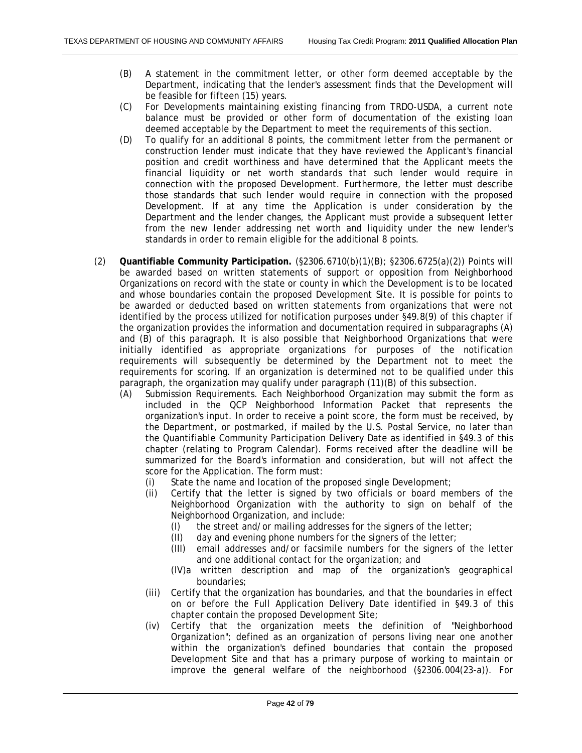(B) A statement in the commitment letter, or other form deemed acceptable by the Department, indicating that the lender's assessment finds that the Development will be feasible for fifteen (15) years.

(C) For Developments maintaining existing financing from TRDO-USDA, a current note balance must be provided or other form of documentation of the existing loan deemed acceptable by the Department to meet the requirements of this section.

(D) To qualify for an additional 8 points, the commitment letter from the permanent or construction lender must indicate that they have reviewed the Applicant's financial position and credit worthiness and have determined that the Applicant meets the financial liquidity or net worth standards that such lender would require in connection with the proposed Development. Furthermore, the letter must describe those standards that such lender would require in connection with the proposed Development. If at any time the Application is under consideration by the Department and the lender changes, the Applicant must provide a subsequent letter from the new lender addressing net worth and liquidity under the new lender's standards in order to remain eligible for the additional 8 points.

(2) **Quantifiable Community Participation.** (§2306.6710(b)(1)(B); §2306.6725(a)(2)) Points will be awarded based on written statements of support or opposition from Neighborhood Organizations on record with the state or county in which the Development is to be located and whose boundaries contain the proposed Development Site. It is possible for points to be awarded or deducted based on written statements from organizations that were not identified by the process utilized for notification purposes under §49.8(9) of this chapter if the organization provides the information and documentation required in subparagraphs (A) and (B) of this paragraph. It is also possible that Neighborhood Organizations that were initially identified as appropriate organizations for purposes of the notification requirements will subsequently be determined by the Department not to meet the requirements for scoring. If an organization is determined not to be qualified under this paragraph, the organization may qualify under paragraph (11)(B) of this subsection.

(A) Submission Requirements. Each Neighborhood Organization may submit the form as included in the QCP Neighborhood Information Packet that represents the organization's input. In order to receive a point score, the form must be received, by the Department, or postmarked, if mailed by the U.S. Postal Service, no later than the Quantifiable Community Participation Delivery Date as identified in §49.3 of this chapter (relating to Program Calendar). Forms received after the deadline will be summarized for the Board's information and consideration, but will not affect the score for the Application. The form must:

(i) State the name and location of the proposed single Development;

(ii) Certify that the letter is signed by two officials or board members of the Neighborhood Organization with the authority to sign on behalf of the Neighborhood Organization, and include:

(I) the street and/or mailing addresses for the signers of the letter;

(II) day and evening phone numbers for the signers of the letter;

(III) email addresses and/or facsimile numbers for the signers of the letter and one additional contact for the organization; and

(IV) a written description and map of the organization's geographical boundaries;

(iii) Certify that the organization has boundaries, and that the boundaries in effect on or before the Full Application Delivery Date identified in §49.3 of this chapter contain the proposed Development Site;

(iv) Certify that the organization meets the definition of "Neighborhood Organization"; defined as an organization of persons living near one another within the organization's defined boundaries that contain the proposed Development Site and that has a primary purpose of working to maintain or improve the general welfare of the neighborhood (§2306.004(23-a)). For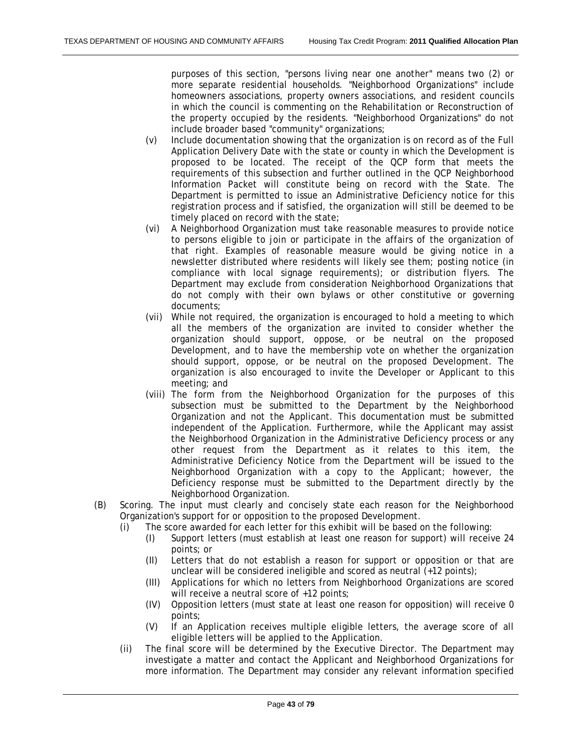purposes of this section, "persons living near one another" means two (2) or more separate residential households. "Neighborhood Organizations" include homeowners associations, property owners associations, and resident councils in which the council is commenting on the Rehabilitation or Reconstruction of the property occupied by the residents. "Neighborhood Organizations" do not include broader based "community" organizations;

(v) Include documentation showing that the organization is on record as of the Full Application Delivery Date with the state or county in which the Development is proposed to be located. The receipt of the QCP form that meets the requirements of this subsection and further outlined in the QCP Neighborhood Information Packet will constitute being on record with the State. The Department is permitted to issue an Administrative Deficiency notice for this registration process and if satisfied, the organization will still be deemed to be timely placed on record with the state;

(vi) A Neighborhood Organization must take reasonable measures to provide notice to persons eligible to join or participate in the affairs of the organization of that right. Examples of reasonable measure would be giving notice in a newsletter distributed where residents will likely see them; posting notice (in compliance with local signage requirements); or distribution flyers. The Department may exclude from consideration Neighborhood Organizations that do not comply with their own bylaws or other constitutive or governing documents;

(vii) While not required, the organization is encouraged to hold a meeting to which all the members of the organization are invited to consider whether the organization should support, oppose, or be neutral on the proposed Development, and to have the membership vote on whether the organization should support, oppose, or be neutral on the proposed Development. The organization is also encouraged to invite the Developer or Applicant to this meeting; and

(viii) The form from the Neighborhood Organization for the purposes of this subsection must be submitted to the Department by the Neighborhood Organization and not the Applicant. This documentation must be submitted independent of the Application. Furthermore, while the Applicant may assist the Neighborhood Organization in the Administrative Deficiency process or any other request from the Department as it relates to this item, the Administrative Deficiency Notice from the Department will be issued to the Neighborhood Organization with a copy to the Applicant; however, the Deficiency response must be submitted to the Department directly by the Neighborhood Organization.

(B) Scoring. The input must clearly and concisely state each reason for the Neighborhood Organization's support for or opposition to the proposed Development.

(i) The score awarded for each letter for this exhibit will be based on the following:

(I) Support letters (must establish at least one reason for support) will receive 24 points; or

(II) Letters that do not establish a reason for support or opposition or that are unclear will be considered ineligible and scored as neutral (+12 points);

(III) Applications for which no letters from Neighborhood Organizations are scored will receive a neutral score of +12 points;

(IV) Opposition letters (must state at least one reason for opposition) will receive 0 points;

(V) If an Application receives multiple eligible letters, the average score of all eligible letters will be applied to the Application.

(ii) The final score will be determined by the Executive Director. The Department may investigate a matter and contact the Applicant and Neighborhood Organizations for more information. The Department may consider any relevant information specified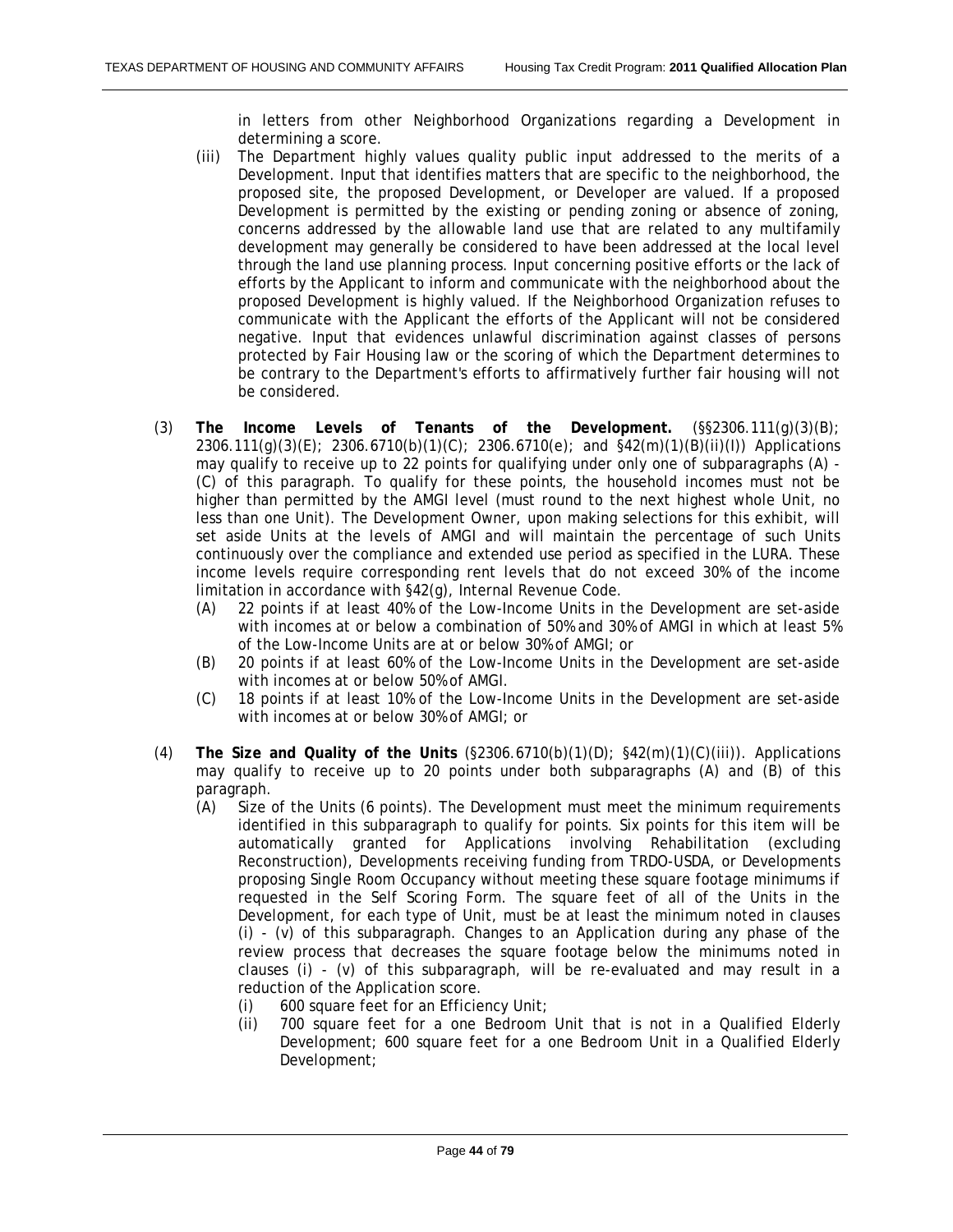in letters from other Neighborhood Organizations regarding a Development in determining a score.

(iii) The Department highly values quality public input addressed to the merits of a Development. Input that identifies matters that are specific to the neighborhood, the proposed site, the proposed Development, or Developer are valued. If a proposed Development is permitted by the existing or pending zoning or absence of zoning, concerns addressed by the allowable land use that are related to any multifamily development may generally be considered to have been addressed at the local level through the land use planning process. Input concerning positive efforts or the lack of efforts by the Applicant to inform and communicate with the neighborhood about the proposed Development is highly valued. If the Neighborhood Organization refuses to communicate with the Applicant the efforts of the Applicant will not be considered negative. Input that evidences unlawful discrimination against classes of persons protected by Fair Housing law or the scoring of which the Department determines to be contrary to the Department's efforts to affirmatively further fair housing will not be considered.

(3) **The Income Levels of Tenants of the Development.** (§§2306.111(g)(3)(B); 2306.111(g)(3)(E); 2306.6710(b)(1)(C); 2306.6710(e); and §42(m)(1)(B)(ii)(I)) Applications may qualify to receive up to 22 points for qualifying under only one of subparagraphs (A) - (C) of this paragraph. To qualify for these points, the household incomes must not be higher than permitted by the AMGI level (must round to the next highest whole Unit, no less than one Unit). The Development Owner, upon making selections for this exhibit, will set aside Units at the levels of AMGI and will maintain the percentage of such Units continuously over the compliance and extended use period as specified in the LURA. These income levels require corresponding rent levels that do not exceed 30% of the income limitation in accordance with §42(g), Internal Revenue Code.

(A) 22 points if at least 40% of the Low-Income Units in the Development are set-aside with incomes at or below a combination of 50% and 30% of AMGI in which at least 5% of the Low-Income Units are at or below 30% of AMGI; or

(B) 20 points if at least 60% of the Low-Income Units in the Development are set-aside with incomes at or below 50% of AMGI.

(C) 18 points if at least 10% of the Low-Income Units in the Development are set-aside with incomes at or below 30% of AMGI; or

(4) **The Size and Quality of the Units** (§2306.6710(b)(1)(D); §42(m)(1)(C)(iii)). Applications may qualify to receive up to 20 points under both subparagraphs (A) and (B) of this paragraph.

(A) Size of the Units (6 points). The Development must meet the minimum requirements identified in this subparagraph to qualify for points. Six points for this item will be automatically granted for Applications involving Rehabilitation (excluding Reconstruction), Developments receiving funding from TRDO-USDA, or Developments proposing Single Room Occupancy without meeting these square footage minimums if requested in the Self Scoring Form. The square feet of all of the Units in the Development, for each type of Unit, must be at least the minimum noted in clauses (i) - (v) of this subparagraph. Changes to an Application during any phase of the review process that decreases the square footage below the minimums noted in clauses (i) - (v) of this subparagraph, will be re-evaluated and may result in a reduction of the Application score.

(i) 600 square feet for an Efficiency Unit;

(ii) 700 square feet for a one Bedroom Unit that is not in a Qualified Elderly Development; 600 square feet for a one Bedroom Unit in a Qualified Elderly Development;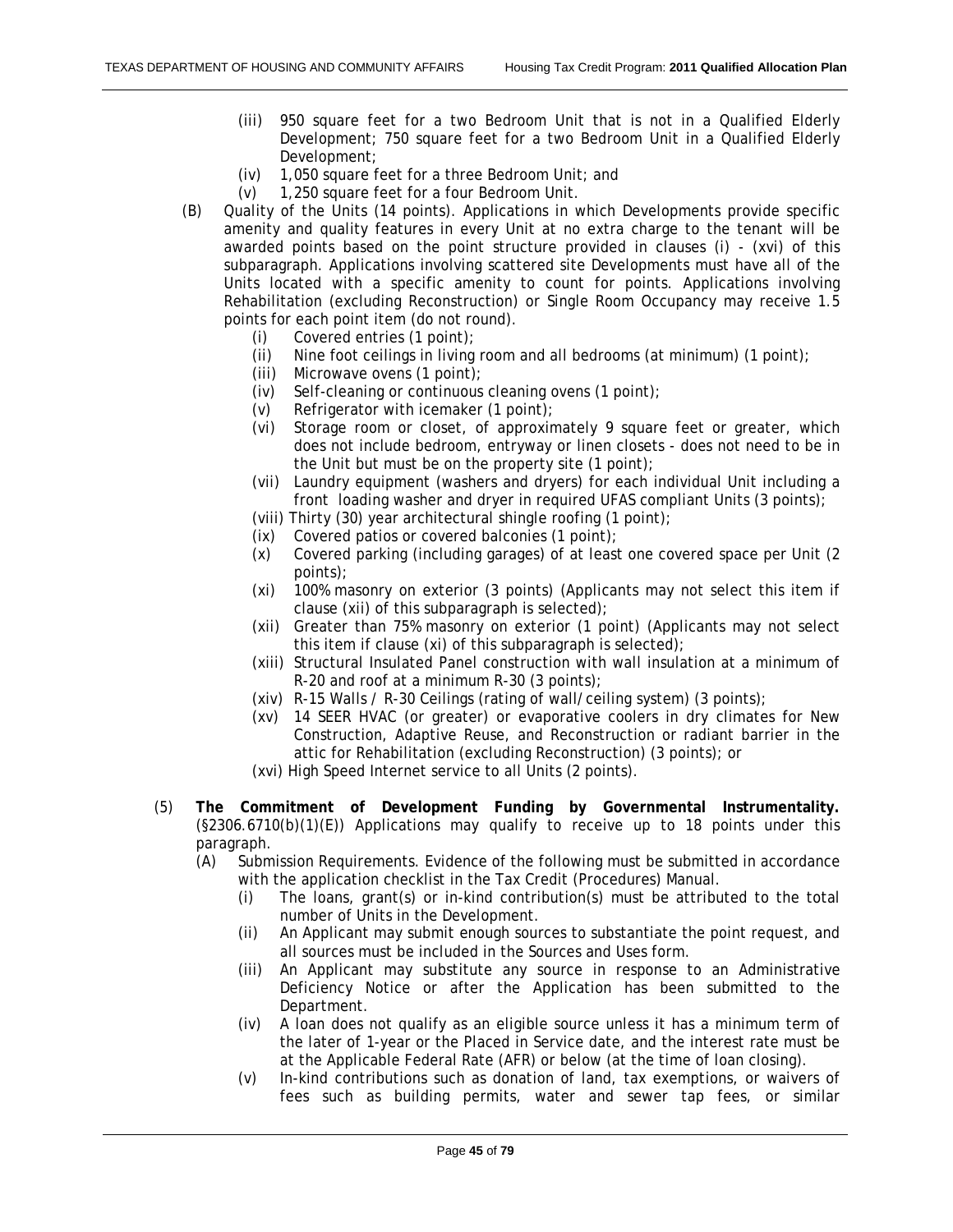- (iii) 950 square feet for a two Bedroom Unit that is not in a Qualified Elderly Development; 750 square feet for a two Bedroom Unit in a Qualified Elderly Development;
- (iv) 1,050 square feet for a three Bedroom Unit; and
- (v) 1,250 square feet for a four Bedroom Unit.

(B) Quality of the Units (14 points). Applications in which Developments provide specific amenity and quality features in every Unit at no extra charge to the tenant will be awarded points based on the point structure provided in clauses (i) - (xvi) of this subparagraph. Applications involving scattered site Developments must have all of the Units located with a specific amenity to count for points. Applications involving Rehabilitation (excluding Reconstruction) or Single Room Occupancy may receive 1.5 points for each point item (do not round).

- (i) Covered entries (1 point);
- (ii) Nine foot ceilings in living room and all bedrooms (at minimum) (1 point);
- (iii) Microwave ovens (1 point);
- (iv) Self-cleaning or continuous cleaning ovens (1 point);
- (v) Refrigerator with icemaker (1 point);
- (vi) Storage room or closet, of approximately 9 square feet or greater, which does not include bedroom, entryway or linen closets - does not need to be in the Unit but must be on the property site (1 point);
- (vii) Laundry equipment (washers and dryers) for each individual Unit including a front loading washer and dryer in required UFAS compliant Units (3 points);
- (viii) Thirty (30) year architectural shingle roofing (1 point);
- (ix) Covered patios or covered balconies (1 point);
- (x) Covered parking (including garages) of at least one covered space per Unit (2 points);
- (xi) 100% masonry on exterior (3 points) (Applicants may not select this item if clause (xii) of this subparagraph is selected);
- (xii) Greater than 75% masonry on exterior (1 point) (Applicants may not select this item if clause (xi) of this subparagraph is selected);
- (xiii) Structural Insulated Panel construction with wall insulation at a minimum of R-20 and roof at a minimum R-30 (3 points);
- (xiv) R-15 Walls / R-30 Ceilings (rating of wall/ceiling system) (3 points);
- (xv) 14 SEER HVAC (or greater) or evaporative coolers in dry climates for New Construction, Adaptive Reuse, and Reconstruction or radiant barrier in the attic for Rehabilitation (excluding Reconstruction) (3 points); or
- (xvi) High Speed Internet service to all Units (2 points).

(5) **The Commitment of Development Funding by Governmental Instrumentality.** (§2306.6710(b)(1)(E)) Applications may qualify to receive up to 18 points under this paragraph.

(A) Submission Requirements. Evidence of the following must be submitted in accordance with the application checklist in the Tax Credit (Procedures) Manual.

- (i) The loans, grant(s) or in-kind contribution(s) must be attributed to the total number of Units in the Development.
- (ii) An Applicant may submit enough sources to substantiate the point request, and all sources must be included in the Sources and Uses form.
- (iii) An Applicant may substitute any source in response to an Administrative Deficiency Notice or after the Application has been submitted to the Department.
- (iv) A loan does not qualify as an eligible source unless it has a minimum term of the later of 1-year or the Placed in Service date, and the interest rate must be at the Applicable Federal Rate (AFR) or below (at the time of loan closing).
- (v) In-kind contributions such as donation of land, tax exemptions, or waivers of fees such as building permits, water and sewer tap fees, or similar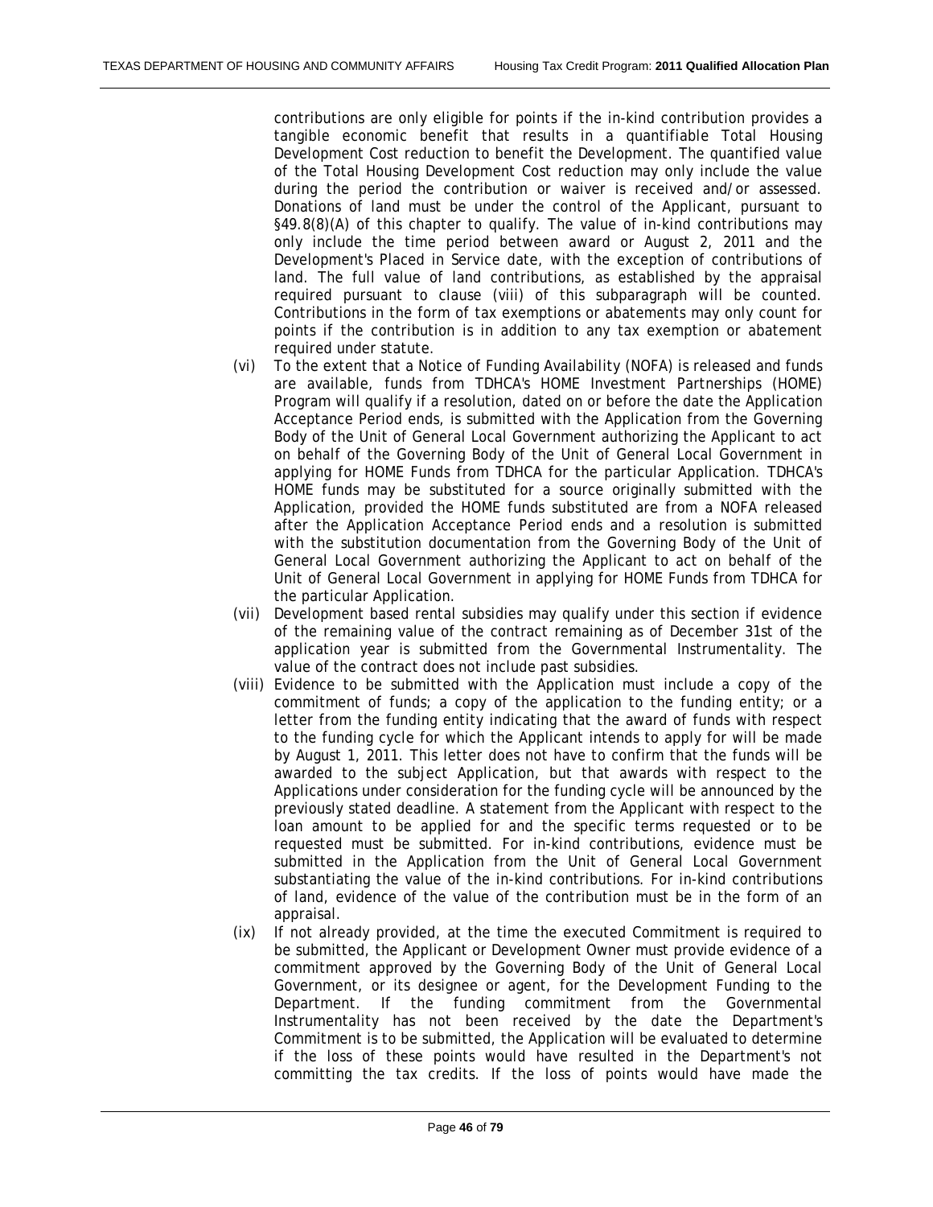contributions are only eligible for points if the in-kind contribution provides a tangible economic benefit that results in a quantifiable Total Housing Development Cost reduction to benefit the Development. The quantified value of the Total Housing Development Cost reduction may only include the value during the period the contribution or waiver is received and/or assessed. Donations of land must be under the control of the Applicant, pursuant to §49.8(8)(A) of this chapter to qualify. The value of in-kind contributions may only include the time period between award or August 2, 2011 and the Development's Placed in Service date, with the exception of contributions of land. The full value of land contributions, as established by the appraisal required pursuant to clause (viii) of this subparagraph will be counted. Contributions in the form of tax exemptions or abatements may only count for points if the contribution is in addition to any tax exemption or abatement required under statute.

(vi) To the extent that a Notice of Funding Availability (NOFA) is released and funds are available, funds from TDHCA's HOME Investment Partnerships (HOME) Program will qualify if a resolution, dated on or before the date the Application Acceptance Period ends, is submitted with the Application from the Governing Body of the Unit of General Local Government authorizing the Applicant to act on behalf of the Governing Body of the Unit of General Local Government in applying for HOME Funds from TDHCA for the particular Application. TDHCA's HOME funds may be substituted for a source originally submitted with the Application, provided the HOME funds substituted are from a NOFA released after the Application Acceptance Period ends and a resolution is submitted with the substitution documentation from the Governing Body of the Unit of General Local Government authorizing the Applicant to act on behalf of the Unit of General Local Government in applying for HOME Funds from TDHCA for the particular Application.

(vii) Development based rental subsidies may qualify under this section if evidence of the remaining value of the contract remaining as of December 31st of the application year is submitted from the Governmental Instrumentality. The value of the contract does not include past subsidies.

(viii) Evidence to be submitted with the Application must include a copy of the commitment of funds; a copy of the application to the funding entity; or a letter from the funding entity indicating that the award of funds with respect to the funding cycle for which the Applicant intends to apply for will be made by August 1, 2011. This letter does not have to confirm that the funds will be awarded to the subject Application, but that awards with respect to the Applications under consideration for the funding cycle will be announced by the previously stated deadline. A statement from the Applicant with respect to the loan amount to be applied for and the specific terms requested or to be requested must be submitted. For in-kind contributions, evidence must be submitted in the Application from the Unit of General Local Government substantiating the value of the in-kind contributions. For in-kind contributions of land, evidence of the value of the contribution must be in the form of an appraisal.

(ix) If not already provided, at the time the executed Commitment is required to be submitted, the Applicant or Development Owner must provide evidence of a commitment approved by the Governing Body of the Unit of General Local Government, or its designee or agent, for the Development Funding to the Department. If the funding commitment from the Governmental Instrumentality has not been received by the date the Department's Commitment is to be submitted, the Application will be evaluated to determine if the loss of these points would have resulted in the Department's not committing the tax credits. If the loss of points would have made the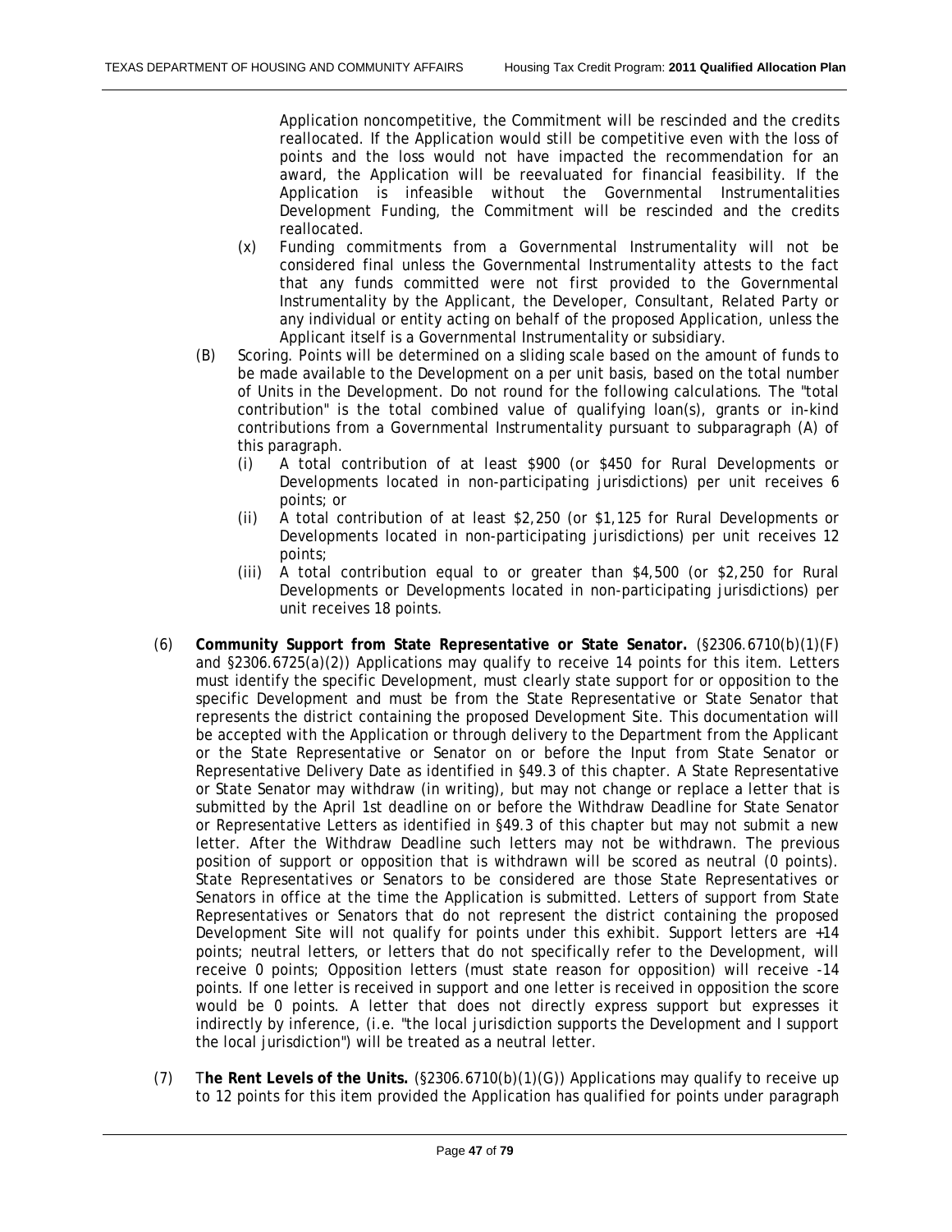Application noncompetitive, the Commitment will be rescinded and the credits reallocated. If the Application would still be competitive even with the loss of points and the loss would not have impacted the recommendation for an award, the Application will be reevaluated for financial feasibility. If the Application is infeasible without the Governmental Instrumentalities Development Funding, the Commitment will be rescinded and the credits reallocated.

(x) Funding commitments from a Governmental Instrumentality will not be considered final unless the Governmental Instrumentality attests to the fact that any funds committed were not first provided to the Governmental Instrumentality by the Applicant, the Developer, Consultant, Related Party or any individual or entity acting on behalf of the proposed Application, unless the Applicant itself is a Governmental Instrumentality or subsidiary.

(B) Scoring. Points will be determined on a sliding scale based on the amount of funds to be made available to the Development on a per unit basis, based on the total number of Units in the Development. Do not round for the following calculations. The "total contribution" is the total combined value of qualifying loan(s), grants or in-kind contributions from a Governmental Instrumentality pursuant to subparagraph (A) of this paragraph.

(i) A total contribution of at least $900 (or $450 for Rural Developments or Developments located in non-participating jurisdictions) per unit receives 6 points; or

(ii) A total contribution of at least $2,250 (or $1,125 for Rural Developments or Developments located in non-participating jurisdictions) per unit receives 12 points;

(iii) A total contribution equal to or greater than $4,500 (or $2,250 for Rural Developments or Developments located in non-participating jurisdictions) per unit receives 18 points.

(6) **Community Support from State Representative or State Senator.** (§2306.6710(b)(1)(F) and §2306.6725(a)(2)) Applications may qualify to receive 14 points for this item. Letters must identify the specific Development, must clearly state support for or opposition to the specific Development and must be from the State Representative or State Senator that represents the district containing the proposed Development Site. This documentation will be accepted with the Application or through delivery to the Department from the Applicant or the State Representative or Senator on or before the Input from State Senator or Representative Delivery Date as identified in §49.3 of this chapter. A State Representative or State Senator may withdraw (in writing), but may not change or replace a letter that is submitted by the April 1st deadline on or before the Withdraw Deadline for State Senator or Representative Letters as identified in §49.3 of this chapter but may not submit a new letter. After the Withdraw Deadline such letters may not be withdrawn. The previous position of support or opposition that is withdrawn will be scored as neutral (0 points). State Representatives or Senators to be considered are those State Representatives or Senators in office at the time the Application is submitted. Letters of support from State Representatives or Senators that do not represent the district containing the proposed Development Site will not qualify for points under this exhibit. Support letters are +14 points; neutral letters, or letters that do not specifically refer to the Development, will receive 0 points; Opposition letters (must state reason for opposition) will receive -14 points. If one letter is received in support and one letter is received in opposition the score would be 0 points. A letter that does not directly express support but expresses it indirectly by inference, (i.e. "the local jurisdiction supports the Development and I support the local jurisdiction") will be treated as a neutral letter.

(7) **The Rent Levels of the Units.** (§2306.6710(b)(1)(G)) Applications may qualify to receive up to 12 points for this item provided the Application has qualified for points under paragraph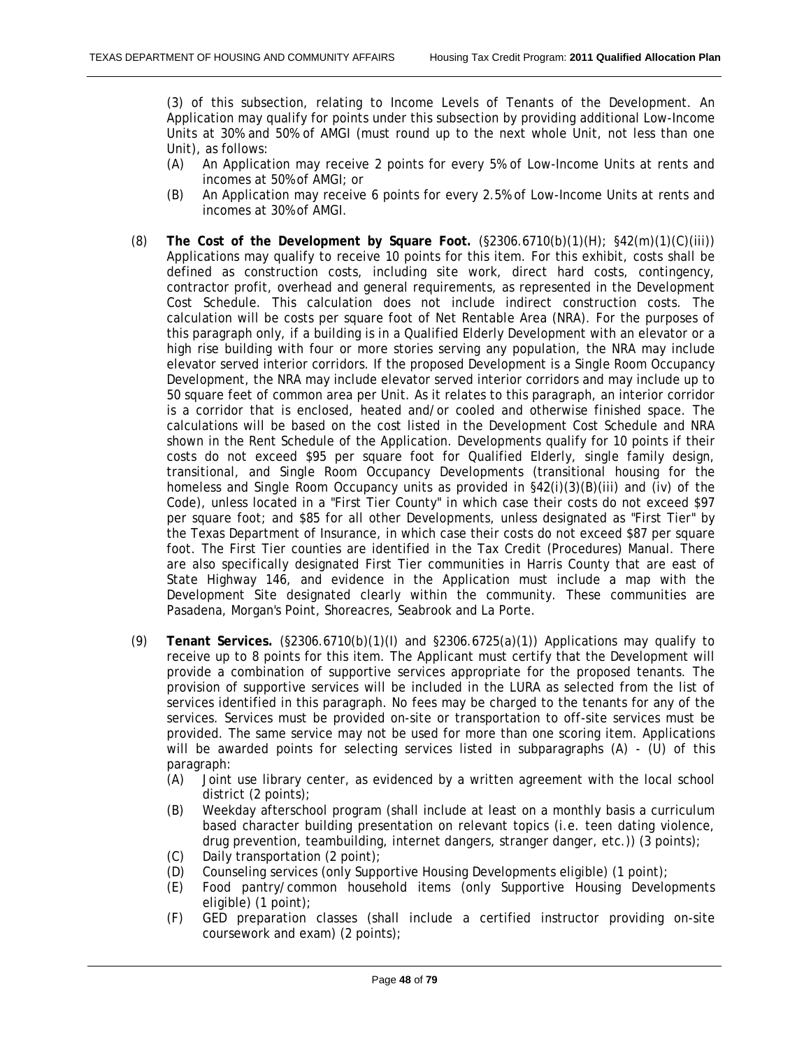(3) of this subsection, relating to Income Levels of Tenants of the Development. An Application may qualify for points under this subsection by providing additional Low-Income Units at 30% and 50% of AMGI (must round up to the next whole Unit, not less than one Unit), as follows:

(A) An Application may receive 2 points for every 5% of Low-Income Units at rents and incomes at 50% of AMGI; or

(B) An Application may receive 6 points for every 2.5% of Low-Income Units at rents and incomes at 30% of AMGI.

(8) **The Cost of the Development by Square Foot.** (§2306.6710(b)(1)(H); §42(m)(1)(C)(iii)) Applications may qualify to receive 10 points for this item. For this exhibit, costs shall be defined as construction costs, including site work, direct hard costs, contingency, contractor profit, overhead and general requirements, as represented in the Development Cost Schedule. This calculation does not include indirect construction costs. The calculation will be costs per square foot of Net Rentable Area (NRA). For the purposes of this paragraph only, if a building is in a Qualified Elderly Development with an elevator or a high rise building with four or more stories serving any population, the NRA may include elevator served interior corridors. If the proposed Development is a Single Room Occupancy Development, the NRA may include elevator served interior corridors and may include up to 50 square feet of common area per Unit. As it relates to this paragraph, an interior corridor is a corridor that is enclosed, heated and/or cooled and otherwise finished space. The calculations will be based on the cost listed in the Development Cost Schedule and NRA shown in the Rent Schedule of the Application. Developments qualify for 10 points if their costs do not exceed $95 per square foot for Qualified Elderly, single family design, transitional, and Single Room Occupancy Developments (transitional housing for the homeless and Single Room Occupancy units as provided in §42(i)(3)(B)(iii) and (iv) of the Code), unless located in a "First Tier County" in which case their costs do not exceed $97 per square foot; and $85 for all other Developments, unless designated as "First Tier" by the Texas Department of Insurance, in which case their costs do not exceed $87 per square foot. The First Tier counties are identified in the Tax Credit (Procedures) Manual. There are also specifically designated First Tier communities in Harris County that are east of State Highway 146, and evidence in the Application must include a map with the Development Site designated clearly within the community. These communities are Pasadena, Morgan's Point, Shoreacres, Seabrook and La Porte.

(9) **Tenant Services.** (§2306.6710(b)(1)(I) and §2306.6725(a)(1)) Applications may qualify to receive up to 8 points for this item. The Applicant must certify that the Development will provide a combination of supportive services appropriate for the proposed tenants. The provision of supportive services will be included in the LURA as selected from the list of services identified in this paragraph. No fees may be charged to the tenants for any of the services. Services must be provided on-site or transportation to off-site services must be provided. The same service may not be used for more than one scoring item. Applications will be awarded points for selecting services listed in subparagraphs (A) - (U) of this paragraph:

(A) Joint use library center, as evidenced by a written agreement with the local school district (2 points);

(B) Weekday afterschool program (shall include at least on a monthly basis a curriculum based character building presentation on relevant topics (i.e. teen dating violence, drug prevention, teambuilding, internet dangers, stranger danger, etc.)) (3 points);

(C) Daily transportation (2 point);

(D) Counseling services (only Supportive Housing Developments eligible) (1 point);

(E) Food pantry/common household items (only Supportive Housing Developments eligible) (1 point);

(F) GED preparation classes (shall include a certified instructor providing on-site coursework and exam) (2 points);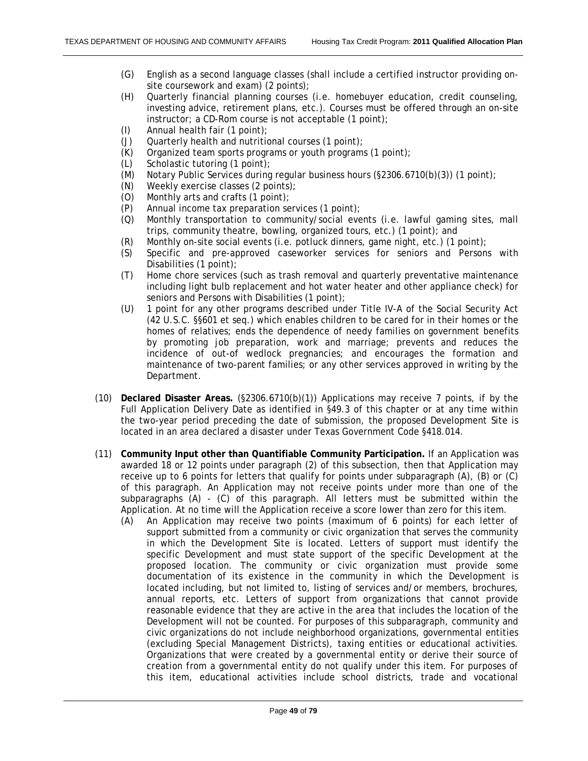(G) English as a second language classes (shall include a certified instructor providing on-site coursework and exam) (2 points);

(H) Quarterly financial planning courses (i.e. homebuyer education, credit counseling, investing advice, retirement plans, etc.). Courses must be offered through an on-site instructor; a CD-Rom course is not acceptable (1 point);

(I) Annual health fair (1 point);

(J) Quarterly health and nutritional courses (1 point);

(K) Organized team sports programs or youth programs (1 point);

(L) Scholastic tutoring (1 point);

(M) Notary Public Services during regular business hours (§2306.6710(b)(3)) (1 point);

(N) Weekly exercise classes (2 points);

(O) Monthly arts and crafts (1 point);

(P) Annual income tax preparation services (1 point);

(Q) Monthly transportation to community/social events (i.e. lawful gaming sites, mall trips, community theatre, bowling, organized tours, etc.) (1 point); and

(R) Monthly on-site social events (i.e. potluck dinners, game night, etc.) (1 point);

(S) Specific and pre-approved caseworker services for seniors and Persons with Disabilities (1 point);

(T) Home chore services (such as trash removal and quarterly preventative maintenance including light bulb replacement and hot water heater and other appliance check) for seniors and Persons with Disabilities (1 point);

(U) 1 point for any other programs described under Title IV-A of the Social Security Act (42 U.S.C. §§601 et seq.) which enables children to be cared for in their homes or the homes of relatives; ends the dependence of needy families on government benefits by promoting job preparation, work and marriage; prevents and reduces the incidence of out-of wedlock pregnancies; and encourages the formation and maintenance of two-parent families; or any other services approved in writing by the Department.

(10) **Declared Disaster Areas.** (§2306.6710(b)(1)) Applications may receive 7 points, if by the Full Application Delivery Date as identified in §49.3 of this chapter or at any time within the two-year period preceding the date of submission, the proposed Development Site is located in an area declared a disaster under Texas Government Code §418.014.

(11) **Community Input other than Quantifiable Community Participation.** If an Application was awarded 18 or 12 points under paragraph (2) of this subsection, then that Application may receive up to 6 points for letters that qualify for points under subparagraph (A), (B) or (C) of this paragraph. An Application may not receive points under more than one of the subparagraphs (A) - (C) of this paragraph. All letters must be submitted within the Application. At no time will the Application receive a score lower than zero for this item.

(A) An Application may receive two points (maximum of 6 points) for each letter of support submitted from a community or civic organization that serves the community in which the Development Site is located. Letters of support must identify the specific Development and must state support of the specific Development at the proposed location. The community or civic organization must provide some documentation of its existence in the community in which the Development is located including, but not limited to, listing of services and/or members, brochures, annual reports, etc. Letters of support from organizations that cannot provide reasonable evidence that they are active in the area that includes the location of the Development will not be counted. For purposes of this subparagraph, community and civic organizations do not include neighborhood organizations, governmental entities (excluding Special Management Districts), taxing entities or educational activities. Organizations that were created by a governmental entity or derive their source of creation from a governmental entity do not qualify under this item. For purposes of this item, educational activities include school districts, trade and vocational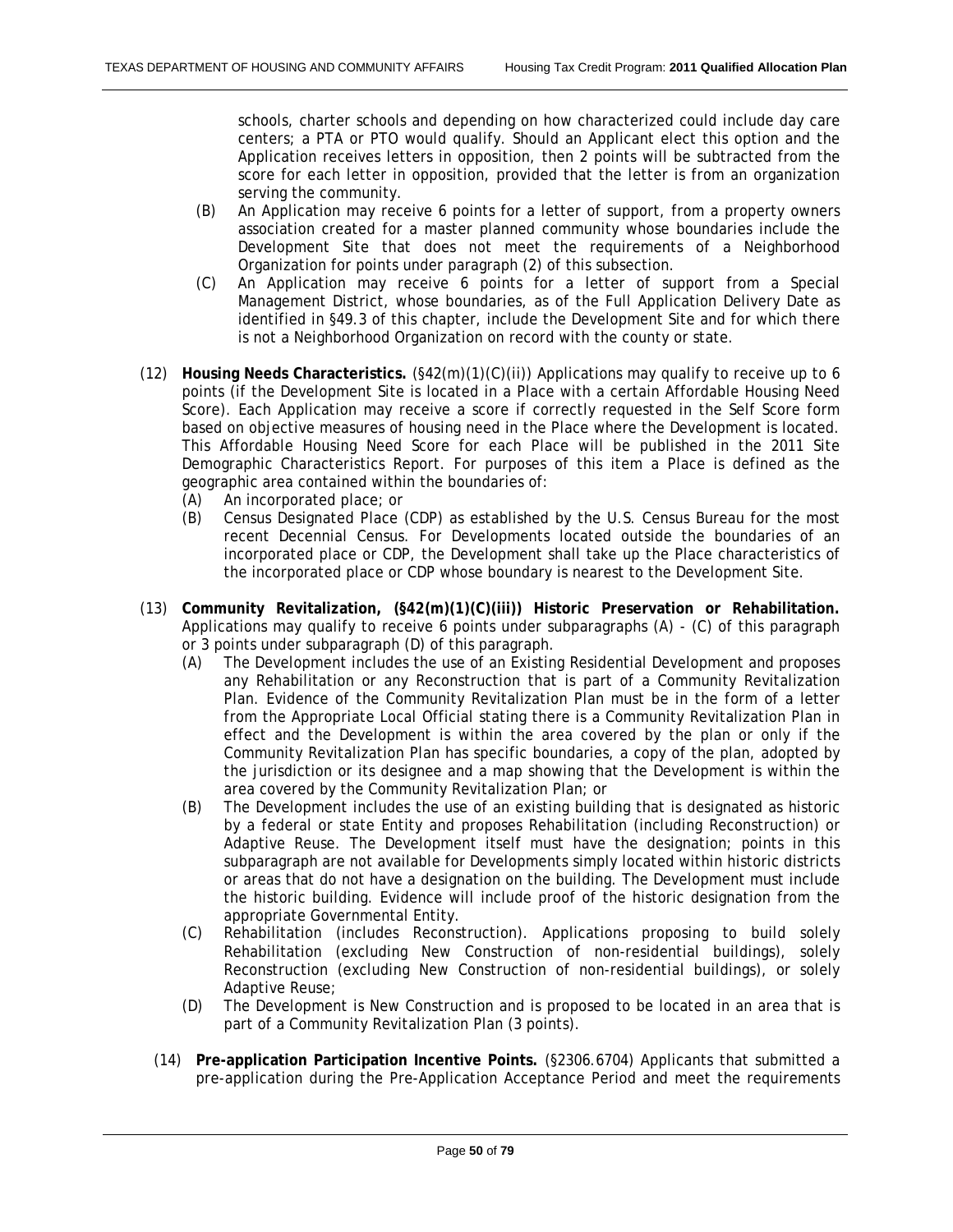schools, charter schools and depending on how characterized could include day care centers; a PTA or PTO would qualify. Should an Applicant elect this option and the Application receives letters in opposition, then 2 points will be subtracted from the score for each letter in opposition, provided that the letter is from an organization serving the community.

(B) An Application may receive 6 points for a letter of support, from a property owners association created for a master planned community whose boundaries include the Development Site that does not meet the requirements of a Neighborhood Organization for points under paragraph (2) of this subsection.

(C) An Application may receive 6 points for a letter of support from a Special Management District, whose boundaries, as of the Full Application Delivery Date as identified in §49.3 of this chapter, include the Development Site and for which there is not a Neighborhood Organization on record with the county or state.

(12) **Housing Needs Characteristics.** (§42(m)(1)(C)(ii)) Applications may qualify to receive up to 6 points (if the Development Site is located in a Place with a certain Affordable Housing Need Score). Each Application may receive a score if correctly requested in the Self Score form based on objective measures of housing need in the Place where the Development is located. This Affordable Housing Need Score for each Place will be published in the 2011 Site Demographic Characteristics Report. For purposes of this item a Place is defined as the geographic area contained within the boundaries of:

(A) An incorporated place; or

(B) Census Designated Place (CDP) as established by the U.S. Census Bureau for the most recent Decennial Census. For Developments located outside the boundaries of an incorporated place or CDP, the Development shall take up the Place characteristics of the incorporated place or CDP whose boundary is nearest to the Development Site.

(13) **Community Revitalization, (§42(m)(1)(C)(iii)) Historic Preservation or Rehabilitation.** Applications may qualify to receive 6 points under subparagraphs (A) - (C) of this paragraph or 3 points under subparagraph (D) of this paragraph.

(A) The Development includes the use of an Existing Residential Development and proposes any Rehabilitation or any Reconstruction that is part of a Community Revitalization Plan. Evidence of the Community Revitalization Plan must be in the form of a letter from the Appropriate Local Official stating there is a Community Revitalization Plan in effect and the Development is within the area covered by the plan or only if the Community Revitalization Plan has specific boundaries, a copy of the plan, adopted by the jurisdiction or its designee and a map showing that the Development is within the area covered by the Community Revitalization Plan; or

(B) The Development includes the use of an existing building that is designated as historic by a federal or state Entity and proposes Rehabilitation (including Reconstruction) or Adaptive Reuse. The Development itself must have the designation; points in this subparagraph are not available for Developments simply located within historic districts or areas that do not have a designation on the building. The Development must include the historic building. Evidence will include proof of the historic designation from the appropriate Governmental Entity.

(C) Rehabilitation (includes Reconstruction). Applications proposing to build solely Rehabilitation (excluding New Construction of non-residential buildings), solely Reconstruction (excluding New Construction of non-residential buildings), or solely Adaptive Reuse;

(D) The Development is New Construction and is proposed to be located in an area that is part of a Community Revitalization Plan (3 points).

(14) **Pre-application Participation Incentive Points.** (§2306.6704) Applicants that submitted a pre-application during the Pre-Application Acceptance Period and meet the requirements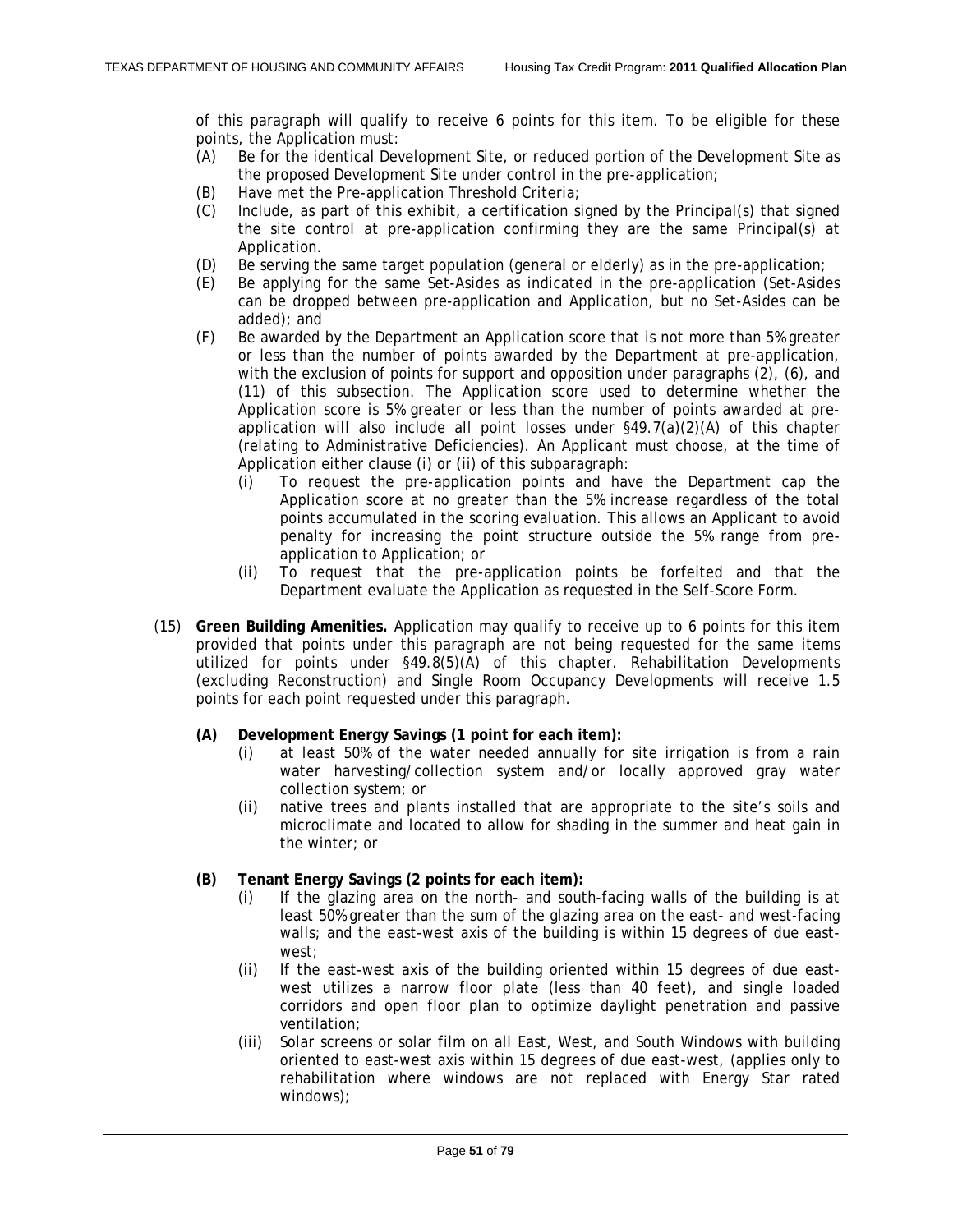of this paragraph will qualify to receive 6 points for this item. To be eligible for these points, the Application must:

- (A) Be for the identical Development Site, or reduced portion of the Development Site as the proposed Development Site under control in the pre-application;
- (B) Have met the Pre-application Threshold Criteria;
- (C) Include, as part of this exhibit, a certification signed by the Principal(s) that signed the site control at pre-application confirming they are the same Principal(s) at Application.
- (D) Be serving the same target population (general or elderly) as in the pre-application;
- (E) Be applying for the same Set-Asides as indicated in the pre-application (Set-Asides can be dropped between pre-application and Application, but no Set-Asides can be added); and
- (F) Be awarded by the Department an Application score that is not more than 5% greater or less than the number of points awarded by the Department at pre-application, with the exclusion of points for support and opposition under paragraphs (2), (6), and (11) of this subsection. The Application score used to determine whether the Application score is 5% greater or less than the number of points awarded at pre-application will also include all point losses under §49.7(a)(2)(A) of this chapter (relating to Administrative Deficiencies). An Applicant must choose, at the time of Application either clause (i) or (ii) of this subparagraph:
  - (i) To request the pre-application points and have the Department cap the Application score at no greater than the 5% increase regardless of the total points accumulated in the scoring evaluation. This allows an Applicant to avoid penalty for increasing the point structure outside the 5% range from pre-application to Application; or
  - (ii) To request that the pre-application points be forfeited and that the Department evaluate the Application as requested in the Self-Score Form.

(15) **Green Building Amenities.** Application may qualify to receive up to 6 points for this item provided that points under this paragraph are not being requested for the same items utilized for points under §49.8(5)(A) of this chapter. Rehabilitation Developments (excluding Reconstruction) and Single Room Occupancy Developments will receive 1.5 points for each point requested under this paragraph.

- **(A) Development Energy Savings (1 point for each item):**
  - (i) at least 50% of the water needed annually for site irrigation is from a rain water harvesting/collection system and/or locally approved gray water collection system; or
  - (ii) native trees and plants installed that are appropriate to the site's soils and microclimate and located to allow for shading in the summer and heat gain in the winter; or

- **(B) Tenant Energy Savings (2 points for each item):**
  - (i) If the glazing area on the north- and south-facing walls of the building is at least 50% greater than the sum of the glazing area on the east- and west-facing walls; and the east-west axis of the building is within 15 degrees of due east-west;
  - (ii) If the east-west axis of the building oriented within 15 degrees of due east-west utilizes a narrow floor plate (less than 40 feet), and single loaded corridors and open floor plan to optimize daylight penetration and passive ventilation;
  - (iii) Solar screens or solar film on all East, West, and South Windows with building oriented to east-west axis within 15 degrees of due east-west, (applies only to rehabilitation where windows are not replaced with Energy Star rated windows);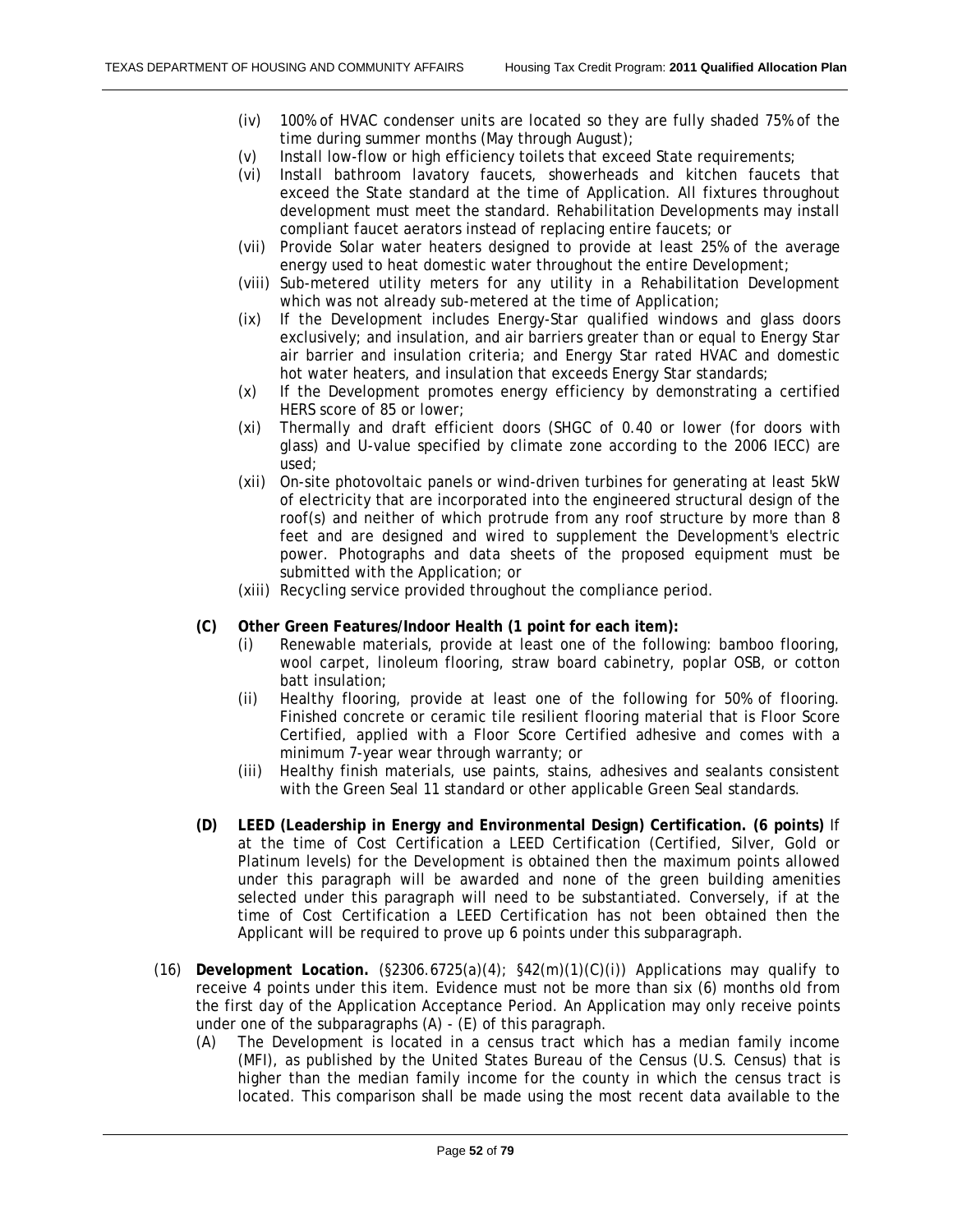(iv) 100% of HVAC condenser units are located so they are fully shaded 75% of the time during summer months (May through August);

(v) Install low-flow or high efficiency toilets that exceed State requirements;

(vi) Install bathroom lavatory faucets, showerheads and kitchen faucets that exceed the State standard at the time of Application. All fixtures throughout development must meet the standard. Rehabilitation Developments may install compliant faucet aerators instead of replacing entire faucets; or

(vii) Provide Solar water heaters designed to provide at least 25% of the average energy used to heat domestic water throughout the entire Development;

(viii) Sub-metered utility meters for any utility in a Rehabilitation Development which was not already sub-metered at the time of Application;

(ix) If the Development includes Energy-Star qualified windows and glass doors exclusively; and insulation, and air barriers greater than or equal to Energy Star air barrier and insulation criteria; and Energy Star rated HVAC and domestic hot water heaters, and insulation that exceeds Energy Star standards;

(x) If the Development promotes energy efficiency by demonstrating a certified HERS score of 85 or lower;

(xi) Thermally and draft efficient doors (SHGC of 0.40 or lower (for doors with glass) and U-value specified by climate zone according to the 2006 IECC) are used;

(xii) On-site photovoltaic panels or wind-driven turbines for generating at least 5kW of electricity that are incorporated into the engineered structural design of the roof(s) and neither of which protrude from any roof structure by more than 8 feet and are designed and wired to supplement the Development's electric power. Photographs and data sheets of the proposed equipment must be submitted with the Application; or

(xiii) Recycling service provided throughout the compliance period.

**(C) Other Green Features/Indoor Health (1 point for each item):**

(i) Renewable materials, provide at least one of the following: bamboo flooring, wool carpet, linoleum flooring, straw board cabinetry, poplar OSB, or cotton batt insulation;

(ii) Healthy flooring, provide at least one of the following for 50% of flooring. Finished concrete or ceramic tile resilient flooring material that is Floor Score Certified, applied with a Floor Score Certified adhesive and comes with a minimum 7-year wear through warranty; or

(iii) Healthy finish materials, use paints, stains, adhesives and sealants consistent with the Green Seal 11 standard or other applicable Green Seal standards.

**(D) LEED (Leadership in Energy and Environmental Design) Certification. (6 points)** If at the time of Cost Certification a LEED Certification (Certified, Silver, Gold or Platinum levels) for the Development is obtained then the maximum points allowed under this paragraph will be awarded and none of the green building amenities selected under this paragraph will need to be substantiated. Conversely, if at the time of Cost Certification a LEED Certification has not been obtained then the Applicant will be required to prove up 6 points under this subparagraph.

(16) **Development Location.** (§2306.6725(a)(4); §42(m)(1)(C)(i)) Applications may qualify to receive 4 points under this item. Evidence must not be more than six (6) months old from the first day of the Application Acceptance Period. An Application may only receive points under one of the subparagraphs (A) - (E) of this paragraph.

(A) The Development is located in a census tract which has a median family income (MFI), as published by the United States Bureau of the Census (U.S. Census) that is higher than the median family income for the county in which the census tract is located. This comparison shall be made using the most recent data available to the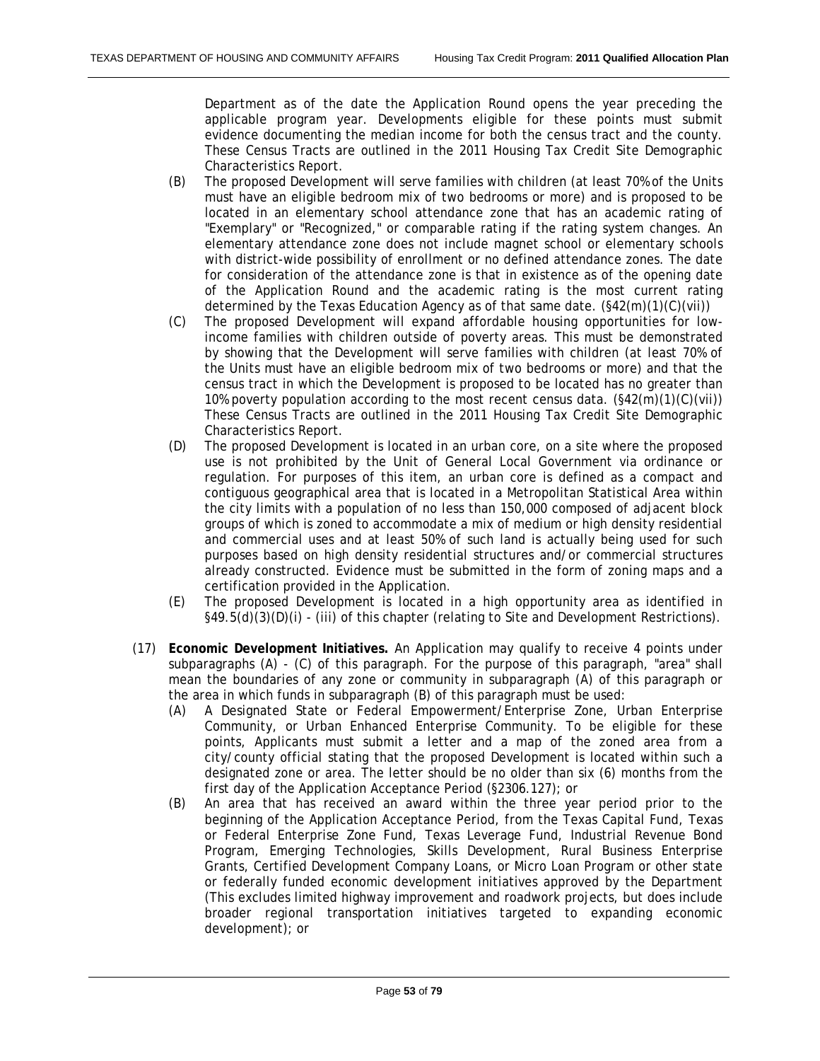Department as of the date the Application Round opens the year preceding the applicable program year. Developments eligible for these points must submit evidence documenting the median income for both the census tract and the county. These Census Tracts are outlined in the 2011 Housing Tax Credit Site Demographic Characteristics Report.

(B) The proposed Development will serve families with children (at least 70% of the Units must have an eligible bedroom mix of two bedrooms or more) and is proposed to be located in an elementary school attendance zone that has an academic rating of "Exemplary" or "Recognized," or comparable rating if the rating system changes. An elementary attendance zone does not include magnet school or elementary schools with district-wide possibility of enrollment or no defined attendance zones. The date for consideration of the attendance zone is that in existence as of the opening date of the Application Round and the academic rating is the most current rating determined by the Texas Education Agency as of that same date. (§42(m)(1)(C)(vii))

(C) The proposed Development will expand affordable housing opportunities for low-income families with children outside of poverty areas. This must be demonstrated by showing that the Development will serve families with children (at least 70% of the Units must have an eligible bedroom mix of two bedrooms or more) and that the census tract in which the Development is proposed to be located has no greater than 10% poverty population according to the most recent census data. (§42(m)(1)(C)(vii)) These Census Tracts are outlined in the 2011 Housing Tax Credit Site Demographic Characteristics Report.

(D) The proposed Development is located in an urban core, on a site where the proposed use is not prohibited by the Unit of General Local Government via ordinance or regulation. For purposes of this item, an urban core is defined as a compact and contiguous geographical area that is located in a Metropolitan Statistical Area within the city limits with a population of no less than 150,000 composed of adjacent block groups of which is zoned to accommodate a mix of medium or high density residential and commercial uses and at least 50% of such land is actually being used for such purposes based on high density residential structures and/or commercial structures already constructed. Evidence must be submitted in the form of zoning maps and a certification provided in the Application.

(E) The proposed Development is located in a high opportunity area as identified in §49.5(d)(3)(D)(i) - (iii) of this chapter (relating to Site and Development Restrictions).

(17) **Economic Development Initiatives.** An Application may qualify to receive 4 points under subparagraphs (A) - (C) of this paragraph. For the purpose of this paragraph, "area" shall mean the boundaries of any zone or community in subparagraph (A) of this paragraph or the area in which funds in subparagraph (B) of this paragraph must be used:

(A) A Designated State or Federal Empowerment/Enterprise Zone, Urban Enterprise Community, or Urban Enhanced Enterprise Community. To be eligible for these points, Applicants must submit a letter and a map of the zoned area from a city/county official stating that the proposed Development is located within such a designated zone or area. The letter should be no older than six (6) months from the first day of the Application Acceptance Period (§2306.127); or

(B) An area that has received an award within the three year period prior to the beginning of the Application Acceptance Period, from the Texas Capital Fund, Texas or Federal Enterprise Zone Fund, Texas Leverage Fund, Industrial Revenue Bond Program, Emerging Technologies, Skills Development, Rural Business Enterprise Grants, Certified Development Company Loans, or Micro Loan Program or other state or federally funded economic development initiatives approved by the Department (This excludes limited highway improvement and roadwork projects, but does include broader regional transportation initiatives targeted to expanding economic development); or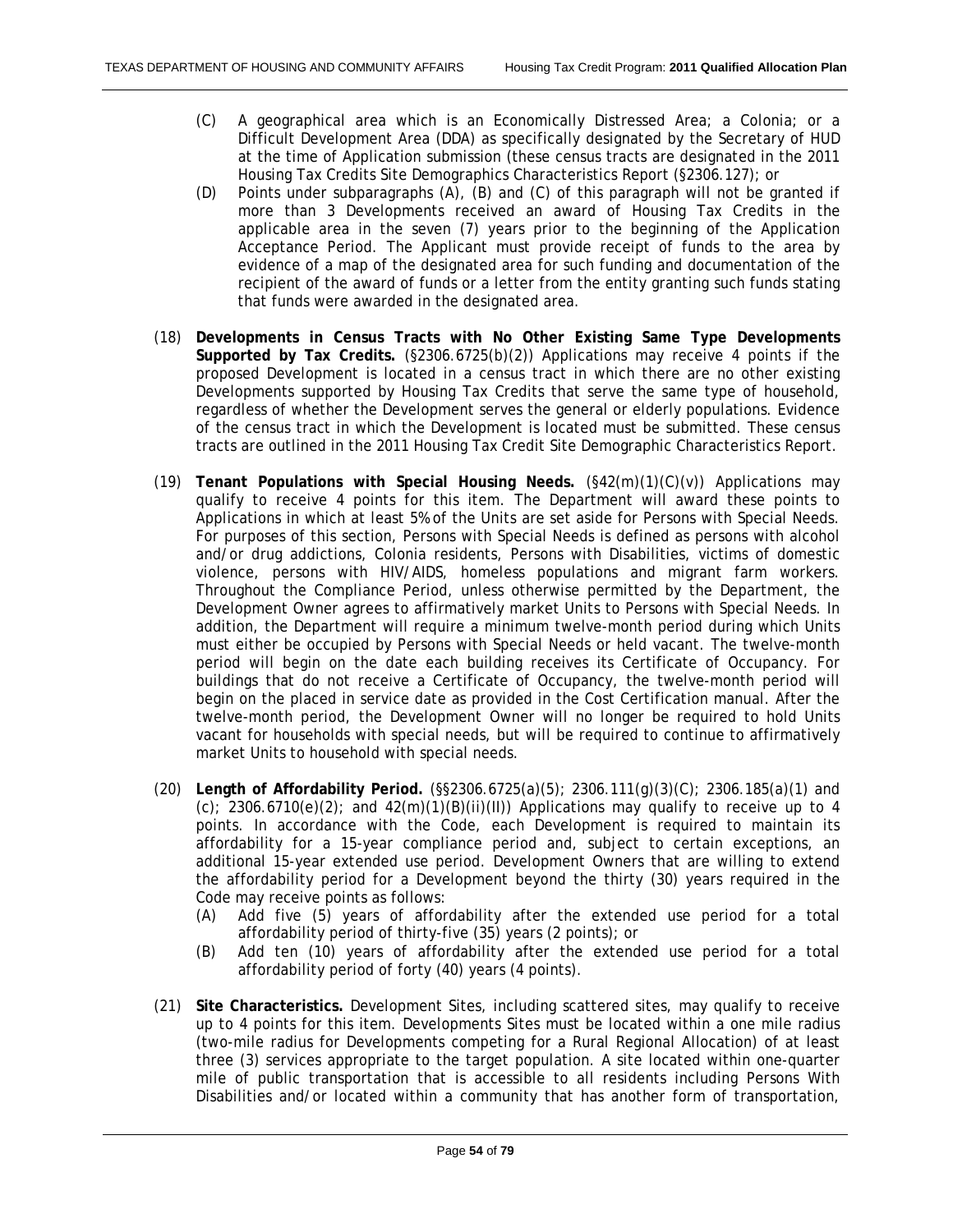(C) A geographical area which is an Economically Distressed Area; a Colonia; or a Difficult Development Area (DDA) as specifically designated by the Secretary of HUD at the time of Application submission (these census tracts are designated in the 2011 Housing Tax Credits Site Demographics Characteristics Report (§2306.127); or

(D) Points under subparagraphs (A), (B) and (C) of this paragraph will not be granted if more than 3 Developments received an award of Housing Tax Credits in the applicable area in the seven (7) years prior to the beginning of the Application Acceptance Period. The Applicant must provide receipt of funds to the area by evidence of a map of the designated area for such funding and documentation of the recipient of the award of funds or a letter from the entity granting such funds stating that funds were awarded in the designated area.

(18) **Developments in Census Tracts with No Other Existing Same Type Developments Supported by Tax Credits.** (§2306.6725(b)(2)) Applications may receive 4 points if the proposed Development is located in a census tract in which there are no other existing Developments supported by Housing Tax Credits that serve the same type of household, regardless of whether the Development serves the general or elderly populations. Evidence of the census tract in which the Development is located must be submitted. These census tracts are outlined in the 2011 Housing Tax Credit Site Demographic Characteristics Report.

(19) **Tenant Populations with Special Housing Needs.** (§42(m)(1)(C)(v)) Applications may qualify to receive 4 points for this item. The Department will award these points to Applications in which at least 5% of the Units are set aside for Persons with Special Needs. For purposes of this section, Persons with Special Needs is defined as persons with alcohol and/or drug addictions, Colonia residents, Persons with Disabilities, victims of domestic violence, persons with HIV/AIDS, homeless populations and migrant farm workers. Throughout the Compliance Period, unless otherwise permitted by the Department, the Development Owner agrees to affirmatively market Units to Persons with Special Needs. In addition, the Department will require a minimum twelve-month period during which Units must either be occupied by Persons with Special Needs or held vacant. The twelve-month period will begin on the date each building receives its Certificate of Occupancy. For buildings that do not receive a Certificate of Occupancy, the twelve-month period will begin on the placed in service date as provided in the Cost Certification manual. After the twelve-month period, the Development Owner will no longer be required to hold Units vacant for households with special needs, but will be required to continue to affirmatively market Units to household with special needs.

(20) **Length of Affordability Period.** (§§2306.6725(a)(5); 2306.111(g)(3)(C); 2306.185(a)(1) and (c); 2306.6710(e)(2); and 42(m)(1)(B)(ii)(II)) Applications may qualify to receive up to 4 points. In accordance with the Code, each Development is required to maintain its affordability for a 15-year compliance period and, subject to certain exceptions, an additional 15-year extended use period. Development Owners that are willing to extend the affordability period for a Development beyond the thirty (30) years required in the Code may receive points as follows:

(A) Add five (5) years of affordability after the extended use period for a total affordability period of thirty-five (35) years (2 points); or

(B) Add ten (10) years of affordability after the extended use period for a total affordability period of forty (40) years (4 points).

(21) **Site Characteristics.** Development Sites, including scattered sites, may qualify to receive up to 4 points for this item. Developments Sites must be located within a one mile radius (two-mile radius for Developments competing for a Rural Regional Allocation) of at least three (3) services appropriate to the target population. A site located within one-quarter mile of public transportation that is accessible to all residents including Persons With Disabilities and/or located within a community that has another form of transportation,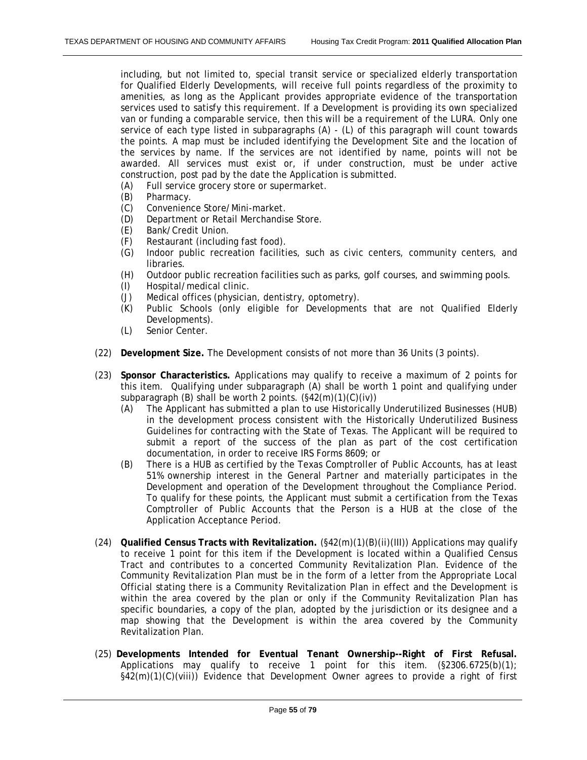including, but not limited to, special transit service or specialized elderly transportation for Qualified Elderly Developments, will receive full points regardless of the proximity to amenities, as long as the Applicant provides appropriate evidence of the transportation services used to satisfy this requirement. If a Development is providing its own specialized van or funding a comparable service, then this will be a requirement of the LURA. Only one service of each type listed in subparagraphs (A) - (L) of this paragraph will count towards the points. A map must be included identifying the Development Site and the location of the services by name. If the services are not identified by name, points will not be awarded. All services must exist or, if under construction, must be under active construction, post pad by the date the Application is submitted.

- (A) Full service grocery store or supermarket.
- (B) Pharmacy.
- (C) Convenience Store/Mini-market.
- (D) Department or Retail Merchandise Store.
- (E) Bank/Credit Union.
- (F) Restaurant (including fast food).
- (G) Indoor public recreation facilities, such as civic centers, community centers, and libraries.
- (H) Outdoor public recreation facilities such as parks, golf courses, and swimming pools.
- (I) Hospital/medical clinic.
- (J) Medical offices (physician, dentistry, optometry).
- (K) Public Schools (only eligible for Developments that are not Qualified Elderly Developments).
- (L) Senior Center.

(22) **Development Size.** The Development consists of not more than 36 Units (3 points).

(23) **Sponsor Characteristics.** Applications may qualify to receive a maximum of 2 points for this item. Qualifying under subparagraph (A) shall be worth 1 point and qualifying under subparagraph (B) shall be worth 2 points. (§42(m)(1)(C)(iv))

- (A) The Applicant has submitted a plan to use Historically Underutilized Businesses (HUB) in the development process consistent with the Historically Underutilized Business Guidelines for contracting with the State of Texas. The Applicant will be required to submit a report of the success of the plan as part of the cost certification documentation, in order to receive IRS Forms 8609; or
- (B) There is a HUB as certified by the Texas Comptroller of Public Accounts, has at least 51% ownership interest in the General Partner and materially participates in the Development and operation of the Development throughout the Compliance Period. To qualify for these points, the Applicant must submit a certification from the Texas Comptroller of Public Accounts that the Person is a HUB at the close of the Application Acceptance Period.

(24) **Qualified Census Tracts with Revitalization.** (§42(m)(1)(B)(ii)(III)) Applications may qualify to receive 1 point for this item if the Development is located within a Qualified Census Tract and contributes to a concerted Community Revitalization Plan. Evidence of the Community Revitalization Plan must be in the form of a letter from the Appropriate Local Official stating there is a Community Revitalization Plan in effect and the Development is within the area covered by the plan or only if the Community Revitalization Plan has specific boundaries, a copy of the plan, adopted by the jurisdiction or its designee and a map showing that the Development is within the area covered by the Community Revitalization Plan.

(25) **Developments Intended for Eventual Tenant Ownership--Right of First Refusal.** Applications may qualify to receive 1 point for this item. (§2306.6725(b)(1); §42(m)(1)(C)(viii)) Evidence that Development Owner agrees to provide a right of first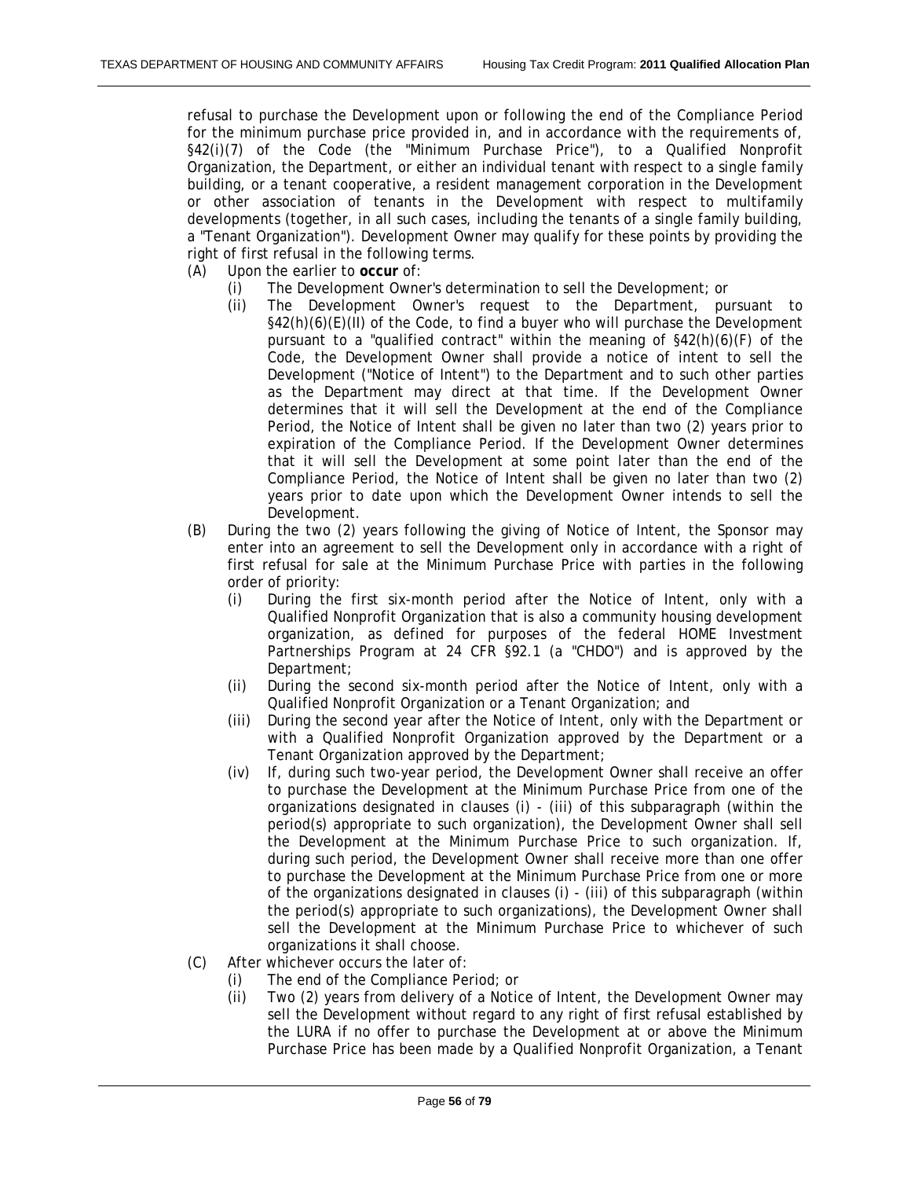refusal to purchase the Development upon or following the end of the Compliance Period for the minimum purchase price provided in, and in accordance with the requirements of, §42(i)(7) of the Code (the "Minimum Purchase Price"), to a Qualified Nonprofit Organization, the Department, or either an individual tenant with respect to a single family building, or a tenant cooperative, a resident management corporation in the Development or other association of tenants in the Development with respect to multifamily developments (together, in all such cases, including the tenants of a single family building, a "Tenant Organization"). Development Owner may qualify for these points by providing the right of first refusal in the following terms.

(A) Upon the earlier to **occur** of:
  (i) The Development Owner's determination to sell the Development; or
  (ii) The Development Owner's request to the Department, pursuant to §42(h)(6)(E)(II) of the Code, to find a buyer who will purchase the Development pursuant to a "qualified contract" within the meaning of §42(h)(6)(F) of the Code, the Development Owner shall provide a notice of intent to sell the Development ("Notice of Intent") to the Department and to such other parties as the Department may direct at that time. If the Development Owner determines that it will sell the Development at the end of the Compliance Period, the Notice of Intent shall be given no later than two (2) years prior to expiration of the Compliance Period. If the Development Owner determines that it will sell the Development at some point later than the end of the Compliance Period, the Notice of Intent shall be given no later than two (2) years prior to date upon which the Development Owner intends to sell the Development.

(B) During the two (2) years following the giving of Notice of Intent, the Sponsor may enter into an agreement to sell the Development only in accordance with a right of first refusal for sale at the Minimum Purchase Price with parties in the following order of priority:
  (i) During the first six-month period after the Notice of Intent, only with a Qualified Nonprofit Organization that is also a community housing development organization, as defined for purposes of the federal HOME Investment Partnerships Program at 24 CFR §92.1 (a "CHDO") and is approved by the Department;
  (ii) During the second six-month period after the Notice of Intent, only with a Qualified Nonprofit Organization or a Tenant Organization; and
  (iii) During the second year after the Notice of Intent, only with the Department or with a Qualified Nonprofit Organization approved by the Department or a Tenant Organization approved by the Department;
  (iv) If, during such two-year period, the Development Owner shall receive an offer to purchase the Development at the Minimum Purchase Price from one of the organizations designated in clauses (i) - (iii) of this subparagraph (within the period(s) appropriate to such organization), the Development Owner shall sell the Development at the Minimum Purchase Price to such organization. If, during such period, the Development Owner shall receive more than one offer to purchase the Development at the Minimum Purchase Price from one or more of the organizations designated in clauses (i) - (iii) of this subparagraph (within the period(s) appropriate to such organizations), the Development Owner shall sell the Development at the Minimum Purchase Price to whichever of such organizations it shall choose.

(C) After whichever occurs the later of:
  (i) The end of the Compliance Period; or
  (ii) Two (2) years from delivery of a Notice of Intent, the Development Owner may sell the Development without regard to any right of first refusal established by the LURA if no offer to purchase the Development at or above the Minimum Purchase Price has been made by a Qualified Nonprofit Organization, a Tenant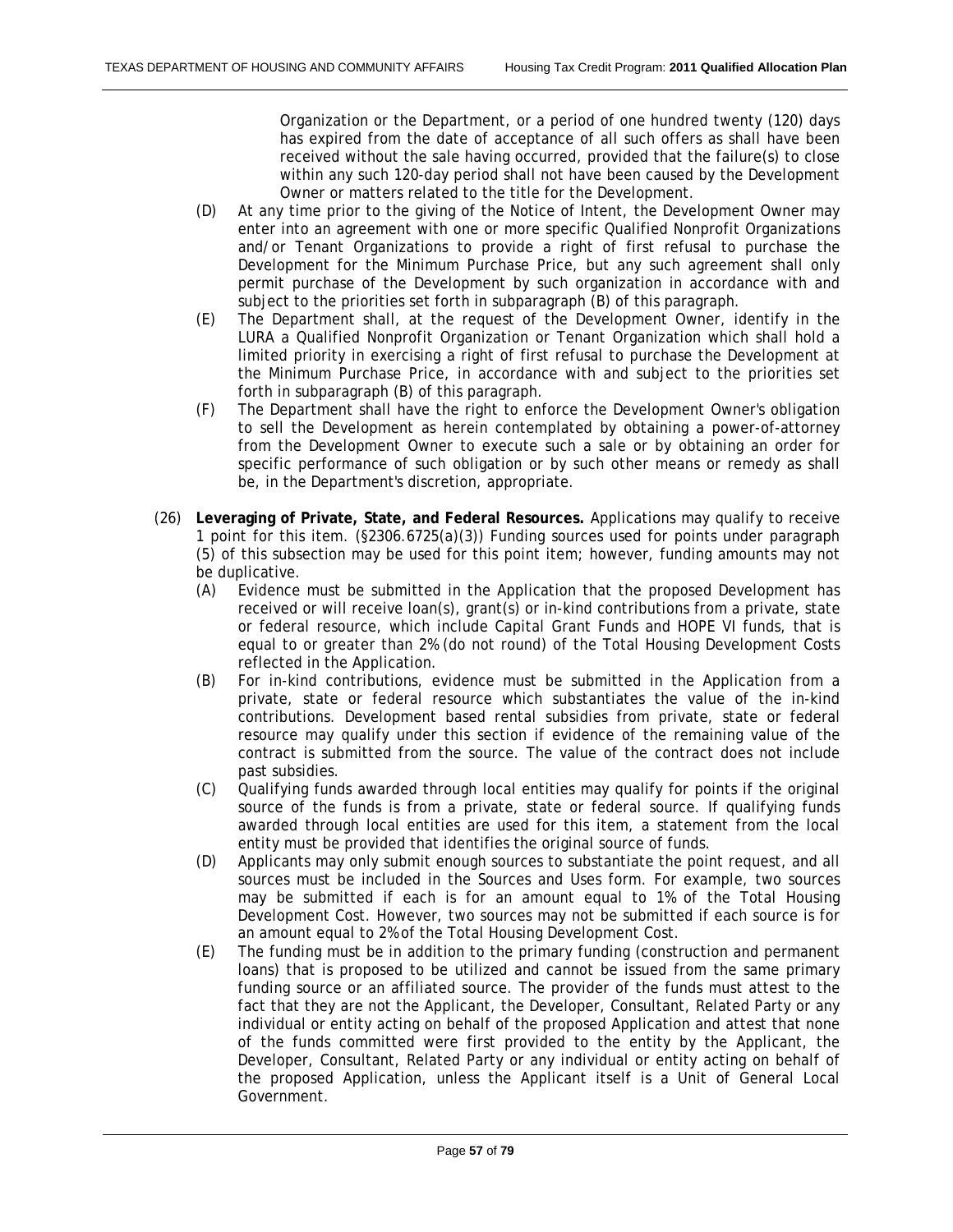Organization or the Department, or a period of one hundred twenty (120) days has expired from the date of acceptance of all such offers as shall have been received without the sale having occurred, provided that the failure(s) to close within any such 120-day period shall not have been caused by the Development Owner or matters related to the title for the Development.

(D) At any time prior to the giving of the Notice of Intent, the Development Owner may enter into an agreement with one or more specific Qualified Nonprofit Organizations and/or Tenant Organizations to provide a right of first refusal to purchase the Development for the Minimum Purchase Price, but any such agreement shall only permit purchase of the Development by such organization in accordance with and subject to the priorities set forth in subparagraph (B) of this paragraph.

(E) The Department shall, at the request of the Development Owner, identify in the LURA a Qualified Nonprofit Organization or Tenant Organization which shall hold a limited priority in exercising a right of first refusal to purchase the Development at the Minimum Purchase Price, in accordance with and subject to the priorities set forth in subparagraph (B) of this paragraph.

(F) The Department shall have the right to enforce the Development Owner's obligation to sell the Development as herein contemplated by obtaining a power-of-attorney from the Development Owner to execute such a sale or by obtaining an order for specific performance of such obligation or by such other means or remedy as shall be, in the Department's discretion, appropriate.

(26) **Leveraging of Private, State, and Federal Resources.** Applications may qualify to receive 1 point for this item. (§2306.6725(a)(3)) Funding sources used for points under paragraph (5) of this subsection may be used for this point item; however, funding amounts may not be duplicative.

(A) Evidence must be submitted in the Application that the proposed Development has received or will receive loan(s), grant(s) or in-kind contributions from a private, state or federal resource, which include Capital Grant Funds and HOPE VI funds, that is equal to or greater than 2% (do not round) of the Total Housing Development Costs reflected in the Application.

(B) For in-kind contributions, evidence must be submitted in the Application from a private, state or federal resource which substantiates the value of the in-kind contributions. Development based rental subsidies from private, state or federal resource may qualify under this section if evidence of the remaining value of the contract is submitted from the source. The value of the contract does not include past subsidies.

(C) Qualifying funds awarded through local entities may qualify for points if the original source of the funds is from a private, state or federal source. If qualifying funds awarded through local entities are used for this item, a statement from the local entity must be provided that identifies the original source of funds.

(D) Applicants may only submit enough sources to substantiate the point request, and all sources must be included in the Sources and Uses form. For example, two sources may be submitted if each is for an amount equal to 1% of the Total Housing Development Cost. However, two sources may not be submitted if each source is for an amount equal to 2% of the Total Housing Development Cost.

(E) The funding must be in addition to the primary funding (construction and permanent loans) that is proposed to be utilized and cannot be issued from the same primary funding source or an affiliated source. The provider of the funds must attest to the fact that they are not the Applicant, the Developer, Consultant, Related Party or any individual or entity acting on behalf of the proposed Application and attest that none of the funds committed were first provided to the entity by the Applicant, the Developer, Consultant, Related Party or any individual or entity acting on behalf of the proposed Application, unless the Applicant itself is a Unit of General Local Government.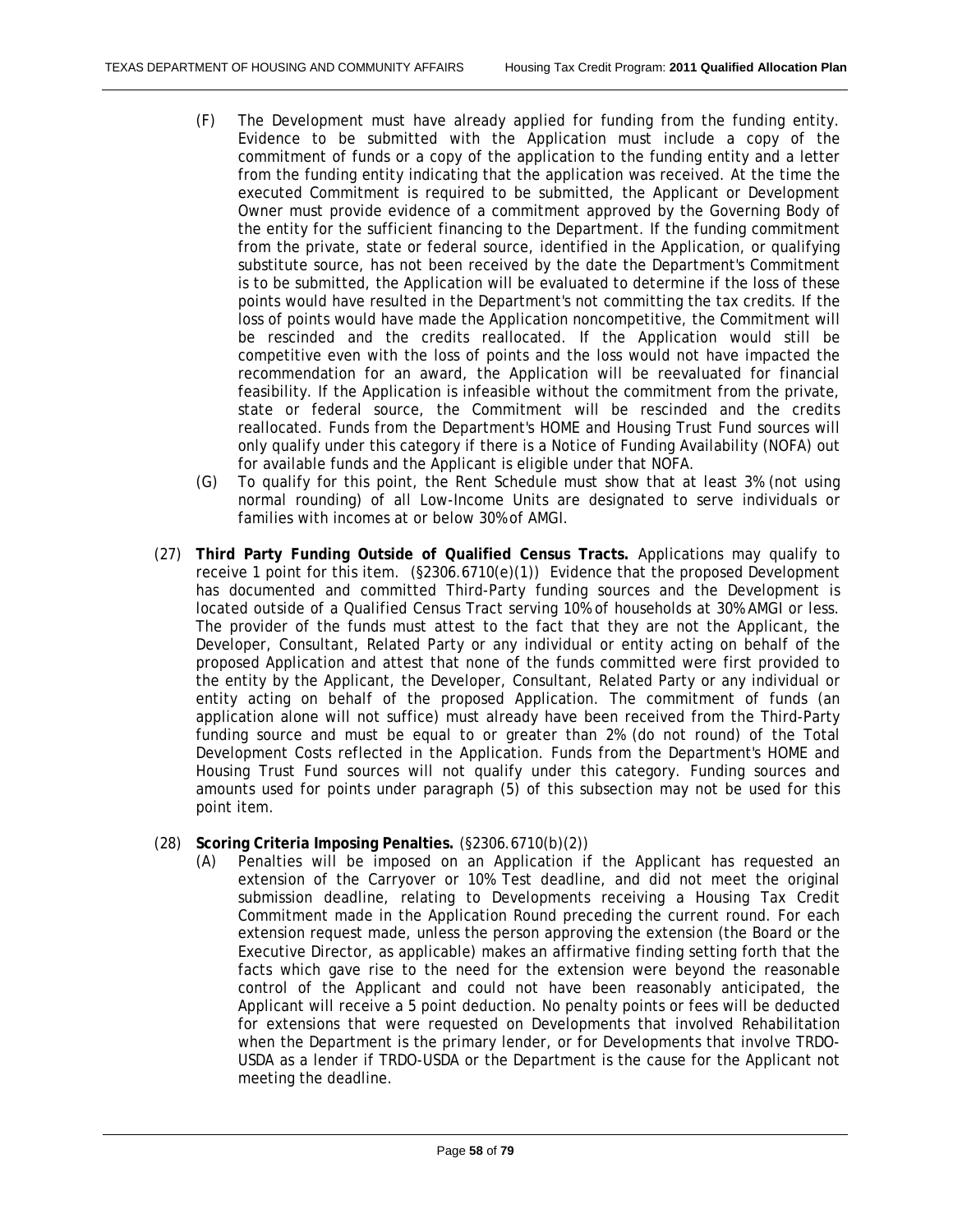(F) The Development must have already applied for funding from the funding entity. Evidence to be submitted with the Application must include a copy of the commitment of funds or a copy of the application to the funding entity and a letter from the funding entity indicating that the application was received. At the time the executed Commitment is required to be submitted, the Applicant or Development Owner must provide evidence of a commitment approved by the Governing Body of the entity for the sufficient financing to the Department. If the funding commitment from the private, state or federal source, identified in the Application, or qualifying substitute source, has not been received by the date the Department's Commitment is to be submitted, the Application will be evaluated to determine if the loss of these points would have resulted in the Department's not committing the tax credits. If the loss of points would have made the Application noncompetitive, the Commitment will be rescinded and the credits reallocated. If the Application would still be competitive even with the loss of points and the loss would not have impacted the recommendation for an award, the Application will be reevaluated for financial feasibility. If the Application is infeasible without the commitment from the private, state or federal source, the Commitment will be rescinded and the credits reallocated. Funds from the Department's HOME and Housing Trust Fund sources will only qualify under this category if there is a Notice of Funding Availability (NOFA) out for available funds and the Applicant is eligible under that NOFA.

(G) To qualify for this point, the Rent Schedule must show that at least 3% (not using normal rounding) of all Low-Income Units are designated to serve individuals or families with incomes at or below 30% of AMGI.

(27) **Third Party Funding Outside of Qualified Census Tracts.** Applications may qualify to receive 1 point for this item. (§2306.6710(e)(1)) Evidence that the proposed Development has documented and committed Third-Party funding sources and the Development is located outside of a Qualified Census Tract serving 10% of households at 30% AMGI or less. The provider of the funds must attest to the fact that they are not the Applicant, the Developer, Consultant, Related Party or any individual or entity acting on behalf of the proposed Application and attest that none of the funds committed were first provided to the entity by the Applicant, the Developer, Consultant, Related Party or any individual or entity acting on behalf of the proposed Application. The commitment of funds (an application alone will not suffice) must already have been received from the Third-Party funding source and must be equal to or greater than 2% (do not round) of the Total Development Costs reflected in the Application. Funds from the Department's HOME and Housing Trust Fund sources will not qualify under this category. Funding sources and amounts used for points under paragraph (5) of this subsection may not be used for this point item.

(28) **Scoring Criteria Imposing Penalties.** (§2306.6710(b)(2))

(A) Penalties will be imposed on an Application if the Applicant has requested an extension of the Carryover or 10% Test deadline, and did not meet the original submission deadline, relating to Developments receiving a Housing Tax Credit Commitment made in the Application Round preceding the current round. For each extension request made, unless the person approving the extension (the Board or the Executive Director, as applicable) makes an affirmative finding setting forth that the facts which gave rise to the need for the extension were beyond the reasonable control of the Applicant and could not have been reasonably anticipated, the Applicant will receive a 5 point deduction. No penalty points or fees will be deducted for extensions that were requested on Developments that involved Rehabilitation when the Department is the primary lender, or for Developments that involve TRDO-USDA as a lender if TRDO-USDA or the Department is the cause for the Applicant not meeting the deadline.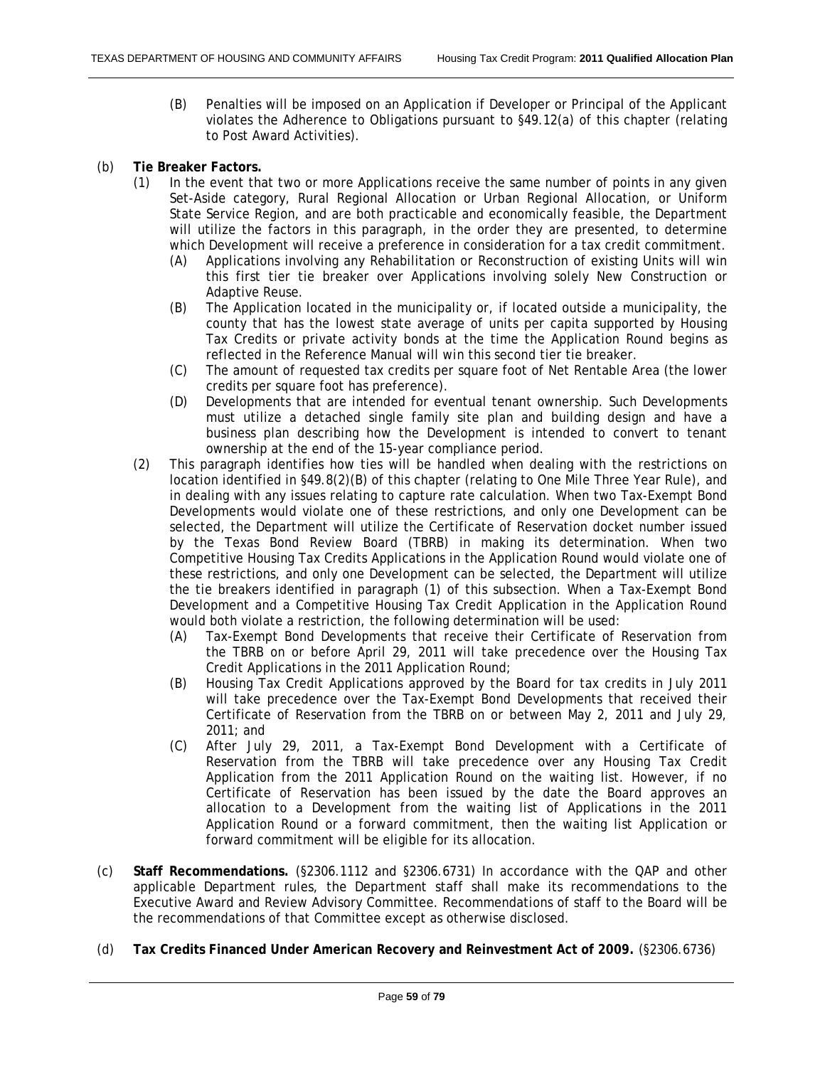(B) Penalties will be imposed on an Application if Developer or Principal of the Applicant violates the Adherence to Obligations pursuant to §49.12(a) of this chapter (relating to Post Award Activities).

(b) **Tie Breaker Factors.**

(1) In the event that two or more Applications receive the same number of points in any given Set-Aside category, Rural Regional Allocation or Urban Regional Allocation, or Uniform State Service Region, and are both practicable and economically feasible, the Department will utilize the factors in this paragraph, in the order they are presented, to determine which Development will receive a preference in consideration for a tax credit commitment.

(A) Applications involving any Rehabilitation or Reconstruction of existing Units will win this first tier tie breaker over Applications involving solely New Construction or Adaptive Reuse.

(B) The Application located in the municipality or, if located outside a municipality, the county that has the lowest state average of units per capita supported by Housing Tax Credits or private activity bonds at the time the Application Round begins as reflected in the Reference Manual will win this second tier tie breaker.

(C) The amount of requested tax credits per square foot of Net Rentable Area (the lower credits per square foot has preference).

(D) Developments that are intended for eventual tenant ownership. Such Developments must utilize a detached single family site plan and building design and have a business plan describing how the Development is intended to convert to tenant ownership at the end of the 15-year compliance period.

(2) This paragraph identifies how ties will be handled when dealing with the restrictions on location identified in §49.8(2)(B) of this chapter (relating to One Mile Three Year Rule), and in dealing with any issues relating to capture rate calculation. When two Tax-Exempt Bond Developments would violate one of these restrictions, and only one Development can be selected, the Department will utilize the Certificate of Reservation docket number issued by the Texas Bond Review Board (TBRB) in making its determination. When two Competitive Housing Tax Credits Applications in the Application Round would violate one of these restrictions, and only one Development can be selected, the Department will utilize the tie breakers identified in paragraph (1) of this subsection. When a Tax-Exempt Bond Development and a Competitive Housing Tax Credit Application in the Application Round would both violate a restriction, the following determination will be used:

(A) Tax-Exempt Bond Developments that receive their Certificate of Reservation from the TBRB on or before April 29, 2011 will take precedence over the Housing Tax Credit Applications in the 2011 Application Round;

(B) Housing Tax Credit Applications approved by the Board for tax credits in July 2011 will take precedence over the Tax-Exempt Bond Developments that received their Certificate of Reservation from the TBRB on or between May 2, 2011 and July 29, 2011; and

(C) After July 29, 2011, a Tax-Exempt Bond Development with a Certificate of Reservation from the TBRB will take precedence over any Housing Tax Credit Application from the 2011 Application Round on the waiting list. However, if no Certificate of Reservation has been issued by the date the Board approves an allocation to a Development from the waiting list of Applications in the 2011 Application Round or a forward commitment, then the waiting list Application or forward commitment will be eligible for its allocation.

(c) **Staff Recommendations.** (§2306.1112 and §2306.6731) In accordance with the QAP and other applicable Department rules, the Department staff shall make its recommendations to the Executive Award and Review Advisory Committee. Recommendations of staff to the Board will be the recommendations of that Committee except as otherwise disclosed.

(d) **Tax Credits Financed Under American Recovery and Reinvestment Act of 2009.** (§2306.6736)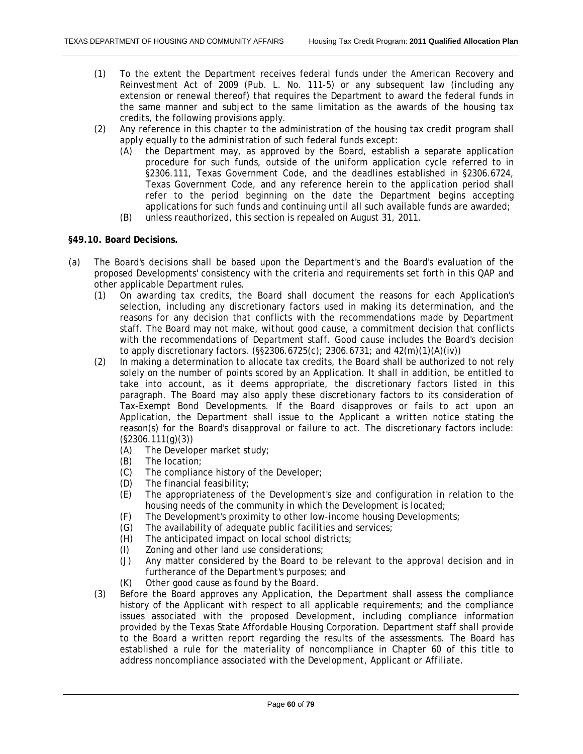(1) To the extent the Department receives federal funds under the American Recovery and Reinvestment Act of 2009 (Pub. L. No. 111-5) or any subsequent law (including any extension or renewal thereof) that requires the Department to award the federal funds in the same manner and subject to the same limitation as the awards of the housing tax credits, the following provisions apply.

(2) Any reference in this chapter to the administration of the housing tax credit program shall apply equally to the administration of such federal funds except:

(A) the Department may, as approved by the Board, establish a separate application procedure for such funds, outside of the uniform application cycle referred to in §2306.111, Texas Government Code, and the deadlines established in §2306.6724, Texas Government Code, and any reference herein to the application period shall refer to the period beginning on the date the Department begins accepting applications for such funds and continuing until all such available funds are awarded;

(B) unless reauthorized, this section is repealed on August 31, 2011.

**§49.10. Board Decisions.**

(a) The Board's decisions shall be based upon the Department's and the Board's evaluation of the proposed Developments' consistency with the criteria and requirements set forth in this QAP and other applicable Department rules.

(1) On awarding tax credits, the Board shall document the reasons for each Application's selection, including any discretionary factors used in making its determination, and the reasons for any decision that conflicts with the recommendations made by Department staff. The Board may not make, without good cause, a commitment decision that conflicts with the recommendations of Department staff. Good cause includes the Board's decision to apply discretionary factors. (§§2306.6725(c); 2306.6731; and 42(m)(1)(A)(iv))

(2) In making a determination to allocate tax credits, the Board shall be authorized to not rely solely on the number of points scored by an Application. It shall in addition, be entitled to take into account, as it deems appropriate, the discretionary factors listed in this paragraph. The Board may also apply these discretionary factors to its consideration of Tax-Exempt Bond Developments. If the Board disapproves or fails to act upon an Application, the Department shall issue to the Applicant a written notice stating the reason(s) for the Board's disapproval or failure to act. The discretionary factors include: (§2306.111(g)(3))

(A) The Developer market study;

(B) The location;

(C) The compliance history of the Developer;

(D) The financial feasibility;

(E) The appropriateness of the Development's size and configuration in relation to the housing needs of the community in which the Development is located;

(F) The Development's proximity to other low-income housing Developments;

(G) The availability of adequate public facilities and services;

(H) The anticipated impact on local school districts;

(I) Zoning and other land use considerations;

(J) Any matter considered by the Board to be relevant to the approval decision and in furtherance of the Department's purposes; and

(K) Other good cause as found by the Board.

(3) Before the Board approves any Application, the Department shall assess the compliance history of the Applicant with respect to all applicable requirements; and the compliance issues associated with the proposed Development, including compliance information provided by the Texas State Affordable Housing Corporation. Department staff shall provide to the Board a written report regarding the results of the assessments. The Board has established a rule for the materiality of noncompliance in Chapter 60 of this title to address noncompliance associated with the Development, Applicant or Affiliate.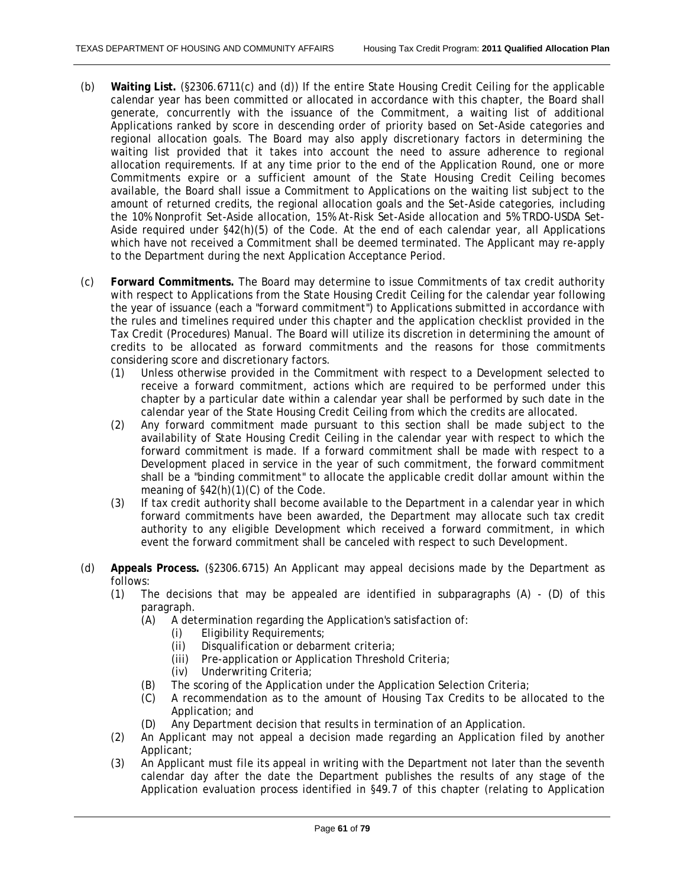(b) **Waiting List.** (§2306.6711(c) and (d)) If the entire State Housing Credit Ceiling for the applicable calendar year has been committed or allocated in accordance with this chapter, the Board shall generate, concurrently with the issuance of the Commitment, a waiting list of additional Applications ranked by score in descending order of priority based on Set-Aside categories and regional allocation goals. The Board may also apply discretionary factors in determining the waiting list provided that it takes into account the need to assure adherence to regional allocation requirements. If at any time prior to the end of the Application Round, one or more Commitments expire or a sufficient amount of the State Housing Credit Ceiling becomes available, the Board shall issue a Commitment to Applications on the waiting list subject to the amount of returned credits, the regional allocation goals and the Set-Aside categories, including the 10% Nonprofit Set-Aside allocation, 15% At-Risk Set-Aside allocation and 5% TRDO-USDA Set-Aside required under §42(h)(5) of the Code. At the end of each calendar year, all Applications which have not received a Commitment shall be deemed terminated. The Applicant may re-apply to the Department during the next Application Acceptance Period.

(c) **Forward Commitments.** The Board may determine to issue Commitments of tax credit authority with respect to Applications from the State Housing Credit Ceiling for the calendar year following the year of issuance (each a "forward commitment") to Applications submitted in accordance with the rules and timelines required under this chapter and the application checklist provided in the Tax Credit (Procedures) Manual. The Board will utilize its discretion in determining the amount of credits to be allocated as forward commitments and the reasons for those commitments considering score and discretionary factors.

  (1) Unless otherwise provided in the Commitment with respect to a Development selected to receive a forward commitment, actions which are required to be performed under this chapter by a particular date within a calendar year shall be performed by such date in the calendar year of the State Housing Credit Ceiling from which the credits are allocated.

  (2) Any forward commitment made pursuant to this section shall be made subject to the availability of State Housing Credit Ceiling in the calendar year with respect to which the forward commitment is made. If a forward commitment shall be made with respect to a Development placed in service in the year of such commitment, the forward commitment shall be a "binding commitment" to allocate the applicable credit dollar amount within the meaning of §42(h)(1)(C) of the Code.

  (3) If tax credit authority shall become available to the Department in a calendar year in which forward commitments have been awarded, the Department may allocate such tax credit authority to any eligible Development which received a forward commitment, in which event the forward commitment shall be canceled with respect to such Development.

(d) **Appeals Process.** (§2306.6715) An Applicant may appeal decisions made by the Department as follows:

  (1) The decisions that may be appealed are identified in subparagraphs (A) - (D) of this paragraph.

    (A) A determination regarding the Application's satisfaction of:

      (i) Eligibility Requirements;

      (ii) Disqualification or debarment criteria;

      (iii) Pre-application or Application Threshold Criteria;

      (iv) Underwriting Criteria;

    (B) The scoring of the Application under the Application Selection Criteria;

    (C) A recommendation as to the amount of Housing Tax Credits to be allocated to the Application; and

    (D) Any Department decision that results in termination of an Application.

  (2) An Applicant may not appeal a decision made regarding an Application filed by another Applicant;

  (3) An Applicant must file its appeal in writing with the Department not later than the seventh calendar day after the date the Department publishes the results of any stage of the Application evaluation process identified in §49.7 of this chapter (relating to Application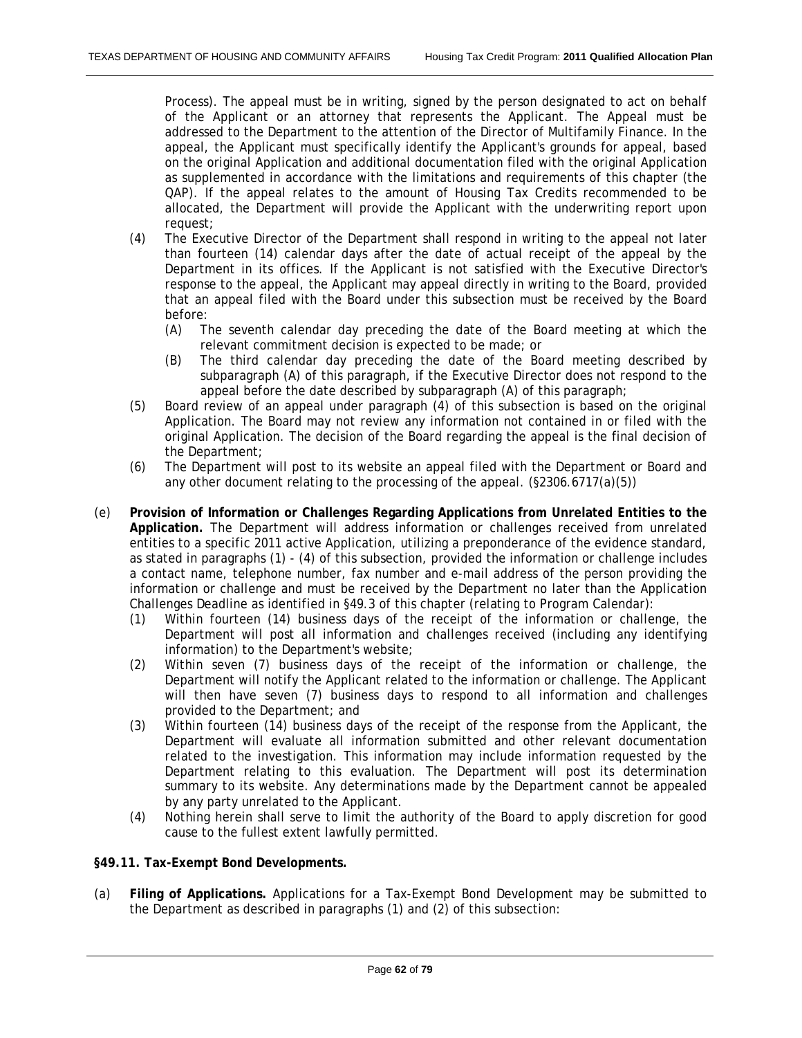Process). The appeal must be in writing, signed by the person designated to act on behalf of the Applicant or an attorney that represents the Applicant. The Appeal must be addressed to the Department to the attention of the Director of Multifamily Finance. In the appeal, the Applicant must specifically identify the Applicant's grounds for appeal, based on the original Application and additional documentation filed with the original Application as supplemented in accordance with the limitations and requirements of this chapter (the QAP). If the appeal relates to the amount of Housing Tax Credits recommended to be allocated, the Department will provide the Applicant with the underwriting report upon request;

(4) The Executive Director of the Department shall respond in writing to the appeal not later than fourteen (14) calendar days after the date of actual receipt of the appeal by the Department in its offices. If the Applicant is not satisfied with the Executive Director's response to the appeal, the Applicant may appeal directly in writing to the Board, provided that an appeal filed with the Board under this subsection must be received by the Board before:

  (A) The seventh calendar day preceding the date of the Board meeting at which the relevant commitment decision is expected to be made; or

  (B) The third calendar day preceding the date of the Board meeting described by subparagraph (A) of this paragraph, if the Executive Director does not respond to the appeal before the date described by subparagraph (A) of this paragraph;

(5) Board review of an appeal under paragraph (4) of this subsection is based on the original Application. The Board may not review any information not contained in or filed with the original Application. The decision of the Board regarding the appeal is the final decision of the Department;

(6) The Department will post to its website an appeal filed with the Department or Board and any other document relating to the processing of the appeal. (§2306.6717(a)(5))

(e) **Provision of Information or Challenges Regarding Applications from Unrelated Entities to the Application.** The Department will address information or challenges received from unrelated entities to a specific 2011 active Application, utilizing a preponderance of the evidence standard, as stated in paragraphs (1) - (4) of this subsection, provided the information or challenge includes a contact name, telephone number, fax number and e-mail address of the person providing the information or challenge and must be received by the Department no later than the Application Challenges Deadline as identified in §49.3 of this chapter (relating to Program Calendar):

(1) Within fourteen (14) business days of the receipt of the information or challenge, the Department will post all information and challenges received (including any identifying information) to the Department's website;

(2) Within seven (7) business days of the receipt of the information or challenge, the Department will notify the Applicant related to the information or challenge. The Applicant will then have seven (7) business days to respond to all information and challenges provided to the Department; and

(3) Within fourteen (14) business days of the receipt of the response from the Applicant, the Department will evaluate all information submitted and other relevant documentation related to the investigation. This information may include information requested by the Department relating to this evaluation. The Department will post its determination summary to its website. Any determinations made by the Department cannot be appealed by any party unrelated to the Applicant.

(4) Nothing herein shall serve to limit the authority of the Board to apply discretion for good cause to the fullest extent lawfully permitted.

**§49.11. Tax-Exempt Bond Developments.**

(a) **Filing of Applications.** Applications for a Tax-Exempt Bond Development may be submitted to the Department as described in paragraphs (1) and (2) of this subsection: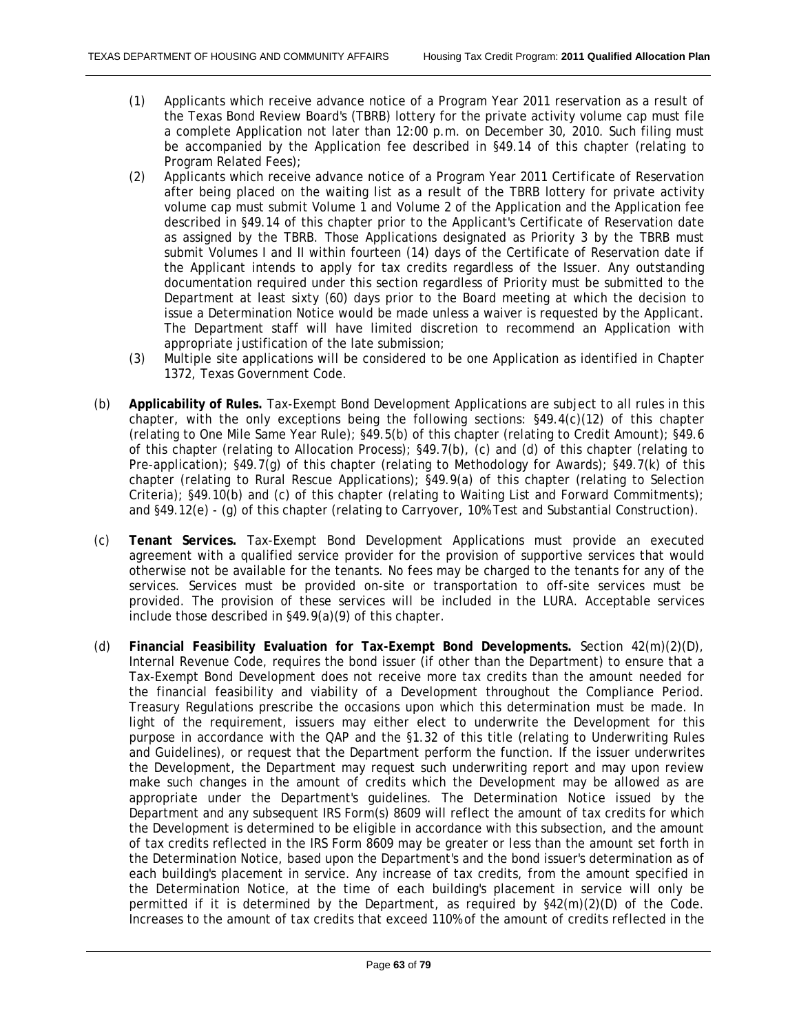(1) Applicants which receive advance notice of a Program Year 2011 reservation as a result of the Texas Bond Review Board's (TBRB) lottery for the private activity volume cap must file a complete Application not later than 12:00 p.m. on December 30, 2010. Such filing must be accompanied by the Application fee described in §49.14 of this chapter (relating to Program Related Fees);

(2) Applicants which receive advance notice of a Program Year 2011 Certificate of Reservation after being placed on the waiting list as a result of the TBRB lottery for private activity volume cap must submit Volume 1 and Volume 2 of the Application and the Application fee described in §49.14 of this chapter prior to the Applicant's Certificate of Reservation date as assigned by the TBRB. Those Applications designated as Priority 3 by the TBRB must submit Volumes I and II within fourteen (14) days of the Certificate of Reservation date if the Applicant intends to apply for tax credits regardless of the Issuer. Any outstanding documentation required under this section regardless of Priority must be submitted to the Department at least sixty (60) days prior to the Board meeting at which the decision to issue a Determination Notice would be made unless a waiver is requested by the Applicant. The Department staff will have limited discretion to recommend an Application with appropriate justification of the late submission;

(3) Multiple site applications will be considered to be one Application as identified in Chapter 1372, Texas Government Code.

(b) **Applicability of Rules.** Tax-Exempt Bond Development Applications are subject to all rules in this chapter, with the only exceptions being the following sections: §49.4(c)(12) of this chapter (relating to One Mile Same Year Rule); §49.5(b) of this chapter (relating to Credit Amount); §49.6 of this chapter (relating to Allocation Process); §49.7(b), (c) and (d) of this chapter (relating to Pre-application); §49.7(g) of this chapter (relating to Methodology for Awards); §49.7(k) of this chapter (relating to Rural Rescue Applications); §49.9(a) of this chapter (relating to Selection Criteria); §49.10(b) and (c) of this chapter (relating to Waiting List and Forward Commitments); and §49.12(e) - (g) of this chapter (relating to Carryover, 10% Test and Substantial Construction).

(c) **Tenant Services.** Tax-Exempt Bond Development Applications must provide an executed agreement with a qualified service provider for the provision of supportive services that would otherwise not be available for the tenants. No fees may be charged to the tenants for any of the services. Services must be provided on-site or transportation to off-site services must be provided. The provision of these services will be included in the LURA. Acceptable services include those described in §49.9(a)(9) of this chapter.

(d) **Financial Feasibility Evaluation for Tax-Exempt Bond Developments.** Section 42(m)(2)(D), Internal Revenue Code, requires the bond issuer (if other than the Department) to ensure that a Tax-Exempt Bond Development does not receive more tax credits than the amount needed for the financial feasibility and viability of a Development throughout the Compliance Period. Treasury Regulations prescribe the occasions upon which this determination must be made. In light of the requirement, issuers may either elect to underwrite the Development for this purpose in accordance with the QAP and the §1.32 of this title (relating to Underwriting Rules and Guidelines), or request that the Department perform the function. If the issuer underwrites the Development, the Department may request such underwriting report and may upon review make such changes in the amount of credits which the Development may be allowed as are appropriate under the Department's guidelines. The Determination Notice issued by the Department and any subsequent IRS Form(s) 8609 will reflect the amount of tax credits for which the Development is determined to be eligible in accordance with this subsection, and the amount of tax credits reflected in the IRS Form 8609 may be greater or less than the amount set forth in the Determination Notice, based upon the Department's and the bond issuer's determination as of each building's placement in service. Any increase of tax credits, from the amount specified in the Determination Notice, at the time of each building's placement in service will only be permitted if it is determined by the Department, as required by §42(m)(2)(D) of the Code. Increases to the amount of tax credits that exceed 110% of the amount of credits reflected in the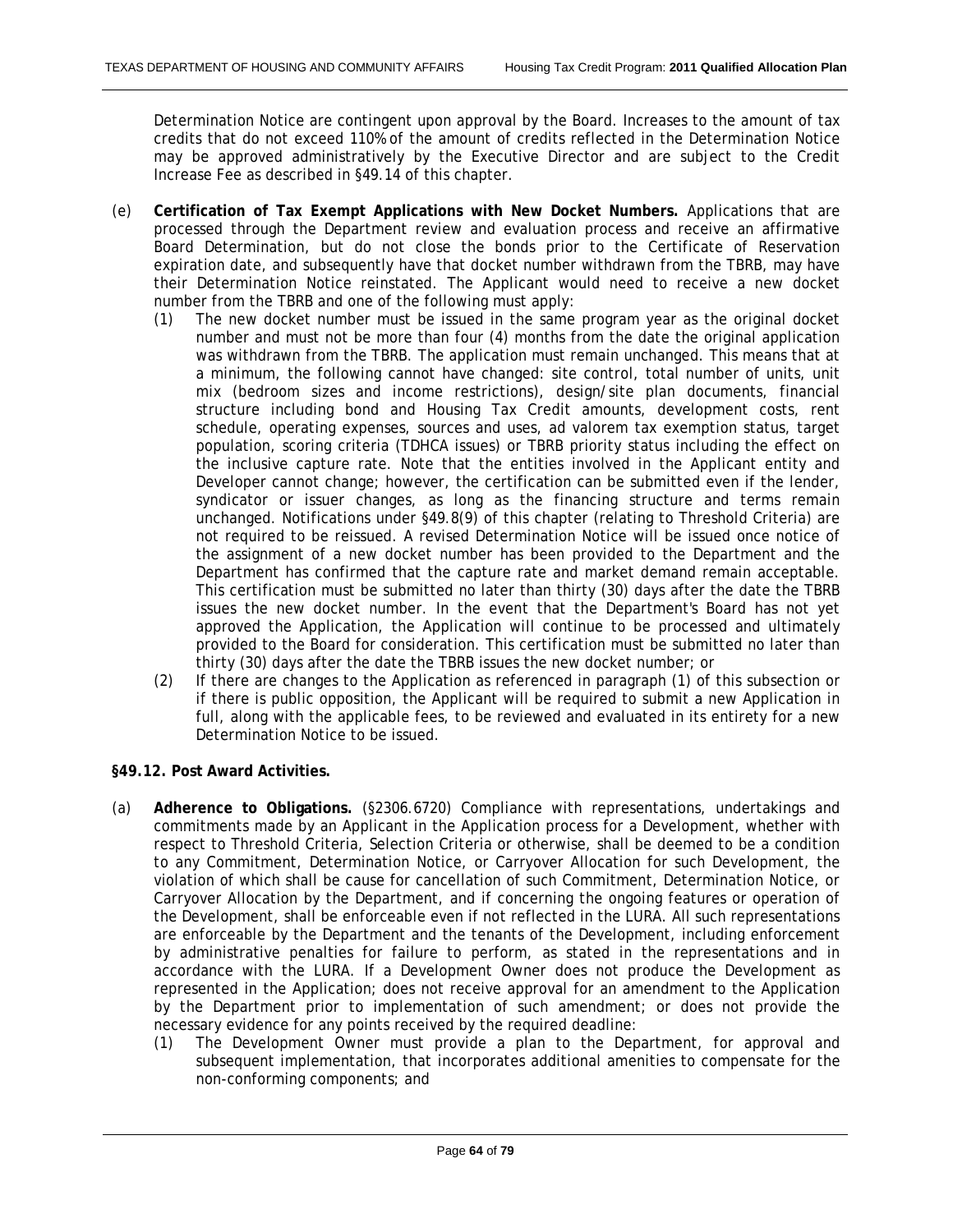Determination Notice are contingent upon approval by the Board. Increases to the amount of tax credits that do not exceed 110% of the amount of credits reflected in the Determination Notice may be approved administratively by the Executive Director and are subject to the Credit Increase Fee as described in §49.14 of this chapter.

(e) **Certification of Tax Exempt Applications with New Docket Numbers.** Applications that are processed through the Department review and evaluation process and receive an affirmative Board Determination, but do not close the bonds prior to the Certificate of Reservation expiration date, and subsequently have that docket number withdrawn from the TBRB, may have their Determination Notice reinstated. The Applicant would need to receive a new docket number from the TBRB and one of the following must apply:

(1) The new docket number must be issued in the same program year as the original docket number and must not be more than four (4) months from the date the original application was withdrawn from the TBRB. The application must remain unchanged. This means that at a minimum, the following cannot have changed: site control, total number of units, unit mix (bedroom sizes and income restrictions), design/site plan documents, financial structure including bond and Housing Tax Credit amounts, development costs, rent schedule, operating expenses, sources and uses, ad valorem tax exemption status, target population, scoring criteria (TDHCA issues) or TBRB priority status including the effect on the inclusive capture rate. Note that the entities involved in the Applicant entity and Developer cannot change; however, the certification can be submitted even if the lender, syndicator or issuer changes, as long as the financing structure and terms remain unchanged. Notifications under §49.8(9) of this chapter (relating to Threshold Criteria) are not required to be reissued. A revised Determination Notice will be issued once notice of the assignment of a new docket number has been provided to the Department and the Department has confirmed that the capture rate and market demand remain acceptable. This certification must be submitted no later than thirty (30) days after the date the TBRB issues the new docket number. In the event that the Department's Board has not yet approved the Application, the Application will continue to be processed and ultimately provided to the Board for consideration. This certification must be submitted no later than thirty (30) days after the date the TBRB issues the new docket number; or

(2) If there are changes to the Application as referenced in paragraph (1) of this subsection or if there is public opposition, the Applicant will be required to submit a new Application in full, along with the applicable fees, to be reviewed and evaluated in its entirety for a new Determination Notice to be issued.

**§49.12. Post Award Activities.**

(a) **Adherence to Obligations.** (§2306.6720) Compliance with representations, undertakings and commitments made by an Applicant in the Application process for a Development, whether with respect to Threshold Criteria, Selection Criteria or otherwise, shall be deemed to be a condition to any Commitment, Determination Notice, or Carryover Allocation for such Development, the violation of which shall be cause for cancellation of such Commitment, Determination Notice, or Carryover Allocation by the Department, and if concerning the ongoing features or operation of the Development, shall be enforceable even if not reflected in the LURA. All such representations are enforceable by the Department and the tenants of the Development, including enforcement by administrative penalties for failure to perform, as stated in the representations and in accordance with the LURA. If a Development Owner does not produce the Development as represented in the Application; does not receive approval for an amendment to the Application by the Department prior to implementation of such amendment; or does not provide the necessary evidence for any points received by the required deadline:

(1) The Development Owner must provide a plan to the Department, for approval and subsequent implementation, that incorporates additional amenities to compensate for the non-conforming components; and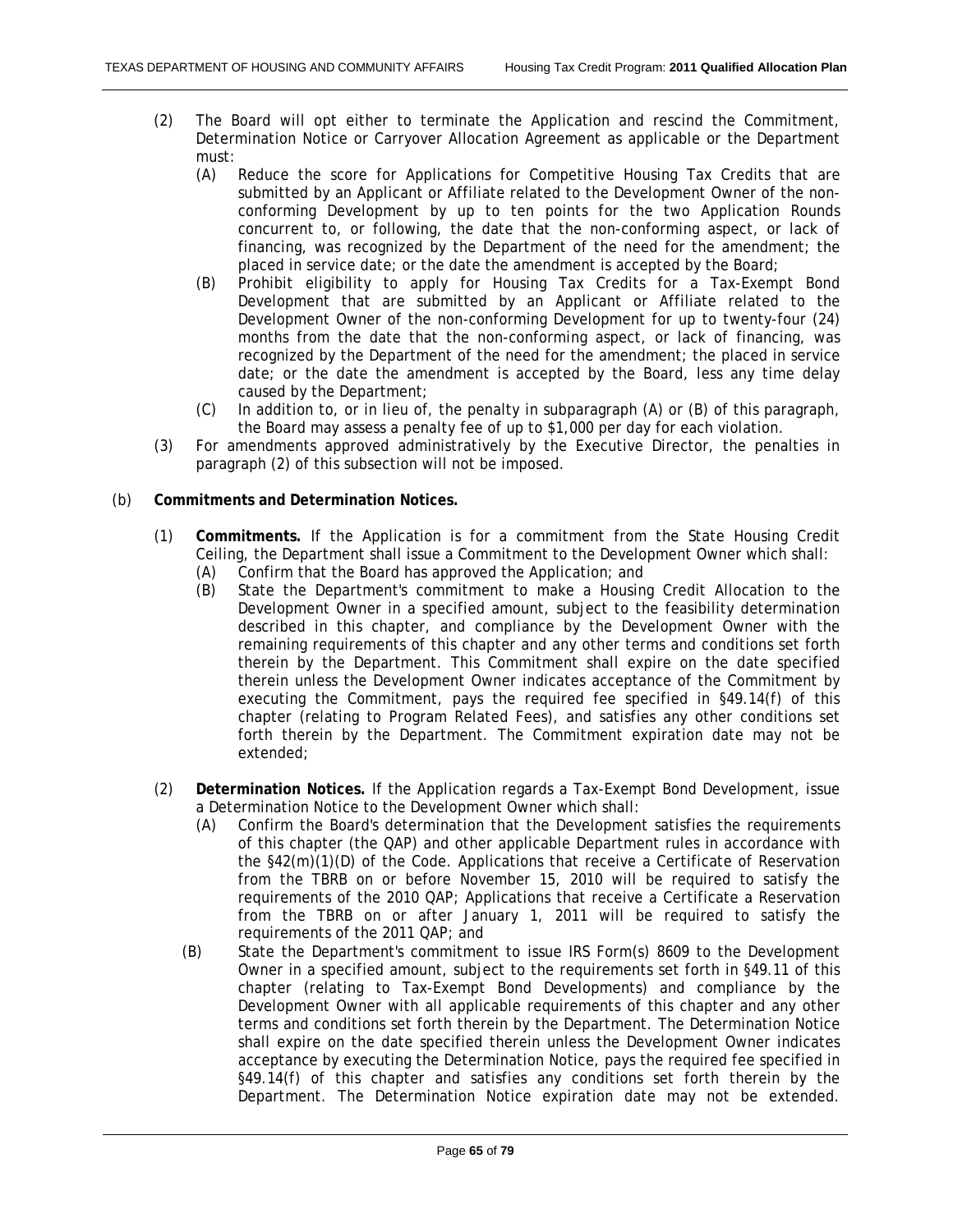(2) The Board will opt either to terminate the Application and rescind the Commitment, Determination Notice or Carryover Allocation Agreement as applicable or the Department must:

   (A) Reduce the score for Applications for Competitive Housing Tax Credits that are submitted by an Applicant or Affiliate related to the Development Owner of the non-conforming Development by up to ten points for the two Application Rounds concurrent to, or following, the date that the non-conforming aspect, or lack of financing, was recognized by the Department of the need for the amendment; the placed in service date; or the date the amendment is accepted by the Board;

   (B) Prohibit eligibility to apply for Housing Tax Credits for a Tax-Exempt Bond Development that are submitted by an Applicant or Affiliate related to the Development Owner of the non-conforming Development for up to twenty-four (24) months from the date that the non-conforming aspect, or lack of financing, was recognized by the Department of the need for the amendment; the placed in service date; or the date the amendment is accepted by the Board, less any time delay caused by the Department;

   (C) In addition to, or in lieu of, the penalty in subparagraph (A) or (B) of this paragraph, the Board may assess a penalty fee of up to $1,000 per day for each violation.

(3) For amendments approved administratively by the Executive Director, the penalties in paragraph (2) of this subsection will not be imposed.

(b) **Commitments and Determination Notices.**

(1) **Commitments.** If the Application is for a commitment from the State Housing Credit Ceiling, the Department shall issue a Commitment to the Development Owner which shall:

   (A) Confirm that the Board has approved the Application; and

   (B) State the Department's commitment to make a Housing Credit Allocation to the Development Owner in a specified amount, subject to the feasibility determination described in this chapter, and compliance by the Development Owner with the remaining requirements of this chapter and any other terms and conditions set forth therein by the Department. This Commitment shall expire on the date specified therein unless the Development Owner indicates acceptance of the Commitment by executing the Commitment, pays the required fee specified in §49.14(f) of this chapter (relating to Program Related Fees), and satisfies any other conditions set forth therein by the Department. The Commitment expiration date may not be extended;

(2) **Determination Notices.** If the Application regards a Tax-Exempt Bond Development, issue a Determination Notice to the Development Owner which shall:

   (A) Confirm the Board's determination that the Development satisfies the requirements of this chapter (the QAP) and other applicable Department rules in accordance with the §42(m)(1)(D) of the Code. Applications that receive a Certificate of Reservation from the TBRB on or before November 15, 2010 will be required to satisfy the requirements of the 2010 QAP; Applications that receive a Certificate a Reservation from the TBRB on or after January 1, 2011 will be required to satisfy the requirements of the 2011 QAP; and

   (B) State the Department's commitment to issue IRS Form(s) 8609 to the Development Owner in a specified amount, subject to the requirements set forth in §49.11 of this chapter (relating to Tax-Exempt Bond Developments) and compliance by the Development Owner with all applicable requirements of this chapter and any other terms and conditions set forth therein by the Department. The Determination Notice shall expire on the date specified therein unless the Development Owner indicates acceptance by executing the Determination Notice, pays the required fee specified in §49.14(f) of this chapter and satisfies any conditions set forth therein by the Department. The Determination Notice expiration date may not be extended.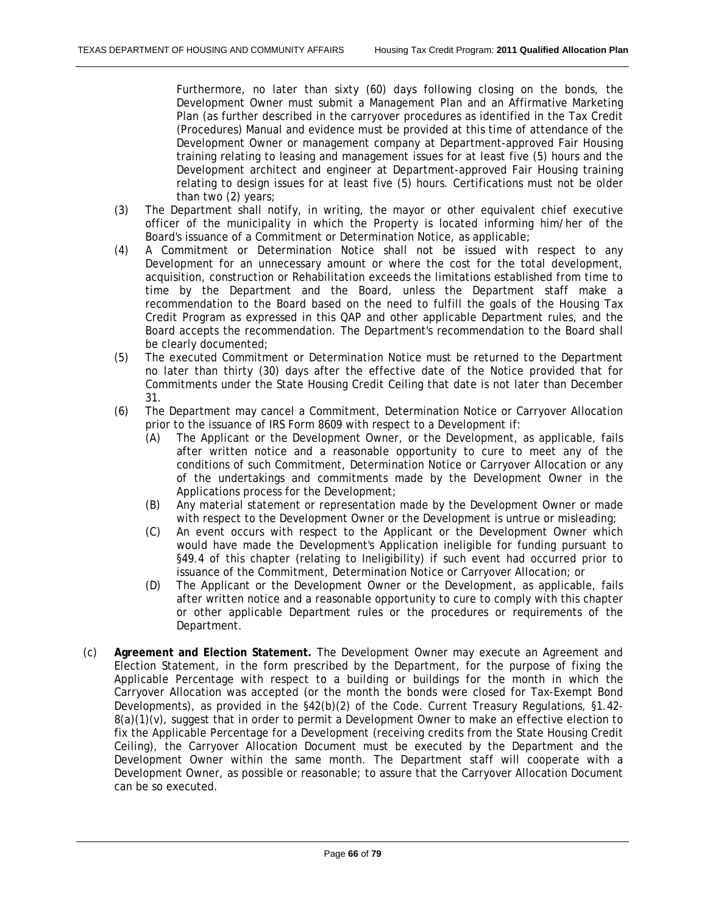Furthermore, no later than sixty (60) days following closing on the bonds, the Development Owner must submit a Management Plan and an Affirmative Marketing Plan (as further described in the carryover procedures as identified in the Tax Credit (Procedures) Manual and evidence must be provided at this time of attendance of the Development Owner or management company at Department-approved Fair Housing training relating to leasing and management issues for at least five (5) hours and the Development architect and engineer at Department-approved Fair Housing training relating to design issues for at least five (5) hours. Certifications must not be older than two (2) years;

(3) The Department shall notify, in writing, the mayor or other equivalent chief executive officer of the municipality in which the Property is located informing him/her of the Board's issuance of a Commitment or Determination Notice, as applicable;

(4) A Commitment or Determination Notice shall not be issued with respect to any Development for an unnecessary amount or where the cost for the total development, acquisition, construction or Rehabilitation exceeds the limitations established from time to time by the Department and the Board, unless the Department staff make a recommendation to the Board based on the need to fulfill the goals of the Housing Tax Credit Program as expressed in this QAP and other applicable Department rules, and the Board accepts the recommendation. The Department's recommendation to the Board shall be clearly documented;

(5) The executed Commitment or Determination Notice must be returned to the Department no later than thirty (30) days after the effective date of the Notice provided that for Commitments under the State Housing Credit Ceiling that date is not later than December 31.

(6) The Department may cancel a Commitment, Determination Notice or Carryover Allocation prior to the issuance of IRS Form 8609 with respect to a Development if:

   (A) The Applicant or the Development Owner, or the Development, as applicable, fails after written notice and a reasonable opportunity to cure to meet any of the conditions of such Commitment, Determination Notice or Carryover Allocation or any of the undertakings and commitments made by the Development Owner in the Applications process for the Development;

   (B) Any material statement or representation made by the Development Owner or made with respect to the Development Owner or the Development is untrue or misleading;

   (C) An event occurs with respect to the Applicant or the Development Owner which would have made the Development's Application ineligible for funding pursuant to §49.4 of this chapter (relating to Ineligibility) if such event had occurred prior to issuance of the Commitment, Determination Notice or Carryover Allocation; or

   (D) The Applicant or the Development Owner or the Development, as applicable, fails after written notice and a reasonable opportunity to cure to comply with this chapter or other applicable Department rules or the procedures or requirements of the Department.

(c) **Agreement and Election Statement.** The Development Owner may execute an Agreement and Election Statement, in the form prescribed by the Department, for the purpose of fixing the Applicable Percentage with respect to a building or buildings for the month in which the Carryover Allocation was accepted (or the month the bonds were closed for Tax-Exempt Bond Developments), as provided in the §42(b)(2) of the Code. Current Treasury Regulations, §1.42-8(a)(1)(v), suggest that in order to permit a Development Owner to make an effective election to fix the Applicable Percentage for a Development (receiving credits from the State Housing Credit Ceiling), the Carryover Allocation Document must be executed by the Department and the Development Owner within the same month. The Department staff will cooperate with a Development Owner, as possible or reasonable; to assure that the Carryover Allocation Document can be so executed.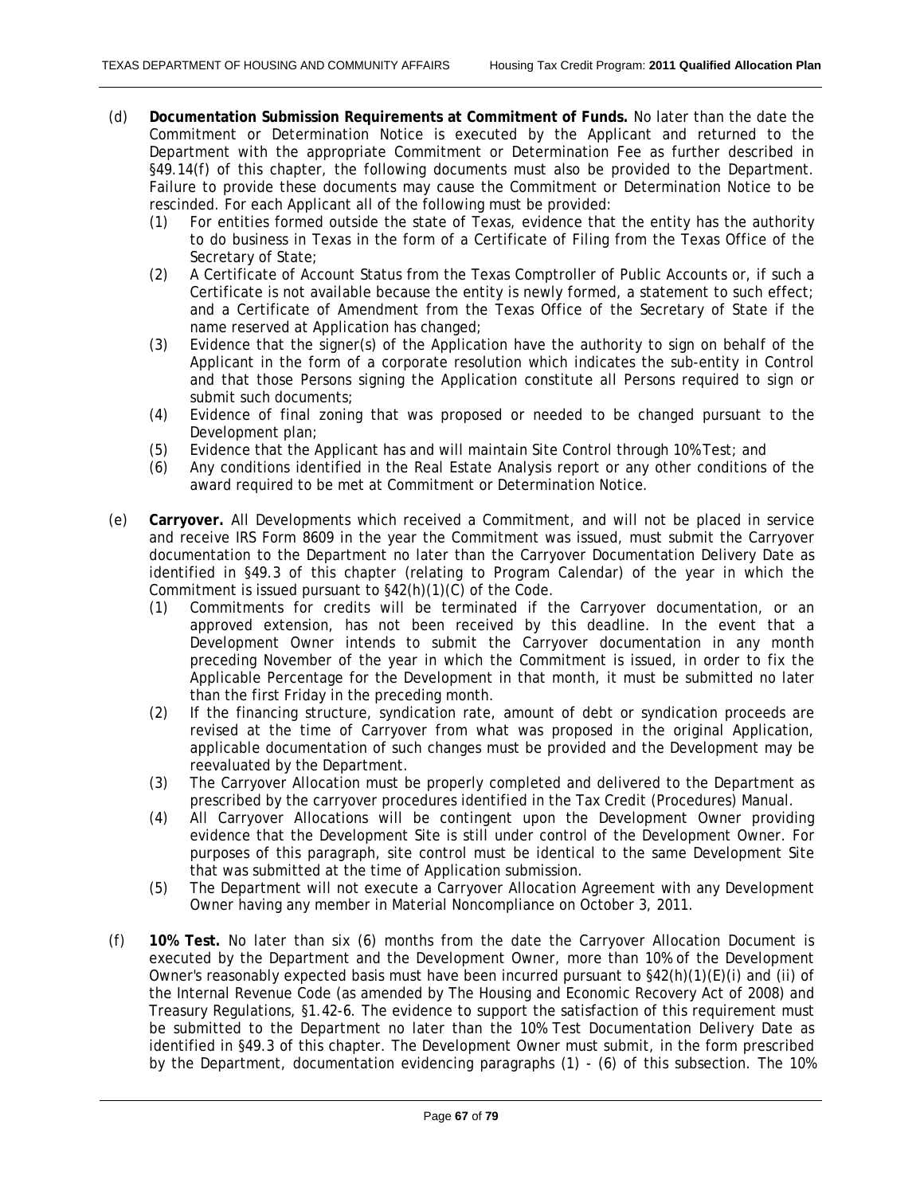(d) **Documentation Submission Requirements at Commitment of Funds.** No later than the date the Commitment or Determination Notice is executed by the Applicant and returned to the Department with the appropriate Commitment or Determination Fee as further described in §49.14(f) of this chapter, the following documents must also be provided to the Department. Failure to provide these documents may cause the Commitment or Determination Notice to be rescinded. For each Applicant all of the following must be provided:

   (1) For entities formed outside the state of Texas, evidence that the entity has the authority to do business in Texas in the form of a Certificate of Filing from the Texas Office of the Secretary of State;

   (2) A Certificate of Account Status from the Texas Comptroller of Public Accounts or, if such a Certificate is not available because the entity is newly formed, a statement to such effect; and a Certificate of Amendment from the Texas Office of the Secretary of State if the name reserved at Application has changed;

   (3) Evidence that the signer(s) of the Application have the authority to sign on behalf of the Applicant in the form of a corporate resolution which indicates the sub-entity in Control and that those Persons signing the Application constitute all Persons required to sign or submit such documents;

   (4) Evidence of final zoning that was proposed or needed to be changed pursuant to the Development plan;

   (5) Evidence that the Applicant has and will maintain Site Control through 10% Test; and

   (6) Any conditions identified in the Real Estate Analysis report or any other conditions of the award required to be met at Commitment or Determination Notice.

(e) **Carryover.** All Developments which received a Commitment, and will not be placed in service and receive IRS Form 8609 in the year the Commitment was issued, must submit the Carryover documentation to the Department no later than the Carryover Documentation Delivery Date as identified in §49.3 of this chapter (relating to Program Calendar) of the year in which the Commitment is issued pursuant to §42(h)(1)(C) of the Code.

   (1) Commitments for credits will be terminated if the Carryover documentation, or an approved extension, has not been received by this deadline. In the event that a Development Owner intends to submit the Carryover documentation in any month preceding November of the year in which the Commitment is issued, in order to fix the Applicable Percentage for the Development in that month, it must be submitted no later than the first Friday in the preceding month.

   (2) If the financing structure, syndication rate, amount of debt or syndication proceeds are revised at the time of Carryover from what was proposed in the original Application, applicable documentation of such changes must be provided and the Development may be reevaluated by the Department.

   (3) The Carryover Allocation must be properly completed and delivered to the Department as prescribed by the carryover procedures identified in the Tax Credit (Procedures) Manual.

   (4) All Carryover Allocations will be contingent upon the Development Owner providing evidence that the Development Site is still under control of the Development Owner. For purposes of this paragraph, site control must be identical to the same Development Site that was submitted at the time of Application submission.

   (5) The Department will not execute a Carryover Allocation Agreement with any Development Owner having any member in Material Noncompliance on October 3, 2011.

(f) **10% Test.** No later than six (6) months from the date the Carryover Allocation Document is executed by the Department and the Development Owner, more than 10% of the Development Owner's reasonably expected basis must have been incurred pursuant to §42(h)(1)(E)(i) and (ii) of the Internal Revenue Code (as amended by The Housing and Economic Recovery Act of 2008) and Treasury Regulations, §1.42-6. The evidence to support the satisfaction of this requirement must be submitted to the Department no later than the 10% Test Documentation Delivery Date as identified in §49.3 of this chapter. The Development Owner must submit, in the form prescribed by the Department, documentation evidencing paragraphs (1) - (6) of this subsection. The 10%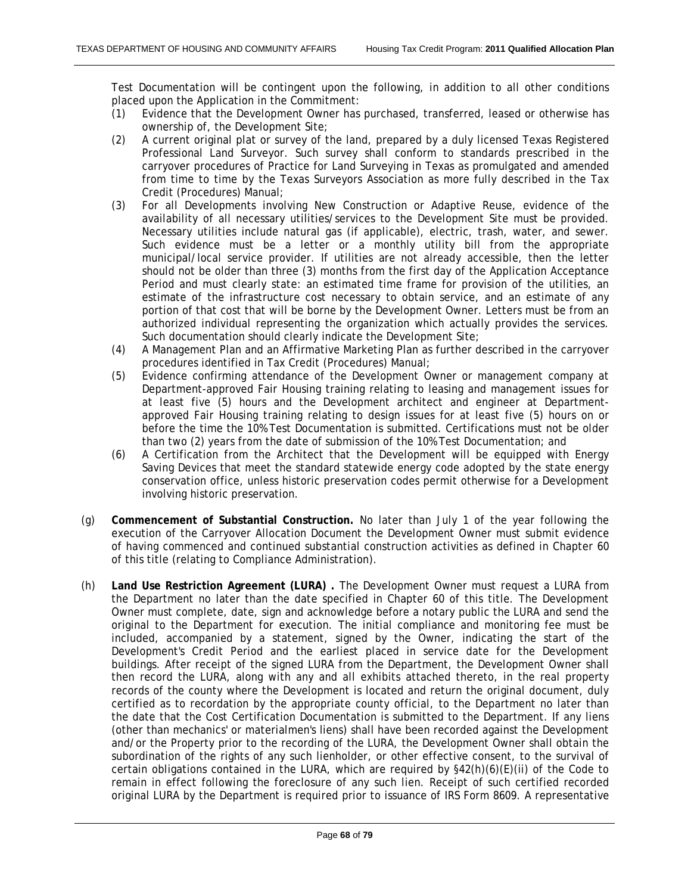Test Documentation will be contingent upon the following, in addition to all other conditions placed upon the Application in the Commitment:

(1) Evidence that the Development Owner has purchased, transferred, leased or otherwise has ownership of, the Development Site;

(2) A current original plat or survey of the land, prepared by a duly licensed Texas Registered Professional Land Surveyor. Such survey shall conform to standards prescribed in the carryover procedures of Practice for Land Surveying in Texas as promulgated and amended from time to time by the Texas Surveyors Association as more fully described in the Tax Credit (Procedures) Manual;

(3) For all Developments involving New Construction or Adaptive Reuse, evidence of the availability of all necessary utilities/services to the Development Site must be provided. Necessary utilities include natural gas (if applicable), electric, trash, water, and sewer. Such evidence must be a letter or a monthly utility bill from the appropriate municipal/local service provider. If utilities are not already accessible, then the letter should not be older than three (3) months from the first day of the Application Acceptance Period and must clearly state: an estimated time frame for provision of the utilities, an estimate of the infrastructure cost necessary to obtain service, and an estimate of any portion of that cost that will be borne by the Development Owner. Letters must be from an authorized individual representing the organization which actually provides the services. Such documentation should clearly indicate the Development Site;

(4) A Management Plan and an Affirmative Marketing Plan as further described in the carryover procedures identified in Tax Credit (Procedures) Manual;

(5) Evidence confirming attendance of the Development Owner or management company at Department-approved Fair Housing training relating to leasing and management issues for at least five (5) hours and the Development architect and engineer at Department-approved Fair Housing training relating to design issues for at least five (5) hours on or before the time the 10% Test Documentation is submitted. Certifications must not be older than two (2) years from the date of submission of the 10% Test Documentation; and

(6) A Certification from the Architect that the Development will be equipped with Energy Saving Devices that meet the standard statewide energy code adopted by the state energy conservation office, unless historic preservation codes permit otherwise for a Development involving historic preservation.

(g) **Commencement of Substantial Construction.** No later than July 1 of the year following the execution of the Carryover Allocation Document the Development Owner must submit evidence of having commenced and continued substantial construction activities as defined in Chapter 60 of this title (relating to Compliance Administration).

(h) **Land Use Restriction Agreement (LURA) .** The Development Owner must request a LURA from the Department no later than the date specified in Chapter 60 of this title. The Development Owner must complete, date, sign and acknowledge before a notary public the LURA and send the original to the Department for execution. The initial compliance and monitoring fee must be included, accompanied by a statement, signed by the Owner, indicating the start of the Development's Credit Period and the earliest placed in service date for the Development buildings. After receipt of the signed LURA from the Department, the Development Owner shall then record the LURA, along with any and all exhibits attached thereto, in the real property records of the county where the Development is located and return the original document, duly certified as to recordation by the appropriate county official, to the Department no later than the date that the Cost Certification Documentation is submitted to the Department. If any liens (other than mechanics' or materialmen's liens) shall have been recorded against the Development and/or the Property prior to the recording of the LURA, the Development Owner shall obtain the subordination of the rights of any such lienholder, or other effective consent, to the survival of certain obligations contained in the LURA, which are required by §42(h)(6)(E)(ii) of the Code to remain in effect following the foreclosure of any such lien. Receipt of such certified recorded original LURA by the Department is required prior to issuance of IRS Form 8609. A representative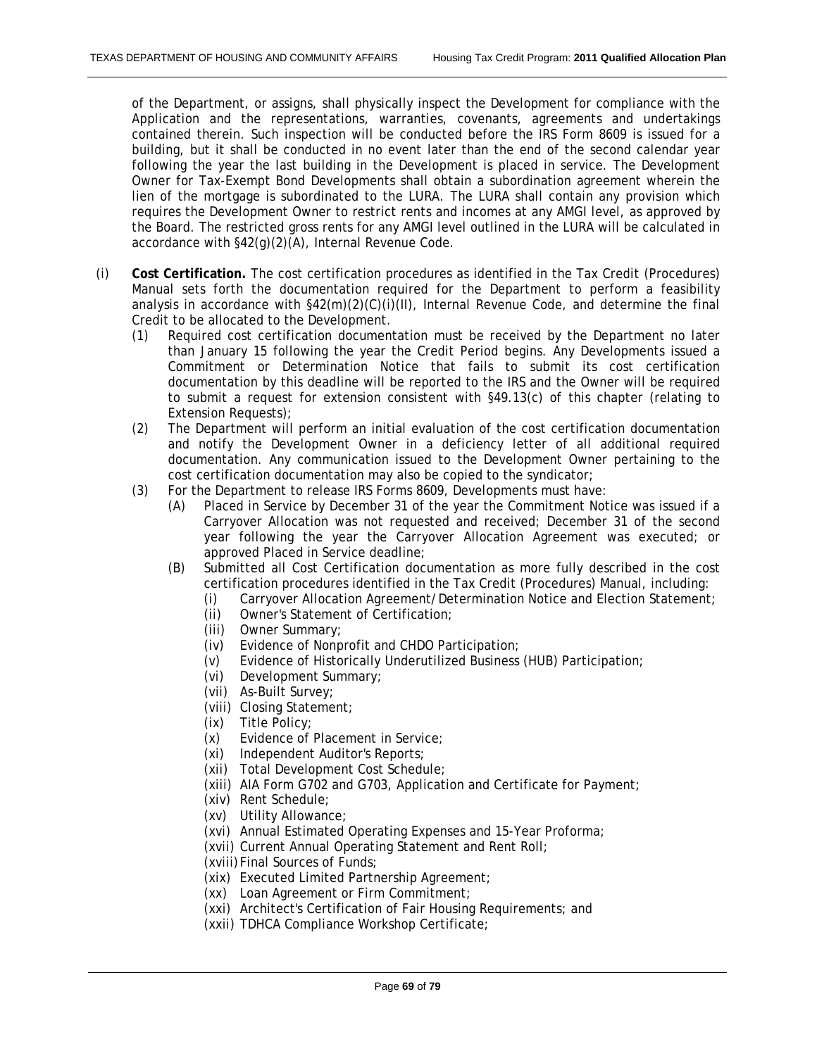of the Department, or assigns, shall physically inspect the Development for compliance with the Application and the representations, warranties, covenants, agreements and undertakings contained therein. Such inspection will be conducted before the IRS Form 8609 is issued for a building, but it shall be conducted in no event later than the end of the second calendar year following the year the last building in the Development is placed in service. The Development Owner for Tax-Exempt Bond Developments shall obtain a subordination agreement wherein the lien of the mortgage is subordinated to the LURA. The LURA shall contain any provision which requires the Development Owner to restrict rents and incomes at any AMGI level, as approved by the Board. The restricted gross rents for any AMGI level outlined in the LURA will be calculated in accordance with §42(g)(2)(A), Internal Revenue Code.

(i) **Cost Certification.** The cost certification procedures as identified in the Tax Credit (Procedures) Manual sets forth the documentation required for the Department to perform a feasibility analysis in accordance with §42(m)(2)(C)(i)(II), Internal Revenue Code, and determine the final Credit to be allocated to the Development.

- (1) Required cost certification documentation must be received by the Department no later than January 15 following the year the Credit Period begins. Any Developments issued a Commitment or Determination Notice that fails to submit its cost certification documentation by this deadline will be reported to the IRS and the Owner will be required to submit a request for extension consistent with §49.13(c) of this chapter (relating to Extension Requests);
- (2) The Department will perform an initial evaluation of the cost certification documentation and notify the Development Owner in a deficiency letter of all additional required documentation. Any communication issued to the Development Owner pertaining to the cost certification documentation may also be copied to the syndicator;
- (3) For the Department to release IRS Forms 8609, Developments must have:
  - (A) Placed in Service by December 31 of the year the Commitment Notice was issued if a Carryover Allocation was not requested and received; December 31 of the second year following the year the Carryover Allocation Agreement was executed; or approved Placed in Service deadline;
  - (B) Submitted all Cost Certification documentation as more fully described in the cost certification procedures identified in the Tax Credit (Procedures) Manual, including:
    - (i) Carryover Allocation Agreement/Determination Notice and Election Statement;
    - (ii) Owner's Statement of Certification;
    - (iii) Owner Summary;
    - (iv) Evidence of Nonprofit and CHDO Participation;
    - (v) Evidence of Historically Underutilized Business (HUB) Participation;
    - (vi) Development Summary;
    - (vii) As-Built Survey;
    - (viii) Closing Statement;
    - (ix) Title Policy;
    - (x) Evidence of Placement in Service;
    - (xi) Independent Auditor's Reports;
    - (xii) Total Development Cost Schedule;
    - (xiii) AIA Form G702 and G703, Application and Certificate for Payment;
    - (xiv) Rent Schedule;
    - (xv) Utility Allowance;
    - (xvi) Annual Estimated Operating Expenses and 15-Year Proforma;
    - (xvii) Current Annual Operating Statement and Rent Roll;
    - (xviii) Final Sources of Funds;
    - (xix) Executed Limited Partnership Agreement;
    - (xx) Loan Agreement or Firm Commitment;
    - (xxi) Architect's Certification of Fair Housing Requirements; and
    - (xxii) TDHCA Compliance Workshop Certificate;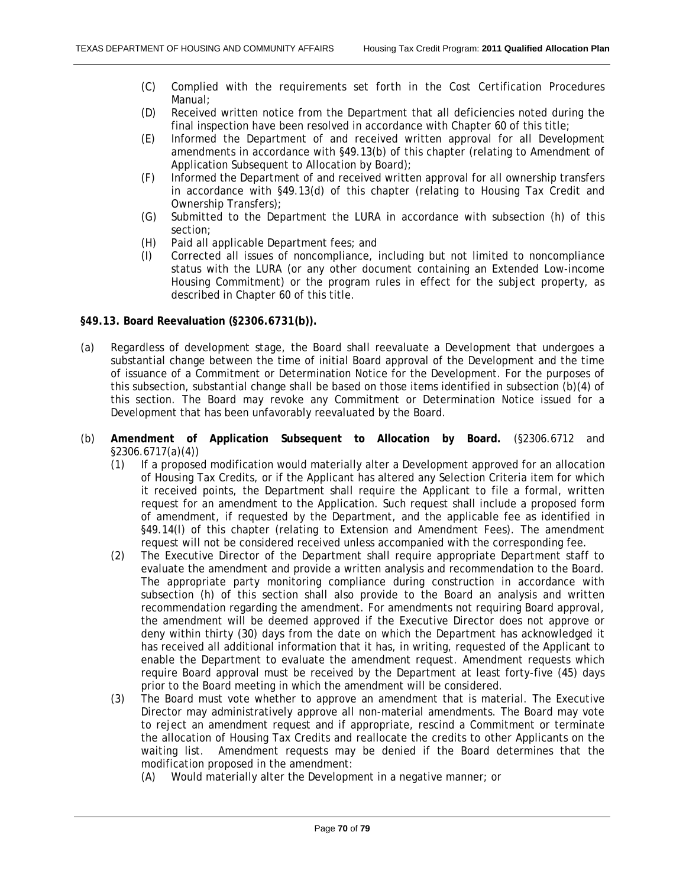(C) Complied with the requirements set forth in the Cost Certification Procedures Manual;
(D) Received written notice from the Department that all deficiencies noted during the final inspection have been resolved in accordance with Chapter 60 of this title;
(E) Informed the Department of and received written approval for all Development amendments in accordance with §49.13(b) of this chapter (relating to Amendment of Application Subsequent to Allocation by Board);
(F) Informed the Department of and received written approval for all ownership transfers in accordance with §49.13(d) of this chapter (relating to Housing Tax Credit and Ownership Transfers);
(G) Submitted to the Department the LURA in accordance with subsection (h) of this section;
(H) Paid all applicable Department fees; and
(I) Corrected all issues of noncompliance, including but not limited to noncompliance status with the LURA (or any other document containing an Extended Low-income Housing Commitment) or the program rules in effect for the subject property, as described in Chapter 60 of this title.

**§49.13. Board Reevaluation (§2306.6731(b)).**

(a) Regardless of development stage, the Board shall reevaluate a Development that undergoes a substantial change between the time of initial Board approval of the Development and the time of issuance of a Commitment or Determination Notice for the Development. For the purposes of this subsection, substantial change shall be based on those items identified in subsection (b)(4) of this section. The Board may revoke any Commitment or Determination Notice issued for a Development that has been unfavorably reevaluated by the Board.

(b) **Amendment of Application Subsequent to Allocation by Board.** (§2306.6712 and §2306.6717(a)(4))
   (1) If a proposed modification would materially alter a Development approved for an allocation of Housing Tax Credits, or if the Applicant has altered any Selection Criteria item for which it received points, the Department shall require the Applicant to file a formal, written request for an amendment to the Application. Such request shall include a proposed form of amendment, if requested by the Department, and the applicable fee as identified in §49.14(l) of this chapter (relating to Extension and Amendment Fees). The amendment request will not be considered received unless accompanied with the corresponding fee.
   (2) The Executive Director of the Department shall require appropriate Department staff to evaluate the amendment and provide a written analysis and recommendation to the Board. The appropriate party monitoring compliance during construction in accordance with subsection (h) of this section shall also provide to the Board an analysis and written recommendation regarding the amendment. For amendments not requiring Board approval, the amendment will be deemed approved if the Executive Director does not approve or deny within thirty (30) days from the date on which the Department has acknowledged it has received all additional information that it has, in writing, requested of the Applicant to enable the Department to evaluate the amendment request. Amendment requests which require Board approval must be received by the Department at least forty-five (45) days prior to the Board meeting in which the amendment will be considered.
   (3) The Board must vote whether to approve an amendment that is material. The Executive Director may administratively approve all non-material amendments. The Board may vote to reject an amendment request and if appropriate, rescind a Commitment or terminate the allocation of Housing Tax Credits and reallocate the credits to other Applicants on the waiting list. Amendment requests may be denied if the Board determines that the modification proposed in the amendment:
      (A) Would materially alter the Development in a negative manner; or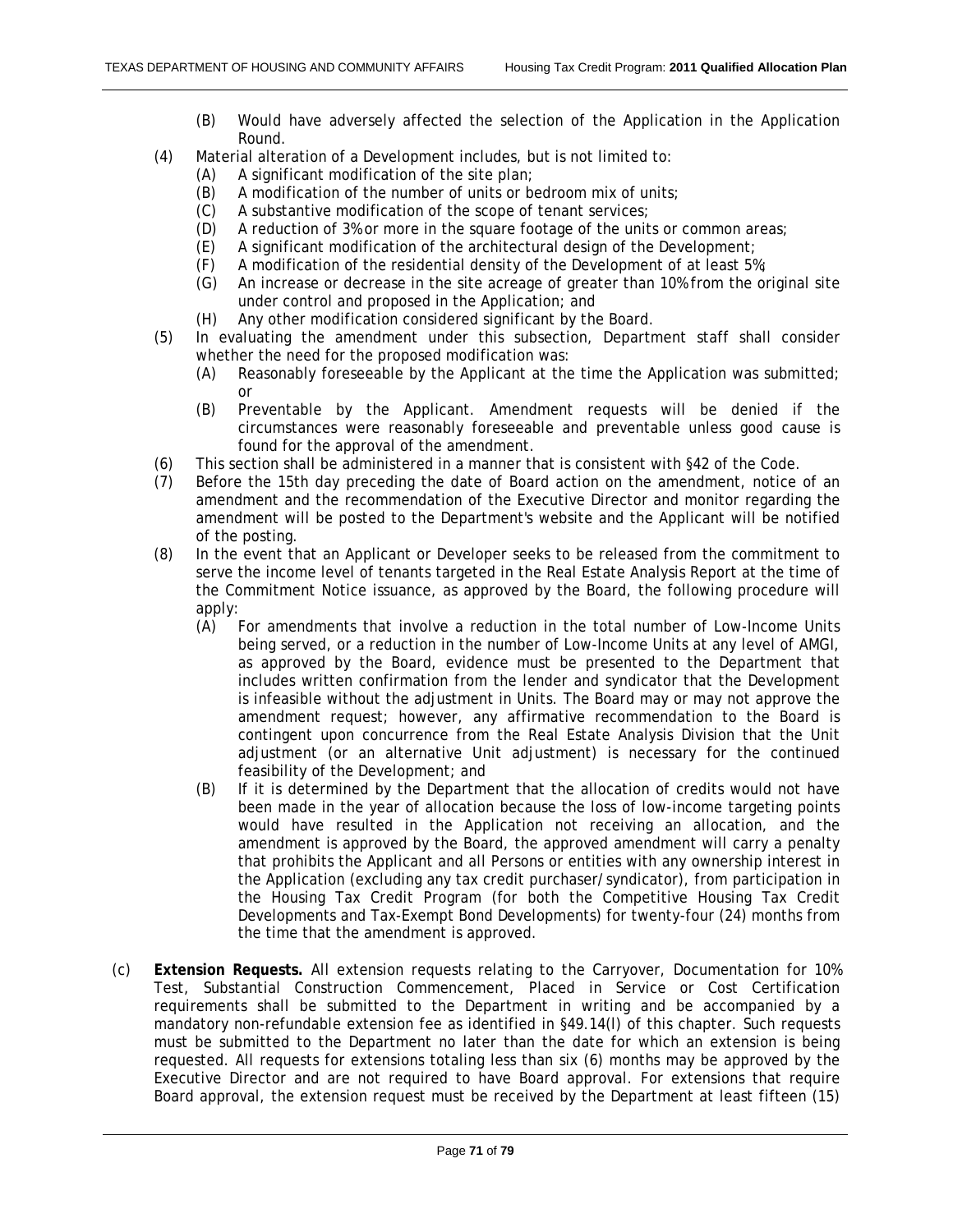(B) Would have adversely affected the selection of the Application in the Application Round.

(4) Material alteration of a Development includes, but is not limited to:
   (A) A significant modification of the site plan;
   (B) A modification of the number of units or bedroom mix of units;
   (C) A substantive modification of the scope of tenant services;
   (D) A reduction of 3% or more in the square footage of the units or common areas;
   (E) A significant modification of the architectural design of the Development;
   (F) A modification of the residential density of the Development of at least 5%;
   (G) An increase or decrease in the site acreage of greater than 10% from the original site under control and proposed in the Application; and
   (H) Any other modification considered significant by the Board.

(5) In evaluating the amendment under this subsection, Department staff shall consider whether the need for the proposed modification was:
   (A) Reasonably foreseeable by the Applicant at the time the Application was submitted; or
   (B) Preventable by the Applicant. Amendment requests will be denied if the circumstances were reasonably foreseeable and preventable unless good cause is found for the approval of the amendment.

(6) This section shall be administered in a manner that is consistent with §42 of the Code.

(7) Before the 15th day preceding the date of Board action on the amendment, notice of an amendment and the recommendation of the Executive Director and monitor regarding the amendment will be posted to the Department's website and the Applicant will be notified of the posting.

(8) In the event that an Applicant or Developer seeks to be released from the commitment to serve the income level of tenants targeted in the Real Estate Analysis Report at the time of the Commitment Notice issuance, as approved by the Board, the following procedure will apply:
   (A) For amendments that involve a reduction in the total number of Low-Income Units being served, or a reduction in the number of Low-Income Units at any level of AMGI, as approved by the Board, evidence must be presented to the Department that includes written confirmation from the lender and syndicator that the Development is infeasible without the adjustment in Units. The Board may or may not approve the amendment request; however, any affirmative recommendation to the Board is contingent upon concurrence from the Real Estate Analysis Division that the Unit adjustment (or an alternative Unit adjustment) is necessary for the continued feasibility of the Development; and
   (B) If it is determined by the Department that the allocation of credits would not have been made in the year of allocation because the loss of low-income targeting points would have resulted in the Application not receiving an allocation, and the amendment is approved by the Board, the approved amendment will carry a penalty that prohibits the Applicant and all Persons or entities with any ownership interest in the Application (excluding any tax credit purchaser/syndicator), from participation in the Housing Tax Credit Program (for both the Competitive Housing Tax Credit Developments and Tax-Exempt Bond Developments) for twenty-four (24) months from the time that the amendment is approved.

(c) **Extension Requests.** All extension requests relating to the Carryover, Documentation for 10% Test, Substantial Construction Commencement, Placed in Service or Cost Certification requirements shall be submitted to the Department in writing and be accompanied by a mandatory non-refundable extension fee as identified in §49.14(l) of this chapter. Such requests must be submitted to the Department no later than the date for which an extension is being requested. All requests for extensions totaling less than six (6) months may be approved by the Executive Director and are not required to have Board approval. For extensions that require Board approval, the extension request must be received by the Department at least fifteen (15)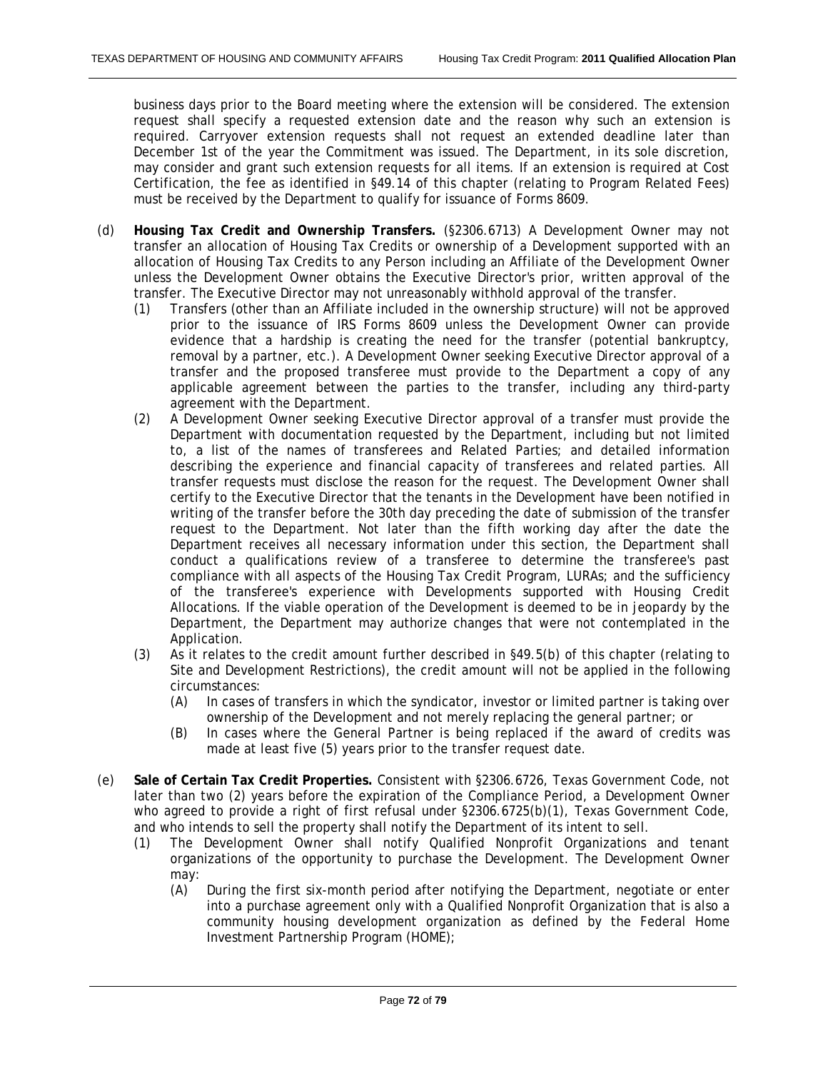business days prior to the Board meeting where the extension will be considered. The extension request shall specify a requested extension date and the reason why such an extension is required. Carryover extension requests shall not request an extended deadline later than December 1st of the year the Commitment was issued. The Department, in its sole discretion, may consider and grant such extension requests for all items. If an extension is required at Cost Certification, the fee as identified in §49.14 of this chapter (relating to Program Related Fees) must be received by the Department to qualify for issuance of Forms 8609.

(d) **Housing Tax Credit and Ownership Transfers.** (§2306.6713) A Development Owner may not transfer an allocation of Housing Tax Credits or ownership of a Development supported with an allocation of Housing Tax Credits to any Person including an Affiliate of the Development Owner unless the Development Owner obtains the Executive Director's prior, written approval of the transfer. The Executive Director may not unreasonably withhold approval of the transfer.

(1) Transfers (other than an Affiliate included in the ownership structure) will not be approved prior to the issuance of IRS Forms 8609 unless the Development Owner can provide evidence that a hardship is creating the need for the transfer (potential bankruptcy, removal by a partner, etc.). A Development Owner seeking Executive Director approval of a transfer and the proposed transferee must provide to the Department a copy of any applicable agreement between the parties to the transfer, including any third-party agreement with the Department.

(2) A Development Owner seeking Executive Director approval of a transfer must provide the Department with documentation requested by the Department, including but not limited to, a list of the names of transferees and Related Parties; and detailed information describing the experience and financial capacity of transferees and related parties. All transfer requests must disclose the reason for the request. The Development Owner shall certify to the Executive Director that the tenants in the Development have been notified in writing of the transfer before the 30th day preceding the date of submission of the transfer request to the Department. Not later than the fifth working day after the date the Department receives all necessary information under this section, the Department shall conduct a qualifications review of a transferee to determine the transferee's past compliance with all aspects of the Housing Tax Credit Program, LURAs; and the sufficiency of the transferee's experience with Developments supported with Housing Credit Allocations. If the viable operation of the Development is deemed to be in jeopardy by the Department, the Department may authorize changes that were not contemplated in the Application.

(3) As it relates to the credit amount further described in §49.5(b) of this chapter (relating to Site and Development Restrictions), the credit amount will not be applied in the following circumstances:

(A) In cases of transfers in which the syndicator, investor or limited partner is taking over ownership of the Development and not merely replacing the general partner; or

(B) In cases where the General Partner is being replaced if the award of credits was made at least five (5) years prior to the transfer request date.

(e) **Sale of Certain Tax Credit Properties.** Consistent with §2306.6726, Texas Government Code, not later than two (2) years before the expiration of the Compliance Period, a Development Owner who agreed to provide a right of first refusal under §2306.6725(b)(1), Texas Government Code, and who intends to sell the property shall notify the Department of its intent to sell.

(1) The Development Owner shall notify Qualified Nonprofit Organizations and tenant organizations of the opportunity to purchase the Development. The Development Owner may:

(A) During the first six-month period after notifying the Department, negotiate or enter into a purchase agreement only with a Qualified Nonprofit Organization that is also a community housing development organization as defined by the Federal Home Investment Partnership Program (HOME);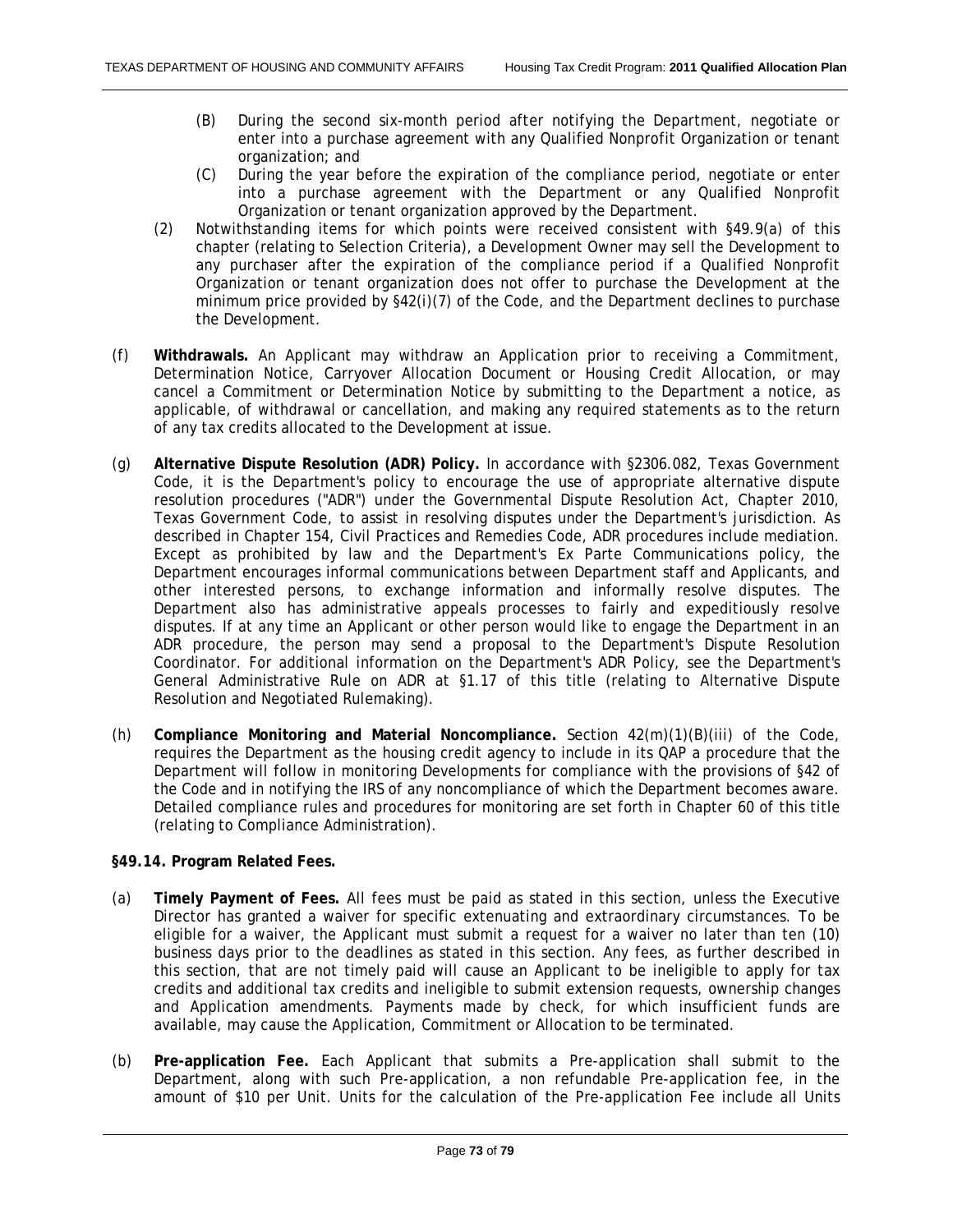(B) During the second six-month period after notifying the Department, negotiate or enter into a purchase agreement with any Qualified Nonprofit Organization or tenant organization; and

(C) During the year before the expiration of the compliance period, negotiate or enter into a purchase agreement with the Department or any Qualified Nonprofit Organization or tenant organization approved by the Department.

(2) Notwithstanding items for which points were received consistent with §49.9(a) of this chapter (relating to Selection Criteria), a Development Owner may sell the Development to any purchaser after the expiration of the compliance period if a Qualified Nonprofit Organization or tenant organization does not offer to purchase the Development at the minimum price provided by §42(i)(7) of the Code, and the Department declines to purchase the Development.

(f) **Withdrawals.** An Applicant may withdraw an Application prior to receiving a Commitment, Determination Notice, Carryover Allocation Document or Housing Credit Allocation, or may cancel a Commitment or Determination Notice by submitting to the Department a notice, as applicable, of withdrawal or cancellation, and making any required statements as to the return of any tax credits allocated to the Development at issue.

(g) **Alternative Dispute Resolution (ADR) Policy.** In accordance with §2306.082, Texas Government Code, it is the Department's policy to encourage the use of appropriate alternative dispute resolution procedures ("ADR") under the Governmental Dispute Resolution Act, Chapter 2010, Texas Government Code, to assist in resolving disputes under the Department's jurisdiction. As described in Chapter 154, Civil Practices and Remedies Code, ADR procedures include mediation. Except as prohibited by law and the Department's Ex Parte Communications policy, the Department encourages informal communications between Department staff and Applicants, and other interested persons, to exchange information and informally resolve disputes. The Department also has administrative appeals processes to fairly and expeditiously resolve disputes. If at any time an Applicant or other person would like to engage the Department in an ADR procedure, the person may send a proposal to the Department's Dispute Resolution Coordinator. For additional information on the Department's ADR Policy, see the Department's General Administrative Rule on ADR at §1.17 of this title (relating to Alternative Dispute Resolution and Negotiated Rulemaking).

(h) **Compliance Monitoring and Material Noncompliance.** Section 42(m)(1)(B)(iii) of the Code, requires the Department as the housing credit agency to include in its QAP a procedure that the Department will follow in monitoring Developments for compliance with the provisions of §42 of the Code and in notifying the IRS of any noncompliance of which the Department becomes aware. Detailed compliance rules and procedures for monitoring are set forth in Chapter 60 of this title (relating to Compliance Administration).

**§49.14. Program Related Fees.**

(a) **Timely Payment of Fees.** All fees must be paid as stated in this section, unless the Executive Director has granted a waiver for specific extenuating and extraordinary circumstances. To be eligible for a waiver, the Applicant must submit a request for a waiver no later than ten (10) business days prior to the deadlines as stated in this section. Any fees, as further described in this section, that are not timely paid will cause an Applicant to be ineligible to apply for tax credits and additional tax credits and ineligible to submit extension requests, ownership changes and Application amendments. Payments made by check, for which insufficient funds are available, may cause the Application, Commitment or Allocation to be terminated.

(b) **Pre-application Fee.** Each Applicant that submits a Pre-application shall submit to the Department, along with such Pre-application, a non refundable Pre-application fee, in the amount of $10 per Unit. Units for the calculation of the Pre-application Fee include all Units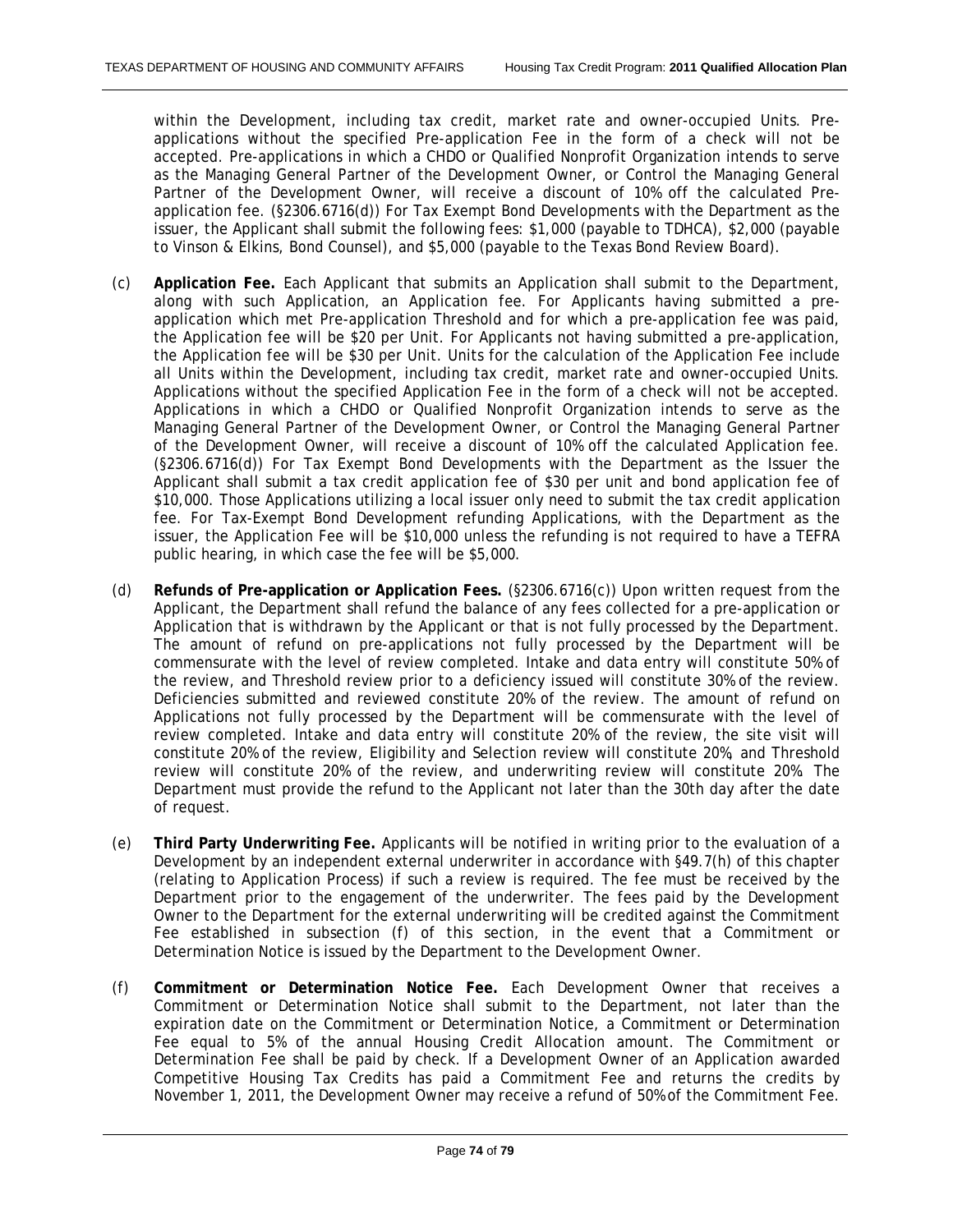within the Development, including tax credit, market rate and owner-occupied Units. Pre-applications without the specified Pre-application Fee in the form of a check will not be accepted. Pre-applications in which a CHDO or Qualified Nonprofit Organization intends to serve as the Managing General Partner of the Development Owner, or Control the Managing General Partner of the Development Owner, will receive a discount of 10% off the calculated Pre-application fee. (§2306.6716(d)) For Tax Exempt Bond Developments with the Department as the issuer, the Applicant shall submit the following fees: $1,000 (payable to TDHCA), $2,000 (payable to Vinson & Elkins, Bond Counsel), and $5,000 (payable to the Texas Bond Review Board).

(c) **Application Fee.** Each Applicant that submits an Application shall submit to the Department, along with such Application, an Application fee. For Applicants having submitted a pre-application which met Pre-application Threshold and for which a pre-application fee was paid, the Application fee will be $20 per Unit. For Applicants not having submitted a pre-application, the Application fee will be $30 per Unit. Units for the calculation of the Application Fee include all Units within the Development, including tax credit, market rate and owner-occupied Units. Applications without the specified Application Fee in the form of a check will not be accepted. Applications in which a CHDO or Qualified Nonprofit Organization intends to serve as the Managing General Partner of the Development Owner, or Control the Managing General Partner of the Development Owner, will receive a discount of 10% off the calculated Application fee. (§2306.6716(d)) For Tax Exempt Bond Developments with the Department as the Issuer the Applicant shall submit a tax credit application fee of $30 per unit and bond application fee of $10,000. Those Applications utilizing a local issuer only need to submit the tax credit application fee. For Tax-Exempt Bond Development refunding Applications, with the Department as the issuer, the Application Fee will be $10,000 unless the refunding is not required to have a TEFRA public hearing, in which case the fee will be $5,000.

(d) **Refunds of Pre-application or Application Fees.** (§2306.6716(c)) Upon written request from the Applicant, the Department shall refund the balance of any fees collected for a pre-application or Application that is withdrawn by the Applicant or that is not fully processed by the Department. The amount of refund on pre-applications not fully processed by the Department will be commensurate with the level of review completed. Intake and data entry will constitute 50% of the review, and Threshold review prior to a deficiency issued will constitute 30% of the review. Deficiencies submitted and reviewed constitute 20% of the review. The amount of refund on Applications not fully processed by the Department will be commensurate with the level of review completed. Intake and data entry will constitute 20% of the review, the site visit will constitute 20% of the review, Eligibility and Selection review will constitute 20%, and Threshold review will constitute 20% of the review, and underwriting review will constitute 20%. The Department must provide the refund to the Applicant not later than the 30th day after the date of request.

(e) **Third Party Underwriting Fee.** Applicants will be notified in writing prior to the evaluation of a Development by an independent external underwriter in accordance with §49.7(h) of this chapter (relating to Application Process) if such a review is required. The fee must be received by the Department prior to the engagement of the underwriter. The fees paid by the Development Owner to the Department for the external underwriting will be credited against the Commitment Fee established in subsection (f) of this section, in the event that a Commitment or Determination Notice is issued by the Department to the Development Owner.

(f) **Commitment or Determination Notice Fee.** Each Development Owner that receives a Commitment or Determination Notice shall submit to the Department, not later than the expiration date on the Commitment or Determination Notice, a Commitment or Determination Fee equal to 5% of the annual Housing Credit Allocation amount. The Commitment or Determination Fee shall be paid by check. If a Development Owner of an Application awarded Competitive Housing Tax Credits has paid a Commitment Fee and returns the credits by November 1, 2011, the Development Owner may receive a refund of 50% of the Commitment Fee.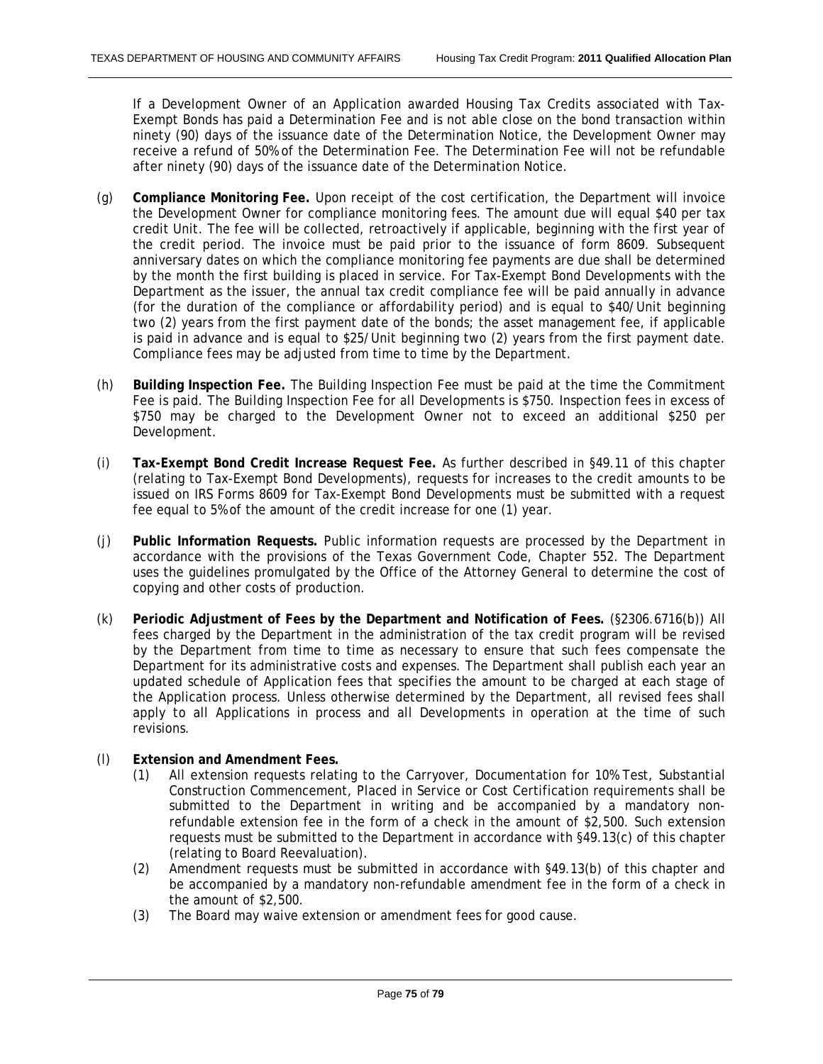If a Development Owner of an Application awarded Housing Tax Credits associated with Tax-Exempt Bonds has paid a Determination Fee and is not able close on the bond transaction within ninety (90) days of the issuance date of the Determination Notice, the Development Owner may receive a refund of 50% of the Determination Fee. The Determination Fee will not be refundable after ninety (90) days of the issuance date of the Determination Notice.

(g) **Compliance Monitoring Fee.** Upon receipt of the cost certification, the Department will invoice the Development Owner for compliance monitoring fees. The amount due will equal $40 per tax credit Unit. The fee will be collected, retroactively if applicable, beginning with the first year of the credit period. The invoice must be paid prior to the issuance of form 8609. Subsequent anniversary dates on which the compliance monitoring fee payments are due shall be determined by the month the first building is placed in service. For Tax-Exempt Bond Developments with the Department as the issuer, the annual tax credit compliance fee will be paid annually in advance (for the duration of the compliance or affordability period) and is equal to $40/Unit beginning two (2) years from the first payment date of the bonds; the asset management fee, if applicable is paid in advance and is equal to $25/Unit beginning two (2) years from the first payment date. Compliance fees may be adjusted from time to time by the Department.

(h) **Building Inspection Fee.** The Building Inspection Fee must be paid at the time the Commitment Fee is paid. The Building Inspection Fee for all Developments is $750. Inspection fees in excess of $750 may be charged to the Development Owner not to exceed an additional $250 per Development.

(i) **Tax-Exempt Bond Credit Increase Request Fee.** As further described in §49.11 of this chapter (relating to Tax-Exempt Bond Developments), requests for increases to the credit amounts to be issued on IRS Forms 8609 for Tax-Exempt Bond Developments must be submitted with a request fee equal to 5% of the amount of the credit increase for one (1) year.

(j) **Public Information Requests.** Public information requests are processed by the Department in accordance with the provisions of the Texas Government Code, Chapter 552. The Department uses the guidelines promulgated by the Office of the Attorney General to determine the cost of copying and other costs of production.

(k) **Periodic Adjustment of Fees by the Department and Notification of Fees.** (§2306.6716(b)) All fees charged by the Department in the administration of the tax credit program will be revised by the Department from time to time as necessary to ensure that such fees compensate the Department for its administrative costs and expenses. The Department shall publish each year an updated schedule of Application fees that specifies the amount to be charged at each stage of the Application process. Unless otherwise determined by the Department, all revised fees shall apply to all Applications in process and all Developments in operation at the time of such revisions.

(l) **Extension and Amendment Fees.**

(1) All extension requests relating to the Carryover, Documentation for 10% Test, Substantial Construction Commencement, Placed in Service or Cost Certification requirements shall be submitted to the Department in writing and be accompanied by a mandatory non-refundable extension fee in the form of a check in the amount of $2,500. Such extension requests must be submitted to the Department in accordance with §49.13(c) of this chapter (relating to Board Reevaluation).

(2) Amendment requests must be submitted in accordance with §49.13(b) of this chapter and be accompanied by a mandatory non-refundable amendment fee in the form of a check in the amount of $2,500.

(3) The Board may waive extension or amendment fees for good cause.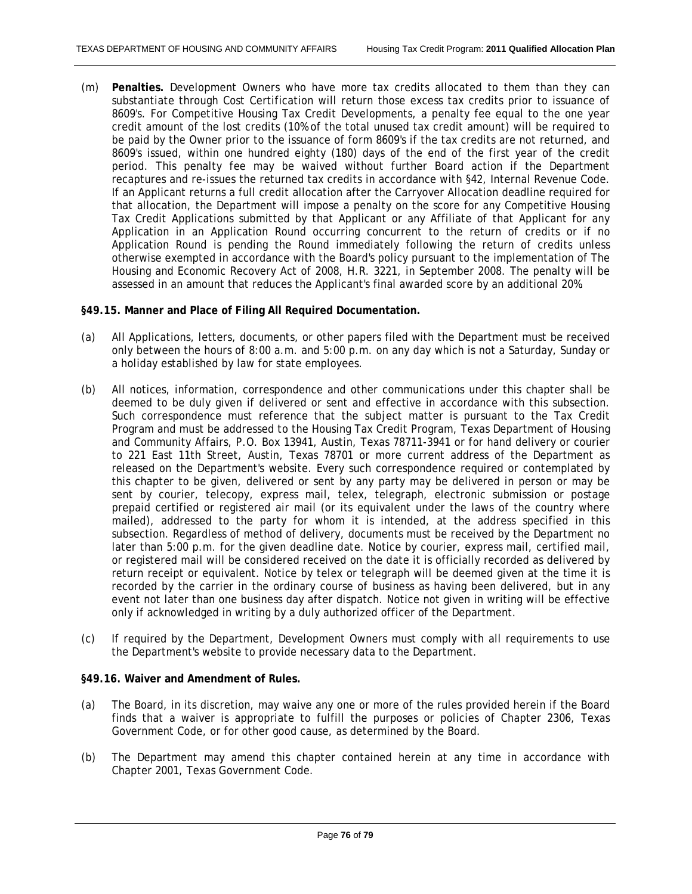(m) **Penalties.** Development Owners who have more tax credits allocated to them than they can substantiate through Cost Certification will return those excess tax credits prior to issuance of 8609's. For Competitive Housing Tax Credit Developments, a penalty fee equal to the one year credit amount of the lost credits (10% of the total unused tax credit amount) will be required to be paid by the Owner prior to the issuance of form 8609's if the tax credits are not returned, and 8609's issued, within one hundred eighty (180) days of the end of the first year of the credit period. This penalty fee may be waived without further Board action if the Department recaptures and re-issues the returned tax credits in accordance with §42, Internal Revenue Code. If an Applicant returns a full credit allocation after the Carryover Allocation deadline required for that allocation, the Department will impose a penalty on the score for any Competitive Housing Tax Credit Applications submitted by that Applicant or any Affiliate of that Applicant for any Application in an Application Round occurring concurrent to the return of credits or if no Application Round is pending the Round immediately following the return of credits unless otherwise exempted in accordance with the Board's policy pursuant to the implementation of The Housing and Economic Recovery Act of 2008, H.R. 3221, in September 2008. The penalty will be assessed in an amount that reduces the Applicant's final awarded score by an additional 20%.

**§49.15. Manner and Place of Filing All Required Documentation.**

(a) All Applications, letters, documents, or other papers filed with the Department must be received only between the hours of 8:00 a.m. and 5:00 p.m. on any day which is not a Saturday, Sunday or a holiday established by law for state employees.

(b) All notices, information, correspondence and other communications under this chapter shall be deemed to be duly given if delivered or sent and effective in accordance with this subsection. Such correspondence must reference that the subject matter is pursuant to the Tax Credit Program and must be addressed to the Housing Tax Credit Program, Texas Department of Housing and Community Affairs, P.O. Box 13941, Austin, Texas 78711-3941 or for hand delivery or courier to 221 East 11th Street, Austin, Texas 78701 or more current address of the Department as released on the Department's website. Every such correspondence required or contemplated by this chapter to be given, delivered or sent by any party may be delivered in person or may be sent by courier, telecopy, express mail, telex, telegraph, electronic submission or postage prepaid certified or registered air mail (or its equivalent under the laws of the country where mailed), addressed to the party for whom it is intended, at the address specified in this subsection. Regardless of method of delivery, documents must be received by the Department no later than 5:00 p.m. for the given deadline date. Notice by courier, express mail, certified mail, or registered mail will be considered received on the date it is officially recorded as delivered by return receipt or equivalent. Notice by telex or telegraph will be deemed given at the time it is recorded by the carrier in the ordinary course of business as having been delivered, but in any event not later than one business day after dispatch. Notice not given in writing will be effective only if acknowledged in writing by a duly authorized officer of the Department.

(c) If required by the Department, Development Owners must comply with all requirements to use the Department's website to provide necessary data to the Department.

**§49.16. Waiver and Amendment of Rules.**

(a) The Board, in its discretion, may waive any one or more of the rules provided herein if the Board finds that a waiver is appropriate to fulfill the purposes or policies of Chapter 2306, Texas Government Code, or for other good cause, as determined by the Board.

(b) The Department may amend this chapter contained herein at any time in accordance with Chapter 2001, Texas Government Code.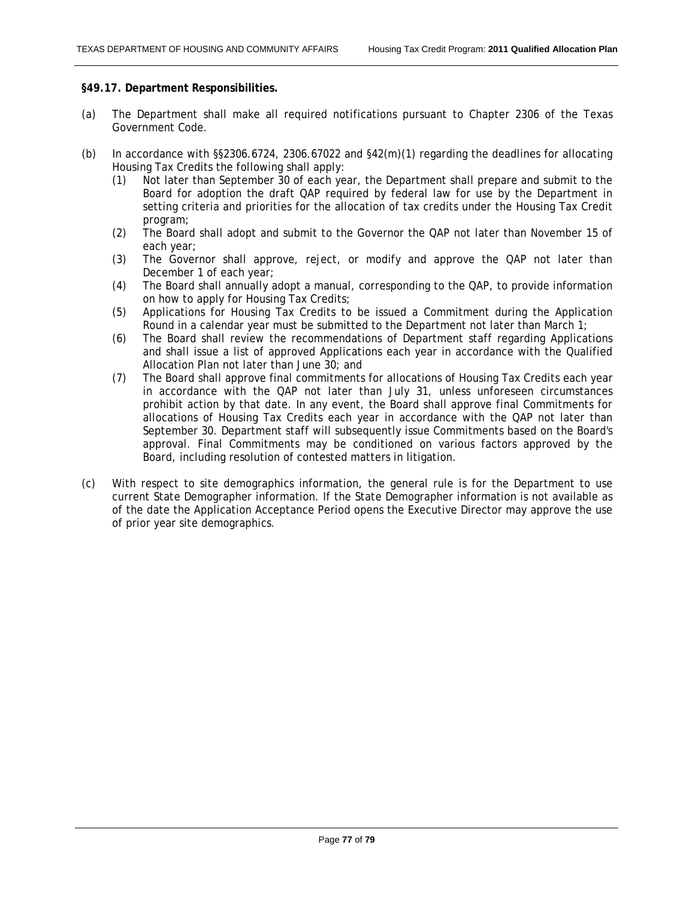**§49.17. Department Responsibilities.**

(a) The Department shall make all required notifications pursuant to Chapter 2306 of the Texas Government Code.

(b) In accordance with §§2306.6724, 2306.67022 and §42(m)(1) regarding the deadlines for allocating Housing Tax Credits the following shall apply:

 (1) Not later than September 30 of each year, the Department shall prepare and submit to the Board for adoption the draft QAP required by federal law for use by the Department in setting criteria and priorities for the allocation of tax credits under the Housing Tax Credit program;

 (2) The Board shall adopt and submit to the Governor the QAP not later than November 15 of each year;

 (3) The Governor shall approve, reject, or modify and approve the QAP not later than December 1 of each year;

 (4) The Board shall annually adopt a manual, corresponding to the QAP, to provide information on how to apply for Housing Tax Credits;

 (5) Applications for Housing Tax Credits to be issued a Commitment during the Application Round in a calendar year must be submitted to the Department not later than March 1;

 (6) The Board shall review the recommendations of Department staff regarding Applications and shall issue a list of approved Applications each year in accordance with the Qualified Allocation Plan not later than June 30; and

 (7) The Board shall approve final commitments for allocations of Housing Tax Credits each year in accordance with the QAP not later than July 31, unless unforeseen circumstances prohibit action by that date. In any event, the Board shall approve final Commitments for allocations of Housing Tax Credits each year in accordance with the QAP not later than September 30. Department staff will subsequently issue Commitments based on the Board's approval. Final Commitments may be conditioned on various factors approved by the Board, including resolution of contested matters in litigation.

(c) With respect to site demographics information, the general rule is for the Department to use current State Demographer information. If the State Demographer information is not available as of the date the Application Acceptance Period opens the Executive Director may approve the use of prior year site demographics.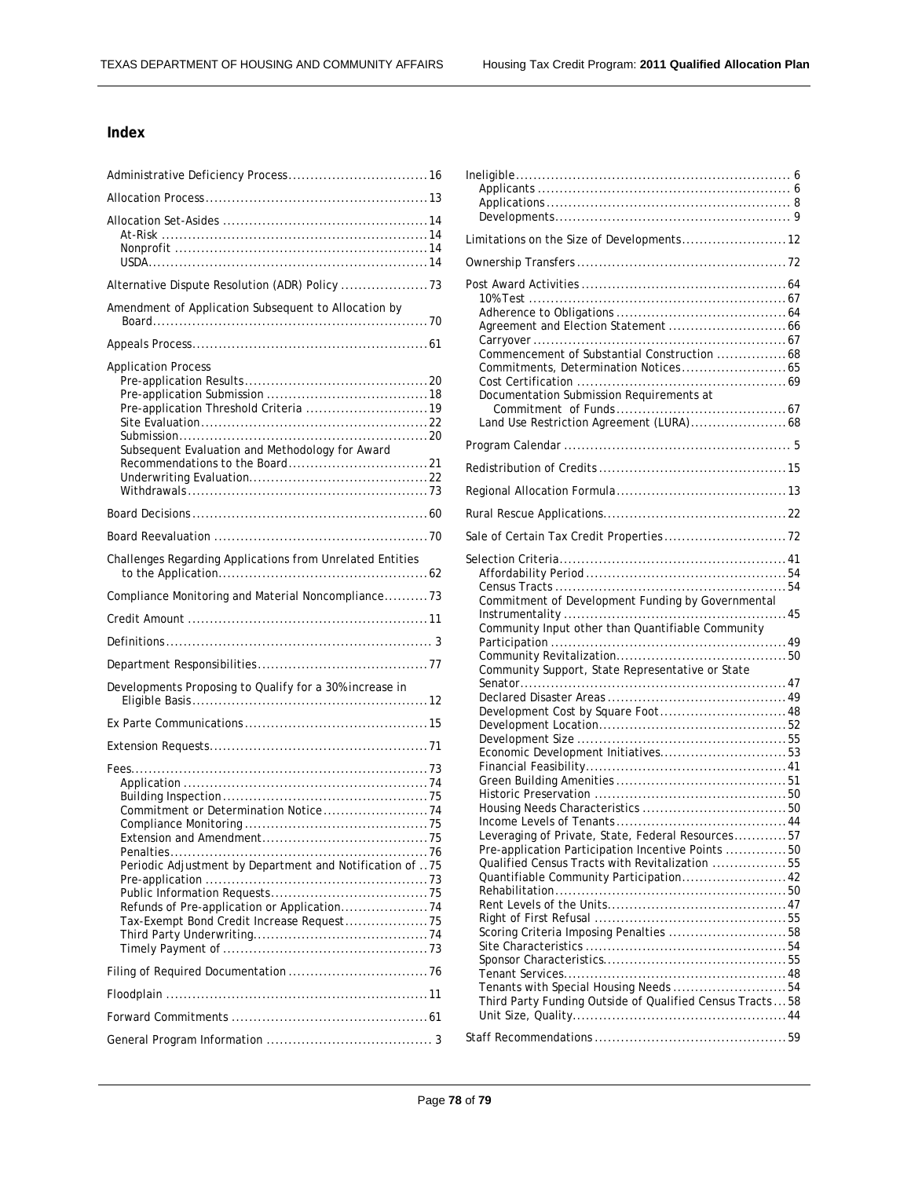## Index

- Administrative Deficiency Process ............ 16
- Allocation Process ............ 13
- Allocation Set-Asides ............ 14
  - At-Risk ............ 14
  - Nonprofit ............ 14
  - USDA ............ 14
- Alternative Dispute Resolution (ADR) Policy ............ 73
- Amendment of Application Subsequent to Allocation by Board ............ 70
- Appeals Process ............ 61
- Application Process
  - Pre-application Results ............ 20
  - Pre-application Submission ............ 18
  - Pre-application Threshold Criteria ............ 19
  - Site Evaluation ............ 22
  - Submission ............ 20
  - Subsequent Evaluation and Methodology for Award Recommendations to the Board ............ 21
  - Underwriting Evaluation ............ 22
  - Withdrawals ............ 73
- Board Decisions ............ 60
- Board Reevaluation ............ 70
- Challenges Regarding Applications from Unrelated Entities to the Application ............ 62
- Compliance Monitoring and Material Noncompliance ............ 73
- Credit Amount ............ 11
- Definitions ............ 3
- Department Responsibilities ............ 77
- Developments Proposing to Qualify for a 30% increase in Eligible Basis ............ 12
- Ex Parte Communications ............ 15
- Extension Requests ............ 71
- Fees ............ 73
  - Application ............ 74
  - Building Inspection ............ 75
  - Commitment or Determination Notice ............ 74
  - Compliance Monitoring ............ 75
  - Extension and Amendment ............ 75
  - Penalties ............ 76
  - Periodic Adjustment by Department and Notification of ..75
  - Pre-application ............ 73
  - Public Information Requests ............ 75
  - Refunds of Pre-application or Application ............ 74
  - Tax-Exempt Bond Credit Increase Request ............ 75
  - Third Party Underwriting ............ 74
  - Timely Payment of ............ 73
- Filing of Required Documentation ............ 76
- Floodplain ............ 11
- Forward Commitments ............ 61
- General Program Information ............ 3
- Ineligible ............ 6
  - Applicants ............ 6
  - Applications ............ 8
  - Developments ............ 9
- Limitations on the Size of Developments ............ 12
- Ownership Transfers ............ 72
- Post Award Activities ............ 64
  - 10% Test ............ 67
  - Adherence to Obligations ............ 64
  - Agreement and Election Statement ............ 66
  - Carryover ............ 67
  - Commencement of Substantial Construction ............ 68
  - Commitments, Determination Notices ............ 65
  - Cost Certification ............ 69
  - Documentation Submission Requirements at Commitment of Funds ............ 67
  - Land Use Restriction Agreement (LURA) ............ 68
- Program Calendar ............ 5
- Redistribution of Credits ............ 15
- Regional Allocation Formula ............ 13
- Rural Rescue Applications ............ 22
- Sale of Certain Tax Credit Properties ............ 72
- Selection Criteria ............ 41
  - Affordability Period ............ 54
  - Census Tracts ............ 54
  - Commitment of Development Funding by Governmental Instrumentality ............ 45
  - Community Input other than Quantifiable Community Participation ............ 49
  - Community Revitalization ............ 50
  - Community Support, State Representative or State Senator ............ 47
  - Declared Disaster Areas ............ 49
  - Development Cost by Square Foot ............ 48
  - Development Location ............ 52
  - Development Size ............ 55
  - Economic Development Initiatives ............ 53
  - Financial Feasibility ............ 41
  - Green Building Amenities ............ 51
  - Historic Preservation ............ 50
  - Housing Needs Characteristics ............ 50
  - Income Levels of Tenants ............ 44
  - Leveraging of Private, State, Federal Resources ............ 57
  - Pre-application Participation Incentive Points ............ 50
  - Qualified Census Tracts with Revitalization ............ 55
  - Quantifiable Community Participation ............ 42
  - Rehabilitation ............ 50
  - Rent Levels of the Units ............ 47
  - Right of First Refusal ............ 55
  - Scoring Criteria Imposing Penalties ............ 58
  - Site Characteristics ............ 54
  - Sponsor Characteristics ............ 55
  - Tenant Services ............ 48
  - Tenants with Special Housing Needs ............ 54
  - Third Party Funding Outside of Qualified Census Tracts ... 58
  - Unit Size, Quality ............ 44
- Staff Recommendations ............ 59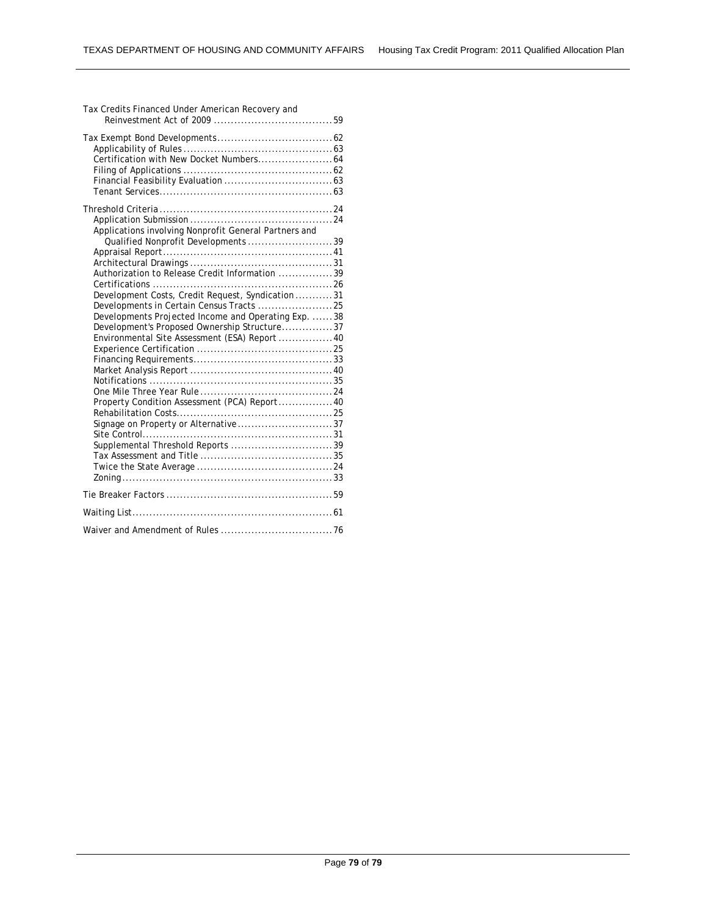Tax Credits Financed Under American Recovery and Reinvestment Act of 2009 .................................. 59

Tax Exempt Bond Developments.................................. 62
- Applicability of Rules ........................................... 63
- Certification with New Docket Numbers...................... 64
- Filing of Applications ........................................... 62
- Financial Feasibility Evaluation ............................... 63
- Tenant Services.................................................. 63

Threshold Criteria .................................................. 24
- Application Submission ......................................... 24
- Applications involving Nonprofit General Partners and Qualified Nonprofit Developments ......................... 39
- Appraisal Report................................................. 41
- Architectural Drawings ......................................... 31
- Authorization to Release Credit Information ................ 39
- Certifications .................................................... 26
- Development Costs, Credit Request, Syndication ........... 31
- Developments in Certain Census Tracts ...................... 25
- Developments Projected Income and Operating Exp. ....... 38
- Development's Proposed Ownership Structure............... 37
- Environmental Site Assessment (ESA) Report ................ 40
- Experience Certification ....................................... 25
- Financing Requirements........................................ 33
- Market Analysis Report ......................................... 40
- Notifications ..................................................... 35
- One Mile Three Year Rule....................................... 24
- Property Condition Assessment (PCA) Report................ 40
- Rehabilitation Costs............................................. 25
- Signage on Property or Alternative............................ 37
- Site Control....................................................... 31
- Supplemental Threshold Reports .............................. 39
- Tax Assessment and Title ...................................... 35
- Twice the State Average ........................................ 24
- Zoning............................................................ 33

Tie Breaker Factors ................................................ 59

Waiting List.......................................................... 61

Waiver and Amendment of Rules ................................ 76